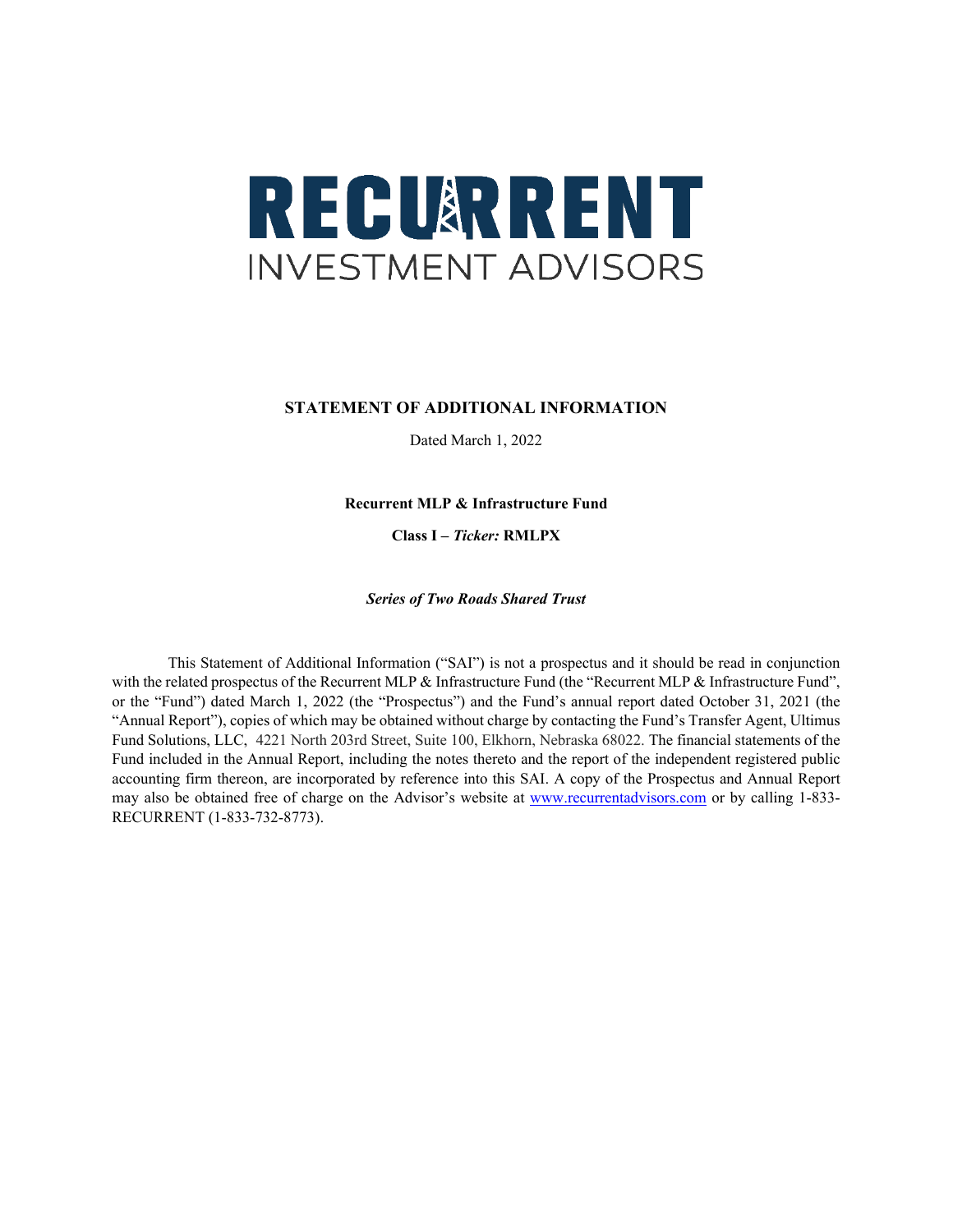# RECURRENT

INVESTMENT ADVISORS

## STATEMENT OF ADDITIONAL INFORMATION

Dated March 1, 2022

**Recurrent MLP & Infrastructure Fund**

**Class I – *Ticker:* RMLPX**

***Series of Two Roads Shared Trust***

This Statement of Additional Information ("SAI") is not a prospectus and it should be read in conjunction with the related prospectus of the Recurrent MLP & Infrastructure Fund (the "Recurrent MLP & Infrastructure Fund", or the "Fund") dated March 1, 2022 (the "Prospectus") and the Fund's annual report dated October 31, 2021 (the "Annual Report"), copies of which may be obtained without charge by contacting the Fund's Transfer Agent, Ultimus Fund Solutions, LLC, 4221 North 203rd Street, Suite 100, Elkhorn, Nebraska 68022. The financial statements of the Fund included in the Annual Report, including the notes thereto and the report of the independent registered public accounting firm thereon, are incorporated by reference into this SAI. A copy of the Prospectus and Annual Report may also be obtained free of charge on the Advisor's website at www.recurrentadvisors.com or by calling 1-833-RECURRENT (1-833-732-8773).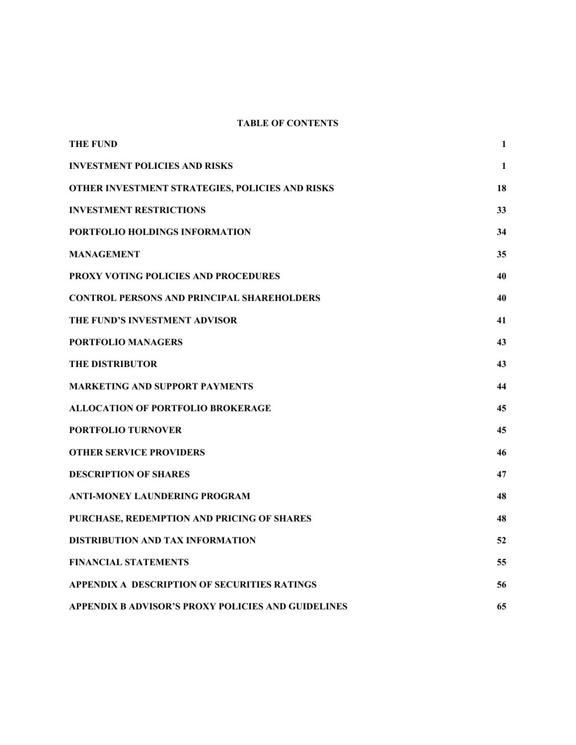**TABLE OF CONTENTS**

| | |
|---|---|
| **THE FUND** | **1** |
| **INVESTMENT POLICIES AND RISKS** | **1** |
| **OTHER INVESTMENT STRATEGIES, POLICIES AND RISKS** | **18** |
| **INVESTMENT RESTRICTIONS** | **33** |
| **PORTFOLIO HOLDINGS INFORMATION** | **34** |
| **MANAGEMENT** | **35** |
| **PROXY VOTING POLICIES AND PROCEDURES** | **40** |
| **CONTROL PERSONS AND PRINCIPAL SHAREHOLDERS** | **40** |
| **THE FUND'S INVESTMENT ADVISOR** | **41** |
| **PORTFOLIO MANAGERS** | **43** |
| **THE DISTRIBUTOR** | **43** |
| **MARKETING AND SUPPORT PAYMENTS** | **44** |
| **ALLOCATION OF PORTFOLIO BROKERAGE** | **45** |
| **PORTFOLIO TURNOVER** | **45** |
| **OTHER SERVICE PROVIDERS** | **46** |
| **DESCRIPTION OF SHARES** | **47** |
| **ANTI-MONEY LAUNDERING PROGRAM** | **48** |
| **PURCHASE, REDEMPTION AND PRICING OF SHARES** | **48** |
| **DISTRIBUTION AND TAX INFORMATION** | **52** |
| **FINANCIAL STATEMENTS** | **55** |
| **APPENDIX A DESCRIPTION OF SECURITIES RATINGS** | **56** |
| **APPENDIX B ADVISOR'S PROXY POLICIES AND GUIDELINES** | **65** |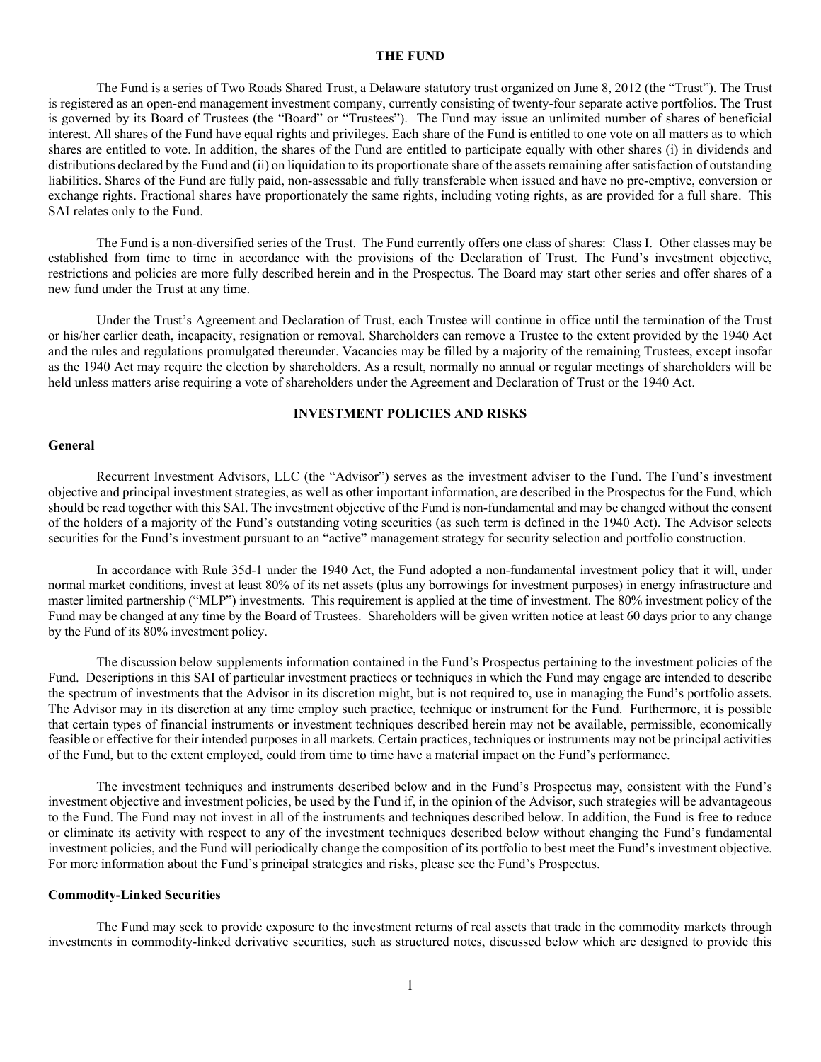## THE FUND

The Fund is a series of Two Roads Shared Trust, a Delaware statutory trust organized on June 8, 2012 (the "Trust"). The Trust is registered as an open-end management investment company, currently consisting of twenty-four separate active portfolios. The Trust is governed by its Board of Trustees (the "Board" or "Trustees"). The Fund may issue an unlimited number of shares of beneficial interest. All shares of the Fund have equal rights and privileges. Each share of the Fund is entitled to one vote on all matters as to which shares are entitled to vote. In addition, the shares of the Fund are entitled to participate equally with other shares (i) in dividends and distributions declared by the Fund and (ii) on liquidation to its proportionate share of the assets remaining after satisfaction of outstanding liabilities. Shares of the Fund are fully paid, non-assessable and fully transferable when issued and have no pre-emptive, conversion or exchange rights. Fractional shares have proportionately the same rights, including voting rights, as are provided for a full share. This SAI relates only to the Fund.

The Fund is a non-diversified series of the Trust. The Fund currently offers one class of shares: Class I. Other classes may be established from time to time in accordance with the provisions of the Declaration of Trust. The Fund's investment objective, restrictions and policies are more fully described herein and in the Prospectus. The Board may start other series and offer shares of a new fund under the Trust at any time.

Under the Trust's Agreement and Declaration of Trust, each Trustee will continue in office until the termination of the Trust or his/her earlier death, incapacity, resignation or removal. Shareholders can remove a Trustee to the extent provided by the 1940 Act and the rules and regulations promulgated thereunder. Vacancies may be filled by a majority of the remaining Trustees, except insofar as the 1940 Act may require the election by shareholders. As a result, normally no annual or regular meetings of shareholders will be held unless matters arise requiring a vote of shareholders under the Agreement and Declaration of Trust or the 1940 Act.

## INVESTMENT POLICIES AND RISKS

### General

Recurrent Investment Advisors, LLC (the "Advisor") serves as the investment adviser to the Fund. The Fund's investment objective and principal investment strategies, as well as other important information, are described in the Prospectus for the Fund, which should be read together with this SAI. The investment objective of the Fund is non-fundamental and may be changed without the consent of the holders of a majority of the Fund's outstanding voting securities (as such term is defined in the 1940 Act). The Advisor selects securities for the Fund's investment pursuant to an "active" management strategy for security selection and portfolio construction.

In accordance with Rule 35d-1 under the 1940 Act, the Fund adopted a non-fundamental investment policy that it will, under normal market conditions, invest at least 80% of its net assets (plus any borrowings for investment purposes) in energy infrastructure and master limited partnership ("MLP") investments. This requirement is applied at the time of investment. The 80% investment policy of the Fund may be changed at any time by the Board of Trustees. Shareholders will be given written notice at least 60 days prior to any change by the Fund of its 80% investment policy.

The discussion below supplements information contained in the Fund's Prospectus pertaining to the investment policies of the Fund. Descriptions in this SAI of particular investment practices or techniques in which the Fund may engage are intended to describe the spectrum of investments that the Advisor in its discretion might, but is not required to, use in managing the Fund's portfolio assets. The Advisor may in its discretion at any time employ such practice, technique or instrument for the Fund. Furthermore, it is possible that certain types of financial instruments or investment techniques described herein may not be available, permissible, economically feasible or effective for their intended purposes in all markets. Certain practices, techniques or instruments may not be principal activities of the Fund, but to the extent employed, could from time to time have a material impact on the Fund's performance.

The investment techniques and instruments described below and in the Fund's Prospectus may, consistent with the Fund's investment objective and investment policies, be used by the Fund if, in the opinion of the Advisor, such strategies will be advantageous to the Fund. The Fund may not invest in all of the instruments and techniques described below. In addition, the Fund is free to reduce or eliminate its activity with respect to any of the investment techniques described below without changing the Fund's fundamental investment policies, and the Fund will periodically change the composition of its portfolio to best meet the Fund's investment objective. For more information about the Fund's principal strategies and risks, please see the Fund's Prospectus.

### Commodity-Linked Securities

The Fund may seek to provide exposure to the investment returns of real assets that trade in the commodity markets through investments in commodity-linked derivative securities, such as structured notes, discussed below which are designed to provide this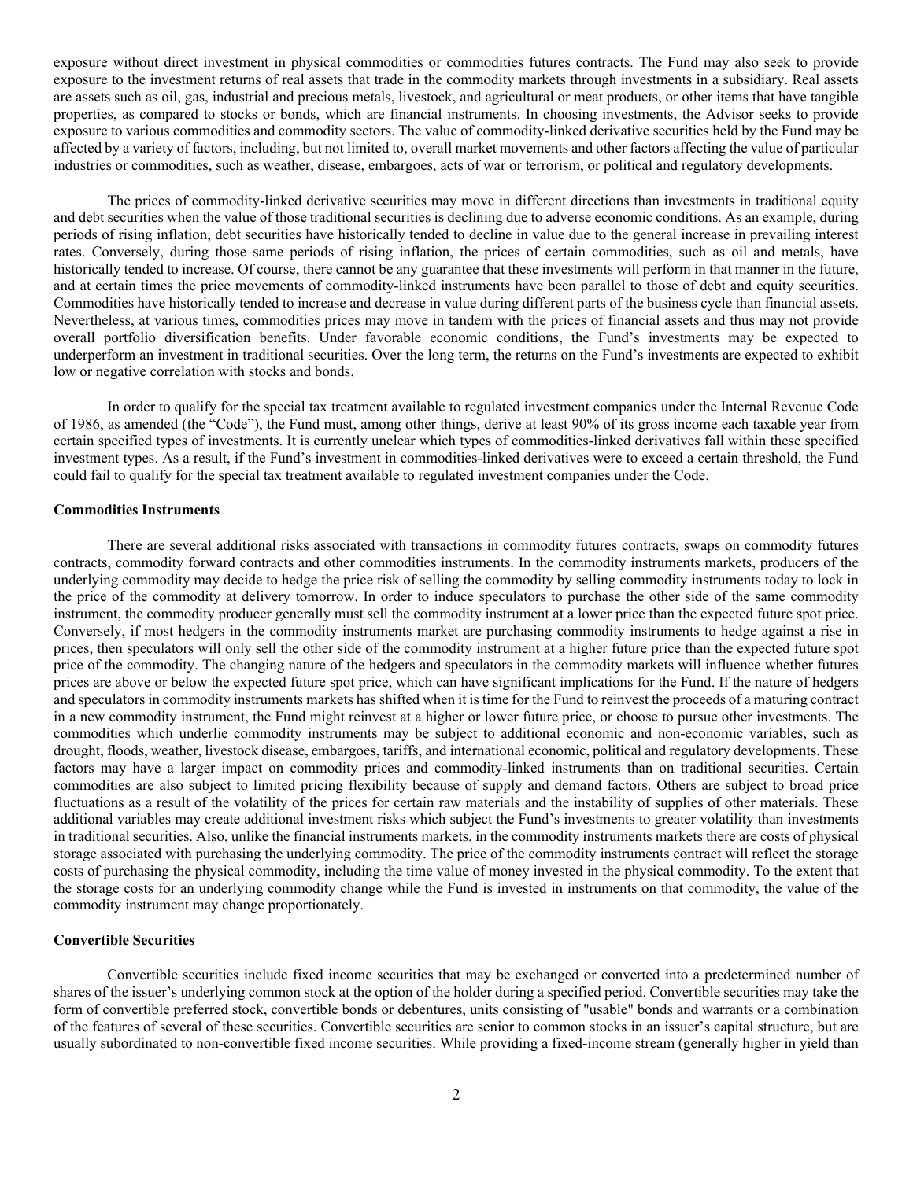exposure without direct investment in physical commodities or commodities futures contracts. The Fund may also seek to provide exposure to the investment returns of real assets that trade in the commodity markets through investments in a subsidiary. Real assets are assets such as oil, gas, industrial and precious metals, livestock, and agricultural or meat products, or other items that have tangible properties, as compared to stocks or bonds, which are financial instruments. In choosing investments, the Advisor seeks to provide exposure to various commodities and commodity sectors. The value of commodity-linked derivative securities held by the Fund may be affected by a variety of factors, including, but not limited to, overall market movements and other factors affecting the value of particular industries or commodities, such as weather, disease, embargoes, acts of war or terrorism, or political and regulatory developments.

The prices of commodity-linked derivative securities may move in different directions than investments in traditional equity and debt securities when the value of those traditional securities is declining due to adverse economic conditions. As an example, during periods of rising inflation, debt securities have historically tended to decline in value due to the general increase in prevailing interest rates. Conversely, during those same periods of rising inflation, the prices of certain commodities, such as oil and metals, have historically tended to increase. Of course, there cannot be any guarantee that these investments will perform in that manner in the future, and at certain times the price movements of commodity-linked instruments have been parallel to those of debt and equity securities. Commodities have historically tended to increase and decrease in value during different parts of the business cycle than financial assets. Nevertheless, at various times, commodities prices may move in tandem with the prices of financial assets and thus may not provide overall portfolio diversification benefits. Under favorable economic conditions, the Fund's investments may be expected to underperform an investment in traditional securities. Over the long term, the returns on the Fund's investments are expected to exhibit low or negative correlation with stocks and bonds.

In order to qualify for the special tax treatment available to regulated investment companies under the Internal Revenue Code of 1986, as amended (the "Code"), the Fund must, among other things, derive at least 90% of its gross income each taxable year from certain specified types of investments. It is currently unclear which types of commodities-linked derivatives fall within these specified investment types. As a result, if the Fund's investment in commodities-linked derivatives were to exceed a certain threshold, the Fund could fail to qualify for the special tax treatment available to regulated investment companies under the Code.

**Commodities Instruments**

There are several additional risks associated with transactions in commodity futures contracts, swaps on commodity futures contracts, commodity forward contracts and other commodities instruments. In the commodity instruments markets, producers of the underlying commodity may decide to hedge the price risk of selling the commodity by selling commodity instruments today to lock in the price of the commodity at delivery tomorrow. In order to induce speculators to purchase the other side of the same commodity instrument, the commodity producer generally must sell the commodity instrument at a lower price than the expected future spot price. Conversely, if most hedgers in the commodity instruments market are purchasing commodity instruments to hedge against a rise in prices, then speculators will only sell the other side of the commodity instrument at a higher future price than the expected future spot price of the commodity. The changing nature of the hedgers and speculators in the commodity markets will influence whether futures prices are above or below the expected future spot price, which can have significant implications for the Fund. If the nature of hedgers and speculators in commodity instruments markets has shifted when it is time for the Fund to reinvest the proceeds of a maturing contract in a new commodity instrument, the Fund might reinvest at a higher or lower future price, or choose to pursue other investments. The commodities which underlie commodity instruments may be subject to additional economic and non-economic variables, such as drought, floods, weather, livestock disease, embargoes, tariffs, and international economic, political and regulatory developments. These factors may have a larger impact on commodity prices and commodity-linked instruments than on traditional securities. Certain commodities are also subject to limited pricing flexibility because of supply and demand factors. Others are subject to broad price fluctuations as a result of the volatility of the prices for certain raw materials and the instability of supplies of other materials. These additional variables may create additional investment risks which subject the Fund's investments to greater volatility than investments in traditional securities. Also, unlike the financial instruments markets, in the commodity instruments markets there are costs of physical storage associated with purchasing the underlying commodity. The price of the commodity instruments contract will reflect the storage costs of purchasing the physical commodity, including the time value of money invested in the physical commodity. To the extent that the storage costs for an underlying commodity change while the Fund is invested in instruments on that commodity, the value of the commodity instrument may change proportionately.

**Convertible Securities**

Convertible securities include fixed income securities that may be exchanged or converted into a predetermined number of shares of the issuer's underlying common stock at the option of the holder during a specified period. Convertible securities may take the form of convertible preferred stock, convertible bonds or debentures, units consisting of "usable" bonds and warrants or a combination of the features of several of these securities. Convertible securities are senior to common stocks in an issuer's capital structure, but are usually subordinated to non-convertible fixed income securities. While providing a fixed-income stream (generally higher in yield than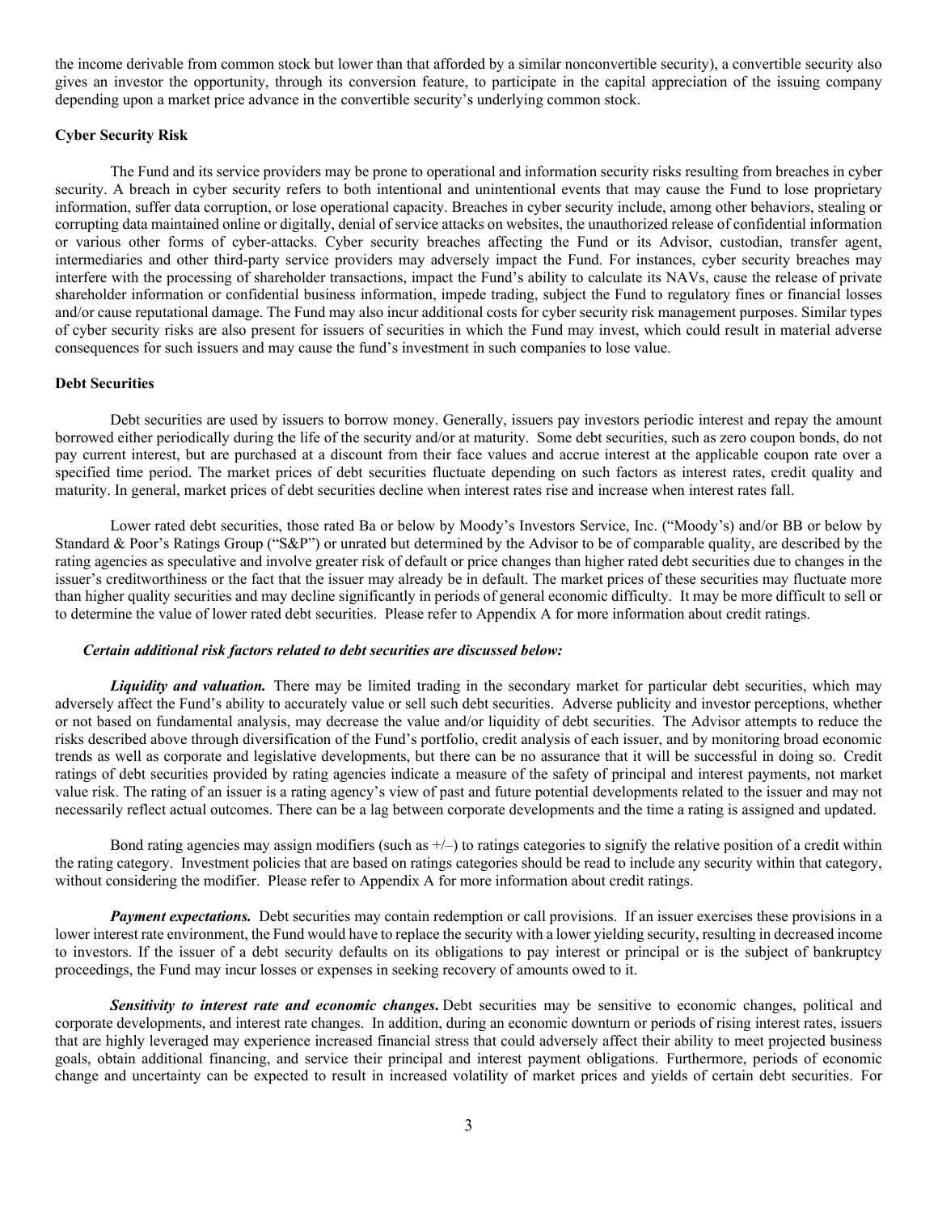the income derivable from common stock but lower than that afforded by a similar nonconvertible security), a convertible security also gives an investor the opportunity, through its conversion feature, to participate in the capital appreciation of the issuing company depending upon a market price advance in the convertible security's underlying common stock.

**Cyber Security Risk**

The Fund and its service providers may be prone to operational and information security risks resulting from breaches in cyber security. A breach in cyber security refers to both intentional and unintentional events that may cause the Fund to lose proprietary information, suffer data corruption, or lose operational capacity. Breaches in cyber security include, among other behaviors, stealing or corrupting data maintained online or digitally, denial of service attacks on websites, the unauthorized release of confidential information or various other forms of cyber-attacks. Cyber security breaches affecting the Fund or its Advisor, custodian, transfer agent, intermediaries and other third-party service providers may adversely impact the Fund. For instances, cyber security breaches may interfere with the processing of shareholder transactions, impact the Fund's ability to calculate its NAVs, cause the release of private shareholder information or confidential business information, impede trading, subject the Fund to regulatory fines or financial losses and/or cause reputational damage. The Fund may also incur additional costs for cyber security risk management purposes. Similar types of cyber security risks are also present for issuers of securities in which the Fund may invest, which could result in material adverse consequences for such issuers and may cause the fund's investment in such companies to lose value.

**Debt Securities**

Debt securities are used by issuers to borrow money. Generally, issuers pay investors periodic interest and repay the amount borrowed either periodically during the life of the security and/or at maturity. Some debt securities, such as zero coupon bonds, do not pay current interest, but are purchased at a discount from their face values and accrue interest at the applicable coupon rate over a specified time period. The market prices of debt securities fluctuate depending on such factors as interest rates, credit quality and maturity. In general, market prices of debt securities decline when interest rates rise and increase when interest rates fall.

Lower rated debt securities, those rated Ba or below by Moody's Investors Service, Inc. ("Moody's) and/or BB or below by Standard & Poor's Ratings Group ("S&P") or unrated but determined by the Advisor to be of comparable quality, are described by the rating agencies as speculative and involve greater risk of default or price changes than higher rated debt securities due to changes in the issuer's creditworthiness or the fact that the issuer may already be in default. The market prices of these securities may fluctuate more than higher quality securities and may decline significantly in periods of general economic difficulty. It may be more difficult to sell or to determine the value of lower rated debt securities. Please refer to Appendix A for more information about credit ratings.

***Certain additional risk factors related to debt securities are discussed below:***

***Liquidity and valuation.*** There may be limited trading in the secondary market for particular debt securities, which may adversely affect the Fund's ability to accurately value or sell such debt securities. Adverse publicity and investor perceptions, whether or not based on fundamental analysis, may decrease the value and/or liquidity of debt securities. The Advisor attempts to reduce the risks described above through diversification of the Fund's portfolio, credit analysis of each issuer, and by monitoring broad economic trends as well as corporate and legislative developments, but there can be no assurance that it will be successful in doing so. Credit ratings of debt securities provided by rating agencies indicate a measure of the safety of principal and interest payments, not market value risk. The rating of an issuer is a rating agency's view of past and future potential developments related to the issuer and may not necessarily reflect actual outcomes. There can be a lag between corporate developments and the time a rating is assigned and updated.

Bond rating agencies may assign modifiers (such as +/–) to ratings categories to signify the relative position of a credit within the rating category. Investment policies that are based on ratings categories should be read to include any security within that category, without considering the modifier. Please refer to Appendix A for more information about credit ratings.

***Payment expectations.*** Debt securities may contain redemption or call provisions. If an issuer exercises these provisions in a lower interest rate environment, the Fund would have to replace the security with a lower yielding security, resulting in decreased income to investors. If the issuer of a debt security defaults on its obligations to pay interest or principal or is the subject of bankruptcy proceedings, the Fund may incur losses or expenses in seeking recovery of amounts owed to it.

***Sensitivity to interest rate and economic changes.*** Debt securities may be sensitive to economic changes, political and corporate developments, and interest rate changes. In addition, during an economic downturn or periods of rising interest rates, issuers that are highly leveraged may experience increased financial stress that could adversely affect their ability to meet projected business goals, obtain additional financing, and service their principal and interest payment obligations. Furthermore, periods of economic change and uncertainty can be expected to result in increased volatility of market prices and yields of certain debt securities. For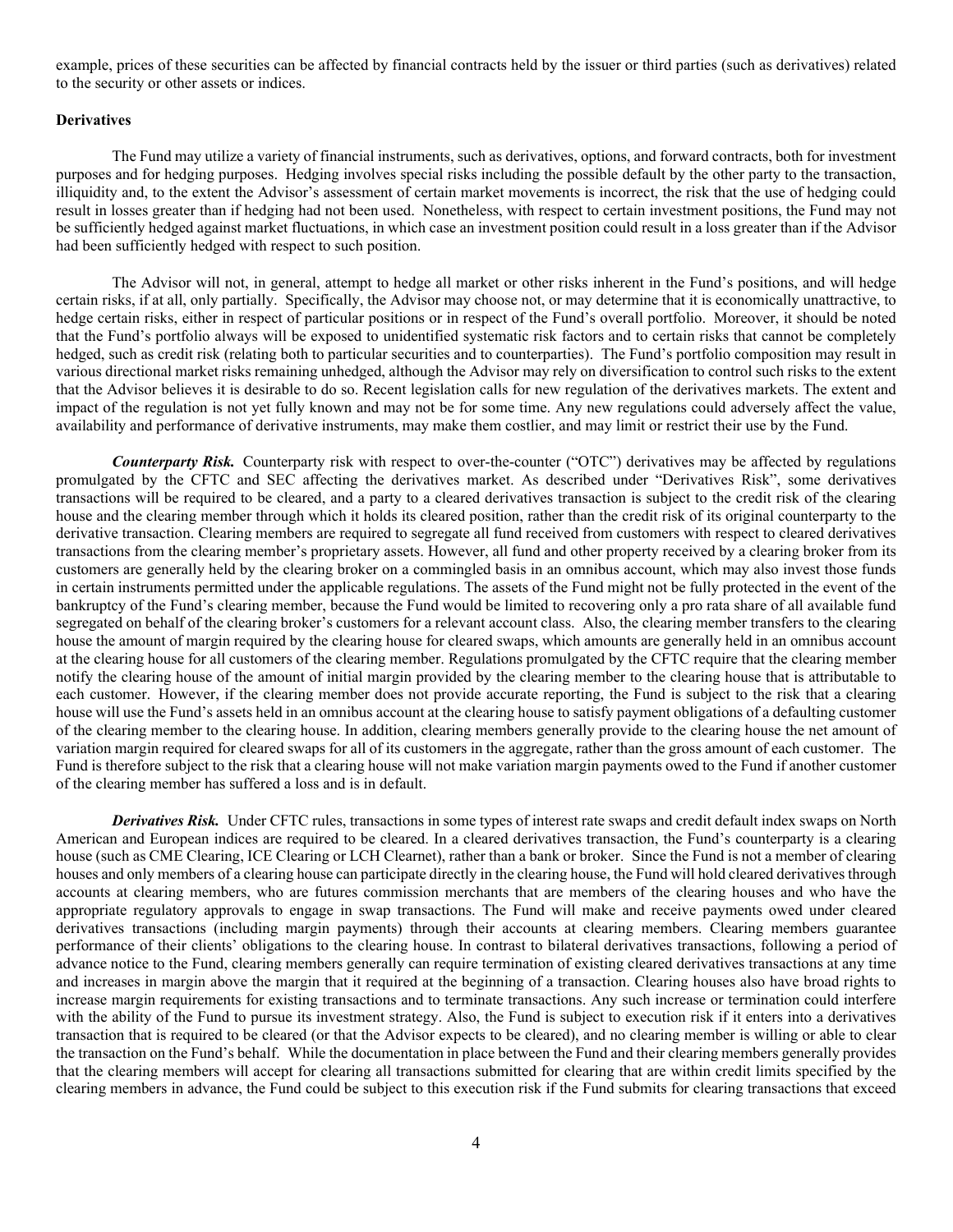example, prices of these securities can be affected by financial contracts held by the issuer or third parties (such as derivatives) related to the security or other assets or indices.

**Derivatives**

The Fund may utilize a variety of financial instruments, such as derivatives, options, and forward contracts, both for investment purposes and for hedging purposes. Hedging involves special risks including the possible default by the other party to the transaction, illiquidity and, to the extent the Advisor's assessment of certain market movements is incorrect, the risk that the use of hedging could result in losses greater than if hedging had not been used. Nonetheless, with respect to certain investment positions, the Fund may not be sufficiently hedged against market fluctuations, in which case an investment position could result in a loss greater than if the Advisor had been sufficiently hedged with respect to such position.

The Advisor will not, in general, attempt to hedge all market or other risks inherent in the Fund's positions, and will hedge certain risks, if at all, only partially. Specifically, the Advisor may choose not, or may determine that it is economically unattractive, to hedge certain risks, either in respect of particular positions or in respect of the Fund's overall portfolio. Moreover, it should be noted that the Fund's portfolio always will be exposed to unidentified systematic risk factors and to certain risks that cannot be completely hedged, such as credit risk (relating both to particular securities and to counterparties). The Fund's portfolio composition may result in various directional market risks remaining unhedged, although the Advisor may rely on diversification to control such risks to the extent that the Advisor believes it is desirable to do so. Recent legislation calls for new regulation of the derivatives markets. The extent and impact of the regulation is not yet fully known and may not be for some time. Any new regulations could adversely affect the value, availability and performance of derivative instruments, may make them costlier, and may limit or restrict their use by the Fund.

***Counterparty Risk.*** Counterparty risk with respect to over-the-counter ("OTC") derivatives may be affected by regulations promulgated by the CFTC and SEC affecting the derivatives market. As described under "Derivatives Risk", some derivatives transactions will be required to be cleared, and a party to a cleared derivatives transaction is subject to the credit risk of the clearing house and the clearing member through which it holds its cleared position, rather than the credit risk of its original counterparty to the derivative transaction. Clearing members are required to segregate all fund received from customers with respect to cleared derivatives transactions from the clearing member's proprietary assets. However, all fund and other property received by a clearing broker from its customers are generally held by the clearing broker on a commingled basis in an omnibus account, which may also invest those funds in certain instruments permitted under the applicable regulations. The assets of the Fund might not be fully protected in the event of the bankruptcy of the Fund's clearing member, because the Fund would be limited to recovering only a pro rata share of all available fund segregated on behalf of the clearing broker's customers for a relevant account class. Also, the clearing member transfers to the clearing house the amount of margin required by the clearing house for cleared swaps, which amounts are generally held in an omnibus account at the clearing house for all customers of the clearing member. Regulations promulgated by the CFTC require that the clearing member notify the clearing house of the amount of initial margin provided by the clearing member to the clearing house that is attributable to each customer. However, if the clearing member does not provide accurate reporting, the Fund is subject to the risk that a clearing house will use the Fund's assets held in an omnibus account at the clearing house to satisfy payment obligations of a defaulting customer of the clearing member to the clearing house. In addition, clearing members generally provide to the clearing house the net amount of variation margin required for cleared swaps for all of its customers in the aggregate, rather than the gross amount of each customer. The Fund is therefore subject to the risk that a clearing house will not make variation margin payments owed to the Fund if another customer of the clearing member has suffered a loss and is in default.

***Derivatives Risk.*** Under CFTC rules, transactions in some types of interest rate swaps and credit default index swaps on North American and European indices are required to be cleared. In a cleared derivatives transaction, the Fund's counterparty is a clearing house (such as CME Clearing, ICE Clearing or LCH Clearnet), rather than a bank or broker. Since the Fund is not a member of clearing houses and only members of a clearing house can participate directly in the clearing house, the Fund will hold cleared derivatives through accounts at clearing members, who are futures commission merchants that are members of the clearing houses and who have the appropriate regulatory approvals to engage in swap transactions. The Fund will make and receive payments owed under cleared derivatives transactions (including margin payments) through their accounts at clearing members. Clearing members guarantee performance of their clients' obligations to the clearing house. In contrast to bilateral derivatives transactions, following a period of advance notice to the Fund, clearing members generally can require termination of existing cleared derivatives transactions at any time and increases in margin above the margin that it required at the beginning of a transaction. Clearing houses also have broad rights to increase margin requirements for existing transactions and to terminate transactions. Any such increase or termination could interfere with the ability of the Fund to pursue its investment strategy. Also, the Fund is subject to execution risk if it enters into a derivatives transaction that is required to be cleared (or that the Advisor expects to be cleared), and no clearing member is willing or able to clear the transaction on the Fund's behalf. While the documentation in place between the Fund and their clearing members generally provides that the clearing members will accept for clearing all transactions submitted for clearing that are within credit limits specified by the clearing members in advance, the Fund could be subject to this execution risk if the Fund submits for clearing transactions that exceed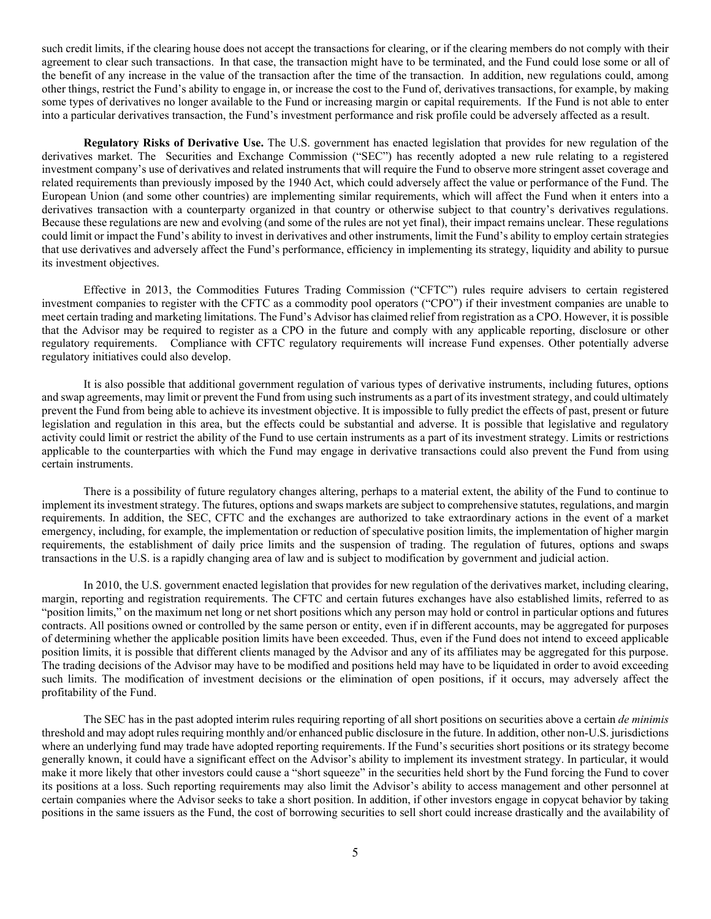such credit limits, if the clearing house does not accept the transactions for clearing, or if the clearing members do not comply with their agreement to clear such transactions. In that case, the transaction might have to be terminated, and the Fund could lose some or all of the benefit of any increase in the value of the transaction after the time of the transaction. In addition, new regulations could, among other things, restrict the Fund's ability to engage in, or increase the cost to the Fund of, derivatives transactions, for example, by making some types of derivatives no longer available to the Fund or increasing margin or capital requirements. If the Fund is not able to enter into a particular derivatives transaction, the Fund's investment performance and risk profile could be adversely affected as a result.

**Regulatory Risks of Derivative Use.** The U.S. government has enacted legislation that provides for new regulation of the derivatives market. The Securities and Exchange Commission ("SEC") has recently adopted a new rule relating to a registered investment company's use of derivatives and related instruments that will require the Fund to observe more stringent asset coverage and related requirements than previously imposed by the 1940 Act, which could adversely affect the value or performance of the Fund. The European Union (and some other countries) are implementing similar requirements, which will affect the Fund when it enters into a derivatives transaction with a counterparty organized in that country or otherwise subject to that country's derivatives regulations. Because these regulations are new and evolving (and some of the rules are not yet final), their impact remains unclear. These regulations could limit or impact the Fund's ability to invest in derivatives and other instruments, limit the Fund's ability to employ certain strategies that use derivatives and adversely affect the Fund's performance, efficiency in implementing its strategy, liquidity and ability to pursue its investment objectives.

Effective in 2013, the Commodities Futures Trading Commission ("CFTC") rules require advisers to certain registered investment companies to register with the CFTC as a commodity pool operators ("CPO") if their investment companies are unable to meet certain trading and marketing limitations. The Fund's Advisor has claimed relief from registration as a CPO. However, it is possible that the Advisor may be required to register as a CPO in the future and comply with any applicable reporting, disclosure or other regulatory requirements. Compliance with CFTC regulatory requirements will increase Fund expenses. Other potentially adverse regulatory initiatives could also develop.

It is also possible that additional government regulation of various types of derivative instruments, including futures, options and swap agreements, may limit or prevent the Fund from using such instruments as a part of its investment strategy, and could ultimately prevent the Fund from being able to achieve its investment objective. It is impossible to fully predict the effects of past, present or future legislation and regulation in this area, but the effects could be substantial and adverse. It is possible that legislative and regulatory activity could limit or restrict the ability of the Fund to use certain instruments as a part of its investment strategy. Limits or restrictions applicable to the counterparties with which the Fund may engage in derivative transactions could also prevent the Fund from using certain instruments.

There is a possibility of future regulatory changes altering, perhaps to a material extent, the ability of the Fund to continue to implement its investment strategy. The futures, options and swaps markets are subject to comprehensive statutes, regulations, and margin requirements. In addition, the SEC, CFTC and the exchanges are authorized to take extraordinary actions in the event of a market emergency, including, for example, the implementation or reduction of speculative position limits, the implementation of higher margin requirements, the establishment of daily price limits and the suspension of trading. The regulation of futures, options and swaps transactions in the U.S. is a rapidly changing area of law and is subject to modification by government and judicial action.

In 2010, the U.S. government enacted legislation that provides for new regulation of the derivatives market, including clearing, margin, reporting and registration requirements. The CFTC and certain futures exchanges have also established limits, referred to as "position limits," on the maximum net long or net short positions which any person may hold or control in particular options and futures contracts. All positions owned or controlled by the same person or entity, even if in different accounts, may be aggregated for purposes of determining whether the applicable position limits have been exceeded. Thus, even if the Fund does not intend to exceed applicable position limits, it is possible that different clients managed by the Advisor and any of its affiliates may be aggregated for this purpose. The trading decisions of the Advisor may have to be modified and positions held may have to be liquidated in order to avoid exceeding such limits. The modification of investment decisions or the elimination of open positions, if it occurs, may adversely affect the profitability of the Fund.

The SEC has in the past adopted interim rules requiring reporting of all short positions on securities above a certain *de minimis* threshold and may adopt rules requiring monthly and/or enhanced public disclosure in the future. In addition, other non-U.S. jurisdictions where an underlying fund may trade have adopted reporting requirements. If the Fund's securities short positions or its strategy become generally known, it could have a significant effect on the Advisor's ability to implement its investment strategy. In particular, it would make it more likely that other investors could cause a "short squeeze" in the securities held short by the Fund forcing the Fund to cover its positions at a loss. Such reporting requirements may also limit the Advisor's ability to access management and other personnel at certain companies where the Advisor seeks to take a short position. In addition, if other investors engage in copycat behavior by taking positions in the same issuers as the Fund, the cost of borrowing securities to sell short could increase drastically and the availability of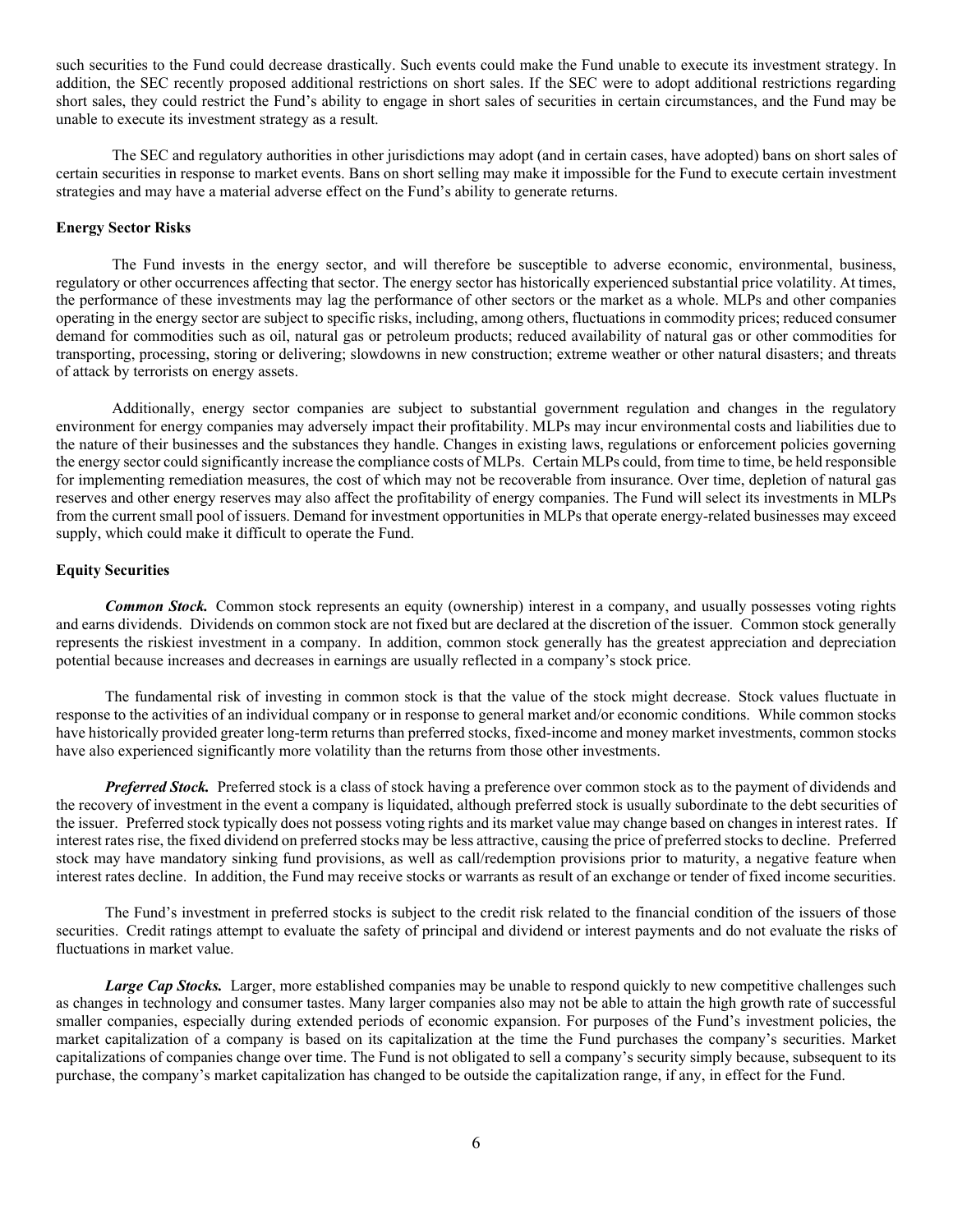such securities to the Fund could decrease drastically. Such events could make the Fund unable to execute its investment strategy. In addition, the SEC recently proposed additional restrictions on short sales. If the SEC were to adopt additional restrictions regarding short sales, they could restrict the Fund's ability to engage in short sales of securities in certain circumstances, and the Fund may be unable to execute its investment strategy as a result.

The SEC and regulatory authorities in other jurisdictions may adopt (and in certain cases, have adopted) bans on short sales of certain securities in response to market events. Bans on short selling may make it impossible for the Fund to execute certain investment strategies and may have a material adverse effect on the Fund's ability to generate returns.

**Energy Sector Risks**

The Fund invests in the energy sector, and will therefore be susceptible to adverse economic, environmental, business, regulatory or other occurrences affecting that sector. The energy sector has historically experienced substantial price volatility. At times, the performance of these investments may lag the performance of other sectors or the market as a whole. MLPs and other companies operating in the energy sector are subject to specific risks, including, among others, fluctuations in commodity prices; reduced consumer demand for commodities such as oil, natural gas or petroleum products; reduced availability of natural gas or other commodities for transporting, processing, storing or delivering; slowdowns in new construction; extreme weather or other natural disasters; and threats of attack by terrorists on energy assets.

Additionally, energy sector companies are subject to substantial government regulation and changes in the regulatory environment for energy companies may adversely impact their profitability. MLPs may incur environmental costs and liabilities due to the nature of their businesses and the substances they handle. Changes in existing laws, regulations or enforcement policies governing the energy sector could significantly increase the compliance costs of MLPs. Certain MLPs could, from time to time, be held responsible for implementing remediation measures, the cost of which may not be recoverable from insurance. Over time, depletion of natural gas reserves and other energy reserves may also affect the profitability of energy companies. The Fund will select its investments in MLPs from the current small pool of issuers. Demand for investment opportunities in MLPs that operate energy-related businesses may exceed supply, which could make it difficult to operate the Fund.

**Equity Securities**

***Common Stock.*** Common stock represents an equity (ownership) interest in a company, and usually possesses voting rights and earns dividends. Dividends on common stock are not fixed but are declared at the discretion of the issuer. Common stock generally represents the riskiest investment in a company. In addition, common stock generally has the greatest appreciation and depreciation potential because increases and decreases in earnings are usually reflected in a company's stock price.

The fundamental risk of investing in common stock is that the value of the stock might decrease. Stock values fluctuate in response to the activities of an individual company or in response to general market and/or economic conditions. While common stocks have historically provided greater long-term returns than preferred stocks, fixed-income and money market investments, common stocks have also experienced significantly more volatility than the returns from those other investments.

***Preferred Stock.*** Preferred stock is a class of stock having a preference over common stock as to the payment of dividends and the recovery of investment in the event a company is liquidated, although preferred stock is usually subordinate to the debt securities of the issuer. Preferred stock typically does not possess voting rights and its market value may change based on changes in interest rates. If interest rates rise, the fixed dividend on preferred stocks may be less attractive, causing the price of preferred stocks to decline. Preferred stock may have mandatory sinking fund provisions, as well as call/redemption provisions prior to maturity, a negative feature when interest rates decline. In addition, the Fund may receive stocks or warrants as result of an exchange or tender of fixed income securities.

The Fund's investment in preferred stocks is subject to the credit risk related to the financial condition of the issuers of those securities. Credit ratings attempt to evaluate the safety of principal and dividend or interest payments and do not evaluate the risks of fluctuations in market value.

***Large Cap Stocks.*** Larger, more established companies may be unable to respond quickly to new competitive challenges such as changes in technology and consumer tastes. Many larger companies also may not be able to attain the high growth rate of successful smaller companies, especially during extended periods of economic expansion. For purposes of the Fund's investment policies, the market capitalization of a company is based on its capitalization at the time the Fund purchases the company's securities. Market capitalizations of companies change over time. The Fund is not obligated to sell a company's security simply because, subsequent to its purchase, the company's market capitalization has changed to be outside the capitalization range, if any, in effect for the Fund.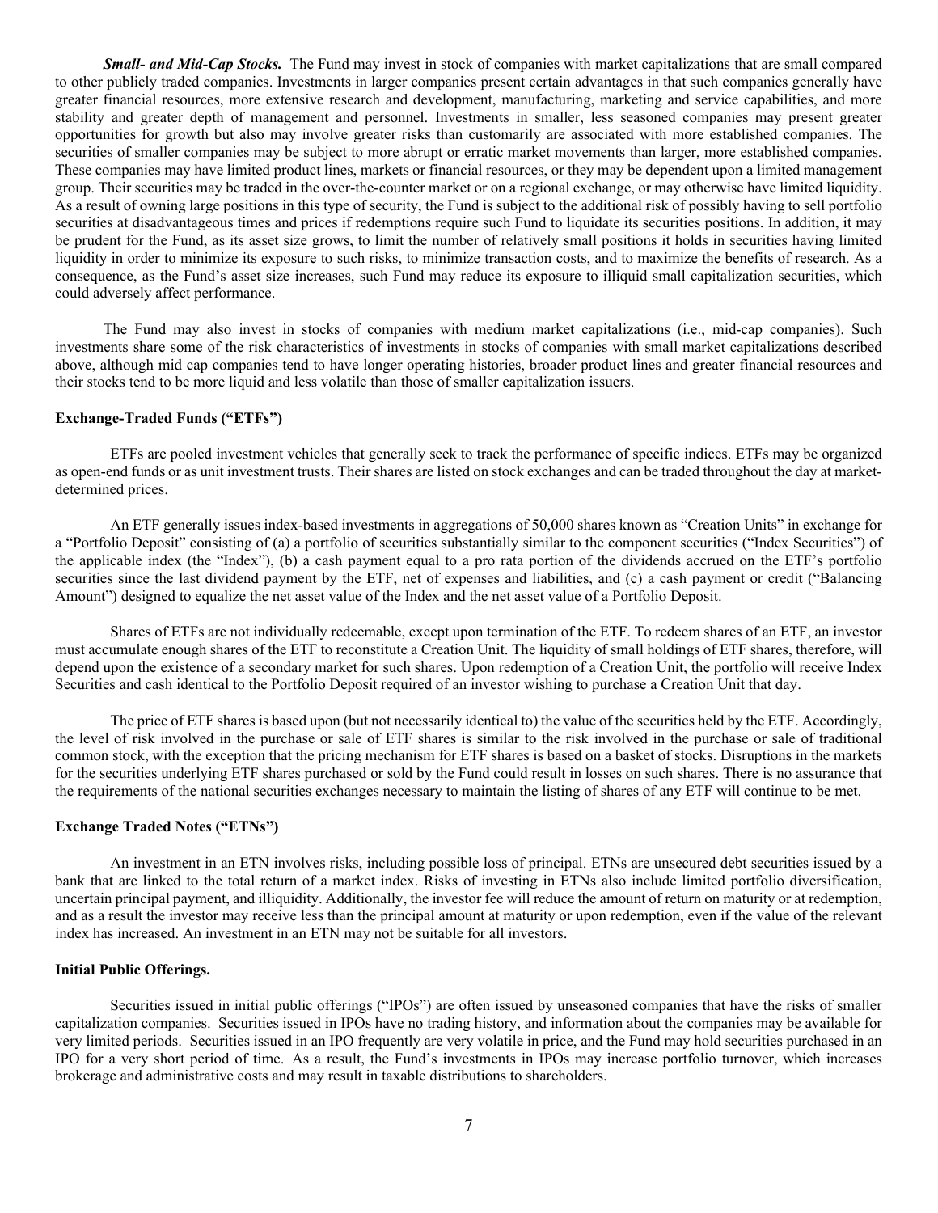***Small- and Mid-Cap Stocks.*** The Fund may invest in stock of companies with market capitalizations that are small compared to other publicly traded companies. Investments in larger companies present certain advantages in that such companies generally have greater financial resources, more extensive research and development, manufacturing, marketing and service capabilities, and more stability and greater depth of management and personnel. Investments in smaller, less seasoned companies may present greater opportunities for growth but also may involve greater risks than customarily are associated with more established companies. The securities of smaller companies may be subject to more abrupt or erratic market movements than larger, more established companies. These companies may have limited product lines, markets or financial resources, or they may be dependent upon a limited management group. Their securities may be traded in the over-the-counter market or on a regional exchange, or may otherwise have limited liquidity. As a result of owning large positions in this type of security, the Fund is subject to the additional risk of possibly having to sell portfolio securities at disadvantageous times and prices if redemptions require such Fund to liquidate its securities positions. In addition, it may be prudent for the Fund, as its asset size grows, to limit the number of relatively small positions it holds in securities having limited liquidity in order to minimize its exposure to such risks, to minimize transaction costs, and to maximize the benefits of research. As a consequence, as the Fund's asset size increases, such Fund may reduce its exposure to illiquid small capitalization securities, which could adversely affect performance.

The Fund may also invest in stocks of companies with medium market capitalizations (i.e., mid-cap companies). Such investments share some of the risk characteristics of investments in stocks of companies with small market capitalizations described above, although mid cap companies tend to have longer operating histories, broader product lines and greater financial resources and their stocks tend to be more liquid and less volatile than those of smaller capitalization issuers.

**Exchange-Traded Funds ("ETFs")**

ETFs are pooled investment vehicles that generally seek to track the performance of specific indices. ETFs may be organized as open-end funds or as unit investment trusts. Their shares are listed on stock exchanges and can be traded throughout the day at market-determined prices.

An ETF generally issues index-based investments in aggregations of 50,000 shares known as "Creation Units" in exchange for a "Portfolio Deposit" consisting of (a) a portfolio of securities substantially similar to the component securities ("Index Securities") of the applicable index (the "Index"), (b) a cash payment equal to a pro rata portion of the dividends accrued on the ETF's portfolio securities since the last dividend payment by the ETF, net of expenses and liabilities, and (c) a cash payment or credit ("Balancing Amount") designed to equalize the net asset value of the Index and the net asset value of a Portfolio Deposit.

Shares of ETFs are not individually redeemable, except upon termination of the ETF. To redeem shares of an ETF, an investor must accumulate enough shares of the ETF to reconstitute a Creation Unit. The liquidity of small holdings of ETF shares, therefore, will depend upon the existence of a secondary market for such shares. Upon redemption of a Creation Unit, the portfolio will receive Index Securities and cash identical to the Portfolio Deposit required of an investor wishing to purchase a Creation Unit that day.

The price of ETF shares is based upon (but not necessarily identical to) the value of the securities held by the ETF. Accordingly, the level of risk involved in the purchase or sale of ETF shares is similar to the risk involved in the purchase or sale of traditional common stock, with the exception that the pricing mechanism for ETF shares is based on a basket of stocks. Disruptions in the markets for the securities underlying ETF shares purchased or sold by the Fund could result in losses on such shares. There is no assurance that the requirements of the national securities exchanges necessary to maintain the listing of shares of any ETF will continue to be met.

**Exchange Traded Notes ("ETNs")**

An investment in an ETN involves risks, including possible loss of principal. ETNs are unsecured debt securities issued by a bank that are linked to the total return of a market index. Risks of investing in ETNs also include limited portfolio diversification, uncertain principal payment, and illiquidity. Additionally, the investor fee will reduce the amount of return on maturity or at redemption, and as a result the investor may receive less than the principal amount at maturity or upon redemption, even if the value of the relevant index has increased. An investment in an ETN may not be suitable for all investors.

**Initial Public Offerings.**

Securities issued in initial public offerings ("IPOs") are often issued by unseasoned companies that have the risks of smaller capitalization companies. Securities issued in IPOs have no trading history, and information about the companies may be available for very limited periods. Securities issued in an IPO frequently are very volatile in price, and the Fund may hold securities purchased in an IPO for a very short period of time. As a result, the Fund's investments in IPOs may increase portfolio turnover, which increases brokerage and administrative costs and may result in taxable distributions to shareholders.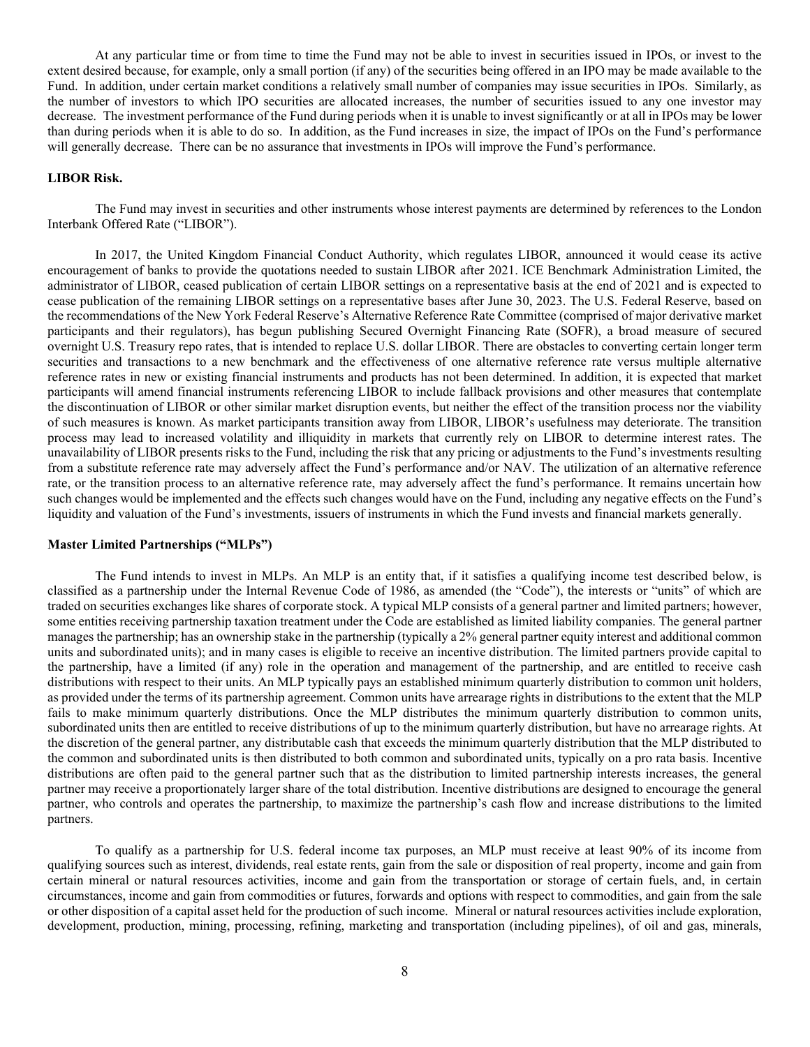At any particular time or from time to time the Fund may not be able to invest in securities issued in IPOs, or invest to the extent desired because, for example, only a small portion (if any) of the securities being offered in an IPO may be made available to the Fund. In addition, under certain market conditions a relatively small number of companies may issue securities in IPOs. Similarly, as the number of investors to which IPO securities are allocated increases, the number of securities issued to any one investor may decrease. The investment performance of the Fund during periods when it is unable to invest significantly or at all in IPOs may be lower than during periods when it is able to do so. In addition, as the Fund increases in size, the impact of IPOs on the Fund's performance will generally decrease. There can be no assurance that investments in IPOs will improve the Fund's performance.

**LIBOR Risk.**

The Fund may invest in securities and other instruments whose interest payments are determined by references to the London Interbank Offered Rate ("LIBOR").

In 2017, the United Kingdom Financial Conduct Authority, which regulates LIBOR, announced it would cease its active encouragement of banks to provide the quotations needed to sustain LIBOR after 2021. ICE Benchmark Administration Limited, the administrator of LIBOR, ceased publication of certain LIBOR settings on a representative basis at the end of 2021 and is expected to cease publication of the remaining LIBOR settings on a representative bases after June 30, 2023. The U.S. Federal Reserve, based on the recommendations of the New York Federal Reserve's Alternative Reference Rate Committee (comprised of major derivative market participants and their regulators), has begun publishing Secured Overnight Financing Rate (SOFR), a broad measure of secured overnight U.S. Treasury repo rates, that is intended to replace U.S. dollar LIBOR. There are obstacles to converting certain longer term securities and transactions to a new benchmark and the effectiveness of one alternative reference rate versus multiple alternative reference rates in new or existing financial instruments and products has not been determined. In addition, it is expected that market participants will amend financial instruments referencing LIBOR to include fallback provisions and other measures that contemplate the discontinuation of LIBOR or other similar market disruption events, but neither the effect of the transition process nor the viability of such measures is known. As market participants transition away from LIBOR, LIBOR's usefulness may deteriorate. The transition process may lead to increased volatility and illiquidity in markets that currently rely on LIBOR to determine interest rates. The unavailability of LIBOR presents risks to the Fund, including the risk that any pricing or adjustments to the Fund's investments resulting from a substitute reference rate may adversely affect the Fund's performance and/or NAV. The utilization of an alternative reference rate, or the transition process to an alternative reference rate, may adversely affect the fund's performance. It remains uncertain how such changes would be implemented and the effects such changes would have on the Fund, including any negative effects on the Fund's liquidity and valuation of the Fund's investments, issuers of instruments in which the Fund invests and financial markets generally.

**Master Limited Partnerships ("MLPs")**

The Fund intends to invest in MLPs. An MLP is an entity that, if it satisfies a qualifying income test described below, is classified as a partnership under the Internal Revenue Code of 1986, as amended (the "Code"), the interests or "units" of which are traded on securities exchanges like shares of corporate stock. A typical MLP consists of a general partner and limited partners; however, some entities receiving partnership taxation treatment under the Code are established as limited liability companies. The general partner manages the partnership; has an ownership stake in the partnership (typically a 2% general partner equity interest and additional common units and subordinated units); and in many cases is eligible to receive an incentive distribution. The limited partners provide capital to the partnership, have a limited (if any) role in the operation and management of the partnership, and are entitled to receive cash distributions with respect to their units. An MLP typically pays an established minimum quarterly distribution to common unit holders, as provided under the terms of its partnership agreement. Common units have arrearage rights in distributions to the extent that the MLP fails to make minimum quarterly distributions. Once the MLP distributes the minimum quarterly distribution to common units, subordinated units then are entitled to receive distributions of up to the minimum quarterly distribution, but have no arrearage rights. At the discretion of the general partner, any distributable cash that exceeds the minimum quarterly distribution that the MLP distributed to the common and subordinated units is then distributed to both common and subordinated units, typically on a pro rata basis. Incentive distributions are often paid to the general partner such that as the distribution to limited partnership interests increases, the general partner may receive a proportionately larger share of the total distribution. Incentive distributions are designed to encourage the general partner, who controls and operates the partnership, to maximize the partnership's cash flow and increase distributions to the limited partners.

To qualify as a partnership for U.S. federal income tax purposes, an MLP must receive at least 90% of its income from qualifying sources such as interest, dividends, real estate rents, gain from the sale or disposition of real property, income and gain from certain mineral or natural resources activities, income and gain from the transportation or storage of certain fuels, and, in certain circumstances, income and gain from commodities or futures, forwards and options with respect to commodities, and gain from the sale or other disposition of a capital asset held for the production of such income. Mineral or natural resources activities include exploration, development, production, mining, processing, refining, marketing and transportation (including pipelines), of oil and gas, minerals,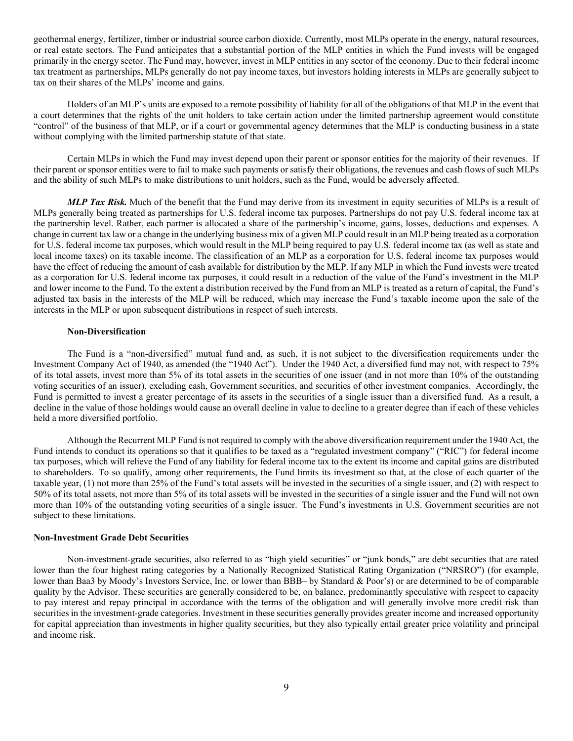geothermal energy, fertilizer, timber or industrial source carbon dioxide. Currently, most MLPs operate in the energy, natural resources, or real estate sectors. The Fund anticipates that a substantial portion of the MLP entities in which the Fund invests will be engaged primarily in the energy sector. The Fund may, however, invest in MLP entities in any sector of the economy. Due to their federal income tax treatment as partnerships, MLPs generally do not pay income taxes, but investors holding interests in MLPs are generally subject to tax on their shares of the MLPs' income and gains.

Holders of an MLP's units are exposed to a remote possibility of liability for all of the obligations of that MLP in the event that a court determines that the rights of the unit holders to take certain action under the limited partnership agreement would constitute "control" of the business of that MLP, or if a court or governmental agency determines that the MLP is conducting business in a state without complying with the limited partnership statute of that state.

Certain MLPs in which the Fund may invest depend upon their parent or sponsor entities for the majority of their revenues. If their parent or sponsor entities were to fail to make such payments or satisfy their obligations, the revenues and cash flows of such MLPs and the ability of such MLPs to make distributions to unit holders, such as the Fund, would be adversely affected.

***MLP Tax Risk.*** Much of the benefit that the Fund may derive from its investment in equity securities of MLPs is a result of MLPs generally being treated as partnerships for U.S. federal income tax purposes. Partnerships do not pay U.S. federal income tax at the partnership level. Rather, each partner is allocated a share of the partnership's income, gains, losses, deductions and expenses. A change in current tax law or a change in the underlying business mix of a given MLP could result in an MLP being treated as a corporation for U.S. federal income tax purposes, which would result in the MLP being required to pay U.S. federal income tax (as well as state and local income taxes) on its taxable income. The classification of an MLP as a corporation for U.S. federal income tax purposes would have the effect of reducing the amount of cash available for distribution by the MLP. If any MLP in which the Fund invests were treated as a corporation for U.S. federal income tax purposes, it could result in a reduction of the value of the Fund's investment in the MLP and lower income to the Fund. To the extent a distribution received by the Fund from an MLP is treated as a return of capital, the Fund's adjusted tax basis in the interests of the MLP will be reduced, which may increase the Fund's taxable income upon the sale of the interests in the MLP or upon subsequent distributions in respect of such interests.

**Non-Diversification**

The Fund is a "non-diversified" mutual fund and, as such, it is not subject to the diversification requirements under the Investment Company Act of 1940, as amended (the "1940 Act"). Under the 1940 Act, a diversified fund may not, with respect to 75% of its total assets, invest more than 5% of its total assets in the securities of one issuer (and in not more than 10% of the outstanding voting securities of an issuer), excluding cash, Government securities, and securities of other investment companies. Accordingly, the Fund is permitted to invest a greater percentage of its assets in the securities of a single issuer than a diversified fund. As a result, a decline in the value of those holdings would cause an overall decline in value to decline to a greater degree than if each of these vehicles held a more diversified portfolio.

Although the Recurrent MLP Fund is not required to comply with the above diversification requirement under the 1940 Act, the Fund intends to conduct its operations so that it qualifies to be taxed as a "regulated investment company" ("RIC") for federal income tax purposes, which will relieve the Fund of any liability for federal income tax to the extent its income and capital gains are distributed to shareholders. To so qualify, among other requirements, the Fund limits its investment so that, at the close of each quarter of the taxable year, (1) not more than 25% of the Fund's total assets will be invested in the securities of a single issuer, and (2) with respect to 50% of its total assets, not more than 5% of its total assets will be invested in the securities of a single issuer and the Fund will not own more than 10% of the outstanding voting securities of a single issuer. The Fund's investments in U.S. Government securities are not subject to these limitations.

**Non-Investment Grade Debt Securities**

Non-investment-grade securities, also referred to as "high yield securities" or "junk bonds," are debt securities that are rated lower than the four highest rating categories by a Nationally Recognized Statistical Rating Organization ("NRSRO") (for example, lower than Baa3 by Moody's Investors Service, Inc. or lower than BBB– by Standard & Poor's) or are determined to be of comparable quality by the Advisor. These securities are generally considered to be, on balance, predominantly speculative with respect to capacity to pay interest and repay principal in accordance with the terms of the obligation and will generally involve more credit risk than securities in the investment-grade categories. Investment in these securities generally provides greater income and increased opportunity for capital appreciation than investments in higher quality securities, but they also typically entail greater price volatility and principal and income risk.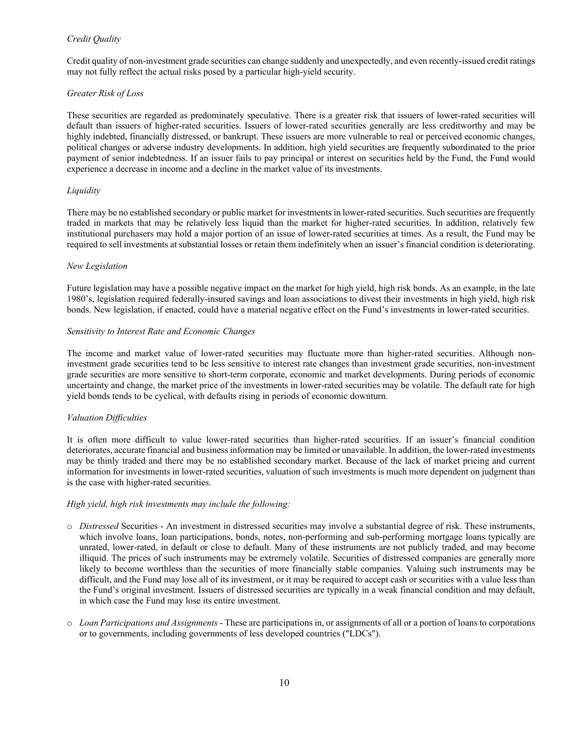*Credit Quality*

Credit quality of non-investment grade securities can change suddenly and unexpectedly, and even recently-issued credit ratings may not fully reflect the actual risks posed by a particular high-yield security.

*Greater Risk of Loss*

These securities are regarded as predominately speculative. There is a greater risk that issuers of lower-rated securities will default than issuers of higher-rated securities. Issuers of lower-rated securities generally are less creditworthy and may be highly indebted, financially distressed, or bankrupt. These issuers are more vulnerable to real or perceived economic changes, political changes or adverse industry developments. In addition, high yield securities are frequently subordinated to the prior payment of senior indebtedness. If an issuer fails to pay principal or interest on securities held by the Fund, the Fund would experience a decrease in income and a decline in the market value of its investments.

*Liquidity*

There may be no established secondary or public market for investments in lower-rated securities. Such securities are frequently traded in markets that may be relatively less liquid than the market for higher-rated securities. In addition, relatively few institutional purchasers may hold a major portion of an issue of lower-rated securities at times. As a result, the Fund may be required to sell investments at substantial losses or retain them indefinitely when an issuer's financial condition is deteriorating.

*New Legislation*

Future legislation may have a possible negative impact on the market for high yield, high risk bonds. As an example, in the late 1980's, legislation required federally-insured savings and loan associations to divest their investments in high yield, high risk bonds. New legislation, if enacted, could have a material negative effect on the Fund's investments in lower-rated securities.

*Sensitivity to Interest Rate and Economic Changes*

The income and market value of lower-rated securities may fluctuate more than higher-rated securities. Although non-investment grade securities tend to be less sensitive to interest rate changes than investment grade securities, non-investment grade securities are more sensitive to short-term corporate, economic and market developments. During periods of economic uncertainty and change, the market price of the investments in lower-rated securities may be volatile. The default rate for high yield bonds tends to be cyclical, with defaults rising in periods of economic downturn.

*Valuation Difficulties*

It is often more difficult to value lower-rated securities than higher-rated securities. If an issuer's financial condition deteriorates, accurate financial and business information may be limited or unavailable. In addition, the lower-rated investments may be thinly traded and there may be no established secondary market. Because of the lack of market pricing and current information for investments in lower-rated securities, valuation of such investments is much more dependent on judgment than is the case with higher-rated securities.

*High yield, high risk investments may include the following:*

- *Distressed* Securities - An investment in distressed securities may involve a substantial degree of risk. These instruments, which involve loans, loan participations, bonds, notes, non-performing and sub-performing mortgage loans typically are unrated, lower-rated, in default or close to default. Many of these instruments are not publicly traded, and may become illiquid. The prices of such instruments may be extremely volatile. Securities of distressed companies are generally more likely to become worthless than the securities of more financially stable companies. Valuing such instruments may be difficult, and the Fund may lose all of its investment, or it may be required to accept cash or securities with a value less than the Fund's original investment. Issuers of distressed securities are typically in a weak financial condition and may default, in which case the Fund may lose its entire investment.

- *Loan Participations and Assignments* - These are participations in, or assignments of all or a portion of loans to corporations or to governments, including governments of less developed countries ("LDCs").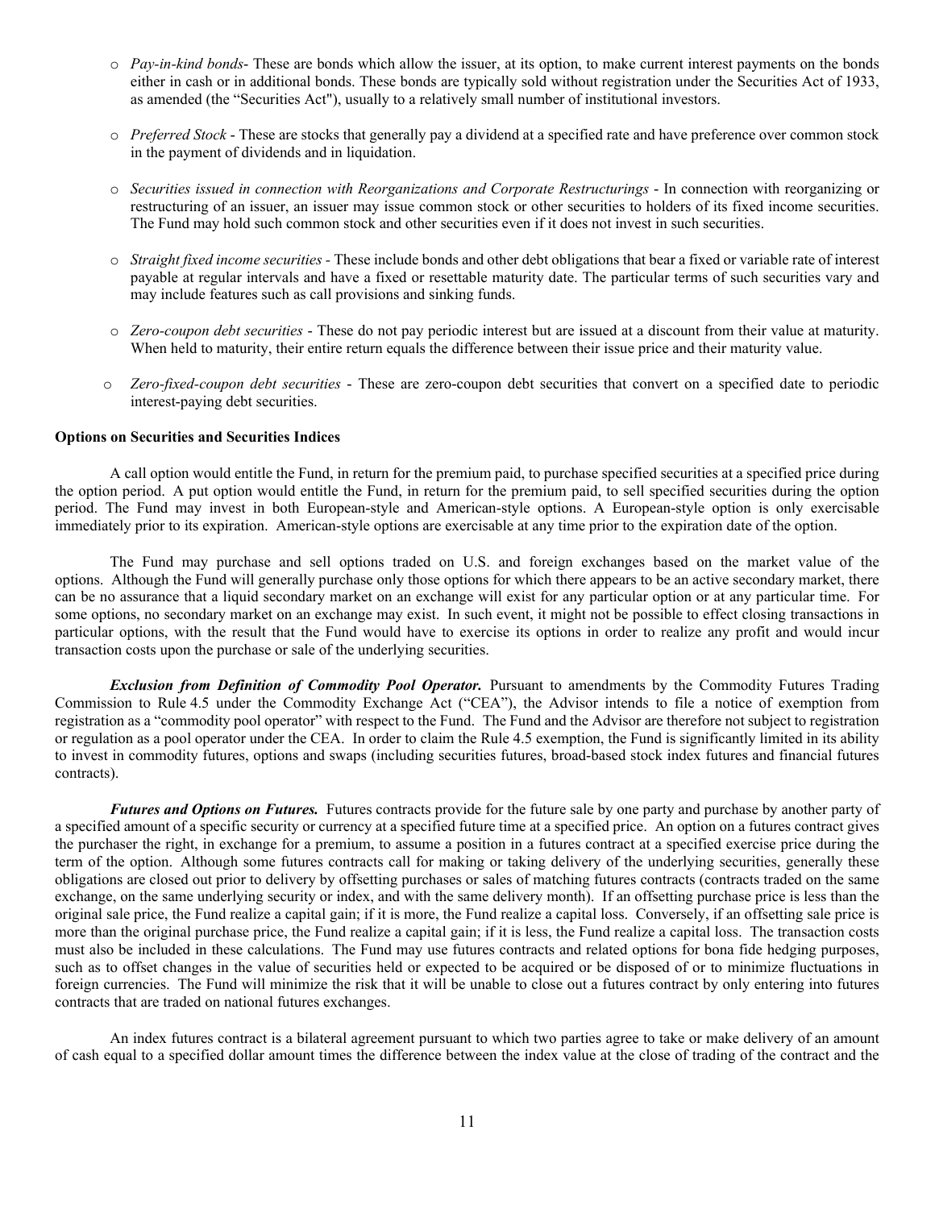- *Pay-in-kind bonds*- These are bonds which allow the issuer, at its option, to make current interest payments on the bonds either in cash or in additional bonds. These bonds are typically sold without registration under the Securities Act of 1933, as amended (the "Securities Act"), usually to a relatively small number of institutional investors.

- *Preferred Stock* - These are stocks that generally pay a dividend at a specified rate and have preference over common stock in the payment of dividends and in liquidation.

- *Securities issued in connection with Reorganizations and Corporate Restructurings* - In connection with reorganizing or restructuring of an issuer, an issuer may issue common stock or other securities to holders of its fixed income securities. The Fund may hold such common stock and other securities even if it does not invest in such securities.

- *Straight fixed income securities* - These include bonds and other debt obligations that bear a fixed or variable rate of interest payable at regular intervals and have a fixed or resettable maturity date. The particular terms of such securities vary and may include features such as call provisions and sinking funds.

- *Zero-coupon debt securities* - These do not pay periodic interest but are issued at a discount from their value at maturity. When held to maturity, their entire return equals the difference between their issue price and their maturity value.

- *Zero-fixed-coupon debt securities* - These are zero-coupon debt securities that convert on a specified date to periodic interest-paying debt securities.

**Options on Securities and Securities Indices**

A call option would entitle the Fund, in return for the premium paid, to purchase specified securities at a specified price during the option period. A put option would entitle the Fund, in return for the premium paid, to sell specified securities during the option period. The Fund may invest in both European-style and American-style options. A European-style option is only exercisable immediately prior to its expiration. American-style options are exercisable at any time prior to the expiration date of the option.

The Fund may purchase and sell options traded on U.S. and foreign exchanges based on the market value of the options. Although the Fund will generally purchase only those options for which there appears to be an active secondary market, there can be no assurance that a liquid secondary market on an exchange will exist for any particular option or at any particular time. For some options, no secondary market on an exchange may exist. In such event, it might not be possible to effect closing transactions in particular options, with the result that the Fund would have to exercise its options in order to realize any profit and would incur transaction costs upon the purchase or sale of the underlying securities.

***Exclusion from Definition of Commodity Pool Operator.*** Pursuant to amendments by the Commodity Futures Trading Commission to Rule 4.5 under the Commodity Exchange Act ("CEA"), the Advisor intends to file a notice of exemption from registration as a "commodity pool operator" with respect to the Fund. The Fund and the Advisor are therefore not subject to registration or regulation as a pool operator under the CEA. In order to claim the Rule 4.5 exemption, the Fund is significantly limited in its ability to invest in commodity futures, options and swaps (including securities futures, broad-based stock index futures and financial futures contracts).

***Futures and Options on Futures.*** Futures contracts provide for the future sale by one party and purchase by another party of a specified amount of a specific security or currency at a specified future time at a specified price. An option on a futures contract gives the purchaser the right, in exchange for a premium, to assume a position in a futures contract at a specified exercise price during the term of the option. Although some futures contracts call for making or taking delivery of the underlying securities, generally these obligations are closed out prior to delivery by offsetting purchases or sales of matching futures contracts (contracts traded on the same exchange, on the same underlying security or index, and with the same delivery month). If an offsetting purchase price is less than the original sale price, the Fund realize a capital gain; if it is more, the Fund realize a capital loss. Conversely, if an offsetting sale price is more than the original purchase price, the Fund realize a capital gain; if it is less, the Fund realize a capital loss. The transaction costs must also be included in these calculations. The Fund may use futures contracts and related options for bona fide hedging purposes, such as to offset changes in the value of securities held or expected to be acquired or be disposed of or to minimize fluctuations in foreign currencies. The Fund will minimize the risk that it will be unable to close out a futures contract by only entering into futures contracts that are traded on national futures exchanges.

An index futures contract is a bilateral agreement pursuant to which two parties agree to take or make delivery of an amount of cash equal to a specified dollar amount times the difference between the index value at the close of trading of the contract and the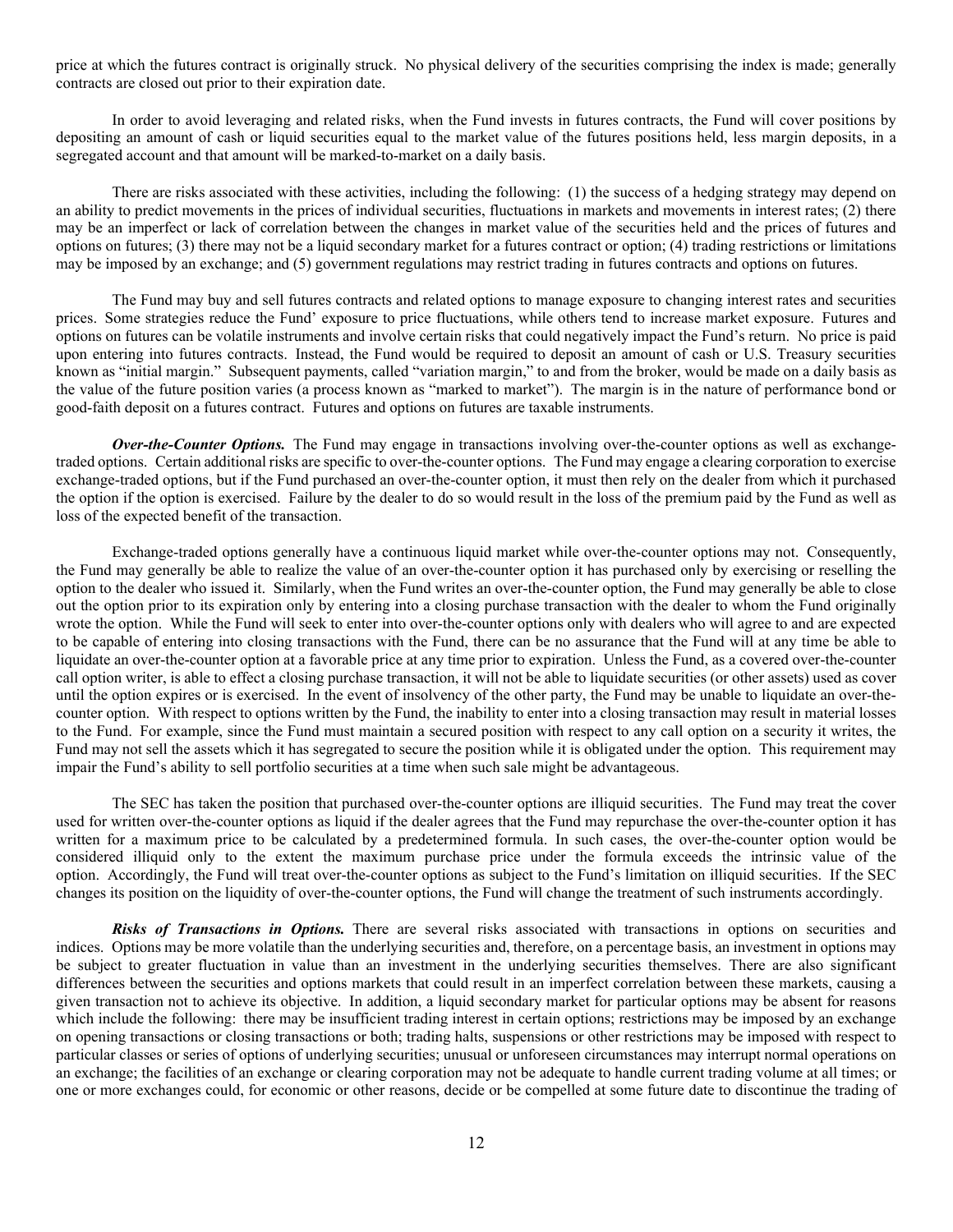price at which the futures contract is originally struck. No physical delivery of the securities comprising the index is made; generally contracts are closed out prior to their expiration date.

In order to avoid leveraging and related risks, when the Fund invests in futures contracts, the Fund will cover positions by depositing an amount of cash or liquid securities equal to the market value of the futures positions held, less margin deposits, in a segregated account and that amount will be marked-to-market on a daily basis.

There are risks associated with these activities, including the following: (1) the success of a hedging strategy may depend on an ability to predict movements in the prices of individual securities, fluctuations in markets and movements in interest rates; (2) there may be an imperfect or lack of correlation between the changes in market value of the securities held and the prices of futures and options on futures; (3) there may not be a liquid secondary market for a futures contract or option; (4) trading restrictions or limitations may be imposed by an exchange; and (5) government regulations may restrict trading in futures contracts and options on futures.

The Fund may buy and sell futures contracts and related options to manage exposure to changing interest rates and securities prices. Some strategies reduce the Fund' exposure to price fluctuations, while others tend to increase market exposure. Futures and options on futures can be volatile instruments and involve certain risks that could negatively impact the Fund's return. No price is paid upon entering into futures contracts. Instead, the Fund would be required to deposit an amount of cash or U.S. Treasury securities known as "initial margin." Subsequent payments, called "variation margin," to and from the broker, would be made on a daily basis as the value of the future position varies (a process known as "marked to market"). The margin is in the nature of performance bond or good-faith deposit on a futures contract. Futures and options on futures are taxable instruments.

***Over-the-Counter Options.*** The Fund may engage in transactions involving over-the-counter options as well as exchange-traded options. Certain additional risks are specific to over-the-counter options. The Fund may engage a clearing corporation to exercise exchange-traded options, but if the Fund purchased an over-the-counter option, it must then rely on the dealer from which it purchased the option if the option is exercised. Failure by the dealer to do so would result in the loss of the premium paid by the Fund as well as loss of the expected benefit of the transaction.

Exchange-traded options generally have a continuous liquid market while over-the-counter options may not. Consequently, the Fund may generally be able to realize the value of an over-the-counter option it has purchased only by exercising or reselling the option to the dealer who issued it. Similarly, when the Fund writes an over-the-counter option, the Fund may generally be able to close out the option prior to its expiration only by entering into a closing purchase transaction with the dealer to whom the Fund originally wrote the option. While the Fund will seek to enter into over-the-counter options only with dealers who will agree to and are expected to be capable of entering into closing transactions with the Fund, there can be no assurance that the Fund will at any time be able to liquidate an over-the-counter option at a favorable price at any time prior to expiration. Unless the Fund, as a covered over-the-counter call option writer, is able to effect a closing purchase transaction, it will not be able to liquidate securities (or other assets) used as cover until the option expires or is exercised. In the event of insolvency of the other party, the Fund may be unable to liquidate an over-the-counter option. With respect to options written by the Fund, the inability to enter into a closing transaction may result in material losses to the Fund. For example, since the Fund must maintain a secured position with respect to any call option on a security it writes, the Fund may not sell the assets which it has segregated to secure the position while it is obligated under the option. This requirement may impair the Fund's ability to sell portfolio securities at a time when such sale might be advantageous.

The SEC has taken the position that purchased over-the-counter options are illiquid securities. The Fund may treat the cover used for written over-the-counter options as liquid if the dealer agrees that the Fund may repurchase the over-the-counter option it has written for a maximum price to be calculated by a predetermined formula. In such cases, the over-the-counter option would be considered illiquid only to the extent the maximum purchase price under the formula exceeds the intrinsic value of the option. Accordingly, the Fund will treat over-the-counter options as subject to the Fund's limitation on illiquid securities. If the SEC changes its position on the liquidity of over-the-counter options, the Fund will change the treatment of such instruments accordingly.

***Risks of Transactions in Options.*** There are several risks associated with transactions in options on securities and indices. Options may be more volatile than the underlying securities and, therefore, on a percentage basis, an investment in options may be subject to greater fluctuation in value than an investment in the underlying securities themselves. There are also significant differences between the securities and options markets that could result in an imperfect correlation between these markets, causing a given transaction not to achieve its objective. In addition, a liquid secondary market for particular options may be absent for reasons which include the following: there may be insufficient trading interest in certain options; restrictions may be imposed by an exchange on opening transactions or closing transactions or both; trading halts, suspensions or other restrictions may be imposed with respect to particular classes or series of options of underlying securities; unusual or unforeseen circumstances may interrupt normal operations on an exchange; the facilities of an exchange or clearing corporation may not be adequate to handle current trading volume at all times; or one or more exchanges could, for economic or other reasons, decide or be compelled at some future date to discontinue the trading of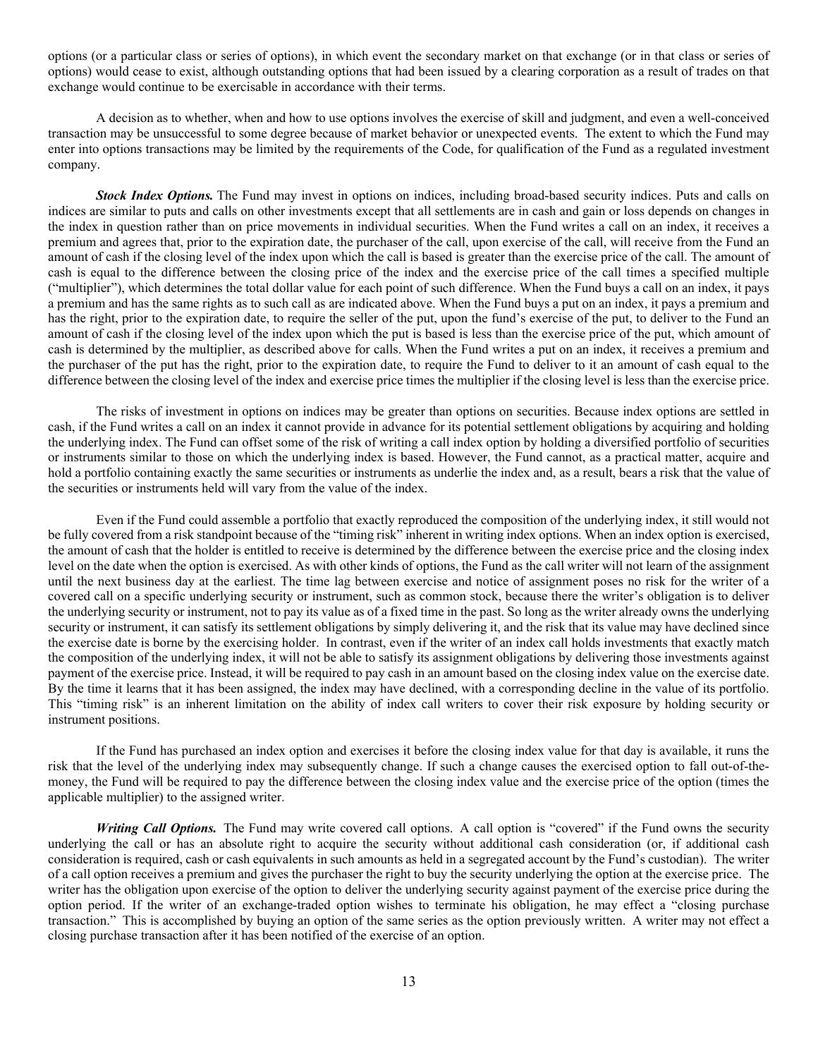options (or a particular class or series of options), in which event the secondary market on that exchange (or in that class or series of options) would cease to exist, although outstanding options that had been issued by a clearing corporation as a result of trades on that exchange would continue to be exercisable in accordance with their terms.

A decision as to whether, when and how to use options involves the exercise of skill and judgment, and even a well-conceived transaction may be unsuccessful to some degree because of market behavior or unexpected events. The extent to which the Fund may enter into options transactions may be limited by the requirements of the Code, for qualification of the Fund as a regulated investment company.

***Stock Index Options.*** The Fund may invest in options on indices, including broad-based security indices. Puts and calls on indices are similar to puts and calls on other investments except that all settlements are in cash and gain or loss depends on changes in the index in question rather than on price movements in individual securities. When the Fund writes a call on an index, it receives a premium and agrees that, prior to the expiration date, the purchaser of the call, upon exercise of the call, will receive from the Fund an amount of cash if the closing level of the index upon which the call is based is greater than the exercise price of the call. The amount of cash is equal to the difference between the closing price of the index and the exercise price of the call times a specified multiple ("multiplier"), which determines the total dollar value for each point of such difference. When the Fund buys a call on an index, it pays a premium and has the same rights as to such call as are indicated above. When the Fund buys a put on an index, it pays a premium and has the right, prior to the expiration date, to require the seller of the put, upon the fund's exercise of the put, to deliver to the Fund an amount of cash if the closing level of the index upon which the put is based is less than the exercise price of the put, which amount of cash is determined by the multiplier, as described above for calls. When the Fund writes a put on an index, it receives a premium and the purchaser of the put has the right, prior to the expiration date, to require the Fund to deliver to it an amount of cash equal to the difference between the closing level of the index and exercise price times the multiplier if the closing level is less than the exercise price.

The risks of investment in options on indices may be greater than options on securities. Because index options are settled in cash, if the Fund writes a call on an index it cannot provide in advance for its potential settlement obligations by acquiring and holding the underlying index. The Fund can offset some of the risk of writing a call index option by holding a diversified portfolio of securities or instruments similar to those on which the underlying index is based. However, the Fund cannot, as a practical matter, acquire and hold a portfolio containing exactly the same securities or instruments as underlie the index and, as a result, bears a risk that the value of the securities or instruments held will vary from the value of the index.

Even if the Fund could assemble a portfolio that exactly reproduced the composition of the underlying index, it still would not be fully covered from a risk standpoint because of the "timing risk" inherent in writing index options. When an index option is exercised, the amount of cash that the holder is entitled to receive is determined by the difference between the exercise price and the closing index level on the date when the option is exercised. As with other kinds of options, the Fund as the call writer will not learn of the assignment until the next business day at the earliest. The time lag between exercise and notice of assignment poses no risk for the writer of a covered call on a specific underlying security or instrument, such as common stock, because there the writer's obligation is to deliver the underlying security or instrument, not to pay its value as of a fixed time in the past. So long as the writer already owns the underlying security or instrument, it can satisfy its settlement obligations by simply delivering it, and the risk that its value may have declined since the exercise date is borne by the exercising holder. In contrast, even if the writer of an index call holds investments that exactly match the composition of the underlying index, it will not be able to satisfy its assignment obligations by delivering those investments against payment of the exercise price. Instead, it will be required to pay cash in an amount based on the closing index value on the exercise date. By the time it learns that it has been assigned, the index may have declined, with a corresponding decline in the value of its portfolio. This "timing risk" is an inherent limitation on the ability of index call writers to cover their risk exposure by holding security or instrument positions.

If the Fund has purchased an index option and exercises it before the closing index value for that day is available, it runs the risk that the level of the underlying index may subsequently change. If such a change causes the exercised option to fall out-of-the-money, the Fund will be required to pay the difference between the closing index value and the exercise price of the option (times the applicable multiplier) to the assigned writer.

***Writing Call Options.*** The Fund may write covered call options. A call option is "covered" if the Fund owns the security underlying the call or has an absolute right to acquire the security without additional cash consideration (or, if additional cash consideration is required, cash or cash equivalents in such amounts as held in a segregated account by the Fund's custodian). The writer of a call option receives a premium and gives the purchaser the right to buy the security underlying the option at the exercise price. The writer has the obligation upon exercise of the option to deliver the underlying security against payment of the exercise price during the option period. If the writer of an exchange-traded option wishes to terminate his obligation, he may effect a "closing purchase transaction." This is accomplished by buying an option of the same series as the option previously written. A writer may not effect a closing purchase transaction after it has been notified of the exercise of an option.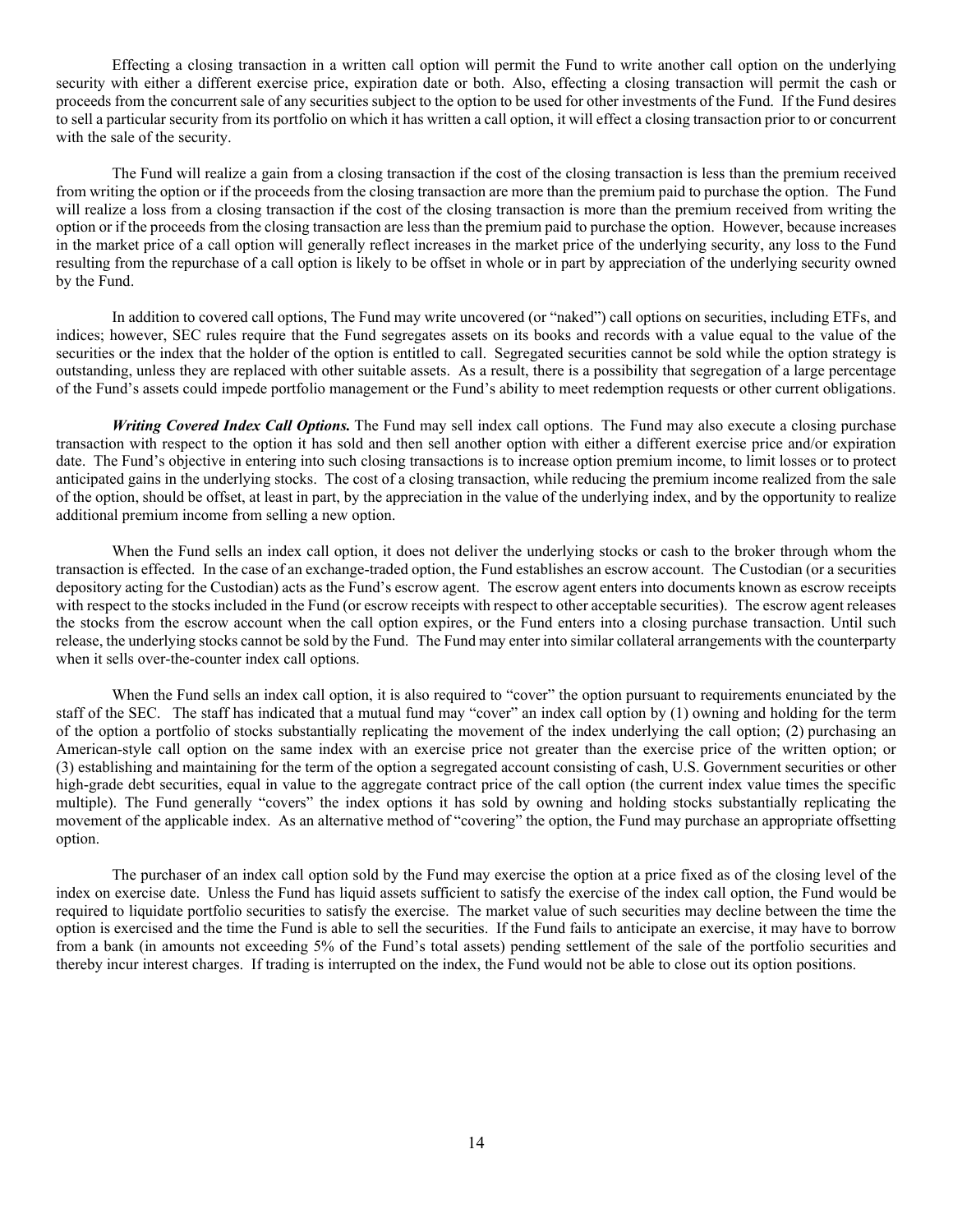Effecting a closing transaction in a written call option will permit the Fund to write another call option on the underlying security with either a different exercise price, expiration date or both. Also, effecting a closing transaction will permit the cash or proceeds from the concurrent sale of any securities subject to the option to be used for other investments of the Fund. If the Fund desires to sell a particular security from its portfolio on which it has written a call option, it will effect a closing transaction prior to or concurrent with the sale of the security.

The Fund will realize a gain from a closing transaction if the cost of the closing transaction is less than the premium received from writing the option or if the proceeds from the closing transaction are more than the premium paid to purchase the option. The Fund will realize a loss from a closing transaction if the cost of the closing transaction is more than the premium received from writing the option or if the proceeds from the closing transaction are less than the premium paid to purchase the option. However, because increases in the market price of a call option will generally reflect increases in the market price of the underlying security, any loss to the Fund resulting from the repurchase of a call option is likely to be offset in whole or in part by appreciation of the underlying security owned by the Fund.

In addition to covered call options, The Fund may write uncovered (or "naked") call options on securities, including ETFs, and indices; however, SEC rules require that the Fund segregates assets on its books and records with a value equal to the value of the securities or the index that the holder of the option is entitled to call. Segregated securities cannot be sold while the option strategy is outstanding, unless they are replaced with other suitable assets. As a result, there is a possibility that segregation of a large percentage of the Fund's assets could impede portfolio management or the Fund's ability to meet redemption requests or other current obligations.

***Writing Covered Index Call Options.*** The Fund may sell index call options. The Fund may also execute a closing purchase transaction with respect to the option it has sold and then sell another option with either a different exercise price and/or expiration date. The Fund's objective in entering into such closing transactions is to increase option premium income, to limit losses or to protect anticipated gains in the underlying stocks. The cost of a closing transaction, while reducing the premium income realized from the sale of the option, should be offset, at least in part, by the appreciation in the value of the underlying index, and by the opportunity to realize additional premium income from selling a new option.

When the Fund sells an index call option, it does not deliver the underlying stocks or cash to the broker through whom the transaction is effected. In the case of an exchange-traded option, the Fund establishes an escrow account. The Custodian (or a securities depository acting for the Custodian) acts as the Fund's escrow agent. The escrow agent enters into documents known as escrow receipts with respect to the stocks included in the Fund (or escrow receipts with respect to other acceptable securities). The escrow agent releases the stocks from the escrow account when the call option expires, or the Fund enters into a closing purchase transaction. Until such release, the underlying stocks cannot be sold by the Fund. The Fund may enter into similar collateral arrangements with the counterparty when it sells over-the-counter index call options.

When the Fund sells an index call option, it is also required to "cover" the option pursuant to requirements enunciated by the staff of the SEC. The staff has indicated that a mutual fund may "cover" an index call option by (1) owning and holding for the term of the option a portfolio of stocks substantially replicating the movement of the index underlying the call option; (2) purchasing an American-style call option on the same index with an exercise price not greater than the exercise price of the written option; or (3) establishing and maintaining for the term of the option a segregated account consisting of cash, U.S. Government securities or other high-grade debt securities, equal in value to the aggregate contract price of the call option (the current index value times the specific multiple). The Fund generally "covers" the index options it has sold by owning and holding stocks substantially replicating the movement of the applicable index. As an alternative method of "covering" the option, the Fund may purchase an appropriate offsetting option.

The purchaser of an index call option sold by the Fund may exercise the option at a price fixed as of the closing level of the index on exercise date. Unless the Fund has liquid assets sufficient to satisfy the exercise of the index call option, the Fund would be required to liquidate portfolio securities to satisfy the exercise. The market value of such securities may decline between the time the option is exercised and the time the Fund is able to sell the securities. If the Fund fails to anticipate an exercise, it may have to borrow from a bank (in amounts not exceeding 5% of the Fund's total assets) pending settlement of the sale of the portfolio securities and thereby incur interest charges. If trading is interrupted on the index, the Fund would not be able to close out its option positions.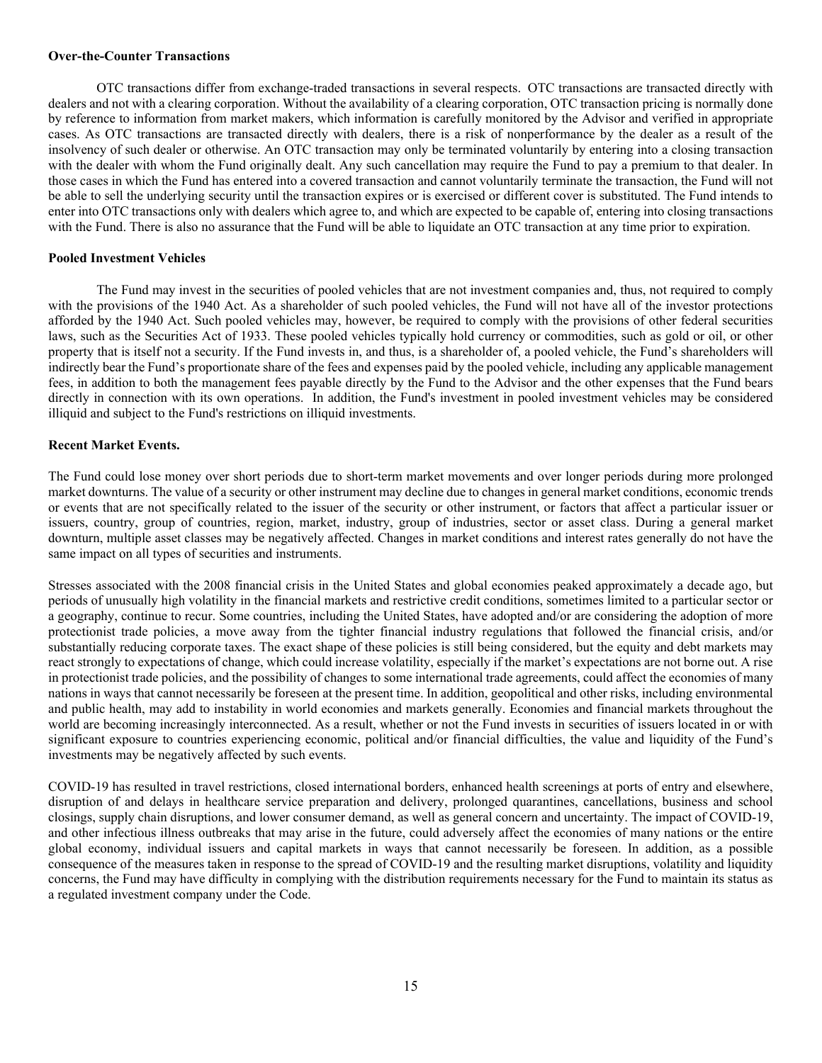**Over-the-Counter Transactions**

OTC transactions differ from exchange-traded transactions in several respects. OTC transactions are transacted directly with dealers and not with a clearing corporation. Without the availability of a clearing corporation, OTC transaction pricing is normally done by reference to information from market makers, which information is carefully monitored by the Advisor and verified in appropriate cases. As OTC transactions are transacted directly with dealers, there is a risk of nonperformance by the dealer as a result of the insolvency of such dealer or otherwise. An OTC transaction may only be terminated voluntarily by entering into a closing transaction with the dealer with whom the Fund originally dealt. Any such cancellation may require the Fund to pay a premium to that dealer. In those cases in which the Fund has entered into a covered transaction and cannot voluntarily terminate the transaction, the Fund will not be able to sell the underlying security until the transaction expires or is exercised or different cover is substituted. The Fund intends to enter into OTC transactions only with dealers which agree to, and which are expected to be capable of, entering into closing transactions with the Fund. There is also no assurance that the Fund will be able to liquidate an OTC transaction at any time prior to expiration.

**Pooled Investment Vehicles**

The Fund may invest in the securities of pooled vehicles that are not investment companies and, thus, not required to comply with the provisions of the 1940 Act. As a shareholder of such pooled vehicles, the Fund will not have all of the investor protections afforded by the 1940 Act. Such pooled vehicles may, however, be required to comply with the provisions of other federal securities laws, such as the Securities Act of 1933. These pooled vehicles typically hold currency or commodities, such as gold or oil, or other property that is itself not a security. If the Fund invests in, and thus, is a shareholder of, a pooled vehicle, the Fund's shareholders will indirectly bear the Fund's proportionate share of the fees and expenses paid by the pooled vehicle, including any applicable management fees, in addition to both the management fees payable directly by the Fund to the Advisor and the other expenses that the Fund bears directly in connection with its own operations. In addition, the Fund's investment in pooled investment vehicles may be considered illiquid and subject to the Fund's restrictions on illiquid investments.

**Recent Market Events.**

The Fund could lose money over short periods due to short-term market movements and over longer periods during more prolonged market downturns. The value of a security or other instrument may decline due to changes in general market conditions, economic trends or events that are not specifically related to the issuer of the security or other instrument, or factors that affect a particular issuer or issuers, country, group of countries, region, market, industry, group of industries, sector or asset class. During a general market downturn, multiple asset classes may be negatively affected. Changes in market conditions and interest rates generally do not have the same impact on all types of securities and instruments.

Stresses associated with the 2008 financial crisis in the United States and global economies peaked approximately a decade ago, but periods of unusually high volatility in the financial markets and restrictive credit conditions, sometimes limited to a particular sector or a geography, continue to recur. Some countries, including the United States, have adopted and/or are considering the adoption of more protectionist trade policies, a move away from the tighter financial industry regulations that followed the financial crisis, and/or substantially reducing corporate taxes. The exact shape of these policies is still being considered, but the equity and debt markets may react strongly to expectations of change, which could increase volatility, especially if the market's expectations are not borne out. A rise in protectionist trade policies, and the possibility of changes to some international trade agreements, could affect the economies of many nations in ways that cannot necessarily be foreseen at the present time. In addition, geopolitical and other risks, including environmental and public health, may add to instability in world economies and markets generally. Economies and financial markets throughout the world are becoming increasingly interconnected. As a result, whether or not the Fund invests in securities of issuers located in or with significant exposure to countries experiencing economic, political and/or financial difficulties, the value and liquidity of the Fund's investments may be negatively affected by such events.

COVID-19 has resulted in travel restrictions, closed international borders, enhanced health screenings at ports of entry and elsewhere, disruption of and delays in healthcare service preparation and delivery, prolonged quarantines, cancellations, business and school closings, supply chain disruptions, and lower consumer demand, as well as general concern and uncertainty. The impact of COVID-19, and other infectious illness outbreaks that may arise in the future, could adversely affect the economies of many nations or the entire global economy, individual issuers and capital markets in ways that cannot necessarily be foreseen. In addition, as a possible consequence of the measures taken in response to the spread of COVID-19 and the resulting market disruptions, volatility and liquidity concerns, the Fund may have difficulty in complying with the distribution requirements necessary for the Fund to maintain its status as a regulated investment company under the Code.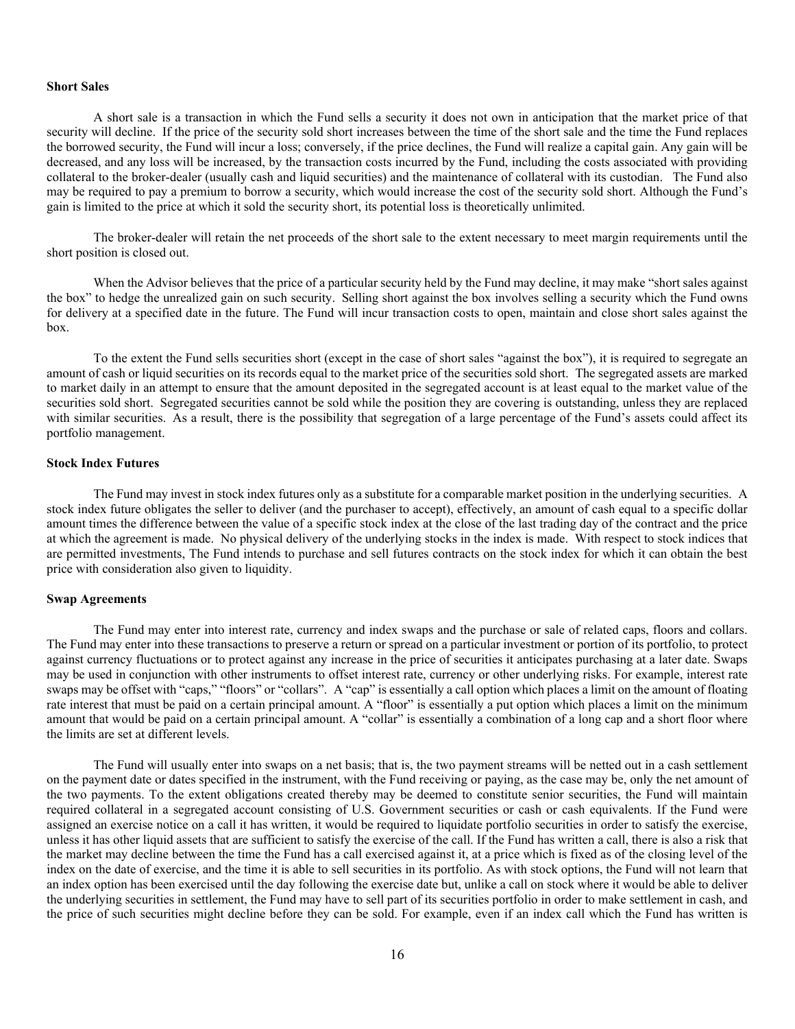**Short Sales**

A short sale is a transaction in which the Fund sells a security it does not own in anticipation that the market price of that security will decline. If the price of the security sold short increases between the time of the short sale and the time the Fund replaces the borrowed security, the Fund will incur a loss; conversely, if the price declines, the Fund will realize a capital gain. Any gain will be decreased, and any loss will be increased, by the transaction costs incurred by the Fund, including the costs associated with providing collateral to the broker-dealer (usually cash and liquid securities) and the maintenance of collateral with its custodian. The Fund also may be required to pay a premium to borrow a security, which would increase the cost of the security sold short. Although the Fund's gain is limited to the price at which it sold the security short, its potential loss is theoretically unlimited.

The broker-dealer will retain the net proceeds of the short sale to the extent necessary to meet margin requirements until the short position is closed out.

When the Advisor believes that the price of a particular security held by the Fund may decline, it may make "short sales against the box" to hedge the unrealized gain on such security. Selling short against the box involves selling a security which the Fund owns for delivery at a specified date in the future. The Fund will incur transaction costs to open, maintain and close short sales against the box.

To the extent the Fund sells securities short (except in the case of short sales "against the box"), it is required to segregate an amount of cash or liquid securities on its records equal to the market price of the securities sold short. The segregated assets are marked to market daily in an attempt to ensure that the amount deposited in the segregated account is at least equal to the market value of the securities sold short. Segregated securities cannot be sold while the position they are covering is outstanding, unless they are replaced with similar securities. As a result, there is the possibility that segregation of a large percentage of the Fund's assets could affect its portfolio management.

**Stock Index Futures**

The Fund may invest in stock index futures only as a substitute for a comparable market position in the underlying securities. A stock index future obligates the seller to deliver (and the purchaser to accept), effectively, an amount of cash equal to a specific dollar amount times the difference between the value of a specific stock index at the close of the last trading day of the contract and the price at which the agreement is made. No physical delivery of the underlying stocks in the index is made. With respect to stock indices that are permitted investments, The Fund intends to purchase and sell futures contracts on the stock index for which it can obtain the best price with consideration also given to liquidity.

**Swap Agreements**

The Fund may enter into interest rate, currency and index swaps and the purchase or sale of related caps, floors and collars. The Fund may enter into these transactions to preserve a return or spread on a particular investment or portion of its portfolio, to protect against currency fluctuations or to protect against any increase in the price of securities it anticipates purchasing at a later date. Swaps may be used in conjunction with other instruments to offset interest rate, currency or other underlying risks. For example, interest rate swaps may be offset with "caps," "floors" or "collars". A "cap" is essentially a call option which places a limit on the amount of floating rate interest that must be paid on a certain principal amount. A "floor" is essentially a put option which places a limit on the minimum amount that would be paid on a certain principal amount. A "collar" is essentially a combination of a long cap and a short floor where the limits are set at different levels.

The Fund will usually enter into swaps on a net basis; that is, the two payment streams will be netted out in a cash settlement on the payment date or dates specified in the instrument, with the Fund receiving or paying, as the case may be, only the net amount of the two payments. To the extent obligations created thereby may be deemed to constitute senior securities, the Fund will maintain required collateral in a segregated account consisting of U.S. Government securities or cash or cash equivalents. If the Fund were assigned an exercise notice on a call it has written, it would be required to liquidate portfolio securities in order to satisfy the exercise, unless it has other liquid assets that are sufficient to satisfy the exercise of the call. If the Fund has written a call, there is also a risk that the market may decline between the time the Fund has a call exercised against it, at a price which is fixed as of the closing level of the index on the date of exercise, and the time it is able to sell securities in its portfolio. As with stock options, the Fund will not learn that an index option has been exercised until the day following the exercise date but, unlike a call on stock where it would be able to deliver the underlying securities in settlement, the Fund may have to sell part of its securities portfolio in order to make settlement in cash, and the price of such securities might decline before they can be sold. For example, even if an index call which the Fund has written is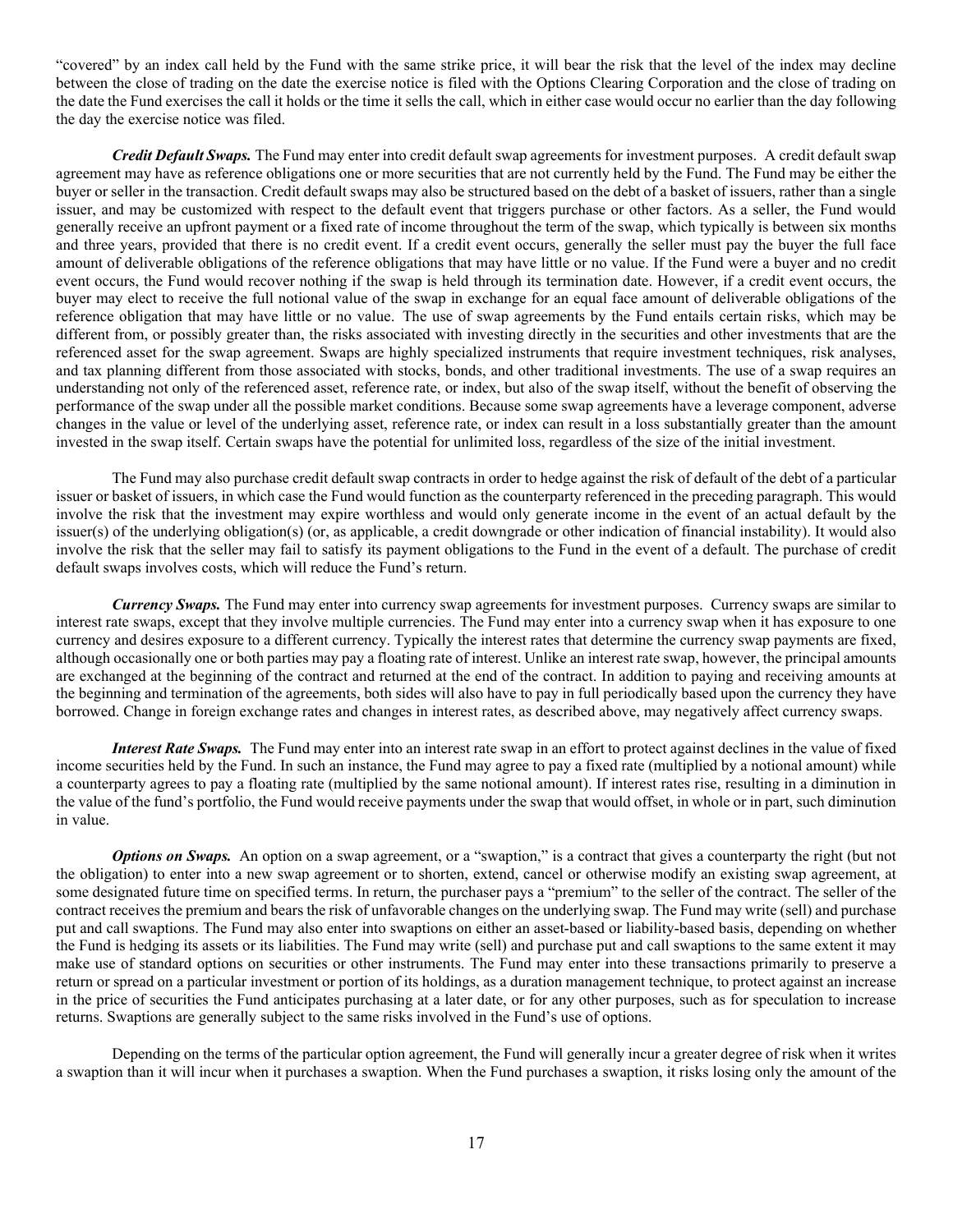"covered" by an index call held by the Fund with the same strike price, it will bear the risk that the level of the index may decline between the close of trading on the date the exercise notice is filed with the Options Clearing Corporation and the close of trading on the date the Fund exercises the call it holds or the time it sells the call, which in either case would occur no earlier than the day following the day the exercise notice was filed.

***Credit Default Swaps.*** The Fund may enter into credit default swap agreements for investment purposes. A credit default swap agreement may have as reference obligations one or more securities that are not currently held by the Fund. The Fund may be either the buyer or seller in the transaction. Credit default swaps may also be structured based on the debt of a basket of issuers, rather than a single issuer, and may be customized with respect to the default event that triggers purchase or other factors. As a seller, the Fund would generally receive an upfront payment or a fixed rate of income throughout the term of the swap, which typically is between six months and three years, provided that there is no credit event. If a credit event occurs, generally the seller must pay the buyer the full face amount of deliverable obligations of the reference obligations that may have little or no value. If the Fund were a buyer and no credit event occurs, the Fund would recover nothing if the swap is held through its termination date. However, if a credit event occurs, the buyer may elect to receive the full notional value of the swap in exchange for an equal face amount of deliverable obligations of the reference obligation that may have little or no value. The use of swap agreements by the Fund entails certain risks, which may be different from, or possibly greater than, the risks associated with investing directly in the securities and other investments that are the referenced asset for the swap agreement. Swaps are highly specialized instruments that require investment techniques, risk analyses, and tax planning different from those associated with stocks, bonds, and other traditional investments. The use of a swap requires an understanding not only of the referenced asset, reference rate, or index, but also of the swap itself, without the benefit of observing the performance of the swap under all the possible market conditions. Because some swap agreements have a leverage component, adverse changes in the value or level of the underlying asset, reference rate, or index can result in a loss substantially greater than the amount invested in the swap itself. Certain swaps have the potential for unlimited loss, regardless of the size of the initial investment.

The Fund may also purchase credit default swap contracts in order to hedge against the risk of default of the debt of a particular issuer or basket of issuers, in which case the Fund would function as the counterparty referenced in the preceding paragraph. This would involve the risk that the investment may expire worthless and would only generate income in the event of an actual default by the issuer(s) of the underlying obligation(s) (or, as applicable, a credit downgrade or other indication of financial instability). It would also involve the risk that the seller may fail to satisfy its payment obligations to the Fund in the event of a default. The purchase of credit default swaps involves costs, which will reduce the Fund's return.

***Currency Swaps.*** The Fund may enter into currency swap agreements for investment purposes. Currency swaps are similar to interest rate swaps, except that they involve multiple currencies. The Fund may enter into a currency swap when it has exposure to one currency and desires exposure to a different currency. Typically the interest rates that determine the currency swap payments are fixed, although occasionally one or both parties may pay a floating rate of interest. Unlike an interest rate swap, however, the principal amounts are exchanged at the beginning of the contract and returned at the end of the contract. In addition to paying and receiving amounts at the beginning and termination of the agreements, both sides will also have to pay in full periodically based upon the currency they have borrowed. Change in foreign exchange rates and changes in interest rates, as described above, may negatively affect currency swaps.

***Interest Rate Swaps.*** The Fund may enter into an interest rate swap in an effort to protect against declines in the value of fixed income securities held by the Fund. In such an instance, the Fund may agree to pay a fixed rate (multiplied by a notional amount) while a counterparty agrees to pay a floating rate (multiplied by the same notional amount). If interest rates rise, resulting in a diminution in the value of the fund's portfolio, the Fund would receive payments under the swap that would offset, in whole or in part, such diminution in value.

***Options on Swaps.*** An option on a swap agreement, or a "swaption," is a contract that gives a counterparty the right (but not the obligation) to enter into a new swap agreement or to shorten, extend, cancel or otherwise modify an existing swap agreement, at some designated future time on specified terms. In return, the purchaser pays a "premium" to the seller of the contract. The seller of the contract receives the premium and bears the risk of unfavorable changes on the underlying swap. The Fund may write (sell) and purchase put and call swaptions. The Fund may also enter into swaptions on either an asset-based or liability-based basis, depending on whether the Fund is hedging its assets or its liabilities. The Fund may write (sell) and purchase put and call swaptions to the same extent it may make use of standard options on securities or other instruments. The Fund may enter into these transactions primarily to preserve a return or spread on a particular investment or portion of its holdings, as a duration management technique, to protect against an increase in the price of securities the Fund anticipates purchasing at a later date, or for any other purposes, such as for speculation to increase returns. Swaptions are generally subject to the same risks involved in the Fund's use of options.

Depending on the terms of the particular option agreement, the Fund will generally incur a greater degree of risk when it writes a swaption than it will incur when it purchases a swaption. When the Fund purchases a swaption, it risks losing only the amount of the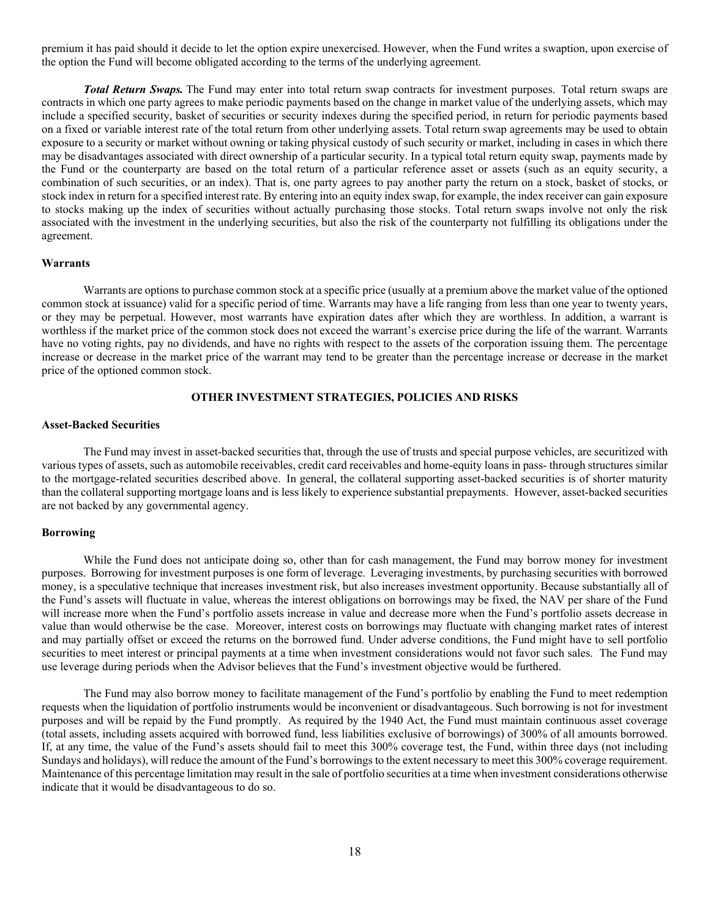premium it has paid should it decide to let the option expire unexercised. However, when the Fund writes a swaption, upon exercise of the option the Fund will become obligated according to the terms of the underlying agreement.

***Total Return Swaps.*** The Fund may enter into total return swap contracts for investment purposes. Total return swaps are contracts in which one party agrees to make periodic payments based on the change in market value of the underlying assets, which may include a specified security, basket of securities or security indexes during the specified period, in return for periodic payments based on a fixed or variable interest rate of the total return from other underlying assets. Total return swap agreements may be used to obtain exposure to a security or market without owning or taking physical custody of such security or market, including in cases in which there may be disadvantages associated with direct ownership of a particular security. In a typical total return equity swap, payments made by the Fund or the counterparty are based on the total return of a particular reference asset or assets (such as an equity security, a combination of such securities, or an index). That is, one party agrees to pay another party the return on a stock, basket of stocks, or stock index in return for a specified interest rate. By entering into an equity index swap, for example, the index receiver can gain exposure to stocks making up the index of securities without actually purchasing those stocks. Total return swaps involve not only the risk associated with the investment in the underlying securities, but also the risk of the counterparty not fulfilling its obligations under the agreement.

#### Warrants

Warrants are options to purchase common stock at a specific price (usually at a premium above the market value of the optioned common stock at issuance) valid for a specific period of time. Warrants may have a life ranging from less than one year to twenty years, or they may be perpetual. However, most warrants have expiration dates after which they are worthless. In addition, a warrant is worthless if the market price of the common stock does not exceed the warrant's exercise price during the life of the warrant. Warrants have no voting rights, pay no dividends, and have no rights with respect to the assets of the corporation issuing them. The percentage increase or decrease in the market price of the warrant may tend to be greater than the percentage increase or decrease in the market price of the optioned common stock.

## OTHER INVESTMENT STRATEGIES, POLICIES AND RISKS

#### Asset-Backed Securities

The Fund may invest in asset-backed securities that, through the use of trusts and special purpose vehicles, are securitized with various types of assets, such as automobile receivables, credit card receivables and home-equity loans in pass- through structures similar to the mortgage-related securities described above. In general, the collateral supporting asset-backed securities is of shorter maturity than the collateral supporting mortgage loans and is less likely to experience substantial prepayments. However, asset-backed securities are not backed by any governmental agency.

#### Borrowing

While the Fund does not anticipate doing so, other than for cash management, the Fund may borrow money for investment purposes. Borrowing for investment purposes is one form of leverage. Leveraging investments, by purchasing securities with borrowed money, is a speculative technique that increases investment risk, but also increases investment opportunity. Because substantially all of the Fund's assets will fluctuate in value, whereas the interest obligations on borrowings may be fixed, the NAV per share of the Fund will increase more when the Fund's portfolio assets increase in value and decrease more when the Fund's portfolio assets decrease in value than would otherwise be the case. Moreover, interest costs on borrowings may fluctuate with changing market rates of interest and may partially offset or exceed the returns on the borrowed fund. Under adverse conditions, the Fund might have to sell portfolio securities to meet interest or principal payments at a time when investment considerations would not favor such sales. The Fund may use leverage during periods when the Advisor believes that the Fund's investment objective would be furthered.

The Fund may also borrow money to facilitate management of the Fund's portfolio by enabling the Fund to meet redemption requests when the liquidation of portfolio instruments would be inconvenient or disadvantageous. Such borrowing is not for investment purposes and will be repaid by the Fund promptly. As required by the 1940 Act, the Fund must maintain continuous asset coverage (total assets, including assets acquired with borrowed fund, less liabilities exclusive of borrowings) of 300% of all amounts borrowed. If, at any time, the value of the Fund's assets should fail to meet this 300% coverage test, the Fund, within three days (not including Sundays and holidays), will reduce the amount of the Fund's borrowings to the extent necessary to meet this 300% coverage requirement. Maintenance of this percentage limitation may result in the sale of portfolio securities at a time when investment considerations otherwise indicate that it would be disadvantageous to do so.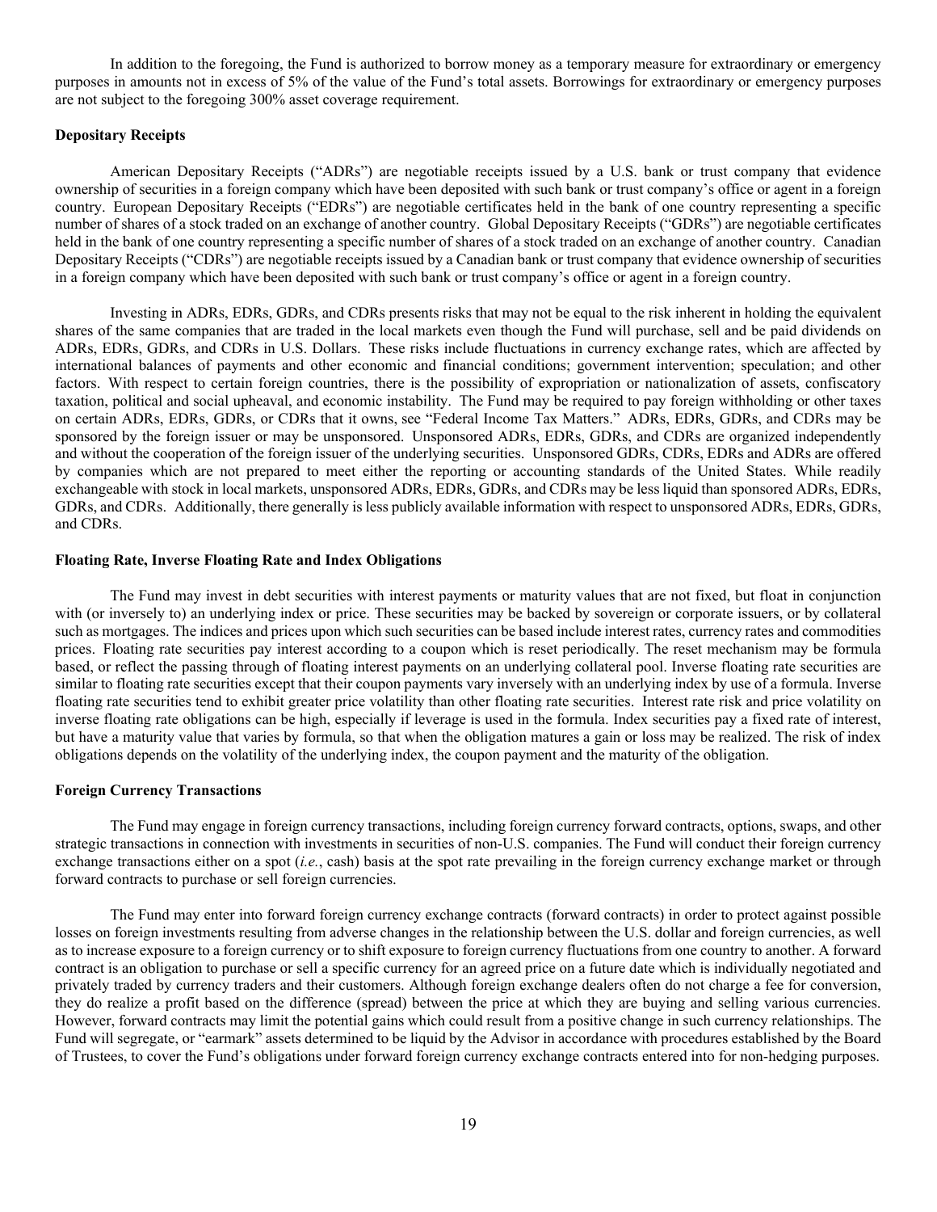In addition to the foregoing, the Fund is authorized to borrow money as a temporary measure for extraordinary or emergency purposes in amounts not in excess of 5% of the value of the Fund's total assets. Borrowings for extraordinary or emergency purposes are not subject to the foregoing 300% asset coverage requirement.

**Depositary Receipts**

American Depositary Receipts ("ADRs") are negotiable receipts issued by a U.S. bank or trust company that evidence ownership of securities in a foreign company which have been deposited with such bank or trust company's office or agent in a foreign country. European Depositary Receipts ("EDRs") are negotiable certificates held in the bank of one country representing a specific number of shares of a stock traded on an exchange of another country. Global Depositary Receipts ("GDRs") are negotiable certificates held in the bank of one country representing a specific number of shares of a stock traded on an exchange of another country. Canadian Depositary Receipts ("CDRs") are negotiable receipts issued by a Canadian bank or trust company that evidence ownership of securities in a foreign company which have been deposited with such bank or trust company's office or agent in a foreign country.

Investing in ADRs, EDRs, GDRs, and CDRs presents risks that may not be equal to the risk inherent in holding the equivalent shares of the same companies that are traded in the local markets even though the Fund will purchase, sell and be paid dividends on ADRs, EDRs, GDRs, and CDRs in U.S. Dollars. These risks include fluctuations in currency exchange rates, which are affected by international balances of payments and other economic and financial conditions; government intervention; speculation; and other factors. With respect to certain foreign countries, there is the possibility of expropriation or nationalization of assets, confiscatory taxation, political and social upheaval, and economic instability. The Fund may be required to pay foreign withholding or other taxes on certain ADRs, EDRs, GDRs, or CDRs that it owns, see "Federal Income Tax Matters." ADRs, EDRs, GDRs, and CDRs may be sponsored by the foreign issuer or may be unsponsored. Unsponsored ADRs, EDRs, GDRs, and CDRs are organized independently and without the cooperation of the foreign issuer of the underlying securities. Unsponsored GDRs, CDRs, EDRs and ADRs are offered by companies which are not prepared to meet either the reporting or accounting standards of the United States. While readily exchangeable with stock in local markets, unsponsored ADRs, EDRs, GDRs, and CDRs may be less liquid than sponsored ADRs, EDRs, GDRs, and CDRs. Additionally, there generally is less publicly available information with respect to unsponsored ADRs, EDRs, GDRs, and CDRs.

**Floating Rate, Inverse Floating Rate and Index Obligations**

The Fund may invest in debt securities with interest payments or maturity values that are not fixed, but float in conjunction with (or inversely to) an underlying index or price. These securities may be backed by sovereign or corporate issuers, or by collateral such as mortgages. The indices and prices upon which such securities can be based include interest rates, currency rates and commodities prices. Floating rate securities pay interest according to a coupon which is reset periodically. The reset mechanism may be formula based, or reflect the passing through of floating interest payments on an underlying collateral pool. Inverse floating rate securities are similar to floating rate securities except that their coupon payments vary inversely with an underlying index by use of a formula. Inverse floating rate securities tend to exhibit greater price volatility than other floating rate securities. Interest rate risk and price volatility on inverse floating rate obligations can be high, especially if leverage is used in the formula. Index securities pay a fixed rate of interest, but have a maturity value that varies by formula, so that when the obligation matures a gain or loss may be realized. The risk of index obligations depends on the volatility of the underlying index, the coupon payment and the maturity of the obligation.

**Foreign Currency Transactions**

The Fund may engage in foreign currency transactions, including foreign currency forward contracts, options, swaps, and other strategic transactions in connection with investments in securities of non-U.S. companies. The Fund will conduct their foreign currency exchange transactions either on a spot (*i.e.*, cash) basis at the spot rate prevailing in the foreign currency exchange market or through forward contracts to purchase or sell foreign currencies.

The Fund may enter into forward foreign currency exchange contracts (forward contracts) in order to protect against possible losses on foreign investments resulting from adverse changes in the relationship between the U.S. dollar and foreign currencies, as well as to increase exposure to a foreign currency or to shift exposure to foreign currency fluctuations from one country to another. A forward contract is an obligation to purchase or sell a specific currency for an agreed price on a future date which is individually negotiated and privately traded by currency traders and their customers. Although foreign exchange dealers often do not charge a fee for conversion, they do realize a profit based on the difference (spread) between the price at which they are buying and selling various currencies. However, forward contracts may limit the potential gains which could result from a positive change in such currency relationships. The Fund will segregate, or "earmark" assets determined to be liquid by the Advisor in accordance with procedures established by the Board of Trustees, to cover the Fund's obligations under forward foreign currency exchange contracts entered into for non-hedging purposes.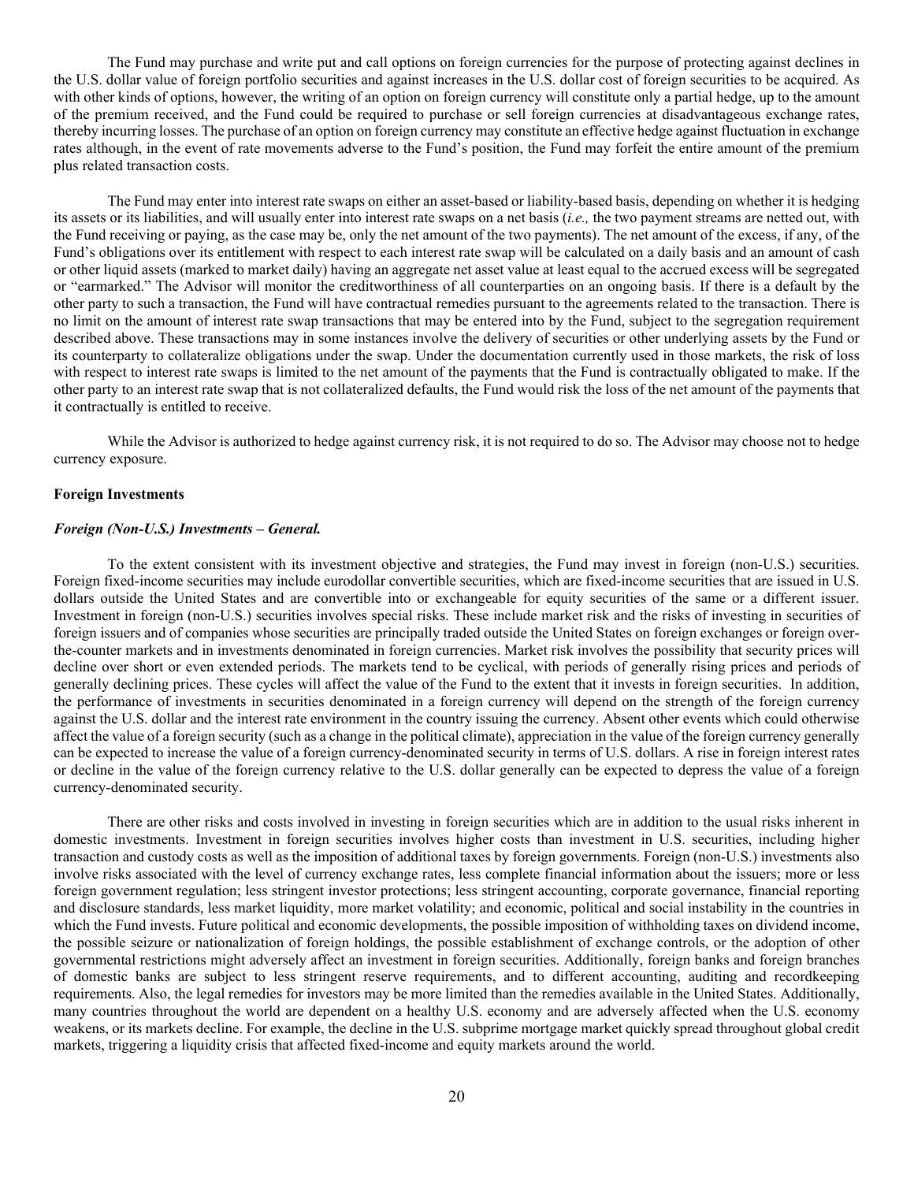The Fund may purchase and write put and call options on foreign currencies for the purpose of protecting against declines in the U.S. dollar value of foreign portfolio securities and against increases in the U.S. dollar cost of foreign securities to be acquired. As with other kinds of options, however, the writing of an option on foreign currency will constitute only a partial hedge, up to the amount of the premium received, and the Fund could be required to purchase or sell foreign currencies at disadvantageous exchange rates, thereby incurring losses. The purchase of an option on foreign currency may constitute an effective hedge against fluctuation in exchange rates although, in the event of rate movements adverse to the Fund's position, the Fund may forfeit the entire amount of the premium plus related transaction costs.

The Fund may enter into interest rate swaps on either an asset-based or liability-based basis, depending on whether it is hedging its assets or its liabilities, and will usually enter into interest rate swaps on a net basis (*i.e.,* the two payment streams are netted out, with the Fund receiving or paying, as the case may be, only the net amount of the two payments). The net amount of the excess, if any, of the Fund's obligations over its entitlement with respect to each interest rate swap will be calculated on a daily basis and an amount of cash or other liquid assets (marked to market daily) having an aggregate net asset value at least equal to the accrued excess will be segregated or "earmarked." The Advisor will monitor the creditworthiness of all counterparties on an ongoing basis. If there is a default by the other party to such a transaction, the Fund will have contractual remedies pursuant to the agreements related to the transaction. There is no limit on the amount of interest rate swap transactions that may be entered into by the Fund, subject to the segregation requirement described above. These transactions may in some instances involve the delivery of securities or other underlying assets by the Fund or its counterparty to collateralize obligations under the swap. Under the documentation currently used in those markets, the risk of loss with respect to interest rate swaps is limited to the net amount of the payments that the Fund is contractually obligated to make. If the other party to an interest rate swap that is not collateralized defaults, the Fund would risk the loss of the net amount of the payments that it contractually is entitled to receive.

While the Advisor is authorized to hedge against currency risk, it is not required to do so. The Advisor may choose not to hedge currency exposure.

**Foreign Investments**

***Foreign (Non-U.S.) Investments – General.***

To the extent consistent with its investment objective and strategies, the Fund may invest in foreign (non-U.S.) securities. Foreign fixed-income securities may include eurodollar convertible securities, which are fixed-income securities that are issued in U.S. dollars outside the United States and are convertible into or exchangeable for equity securities of the same or a different issuer. Investment in foreign (non-U.S.) securities involves special risks. These include market risk and the risks of investing in securities of foreign issuers and of companies whose securities are principally traded outside the United States on foreign exchanges or foreign over-the-counter markets and in investments denominated in foreign currencies. Market risk involves the possibility that security prices will decline over short or even extended periods. The markets tend to be cyclical, with periods of generally rising prices and periods of generally declining prices. These cycles will affect the value of the Fund to the extent that it invests in foreign securities. In addition, the performance of investments in securities denominated in a foreign currency will depend on the strength of the foreign currency against the U.S. dollar and the interest rate environment in the country issuing the currency. Absent other events which could otherwise affect the value of a foreign security (such as a change in the political climate), appreciation in the value of the foreign currency generally can be expected to increase the value of a foreign currency-denominated security in terms of U.S. dollars. A rise in foreign interest rates or decline in the value of the foreign currency relative to the U.S. dollar generally can be expected to depress the value of a foreign currency-denominated security.

There are other risks and costs involved in investing in foreign securities which are in addition to the usual risks inherent in domestic investments. Investment in foreign securities involves higher costs than investment in U.S. securities, including higher transaction and custody costs as well as the imposition of additional taxes by foreign governments. Foreign (non-U.S.) investments also involve risks associated with the level of currency exchange rates, less complete financial information about the issuers; more or less foreign government regulation; less stringent investor protections; less stringent accounting, corporate governance, financial reporting and disclosure standards, less market liquidity, more market volatility; and economic, political and social instability in the countries in which the Fund invests. Future political and economic developments, the possible imposition of withholding taxes on dividend income, the possible seizure or nationalization of foreign holdings, the possible establishment of exchange controls, or the adoption of other governmental restrictions might adversely affect an investment in foreign securities. Additionally, foreign banks and foreign branches of domestic banks are subject to less stringent reserve requirements, and to different accounting, auditing and recordkeeping requirements. Also, the legal remedies for investors may be more limited than the remedies available in the United States. Additionally, many countries throughout the world are dependent on a healthy U.S. economy and are adversely affected when the U.S. economy weakens, or its markets decline. For example, the decline in the U.S. subprime mortgage market quickly spread throughout global credit markets, triggering a liquidity crisis that affected fixed-income and equity markets around the world.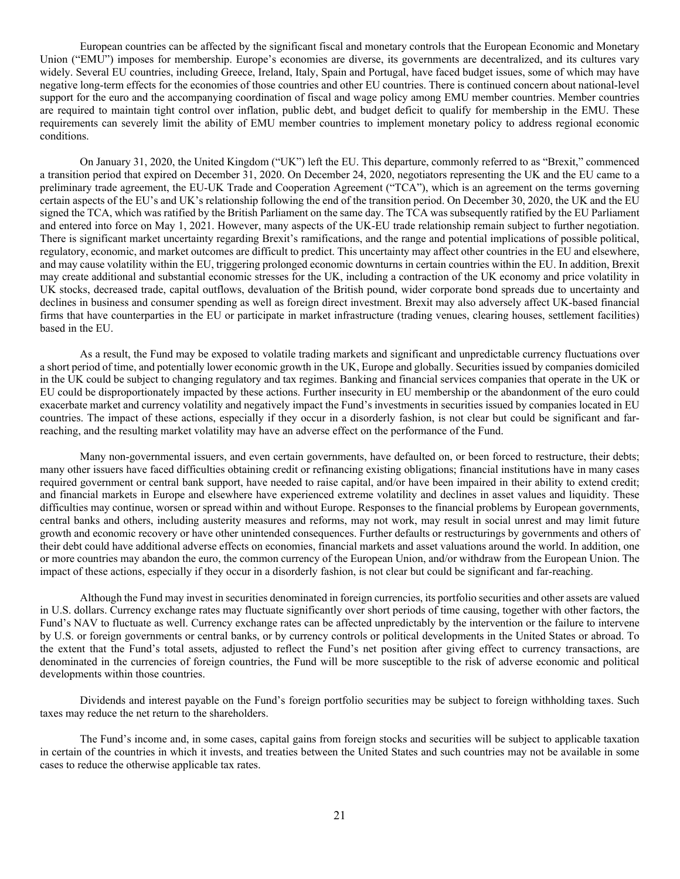European countries can be affected by the significant fiscal and monetary controls that the European Economic and Monetary Union ("EMU") imposes for membership. Europe's economies are diverse, its governments are decentralized, and its cultures vary widely. Several EU countries, including Greece, Ireland, Italy, Spain and Portugal, have faced budget issues, some of which may have negative long-term effects for the economies of those countries and other EU countries. There is continued concern about national-level support for the euro and the accompanying coordination of fiscal and wage policy among EMU member countries. Member countries are required to maintain tight control over inflation, public debt, and budget deficit to qualify for membership in the EMU. These requirements can severely limit the ability of EMU member countries to implement monetary policy to address regional economic conditions.

On January 31, 2020, the United Kingdom ("UK") left the EU. This departure, commonly referred to as "Brexit," commenced a transition period that expired on December 31, 2020. On December 24, 2020, negotiators representing the UK and the EU came to a preliminary trade agreement, the EU-UK Trade and Cooperation Agreement ("TCA"), which is an agreement on the terms governing certain aspects of the EU's and UK's relationship following the end of the transition period. On December 30, 2020, the UK and the EU signed the TCA, which was ratified by the British Parliament on the same day. The TCA was subsequently ratified by the EU Parliament and entered into force on May 1, 2021. However, many aspects of the UK-EU trade relationship remain subject to further negotiation. There is significant market uncertainty regarding Brexit's ramifications, and the range and potential implications of possible political, regulatory, economic, and market outcomes are difficult to predict. This uncertainty may affect other countries in the EU and elsewhere, and may cause volatility within the EU, triggering prolonged economic downturns in certain countries within the EU. In addition, Brexit may create additional and substantial economic stresses for the UK, including a contraction of the UK economy and price volatility in UK stocks, decreased trade, capital outflows, devaluation of the British pound, wider corporate bond spreads due to uncertainty and declines in business and consumer spending as well as foreign direct investment. Brexit may also adversely affect UK-based financial firms that have counterparties in the EU or participate in market infrastructure (trading venues, clearing houses, settlement facilities) based in the EU.

As a result, the Fund may be exposed to volatile trading markets and significant and unpredictable currency fluctuations over a short period of time, and potentially lower economic growth in the UK, Europe and globally. Securities issued by companies domiciled in the UK could be subject to changing regulatory and tax regimes. Banking and financial services companies that operate in the UK or EU could be disproportionately impacted by these actions. Further insecurity in EU membership or the abandonment of the euro could exacerbate market and currency volatility and negatively impact the Fund's investments in securities issued by companies located in EU countries. The impact of these actions, especially if they occur in a disorderly fashion, is not clear but could be significant and far-reaching, and the resulting market volatility may have an adverse effect on the performance of the Fund.

Many non-governmental issuers, and even certain governments, have defaulted on, or been forced to restructure, their debts; many other issuers have faced difficulties obtaining credit or refinancing existing obligations; financial institutions have in many cases required government or central bank support, have needed to raise capital, and/or have been impaired in their ability to extend credit; and financial markets in Europe and elsewhere have experienced extreme volatility and declines in asset values and liquidity. These difficulties may continue, worsen or spread within and without Europe. Responses to the financial problems by European governments, central banks and others, including austerity measures and reforms, may not work, may result in social unrest and may limit future growth and economic recovery or have other unintended consequences. Further defaults or restructurings by governments and others of their debt could have additional adverse effects on economies, financial markets and asset valuations around the world. In addition, one or more countries may abandon the euro, the common currency of the European Union, and/or withdraw from the European Union. The impact of these actions, especially if they occur in a disorderly fashion, is not clear but could be significant and far-reaching.

Although the Fund may invest in securities denominated in foreign currencies, its portfolio securities and other assets are valued in U.S. dollars. Currency exchange rates may fluctuate significantly over short periods of time causing, together with other factors, the Fund's NAV to fluctuate as well. Currency exchange rates can be affected unpredictably by the intervention or the failure to intervene by U.S. or foreign governments or central banks, or by currency controls or political developments in the United States or abroad. To the extent that the Fund's total assets, adjusted to reflect the Fund's net position after giving effect to currency transactions, are denominated in the currencies of foreign countries, the Fund will be more susceptible to the risk of adverse economic and political developments within those countries.

Dividends and interest payable on the Fund's foreign portfolio securities may be subject to foreign withholding taxes. Such taxes may reduce the net return to the shareholders.

The Fund's income and, in some cases, capital gains from foreign stocks and securities will be subject to applicable taxation in certain of the countries in which it invests, and treaties between the United States and such countries may not be available in some cases to reduce the otherwise applicable tax rates.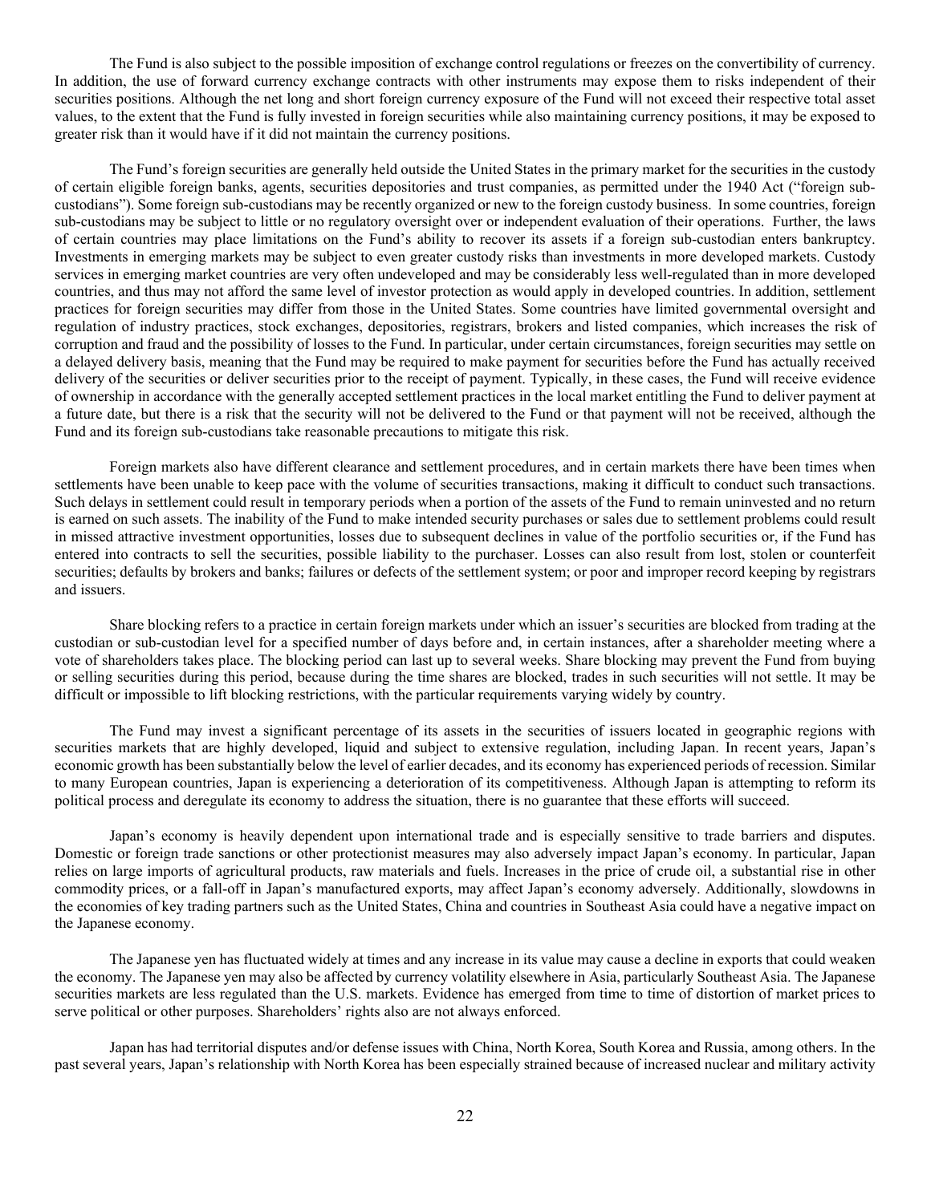The Fund is also subject to the possible imposition of exchange control regulations or freezes on the convertibility of currency. In addition, the use of forward currency exchange contracts with other instruments may expose them to risks independent of their securities positions. Although the net long and short foreign currency exposure of the Fund will not exceed their respective total asset values, to the extent that the Fund is fully invested in foreign securities while also maintaining currency positions, it may be exposed to greater risk than it would have if it did not maintain the currency positions.

The Fund's foreign securities are generally held outside the United States in the primary market for the securities in the custody of certain eligible foreign banks, agents, securities depositories and trust companies, as permitted under the 1940 Act ("foreign sub-custodians"). Some foreign sub-custodians may be recently organized or new to the foreign custody business. In some countries, foreign sub-custodians may be subject to little or no regulatory oversight over or independent evaluation of their operations. Further, the laws of certain countries may place limitations on the Fund's ability to recover its assets if a foreign sub-custodian enters bankruptcy. Investments in emerging markets may be subject to even greater custody risks than investments in more developed markets. Custody services in emerging market countries are very often undeveloped and may be considerably less well-regulated than in more developed countries, and thus may not afford the same level of investor protection as would apply in developed countries. In addition, settlement practices for foreign securities may differ from those in the United States. Some countries have limited governmental oversight and regulation of industry practices, stock exchanges, depositories, registrars, brokers and listed companies, which increases the risk of corruption and fraud and the possibility of losses to the Fund. In particular, under certain circumstances, foreign securities may settle on a delayed delivery basis, meaning that the Fund may be required to make payment for securities before the Fund has actually received delivery of the securities or deliver securities prior to the receipt of payment. Typically, in these cases, the Fund will receive evidence of ownership in accordance with the generally accepted settlement practices in the local market entitling the Fund to deliver payment at a future date, but there is a risk that the security will not be delivered to the Fund or that payment will not be received, although the Fund and its foreign sub-custodians take reasonable precautions to mitigate this risk.

Foreign markets also have different clearance and settlement procedures, and in certain markets there have been times when settlements have been unable to keep pace with the volume of securities transactions, making it difficult to conduct such transactions. Such delays in settlement could result in temporary periods when a portion of the assets of the Fund to remain uninvested and no return is earned on such assets. The inability of the Fund to make intended security purchases or sales due to settlement problems could result in missed attractive investment opportunities, losses due to subsequent declines in value of the portfolio securities or, if the Fund has entered into contracts to sell the securities, possible liability to the purchaser. Losses can also result from lost, stolen or counterfeit securities; defaults by brokers and banks; failures or defects of the settlement system; or poor and improper record keeping by registrars and issuers.

Share blocking refers to a practice in certain foreign markets under which an issuer's securities are blocked from trading at the custodian or sub-custodian level for a specified number of days before and, in certain instances, after a shareholder meeting where a vote of shareholders takes place. The blocking period can last up to several weeks. Share blocking may prevent the Fund from buying or selling securities during this period, because during the time shares are blocked, trades in such securities will not settle. It may be difficult or impossible to lift blocking restrictions, with the particular requirements varying widely by country.

The Fund may invest a significant percentage of its assets in the securities of issuers located in geographic regions with securities markets that are highly developed, liquid and subject to extensive regulation, including Japan. In recent years, Japan's economic growth has been substantially below the level of earlier decades, and its economy has experienced periods of recession. Similar to many European countries, Japan is experiencing a deterioration of its competitiveness. Although Japan is attempting to reform its political process and deregulate its economy to address the situation, there is no guarantee that these efforts will succeed.

Japan's economy is heavily dependent upon international trade and is especially sensitive to trade barriers and disputes. Domestic or foreign trade sanctions or other protectionist measures may also adversely impact Japan's economy. In particular, Japan relies on large imports of agricultural products, raw materials and fuels. Increases in the price of crude oil, a substantial rise in other commodity prices, or a fall-off in Japan's manufactured exports, may affect Japan's economy adversely. Additionally, slowdowns in the economies of key trading partners such as the United States, China and countries in Southeast Asia could have a negative impact on the Japanese economy.

The Japanese yen has fluctuated widely at times and any increase in its value may cause a decline in exports that could weaken the economy. The Japanese yen may also be affected by currency volatility elsewhere in Asia, particularly Southeast Asia. The Japanese securities markets are less regulated than the U.S. markets. Evidence has emerged from time to time of distortion of market prices to serve political or other purposes. Shareholders' rights also are not always enforced.

Japan has had territorial disputes and/or defense issues with China, North Korea, South Korea and Russia, among others. In the past several years, Japan's relationship with North Korea has been especially strained because of increased nuclear and military activity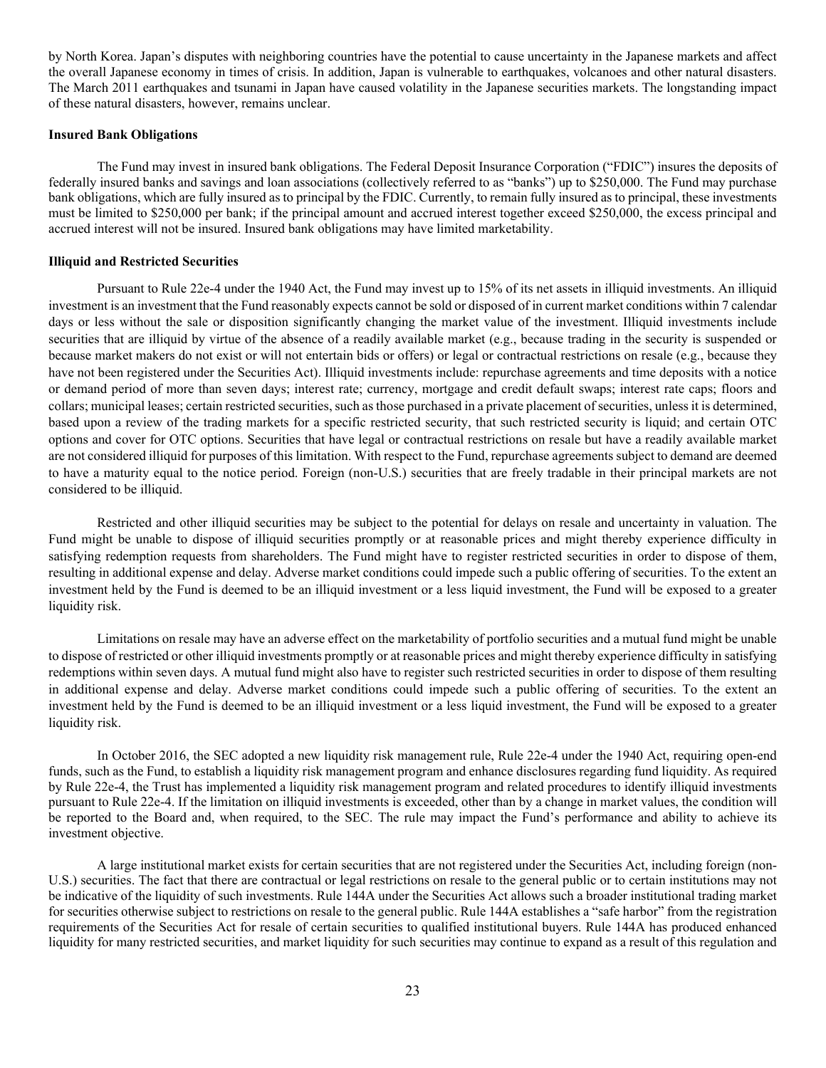by North Korea. Japan's disputes with neighboring countries have the potential to cause uncertainty in the Japanese markets and affect the overall Japanese economy in times of crisis. In addition, Japan is vulnerable to earthquakes, volcanoes and other natural disasters. The March 2011 earthquakes and tsunami in Japan have caused volatility in the Japanese securities markets. The longstanding impact of these natural disasters, however, remains unclear.

**Insured Bank Obligations**

The Fund may invest in insured bank obligations. The Federal Deposit Insurance Corporation ("FDIC") insures the deposits of federally insured banks and savings and loan associations (collectively referred to as "banks") up to $250,000. The Fund may purchase bank obligations, which are fully insured as to principal by the FDIC. Currently, to remain fully insured as to principal, these investments must be limited to $250,000 per bank; if the principal amount and accrued interest together exceed $250,000, the excess principal and accrued interest will not be insured. Insured bank obligations may have limited marketability.

**Illiquid and Restricted Securities**

Pursuant to Rule 22e-4 under the 1940 Act, the Fund may invest up to 15% of its net assets in illiquid investments. An illiquid investment is an investment that the Fund reasonably expects cannot be sold or disposed of in current market conditions within 7 calendar days or less without the sale or disposition significantly changing the market value of the investment. Illiquid investments include securities that are illiquid by virtue of the absence of a readily available market (e.g., because trading in the security is suspended or because market makers do not exist or will not entertain bids or offers) or legal or contractual restrictions on resale (e.g., because they have not been registered under the Securities Act). Illiquid investments include: repurchase agreements and time deposits with a notice or demand period of more than seven days; interest rate; currency, mortgage and credit default swaps; interest rate caps; floors and collars; municipal leases; certain restricted securities, such as those purchased in a private placement of securities, unless it is determined, based upon a review of the trading markets for a specific restricted security, that such restricted security is liquid; and certain OTC options and cover for OTC options. Securities that have legal or contractual restrictions on resale but have a readily available market are not considered illiquid for purposes of this limitation. With respect to the Fund, repurchase agreements subject to demand are deemed to have a maturity equal to the notice period. Foreign (non-U.S.) securities that are freely tradable in their principal markets are not considered to be illiquid.

Restricted and other illiquid securities may be subject to the potential for delays on resale and uncertainty in valuation. The Fund might be unable to dispose of illiquid securities promptly or at reasonable prices and might thereby experience difficulty in satisfying redemption requests from shareholders. The Fund might have to register restricted securities in order to dispose of them, resulting in additional expense and delay. Adverse market conditions could impede such a public offering of securities. To the extent an investment held by the Fund is deemed to be an illiquid investment or a less liquid investment, the Fund will be exposed to a greater liquidity risk.

Limitations on resale may have an adverse effect on the marketability of portfolio securities and a mutual fund might be unable to dispose of restricted or other illiquid investments promptly or at reasonable prices and might thereby experience difficulty in satisfying redemptions within seven days. A mutual fund might also have to register such restricted securities in order to dispose of them resulting in additional expense and delay. Adverse market conditions could impede such a public offering of securities. To the extent an investment held by the Fund is deemed to be an illiquid investment or a less liquid investment, the Fund will be exposed to a greater liquidity risk.

In October 2016, the SEC adopted a new liquidity risk management rule, Rule 22e-4 under the 1940 Act, requiring open-end funds, such as the Fund, to establish a liquidity risk management program and enhance disclosures regarding fund liquidity. As required by Rule 22e-4, the Trust has implemented a liquidity risk management program and related procedures to identify illiquid investments pursuant to Rule 22e-4. If the limitation on illiquid investments is exceeded, other than by a change in market values, the condition will be reported to the Board and, when required, to the SEC. The rule may impact the Fund's performance and ability to achieve its investment objective.

A large institutional market exists for certain securities that are not registered under the Securities Act, including foreign (non-U.S.) securities. The fact that there are contractual or legal restrictions on resale to the general public or to certain institutions may not be indicative of the liquidity of such investments. Rule 144A under the Securities Act allows such a broader institutional trading market for securities otherwise subject to restrictions on resale to the general public. Rule 144A establishes a "safe harbor" from the registration requirements of the Securities Act for resale of certain securities to qualified institutional buyers. Rule 144A has produced enhanced liquidity for many restricted securities, and market liquidity for such securities may continue to expand as a result of this regulation and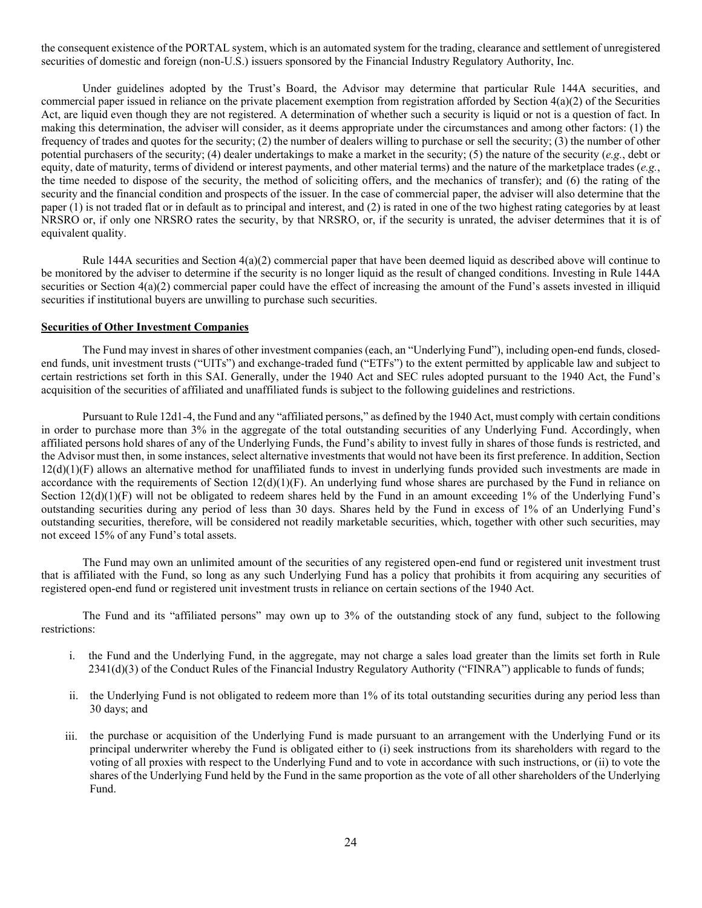the consequent existence of the PORTAL system, which is an automated system for the trading, clearance and settlement of unregistered securities of domestic and foreign (non-U.S.) issuers sponsored by the Financial Industry Regulatory Authority, Inc.

Under guidelines adopted by the Trust's Board, the Advisor may determine that particular Rule 144A securities, and commercial paper issued in reliance on the private placement exemption from registration afforded by Section 4(a)(2) of the Securities Act, are liquid even though they are not registered. A determination of whether such a security is liquid or not is a question of fact. In making this determination, the adviser will consider, as it deems appropriate under the circumstances and among other factors: (1) the frequency of trades and quotes for the security; (2) the number of dealers willing to purchase or sell the security; (3) the number of other potential purchasers of the security; (4) dealer undertakings to make a market in the security; (5) the nature of the security (*e.g.*, debt or equity, date of maturity, terms of dividend or interest payments, and other material terms) and the nature of the marketplace trades (*e.g.*, the time needed to dispose of the security, the method of soliciting offers, and the mechanics of transfer); and (6) the rating of the security and the financial condition and prospects of the issuer. In the case of commercial paper, the adviser will also determine that the paper (1) is not traded flat or in default as to principal and interest, and (2) is rated in one of the two highest rating categories by at least NRSRO or, if only one NRSRO rates the security, by that NRSRO, or, if the security is unrated, the adviser determines that it is of equivalent quality.

Rule 144A securities and Section 4(a)(2) commercial paper that have been deemed liquid as described above will continue to be monitored by the adviser to determine if the security is no longer liquid as the result of changed conditions. Investing in Rule 144A securities or Section 4(a)(2) commercial paper could have the effect of increasing the amount of the Fund's assets invested in illiquid securities if institutional buyers are unwilling to purchase such securities.

**Securities of Other Investment Companies**

The Fund may invest in shares of other investment companies (each, an "Underlying Fund"), including open-end funds, closed-end funds, unit investment trusts ("UITs") and exchange-traded fund ("ETFs") to the extent permitted by applicable law and subject to certain restrictions set forth in this SAI. Generally, under the 1940 Act and SEC rules adopted pursuant to the 1940 Act, the Fund's acquisition of the securities of affiliated and unaffiliated funds is subject to the following guidelines and restrictions.

Pursuant to Rule 12d1-4, the Fund and any "affiliated persons," as defined by the 1940 Act, must comply with certain conditions in order to purchase more than 3% in the aggregate of the total outstanding securities of any Underlying Fund. Accordingly, when affiliated persons hold shares of any of the Underlying Funds, the Fund's ability to invest fully in shares of those funds is restricted, and the Advisor must then, in some instances, select alternative investments that would not have been its first preference. In addition, Section 12(d)(1)(F) allows an alternative method for unaffiliated funds to invest in underlying funds provided such investments are made in accordance with the requirements of Section 12(d)(1)(F). An underlying fund whose shares are purchased by the Fund in reliance on Section 12(d)(1)(F) will not be obligated to redeem shares held by the Fund in an amount exceeding 1% of the Underlying Fund's outstanding securities during any period of less than 30 days. Shares held by the Fund in excess of 1% of an Underlying Fund's outstanding securities, therefore, will be considered not readily marketable securities, which, together with other such securities, may not exceed 15% of any Fund's total assets.

The Fund may own an unlimited amount of the securities of any registered open-end fund or registered unit investment trust that is affiliated with the Fund, so long as any such Underlying Fund has a policy that prohibits it from acquiring any securities of registered open-end fund or registered unit investment trusts in reliance on certain sections of the 1940 Act.

The Fund and its "affiliated persons" may own up to 3% of the outstanding stock of any fund, subject to the following restrictions:

i. the Fund and the Underlying Fund, in the aggregate, may not charge a sales load greater than the limits set forth in Rule 2341(d)(3) of the Conduct Rules of the Financial Industry Regulatory Authority ("FINRA") applicable to funds of funds;

ii. the Underlying Fund is not obligated to redeem more than 1% of its total outstanding securities during any period less than 30 days; and

iii. the purchase or acquisition of the Underlying Fund is made pursuant to an arrangement with the Underlying Fund or its principal underwriter whereby the Fund is obligated either to (i) seek instructions from its shareholders with regard to the voting of all proxies with respect to the Underlying Fund and to vote in accordance with such instructions, or (ii) to vote the shares of the Underlying Fund held by the Fund in the same proportion as the vote of all other shareholders of the Underlying Fund.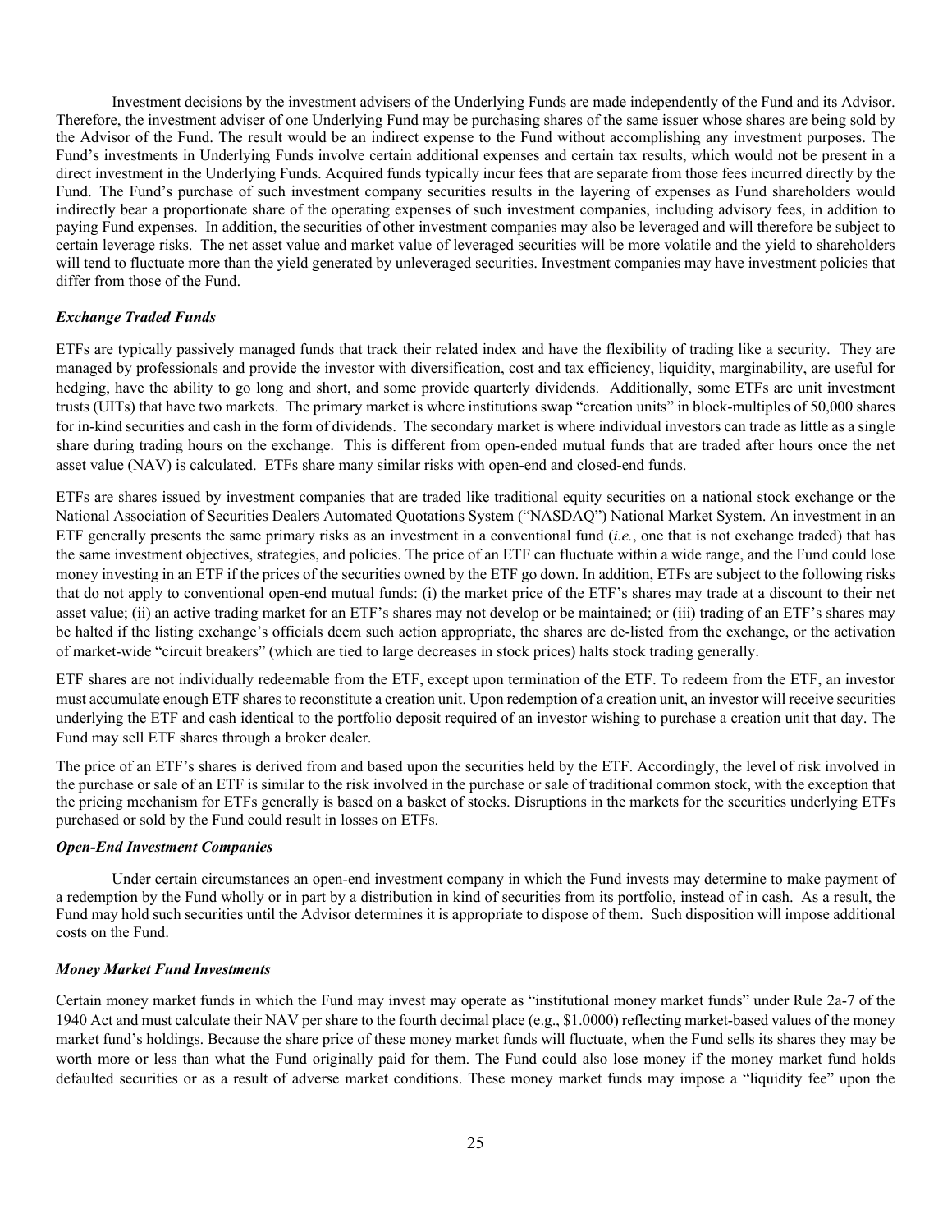Investment decisions by the investment advisers of the Underlying Funds are made independently of the Fund and its Advisor. Therefore, the investment adviser of one Underlying Fund may be purchasing shares of the same issuer whose shares are being sold by the Advisor of the Fund. The result would be an indirect expense to the Fund without accomplishing any investment purposes. The Fund's investments in Underlying Funds involve certain additional expenses and certain tax results, which would not be present in a direct investment in the Underlying Funds. Acquired funds typically incur fees that are separate from those fees incurred directly by the Fund. The Fund's purchase of such investment company securities results in the layering of expenses as Fund shareholders would indirectly bear a proportionate share of the operating expenses of such investment companies, including advisory fees, in addition to paying Fund expenses. In addition, the securities of other investment companies may also be leveraged and will therefore be subject to certain leverage risks. The net asset value and market value of leveraged securities will be more volatile and the yield to shareholders will tend to fluctuate more than the yield generated by unleveraged securities. Investment companies may have investment policies that differ from those of the Fund.

***Exchange Traded Funds***

ETFs are typically passively managed funds that track their related index and have the flexibility of trading like a security. They are managed by professionals and provide the investor with diversification, cost and tax efficiency, liquidity, marginability, are useful for hedging, have the ability to go long and short, and some provide quarterly dividends. Additionally, some ETFs are unit investment trusts (UITs) that have two markets. The primary market is where institutions swap "creation units" in block-multiples of 50,000 shares for in-kind securities and cash in the form of dividends. The secondary market is where individual investors can trade as little as a single share during trading hours on the exchange. This is different from open-ended mutual funds that are traded after hours once the net asset value (NAV) is calculated. ETFs share many similar risks with open-end and closed-end funds.

ETFs are shares issued by investment companies that are traded like traditional equity securities on a national stock exchange or the National Association of Securities Dealers Automated Quotations System ("NASDAQ") National Market System. An investment in an ETF generally presents the same primary risks as an investment in a conventional fund (*i.e.*, one that is not exchange traded) that has the same investment objectives, strategies, and policies. The price of an ETF can fluctuate within a wide range, and the Fund could lose money investing in an ETF if the prices of the securities owned by the ETF go down. In addition, ETFs are subject to the following risks that do not apply to conventional open-end mutual funds: (i) the market price of the ETF's shares may trade at a discount to their net asset value; (ii) an active trading market for an ETF's shares may not develop or be maintained; or (iii) trading of an ETF's shares may be halted if the listing exchange's officials deem such action appropriate, the shares are de-listed from the exchange, or the activation of market-wide "circuit breakers" (which are tied to large decreases in stock prices) halts stock trading generally.

ETF shares are not individually redeemable from the ETF, except upon termination of the ETF. To redeem from the ETF, an investor must accumulate enough ETF shares to reconstitute a creation unit. Upon redemption of a creation unit, an investor will receive securities underlying the ETF and cash identical to the portfolio deposit required of an investor wishing to purchase a creation unit that day. The Fund may sell ETF shares through a broker dealer.

The price of an ETF's shares is derived from and based upon the securities held by the ETF. Accordingly, the level of risk involved in the purchase or sale of an ETF is similar to the risk involved in the purchase or sale of traditional common stock, with the exception that the pricing mechanism for ETFs generally is based on a basket of stocks. Disruptions in the markets for the securities underlying ETFs purchased or sold by the Fund could result in losses on ETFs.

***Open-End Investment Companies***

Under certain circumstances an open-end investment company in which the Fund invests may determine to make payment of a redemption by the Fund wholly or in part by a distribution in kind of securities from its portfolio, instead of in cash. As a result, the Fund may hold such securities until the Advisor determines it is appropriate to dispose of them. Such disposition will impose additional costs on the Fund.

***Money Market Fund Investments***

Certain money market funds in which the Fund may invest may operate as "institutional money market funds" under Rule 2a-7 of the 1940 Act and must calculate their NAV per share to the fourth decimal place (e.g., $1.0000) reflecting market-based values of the money market fund's holdings. Because the share price of these money market funds will fluctuate, when the Fund sells its shares they may be worth more or less than what the Fund originally paid for them. The Fund could also lose money if the money market fund holds defaulted securities or as a result of adverse market conditions. These money market funds may impose a "liquidity fee" upon the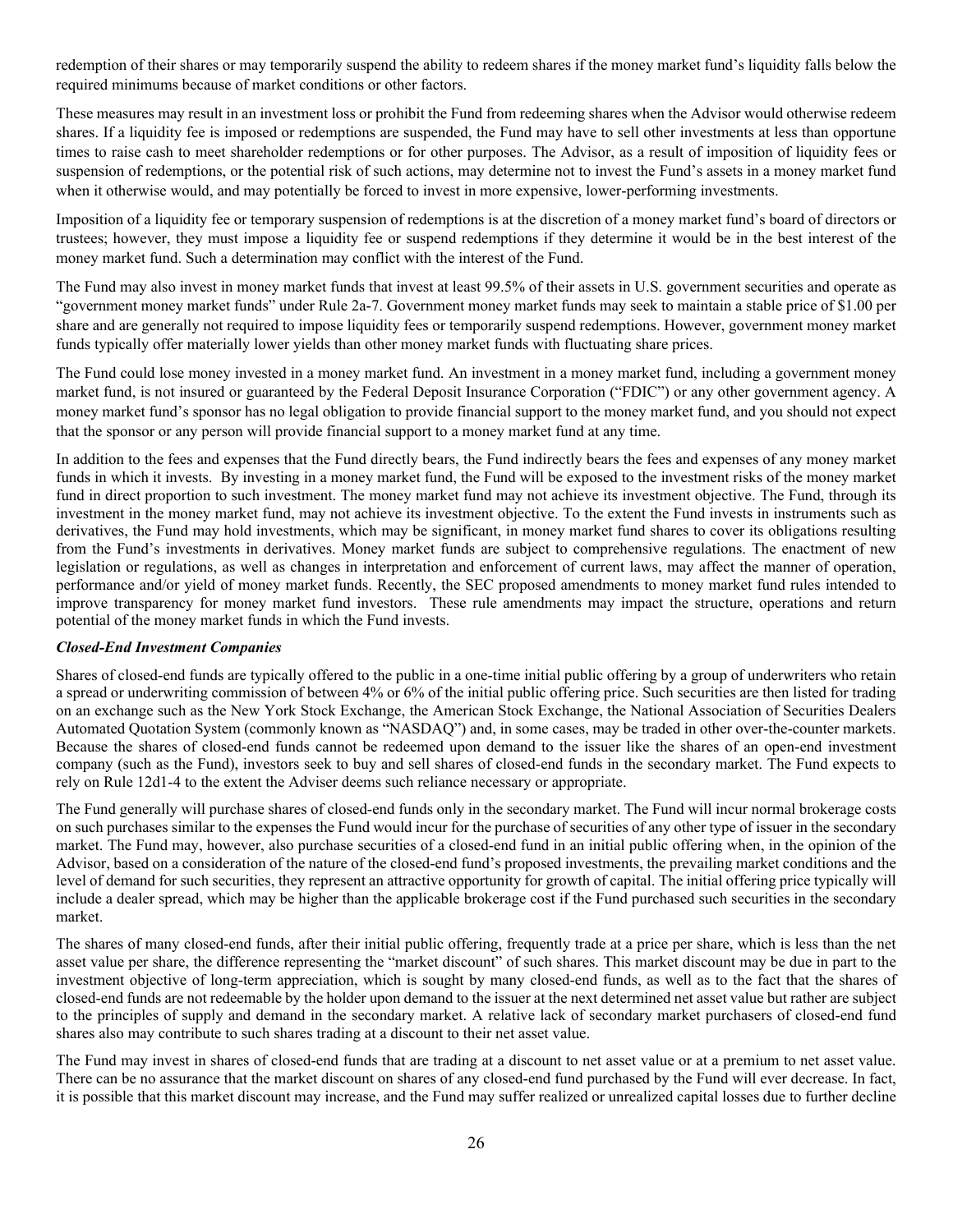redemption of their shares or may temporarily suspend the ability to redeem shares if the money market fund's liquidity falls below the required minimums because of market conditions or other factors.

These measures may result in an investment loss or prohibit the Fund from redeeming shares when the Advisor would otherwise redeem shares. If a liquidity fee is imposed or redemptions are suspended, the Fund may have to sell other investments at less than opportune times to raise cash to meet shareholder redemptions or for other purposes. The Advisor, as a result of imposition of liquidity fees or suspension of redemptions, or the potential risk of such actions, may determine not to invest the Fund's assets in a money market fund when it otherwise would, and may potentially be forced to invest in more expensive, lower-performing investments.

Imposition of a liquidity fee or temporary suspension of redemptions is at the discretion of a money market fund's board of directors or trustees; however, they must impose a liquidity fee or suspend redemptions if they determine it would be in the best interest of the money market fund. Such a determination may conflict with the interest of the Fund.

The Fund may also invest in money market funds that invest at least 99.5% of their assets in U.S. government securities and operate as "government money market funds" under Rule 2a-7. Government money market funds may seek to maintain a stable price of $1.00 per share and are generally not required to impose liquidity fees or temporarily suspend redemptions. However, government money market funds typically offer materially lower yields than other money market funds with fluctuating share prices.

The Fund could lose money invested in a money market fund. An investment in a money market fund, including a government money market fund, is not insured or guaranteed by the Federal Deposit Insurance Corporation ("FDIC") or any other government agency. A money market fund's sponsor has no legal obligation to provide financial support to the money market fund, and you should not expect that the sponsor or any person will provide financial support to a money market fund at any time.

In addition to the fees and expenses that the Fund directly bears, the Fund indirectly bears the fees and expenses of any money market funds in which it invests. By investing in a money market fund, the Fund will be exposed to the investment risks of the money market fund in direct proportion to such investment. The money market fund may not achieve its investment objective. The Fund, through its investment in the money market fund, may not achieve its investment objective. To the extent the Fund invests in instruments such as derivatives, the Fund may hold investments, which may be significant, in money market fund shares to cover its obligations resulting from the Fund's investments in derivatives. Money market funds are subject to comprehensive regulations. The enactment of new legislation or regulations, as well as changes in interpretation and enforcement of current laws, may affect the manner of operation, performance and/or yield of money market funds. Recently, the SEC proposed amendments to money market fund rules intended to improve transparency for money market fund investors. These rule amendments may impact the structure, operations and return potential of the money market funds in which the Fund invests.

***Closed-End Investment Companies***

Shares of closed-end funds are typically offered to the public in a one-time initial public offering by a group of underwriters who retain a spread or underwriting commission of between 4% or 6% of the initial public offering price. Such securities are then listed for trading on an exchange such as the New York Stock Exchange, the American Stock Exchange, the National Association of Securities Dealers Automated Quotation System (commonly known as "NASDAQ") and, in some cases, may be traded in other over-the-counter markets. Because the shares of closed-end funds cannot be redeemed upon demand to the issuer like the shares of an open-end investment company (such as the Fund), investors seek to buy and sell shares of closed-end funds in the secondary market. The Fund expects to rely on Rule 12d1-4 to the extent the Adviser deems such reliance necessary or appropriate.

The Fund generally will purchase shares of closed-end funds only in the secondary market. The Fund will incur normal brokerage costs on such purchases similar to the expenses the Fund would incur for the purchase of securities of any other type of issuer in the secondary market. The Fund may, however, also purchase securities of a closed-end fund in an initial public offering when, in the opinion of the Advisor, based on a consideration of the nature of the closed-end fund's proposed investments, the prevailing market conditions and the level of demand for such securities, they represent an attractive opportunity for growth of capital. The initial offering price typically will include a dealer spread, which may be higher than the applicable brokerage cost if the Fund purchased such securities in the secondary market.

The shares of many closed-end funds, after their initial public offering, frequently trade at a price per share, which is less than the net asset value per share, the difference representing the "market discount" of such shares. This market discount may be due in part to the investment objective of long-term appreciation, which is sought by many closed-end funds, as well as to the fact that the shares of closed-end funds are not redeemable by the holder upon demand to the issuer at the next determined net asset value but rather are subject to the principles of supply and demand in the secondary market. A relative lack of secondary market purchasers of closed-end fund shares also may contribute to such shares trading at a discount to their net asset value.

The Fund may invest in shares of closed-end funds that are trading at a discount to net asset value or at a premium to net asset value. There can be no assurance that the market discount on shares of any closed-end fund purchased by the Fund will ever decrease. In fact, it is possible that this market discount may increase, and the Fund may suffer realized or unrealized capital losses due to further decline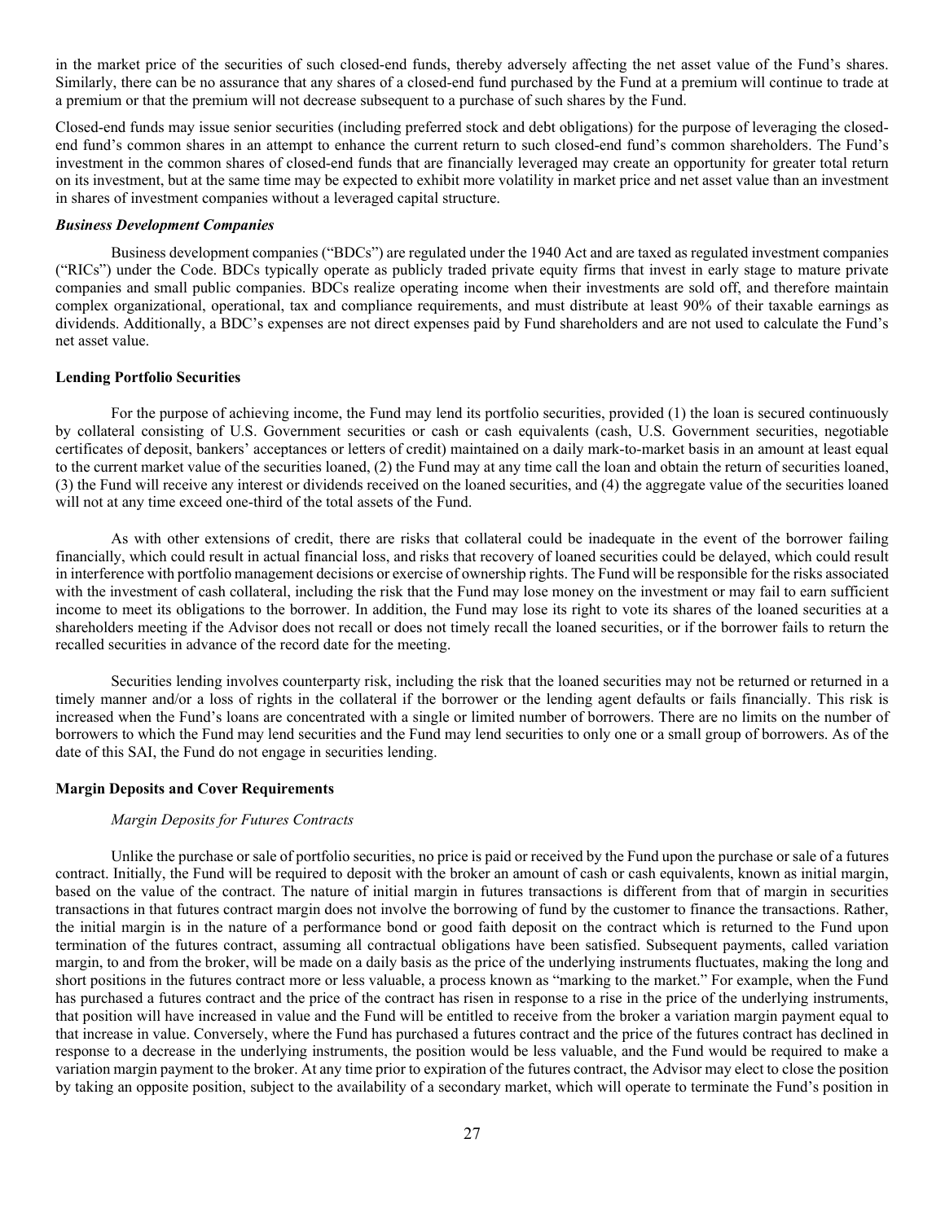in the market price of the securities of such closed-end funds, thereby adversely affecting the net asset value of the Fund's shares. Similarly, there can be no assurance that any shares of a closed-end fund purchased by the Fund at a premium will continue to trade at a premium or that the premium will not decrease subsequent to a purchase of such shares by the Fund.

Closed-end funds may issue senior securities (including preferred stock and debt obligations) for the purpose of leveraging the closed-end fund's common shares in an attempt to enhance the current return to such closed-end fund's common shareholders. The Fund's investment in the common shares of closed-end funds that are financially leveraged may create an opportunity for greater total return on its investment, but at the same time may be expected to exhibit more volatility in market price and net asset value than an investment in shares of investment companies without a leveraged capital structure.

***Business Development Companies***

Business development companies ("BDCs") are regulated under the 1940 Act and are taxed as regulated investment companies ("RICs") under the Code. BDCs typically operate as publicly traded private equity firms that invest in early stage to mature private companies and small public companies. BDCs realize operating income when their investments are sold off, and therefore maintain complex organizational, operational, tax and compliance requirements, and must distribute at least 90% of their taxable earnings as dividends. Additionally, a BDC's expenses are not direct expenses paid by Fund shareholders and are not used to calculate the Fund's net asset value.

**Lending Portfolio Securities**

For the purpose of achieving income, the Fund may lend its portfolio securities, provided (1) the loan is secured continuously by collateral consisting of U.S. Government securities or cash or cash equivalents (cash, U.S. Government securities, negotiable certificates of deposit, bankers' acceptances or letters of credit) maintained on a daily mark-to-market basis in an amount at least equal to the current market value of the securities loaned, (2) the Fund may at any time call the loan and obtain the return of securities loaned, (3) the Fund will receive any interest or dividends received on the loaned securities, and (4) the aggregate value of the securities loaned will not at any time exceed one-third of the total assets of the Fund.

As with other extensions of credit, there are risks that collateral could be inadequate in the event of the borrower failing financially, which could result in actual financial loss, and risks that recovery of loaned securities could be delayed, which could result in interference with portfolio management decisions or exercise of ownership rights. The Fund will be responsible for the risks associated with the investment of cash collateral, including the risk that the Fund may lose money on the investment or may fail to earn sufficient income to meet its obligations to the borrower. In addition, the Fund may lose its right to vote its shares of the loaned securities at a shareholders meeting if the Advisor does not recall or does not timely recall the loaned securities, or if the borrower fails to return the recalled securities in advance of the record date for the meeting.

Securities lending involves counterparty risk, including the risk that the loaned securities may not be returned or returned in a timely manner and/or a loss of rights in the collateral if the borrower or the lending agent defaults or fails financially. This risk is increased when the Fund's loans are concentrated with a single or limited number of borrowers. There are no limits on the number of borrowers to which the Fund may lend securities and the Fund may lend securities to only one or a small group of borrowers. As of the date of this SAI, the Fund do not engage in securities lending.

**Margin Deposits and Cover Requirements**

*Margin Deposits for Futures Contracts*

Unlike the purchase or sale of portfolio securities, no price is paid or received by the Fund upon the purchase or sale of a futures contract. Initially, the Fund will be required to deposit with the broker an amount of cash or cash equivalents, known as initial margin, based on the value of the contract. The nature of initial margin in futures transactions is different from that of margin in securities transactions in that futures contract margin does not involve the borrowing of fund by the customer to finance the transactions. Rather, the initial margin is in the nature of a performance bond or good faith deposit on the contract which is returned to the Fund upon termination of the futures contract, assuming all contractual obligations have been satisfied. Subsequent payments, called variation margin, to and from the broker, will be made on a daily basis as the price of the underlying instruments fluctuates, making the long and short positions in the futures contract more or less valuable, a process known as "marking to the market." For example, when the Fund has purchased a futures contract and the price of the contract has risen in response to a rise in the price of the underlying instruments, that position will have increased in value and the Fund will be entitled to receive from the broker a variation margin payment equal to that increase in value. Conversely, where the Fund has purchased a futures contract and the price of the futures contract has declined in response to a decrease in the underlying instruments, the position would be less valuable, and the Fund would be required to make a variation margin payment to the broker. At any time prior to expiration of the futures contract, the Advisor may elect to close the position by taking an opposite position, subject to the availability of a secondary market, which will operate to terminate the Fund's position in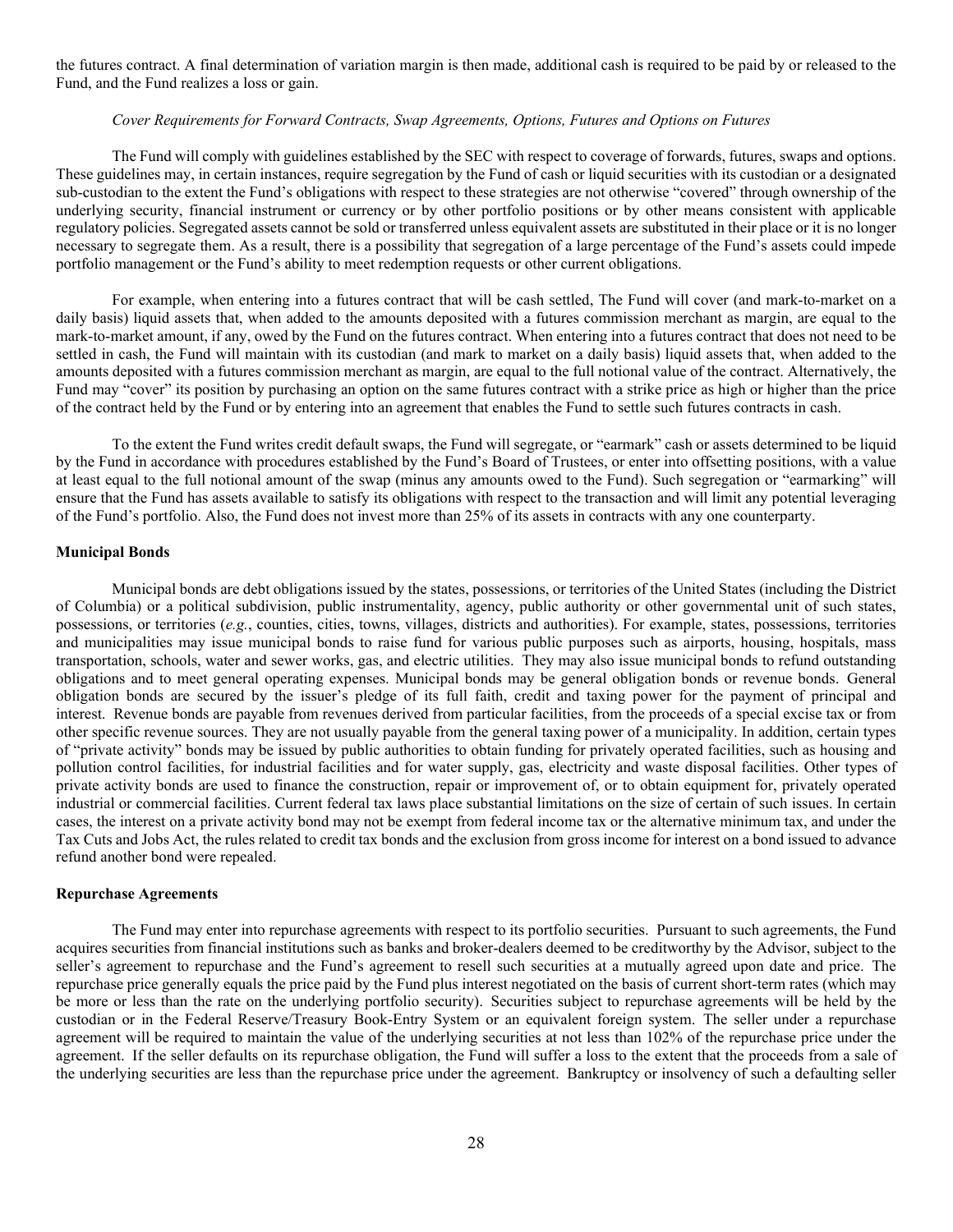the futures contract. A final determination of variation margin is then made, additional cash is required to be paid by or released to the Fund, and the Fund realizes a loss or gain.

*Cover Requirements for Forward Contracts, Swap Agreements, Options, Futures and Options on Futures*

The Fund will comply with guidelines established by the SEC with respect to coverage of forwards, futures, swaps and options. These guidelines may, in certain instances, require segregation by the Fund of cash or liquid securities with its custodian or a designated sub-custodian to the extent the Fund's obligations with respect to these strategies are not otherwise "covered" through ownership of the underlying security, financial instrument or currency or by other portfolio positions or by other means consistent with applicable regulatory policies. Segregated assets cannot be sold or transferred unless equivalent assets are substituted in their place or it is no longer necessary to segregate them. As a result, there is a possibility that segregation of a large percentage of the Fund's assets could impede portfolio management or the Fund's ability to meet redemption requests or other current obligations.

For example, when entering into a futures contract that will be cash settled, The Fund will cover (and mark-to-market on a daily basis) liquid assets that, when added to the amounts deposited with a futures commission merchant as margin, are equal to the mark-to-market amount, if any, owed by the Fund on the futures contract. When entering into a futures contract that does not need to be settled in cash, the Fund will maintain with its custodian (and mark to market on a daily basis) liquid assets that, when added to the amounts deposited with a futures commission merchant as margin, are equal to the full notional value of the contract. Alternatively, the Fund may "cover" its position by purchasing an option on the same futures contract with a strike price as high or higher than the price of the contract held by the Fund or by entering into an agreement that enables the Fund to settle such futures contracts in cash.

To the extent the Fund writes credit default swaps, the Fund will segregate, or "earmark" cash or assets determined to be liquid by the Fund in accordance with procedures established by the Fund's Board of Trustees, or enter into offsetting positions, with a value at least equal to the full notional amount of the swap (minus any amounts owed to the Fund). Such segregation or "earmarking" will ensure that the Fund has assets available to satisfy its obligations with respect to the transaction and will limit any potential leveraging of the Fund's portfolio. Also, the Fund does not invest more than 25% of its assets in contracts with any one counterparty.

**Municipal Bonds**

Municipal bonds are debt obligations issued by the states, possessions, or territories of the United States (including the District of Columbia) or a political subdivision, public instrumentality, agency, public authority or other governmental unit of such states, possessions, or territories (*e.g.*, counties, cities, towns, villages, districts and authorities). For example, states, possessions, territories and municipalities may issue municipal bonds to raise fund for various public purposes such as airports, housing, hospitals, mass transportation, schools, water and sewer works, gas, and electric utilities. They may also issue municipal bonds to refund outstanding obligations and to meet general operating expenses. Municipal bonds may be general obligation bonds or revenue bonds. General obligation bonds are secured by the issuer's pledge of its full faith, credit and taxing power for the payment of principal and interest. Revenue bonds are payable from revenues derived from particular facilities, from the proceeds of a special excise tax or from other specific revenue sources. They are not usually payable from the general taxing power of a municipality. In addition, certain types of "private activity" bonds may be issued by public authorities to obtain funding for privately operated facilities, such as housing and pollution control facilities, for industrial facilities and for water supply, gas, electricity and waste disposal facilities. Other types of private activity bonds are used to finance the construction, repair or improvement of, or to obtain equipment for, privately operated industrial or commercial facilities. Current federal tax laws place substantial limitations on the size of certain of such issues. In certain cases, the interest on a private activity bond may not be exempt from federal income tax or the alternative minimum tax, and under the Tax Cuts and Jobs Act, the rules related to credit tax bonds and the exclusion from gross income for interest on a bond issued to advance refund another bond were repealed.

**Repurchase Agreements**

The Fund may enter into repurchase agreements with respect to its portfolio securities. Pursuant to such agreements, the Fund acquires securities from financial institutions such as banks and broker-dealers deemed to be creditworthy by the Advisor, subject to the seller's agreement to repurchase and the Fund's agreement to resell such securities at a mutually agreed upon date and price. The repurchase price generally equals the price paid by the Fund plus interest negotiated on the basis of current short-term rates (which may be more or less than the rate on the underlying portfolio security). Securities subject to repurchase agreements will be held by the custodian or in the Federal Reserve/Treasury Book-Entry System or an equivalent foreign system. The seller under a repurchase agreement will be required to maintain the value of the underlying securities at not less than 102% of the repurchase price under the agreement. If the seller defaults on its repurchase obligation, the Fund will suffer a loss to the extent that the proceeds from a sale of the underlying securities are less than the repurchase price under the agreement. Bankruptcy or insolvency of such a defaulting seller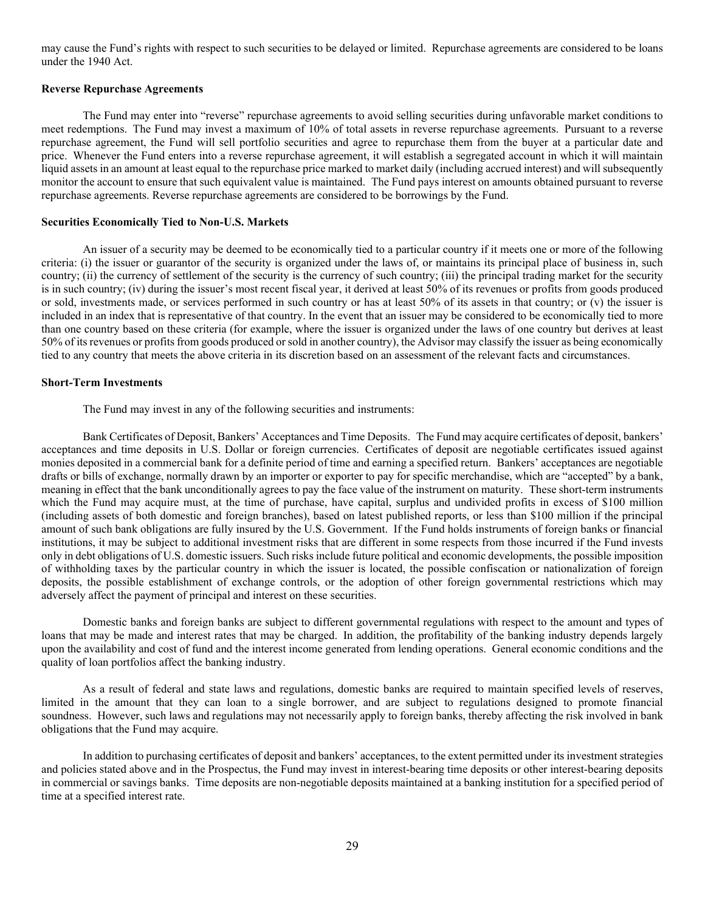may cause the Fund's rights with respect to such securities to be delayed or limited. Repurchase agreements are considered to be loans under the 1940 Act.

**Reverse Repurchase Agreements**

The Fund may enter into "reverse" repurchase agreements to avoid selling securities during unfavorable market conditions to meet redemptions. The Fund may invest a maximum of 10% of total assets in reverse repurchase agreements. Pursuant to a reverse repurchase agreement, the Fund will sell portfolio securities and agree to repurchase them from the buyer at a particular date and price. Whenever the Fund enters into a reverse repurchase agreement, it will establish a segregated account in which it will maintain liquid assets in an amount at least equal to the repurchase price marked to market daily (including accrued interest) and will subsequently monitor the account to ensure that such equivalent value is maintained. The Fund pays interest on amounts obtained pursuant to reverse repurchase agreements. Reverse repurchase agreements are considered to be borrowings by the Fund.

**Securities Economically Tied to Non-U.S. Markets**

An issuer of a security may be deemed to be economically tied to a particular country if it meets one or more of the following criteria: (i) the issuer or guarantor of the security is organized under the laws of, or maintains its principal place of business in, such country; (ii) the currency of settlement of the security is the currency of such country; (iii) the principal trading market for the security is in such country; (iv) during the issuer's most recent fiscal year, it derived at least 50% of its revenues or profits from goods produced or sold, investments made, or services performed in such country or has at least 50% of its assets in that country; or (v) the issuer is included in an index that is representative of that country. In the event that an issuer may be considered to be economically tied to more than one country based on these criteria (for example, where the issuer is organized under the laws of one country but derives at least 50% of its revenues or profits from goods produced or sold in another country), the Advisor may classify the issuer as being economically tied to any country that meets the above criteria in its discretion based on an assessment of the relevant facts and circumstances.

**Short-Term Investments**

The Fund may invest in any of the following securities and instruments:

Bank Certificates of Deposit, Bankers' Acceptances and Time Deposits. The Fund may acquire certificates of deposit, bankers' acceptances and time deposits in U.S. Dollar or foreign currencies. Certificates of deposit are negotiable certificates issued against monies deposited in a commercial bank for a definite period of time and earning a specified return. Bankers' acceptances are negotiable drafts or bills of exchange, normally drawn by an importer or exporter to pay for specific merchandise, which are "accepted" by a bank, meaning in effect that the bank unconditionally agrees to pay the face value of the instrument on maturity. These short-term instruments which the Fund may acquire must, at the time of purchase, have capital, surplus and undivided profits in excess of $100 million (including assets of both domestic and foreign branches), based on latest published reports, or less than $100 million if the principal amount of such bank obligations are fully insured by the U.S. Government. If the Fund holds instruments of foreign banks or financial institutions, it may be subject to additional investment risks that are different in some respects from those incurred if the Fund invests only in debt obligations of U.S. domestic issuers. Such risks include future political and economic developments, the possible imposition of withholding taxes by the particular country in which the issuer is located, the possible confiscation or nationalization of foreign deposits, the possible establishment of exchange controls, or the adoption of other foreign governmental restrictions which may adversely affect the payment of principal and interest on these securities.

Domestic banks and foreign banks are subject to different governmental regulations with respect to the amount and types of loans that may be made and interest rates that may be charged. In addition, the profitability of the banking industry depends largely upon the availability and cost of fund and the interest income generated from lending operations. General economic conditions and the quality of loan portfolios affect the banking industry.

As a result of federal and state laws and regulations, domestic banks are required to maintain specified levels of reserves, limited in the amount that they can loan to a single borrower, and are subject to regulations designed to promote financial soundness. However, such laws and regulations may not necessarily apply to foreign banks, thereby affecting the risk involved in bank obligations that the Fund may acquire.

In addition to purchasing certificates of deposit and bankers' acceptances, to the extent permitted under its investment strategies and policies stated above and in the Prospectus, the Fund may invest in interest-bearing time deposits or other interest-bearing deposits in commercial or savings banks. Time deposits are non-negotiable deposits maintained at a banking institution for a specified period of time at a specified interest rate.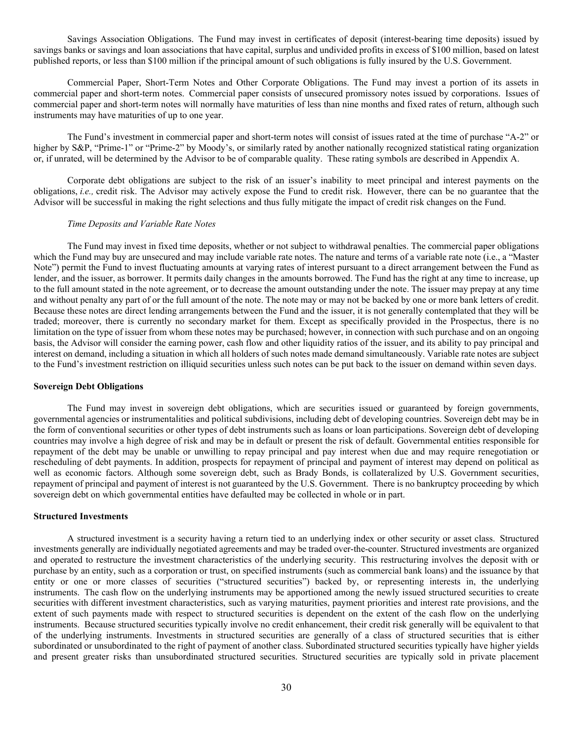Savings Association Obligations. The Fund may invest in certificates of deposit (interest-bearing time deposits) issued by savings banks or savings and loan associations that have capital, surplus and undivided profits in excess of $100 million, based on latest published reports, or less than $100 million if the principal amount of such obligations is fully insured by the U.S. Government.

Commercial Paper, Short-Term Notes and Other Corporate Obligations. The Fund may invest a portion of its assets in commercial paper and short-term notes. Commercial paper consists of unsecured promissory notes issued by corporations. Issues of commercial paper and short-term notes will normally have maturities of less than nine months and fixed rates of return, although such instruments may have maturities of up to one year.

The Fund's investment in commercial paper and short-term notes will consist of issues rated at the time of purchase "A-2" or higher by S&P, "Prime-1" or "Prime-2" by Moody's, or similarly rated by another nationally recognized statistical rating organization or, if unrated, will be determined by the Advisor to be of comparable quality. These rating symbols are described in Appendix A.

Corporate debt obligations are subject to the risk of an issuer's inability to meet principal and interest payments on the obligations, *i.e.,* credit risk. The Advisor may actively expose the Fund to credit risk. However, there can be no guarantee that the Advisor will be successful in making the right selections and thus fully mitigate the impact of credit risk changes on the Fund.

*Time Deposits and Variable Rate Notes*

The Fund may invest in fixed time deposits, whether or not subject to withdrawal penalties. The commercial paper obligations which the Fund may buy are unsecured and may include variable rate notes. The nature and terms of a variable rate note (i.e., a "Master Note") permit the Fund to invest fluctuating amounts at varying rates of interest pursuant to a direct arrangement between the Fund as lender, and the issuer, as borrower. It permits daily changes in the amounts borrowed. The Fund has the right at any time to increase, up to the full amount stated in the note agreement, or to decrease the amount outstanding under the note. The issuer may prepay at any time and without penalty any part of or the full amount of the note. The note may or may not be backed by one or more bank letters of credit. Because these notes are direct lending arrangements between the Fund and the issuer, it is not generally contemplated that they will be traded; moreover, there is currently no secondary market for them. Except as specifically provided in the Prospectus, there is no limitation on the type of issuer from whom these notes may be purchased; however, in connection with such purchase and on an ongoing basis, the Advisor will consider the earning power, cash flow and other liquidity ratios of the issuer, and its ability to pay principal and interest on demand, including a situation in which all holders of such notes made demand simultaneously. Variable rate notes are subject to the Fund's investment restriction on illiquid securities unless such notes can be put back to the issuer on demand within seven days.

**Sovereign Debt Obligations**

The Fund may invest in sovereign debt obligations, which are securities issued or guaranteed by foreign governments, governmental agencies or instrumentalities and political subdivisions, including debt of developing countries. Sovereign debt may be in the form of conventional securities or other types of debt instruments such as loans or loan participations. Sovereign debt of developing countries may involve a high degree of risk and may be in default or present the risk of default. Governmental entities responsible for repayment of the debt may be unable or unwilling to repay principal and pay interest when due and may require renegotiation or rescheduling of debt payments. In addition, prospects for repayment of principal and payment of interest may depend on political as well as economic factors. Although some sovereign debt, such as Brady Bonds, is collateralized by U.S. Government securities, repayment of principal and payment of interest is not guaranteed by the U.S. Government. There is no bankruptcy proceeding by which sovereign debt on which governmental entities have defaulted may be collected in whole or in part.

**Structured Investments**

A structured investment is a security having a return tied to an underlying index or other security or asset class. Structured investments generally are individually negotiated agreements and may be traded over-the-counter. Structured investments are organized and operated to restructure the investment characteristics of the underlying security. This restructuring involves the deposit with or purchase by an entity, such as a corporation or trust, on specified instruments (such as commercial bank loans) and the issuance by that entity or one or more classes of securities ("structured securities") backed by, or representing interests in, the underlying instruments. The cash flow on the underlying instruments may be apportioned among the newly issued structured securities to create securities with different investment characteristics, such as varying maturities, payment priorities and interest rate provisions, and the extent of such payments made with respect to structured securities is dependent on the extent of the cash flow on the underlying instruments. Because structured securities typically involve no credit enhancement, their credit risk generally will be equivalent to that of the underlying instruments. Investments in structured securities are generally of a class of structured securities that is either subordinated or unsubordinated to the right of payment of another class. Subordinated structured securities typically have higher yields and present greater risks than unsubordinated structured securities. Structured securities are typically sold in private placement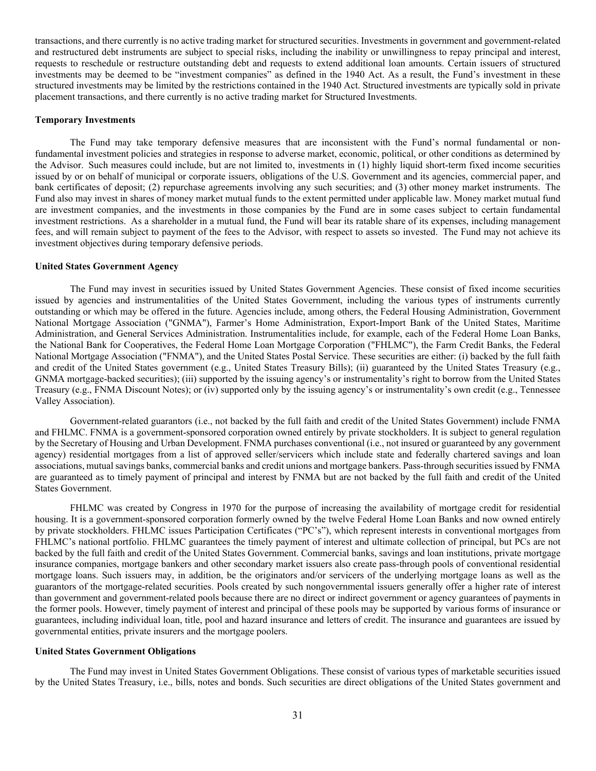transactions, and there currently is no active trading market for structured securities. Investments in government and government-related and restructured debt instruments are subject to special risks, including the inability or unwillingness to repay principal and interest, requests to reschedule or restructure outstanding debt and requests to extend additional loan amounts. Certain issuers of structured investments may be deemed to be "investment companies" as defined in the 1940 Act. As a result, the Fund's investment in these structured investments may be limited by the restrictions contained in the 1940 Act. Structured investments are typically sold in private placement transactions, and there currently is no active trading market for Structured Investments.

**Temporary Investments**

The Fund may take temporary defensive measures that are inconsistent with the Fund's normal fundamental or non-fundamental investment policies and strategies in response to adverse market, economic, political, or other conditions as determined by the Advisor. Such measures could include, but are not limited to, investments in (1) highly liquid short-term fixed income securities issued by or on behalf of municipal or corporate issuers, obligations of the U.S. Government and its agencies, commercial paper, and bank certificates of deposit; (2) repurchase agreements involving any such securities; and (3) other money market instruments. The Fund also may invest in shares of money market mutual funds to the extent permitted under applicable law. Money market mutual fund are investment companies, and the investments in those companies by the Fund are in some cases subject to certain fundamental investment restrictions. As a shareholder in a mutual fund, the Fund will bear its ratable share of its expenses, including management fees, and will remain subject to payment of the fees to the Advisor, with respect to assets so invested. The Fund may not achieve its investment objectives during temporary defensive periods.

**United States Government Agency**

The Fund may invest in securities issued by United States Government Agencies. These consist of fixed income securities issued by agencies and instrumentalities of the United States Government, including the various types of instruments currently outstanding or which may be offered in the future. Agencies include, among others, the Federal Housing Administration, Government National Mortgage Association ("GNMA"), Farmer's Home Administration, Export-Import Bank of the United States, Maritime Administration, and General Services Administration. Instrumentalities include, for example, each of the Federal Home Loan Banks, the National Bank for Cooperatives, the Federal Home Loan Mortgage Corporation ("FHLMC"), the Farm Credit Banks, the Federal National Mortgage Association ("FNMA"), and the United States Postal Service. These securities are either: (i) backed by the full faith and credit of the United States government (e.g., United States Treasury Bills); (ii) guaranteed by the United States Treasury (e.g., GNMA mortgage-backed securities); (iii) supported by the issuing agency's or instrumentality's right to borrow from the United States Treasury (e.g., FNMA Discount Notes); or (iv) supported only by the issuing agency's or instrumentality's own credit (e.g., Tennessee Valley Association).

Government-related guarantors (i.e., not backed by the full faith and credit of the United States Government) include FNMA and FHLMC. FNMA is a government-sponsored corporation owned entirely by private stockholders. It is subject to general regulation by the Secretary of Housing and Urban Development. FNMA purchases conventional (i.e., not insured or guaranteed by any government agency) residential mortgages from a list of approved seller/servicers which include state and federally chartered savings and loan associations, mutual savings banks, commercial banks and credit unions and mortgage bankers. Pass-through securities issued by FNMA are guaranteed as to timely payment of principal and interest by FNMA but are not backed by the full faith and credit of the United States Government.

FHLMC was created by Congress in 1970 for the purpose of increasing the availability of mortgage credit for residential housing. It is a government-sponsored corporation formerly owned by the twelve Federal Home Loan Banks and now owned entirely by private stockholders. FHLMC issues Participation Certificates ("PC's"), which represent interests in conventional mortgages from FHLMC's national portfolio. FHLMC guarantees the timely payment of interest and ultimate collection of principal, but PCs are not backed by the full faith and credit of the United States Government. Commercial banks, savings and loan institutions, private mortgage insurance companies, mortgage bankers and other secondary market issuers also create pass-through pools of conventional residential mortgage loans. Such issuers may, in addition, be the originators and/or servicers of the underlying mortgage loans as well as the guarantors of the mortgage-related securities. Pools created by such nongovernmental issuers generally offer a higher rate of interest than government and government-related pools because there are no direct or indirect government or agency guarantees of payments in the former pools. However, timely payment of interest and principal of these pools may be supported by various forms of insurance or guarantees, including individual loan, title, pool and hazard insurance and letters of credit. The insurance and guarantees are issued by governmental entities, private insurers and the mortgage poolers.

**United States Government Obligations**

The Fund may invest in United States Government Obligations. These consist of various types of marketable securities issued by the United States Treasury, i.e., bills, notes and bonds. Such securities are direct obligations of the United States government and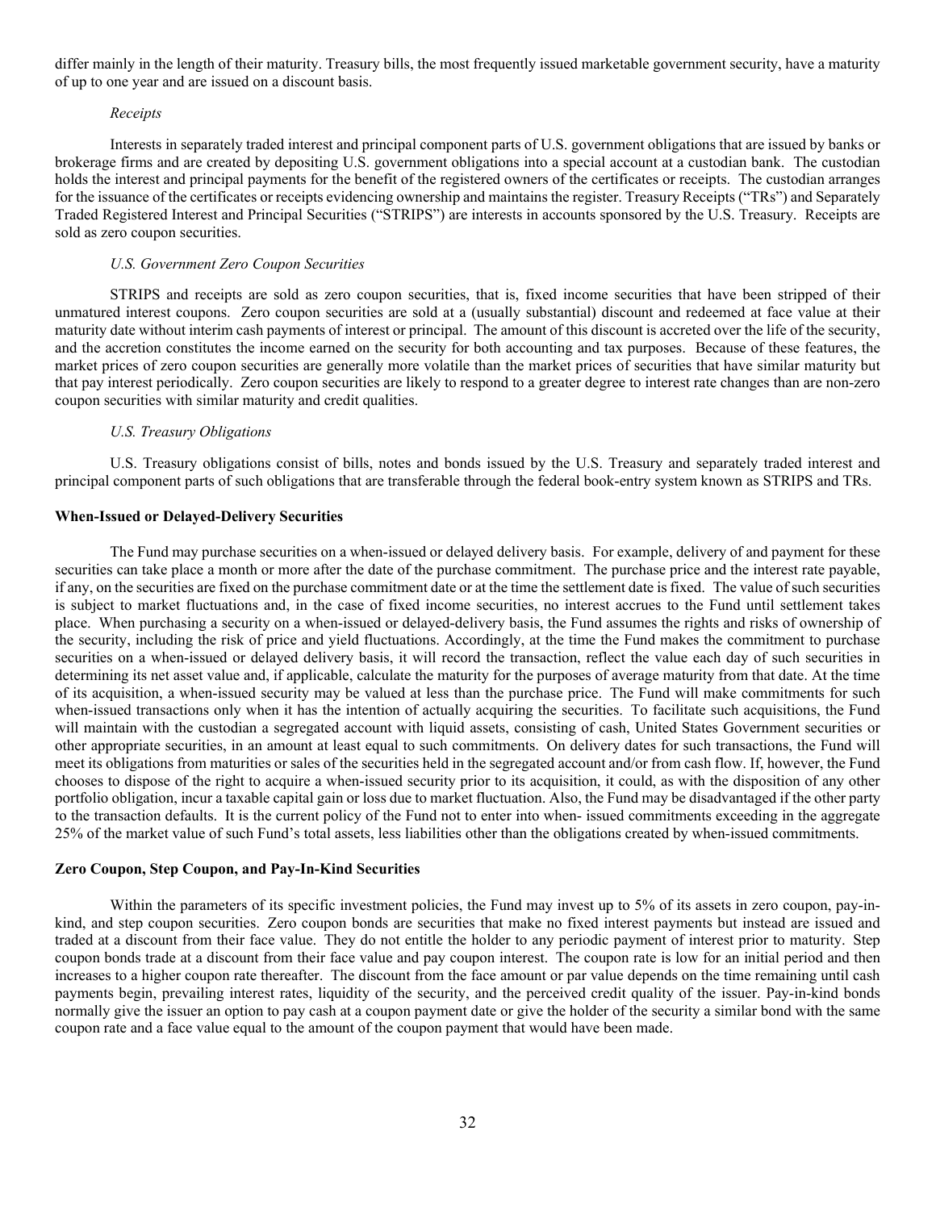differ mainly in the length of their maturity. Treasury bills, the most frequently issued marketable government security, have a maturity of up to one year and are issued on a discount basis.

*Receipts*

Interests in separately traded interest and principal component parts of U.S. government obligations that are issued by banks or brokerage firms and are created by depositing U.S. government obligations into a special account at a custodian bank. The custodian holds the interest and principal payments for the benefit of the registered owners of the certificates or receipts. The custodian arranges for the issuance of the certificates or receipts evidencing ownership and maintains the register. Treasury Receipts ("TRs") and Separately Traded Registered Interest and Principal Securities ("STRIPS") are interests in accounts sponsored by the U.S. Treasury. Receipts are sold as zero coupon securities.

*U.S. Government Zero Coupon Securities*

STRIPS and receipts are sold as zero coupon securities, that is, fixed income securities that have been stripped of their unmatured interest coupons. Zero coupon securities are sold at a (usually substantial) discount and redeemed at face value at their maturity date without interim cash payments of interest or principal. The amount of this discount is accreted over the life of the security, and the accretion constitutes the income earned on the security for both accounting and tax purposes. Because of these features, the market prices of zero coupon securities are generally more volatile than the market prices of securities that have similar maturity but that pay interest periodically. Zero coupon securities are likely to respond to a greater degree to interest rate changes than are non-zero coupon securities with similar maturity and credit qualities.

*U.S. Treasury Obligations*

U.S. Treasury obligations consist of bills, notes and bonds issued by the U.S. Treasury and separately traded interest and principal component parts of such obligations that are transferable through the federal book-entry system known as STRIPS and TRs.

**When-Issued or Delayed-Delivery Securities**

The Fund may purchase securities on a when-issued or delayed delivery basis. For example, delivery of and payment for these securities can take place a month or more after the date of the purchase commitment. The purchase price and the interest rate payable, if any, on the securities are fixed on the purchase commitment date or at the time the settlement date is fixed. The value of such securities is subject to market fluctuations and, in the case of fixed income securities, no interest accrues to the Fund until settlement takes place. When purchasing a security on a when-issued or delayed-delivery basis, the Fund assumes the rights and risks of ownership of the security, including the risk of price and yield fluctuations. Accordingly, at the time the Fund makes the commitment to purchase securities on a when-issued or delayed delivery basis, it will record the transaction, reflect the value each day of such securities in determining its net asset value and, if applicable, calculate the maturity for the purposes of average maturity from that date. At the time of its acquisition, a when-issued security may be valued at less than the purchase price. The Fund will make commitments for such when-issued transactions only when it has the intention of actually acquiring the securities. To facilitate such acquisitions, the Fund will maintain with the custodian a segregated account with liquid assets, consisting of cash, United States Government securities or other appropriate securities, in an amount at least equal to such commitments. On delivery dates for such transactions, the Fund will meet its obligations from maturities or sales of the securities held in the segregated account and/or from cash flow. If, however, the Fund chooses to dispose of the right to acquire a when-issued security prior to its acquisition, it could, as with the disposition of any other portfolio obligation, incur a taxable capital gain or loss due to market fluctuation. Also, the Fund may be disadvantaged if the other party to the transaction defaults. It is the current policy of the Fund not to enter into when- issued commitments exceeding in the aggregate 25% of the market value of such Fund's total assets, less liabilities other than the obligations created by when-issued commitments.

**Zero Coupon, Step Coupon, and Pay-In-Kind Securities**

Within the parameters of its specific investment policies, the Fund may invest up to 5% of its assets in zero coupon, pay-in-kind, and step coupon securities. Zero coupon bonds are securities that make no fixed interest payments but instead are issued and traded at a discount from their face value. They do not entitle the holder to any periodic payment of interest prior to maturity. Step coupon bonds trade at a discount from their face value and pay coupon interest. The coupon rate is low for an initial period and then increases to a higher coupon rate thereafter. The discount from the face amount or par value depends on the time remaining until cash payments begin, prevailing interest rates, liquidity of the security, and the perceived credit quality of the issuer. Pay-in-kind bonds normally give the issuer an option to pay cash at a coupon payment date or give the holder of the security a similar bond with the same coupon rate and a face value equal to the amount of the coupon payment that would have been made.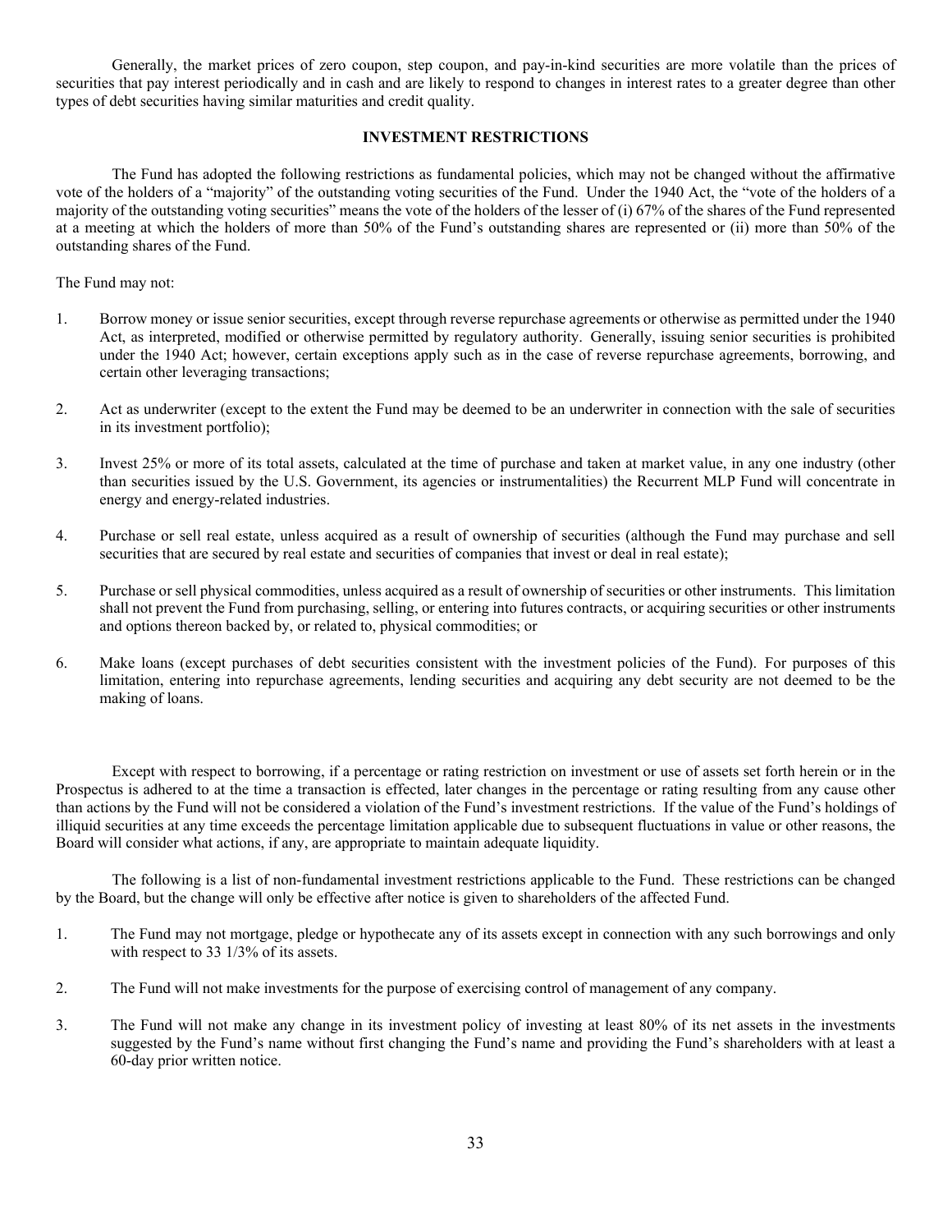Generally, the market prices of zero coupon, step coupon, and pay-in-kind securities are more volatile than the prices of securities that pay interest periodically and in cash and are likely to respond to changes in interest rates to a greater degree than other types of debt securities having similar maturities and credit quality.

## INVESTMENT RESTRICTIONS

The Fund has adopted the following restrictions as fundamental policies, which may not be changed without the affirmative vote of the holders of a "majority" of the outstanding voting securities of the Fund. Under the 1940 Act, the "vote of the holders of a majority of the outstanding voting securities" means the vote of the holders of the lesser of (i) 67% of the shares of the Fund represented at a meeting at which the holders of more than 50% of the Fund's outstanding shares are represented or (ii) more than 50% of the outstanding shares of the Fund.

The Fund may not:

1. Borrow money or issue senior securities, except through reverse repurchase agreements or otherwise as permitted under the 1940 Act, as interpreted, modified or otherwise permitted by regulatory authority. Generally, issuing senior securities is prohibited under the 1940 Act; however, certain exceptions apply such as in the case of reverse repurchase agreements, borrowing, and certain other leveraging transactions;
2. Act as underwriter (except to the extent the Fund may be deemed to be an underwriter in connection with the sale of securities in its investment portfolio);
3. Invest 25% or more of its total assets, calculated at the time of purchase and taken at market value, in any one industry (other than securities issued by the U.S. Government, its agencies or instrumentalities) the Recurrent MLP Fund will concentrate in energy and energy-related industries.
4. Purchase or sell real estate, unless acquired as a result of ownership of securities (although the Fund may purchase and sell securities that are secured by real estate and securities of companies that invest or deal in real estate);
5. Purchase or sell physical commodities, unless acquired as a result of ownership of securities or other instruments. This limitation shall not prevent the Fund from purchasing, selling, or entering into futures contracts, or acquiring securities or other instruments and options thereon backed by, or related to, physical commodities; or
6. Make loans (except purchases of debt securities consistent with the investment policies of the Fund). For purposes of this limitation, entering into repurchase agreements, lending securities and acquiring any debt security are not deemed to be the making of loans.

Except with respect to borrowing, if a percentage or rating restriction on investment or use of assets set forth herein or in the Prospectus is adhered to at the time a transaction is effected, later changes in the percentage or rating resulting from any cause other than actions by the Fund will not be considered a violation of the Fund's investment restrictions. If the value of the Fund's holdings of illiquid securities at any time exceeds the percentage limitation applicable due to subsequent fluctuations in value or other reasons, the Board will consider what actions, if any, are appropriate to maintain adequate liquidity.

The following is a list of non-fundamental investment restrictions applicable to the Fund. These restrictions can be changed by the Board, but the change will only be effective after notice is given to shareholders of the affected Fund.

1. The Fund may not mortgage, pledge or hypothecate any of its assets except in connection with any such borrowings and only with respect to 33 1/3% of its assets.
2. The Fund will not make investments for the purpose of exercising control of management of any company.
3. The Fund will not make any change in its investment policy of investing at least 80% of its net assets in the investments suggested by the Fund's name without first changing the Fund's name and providing the Fund's shareholders with at least a 60-day prior written notice.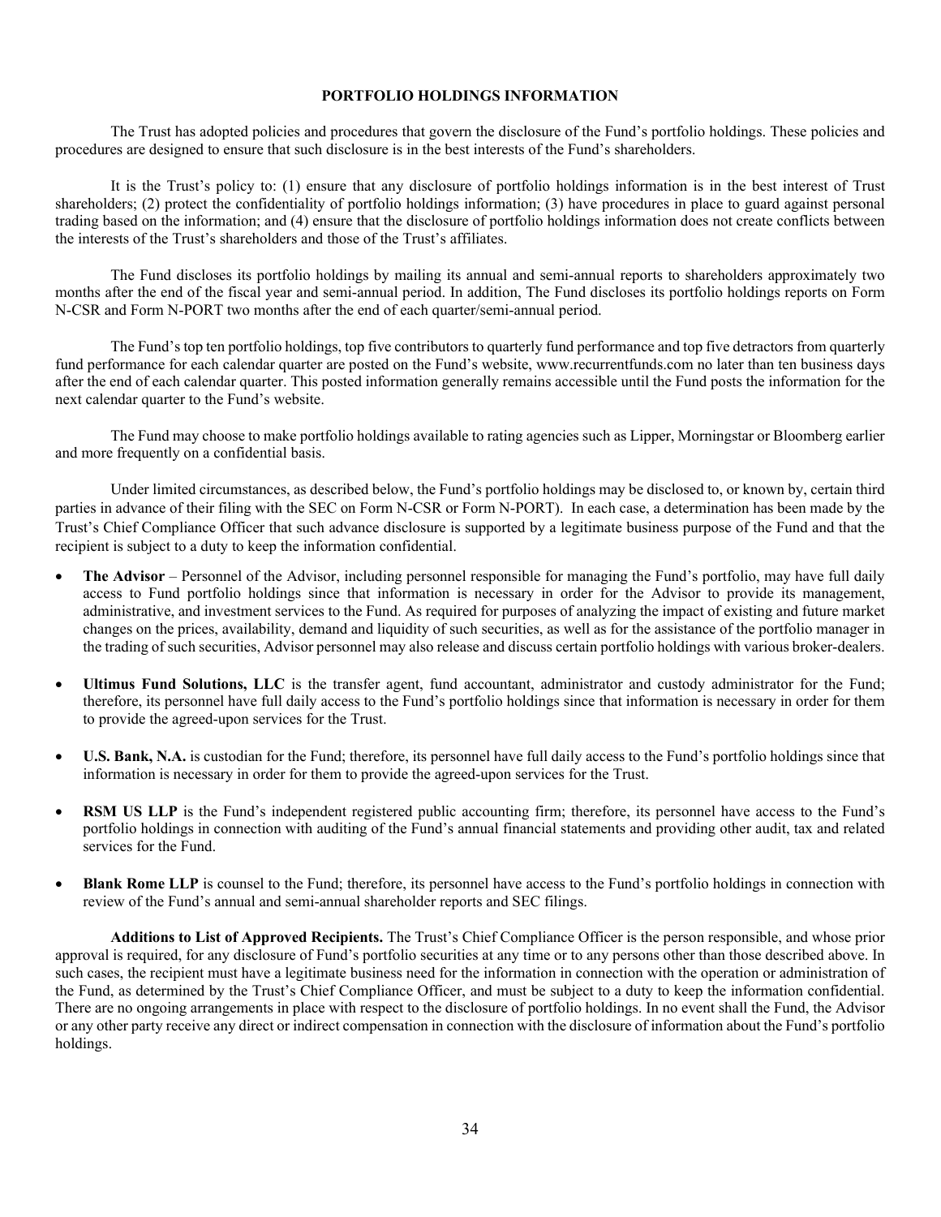## PORTFOLIO HOLDINGS INFORMATION

The Trust has adopted policies and procedures that govern the disclosure of the Fund's portfolio holdings. These policies and procedures are designed to ensure that such disclosure is in the best interests of the Fund's shareholders.

It is the Trust's policy to: (1) ensure that any disclosure of portfolio holdings information is in the best interest of Trust shareholders; (2) protect the confidentiality of portfolio holdings information; (3) have procedures in place to guard against personal trading based on the information; and (4) ensure that the disclosure of portfolio holdings information does not create conflicts between the interests of the Trust's shareholders and those of the Trust's affiliates.

The Fund discloses its portfolio holdings by mailing its annual and semi-annual reports to shareholders approximately two months after the end of the fiscal year and semi-annual period. In addition, The Fund discloses its portfolio holdings reports on Form N-CSR and Form N-PORT two months after the end of each quarter/semi-annual period.

The Fund's top ten portfolio holdings, top five contributors to quarterly fund performance and top five detractors from quarterly fund performance for each calendar quarter are posted on the Fund's website, www.recurrentfunds.com no later than ten business days after the end of each calendar quarter. This posted information generally remains accessible until the Fund posts the information for the next calendar quarter to the Fund's website.

The Fund may choose to make portfolio holdings available to rating agencies such as Lipper, Morningstar or Bloomberg earlier and more frequently on a confidential basis.

Under limited circumstances, as described below, the Fund's portfolio holdings may be disclosed to, or known by, certain third parties in advance of their filing with the SEC on Form N-CSR or Form N-PORT). In each case, a determination has been made by the Trust's Chief Compliance Officer that such advance disclosure is supported by a legitimate business purpose of the Fund and that the recipient is subject to a duty to keep the information confidential.

- **The Advisor** – Personnel of the Advisor, including personnel responsible for managing the Fund's portfolio, may have full daily access to Fund portfolio holdings since that information is necessary in order for the Advisor to provide its management, administrative, and investment services to the Fund. As required for purposes of analyzing the impact of existing and future market changes on the prices, availability, demand and liquidity of such securities, as well as for the assistance of the portfolio manager in the trading of such securities, Advisor personnel may also release and discuss certain portfolio holdings with various broker-dealers.

- **Ultimus Fund Solutions, LLC** is the transfer agent, fund accountant, administrator and custody administrator for the Fund; therefore, its personnel have full daily access to the Fund's portfolio holdings since that information is necessary in order for them to provide the agreed-upon services for the Trust.

- **U.S. Bank, N.A.** is custodian for the Fund; therefore, its personnel have full daily access to the Fund's portfolio holdings since that information is necessary in order for them to provide the agreed-upon services for the Trust.

- **RSM US LLP** is the Fund's independent registered public accounting firm; therefore, its personnel have access to the Fund's portfolio holdings in connection with auditing of the Fund's annual financial statements and providing other audit, tax and related services for the Fund.

- **Blank Rome LLP** is counsel to the Fund; therefore, its personnel have access to the Fund's portfolio holdings in connection with review of the Fund's annual and semi-annual shareholder reports and SEC filings.

**Additions to List of Approved Recipients.** The Trust's Chief Compliance Officer is the person responsible, and whose prior approval is required, for any disclosure of Fund's portfolio securities at any time or to any persons other than those described above. In such cases, the recipient must have a legitimate business need for the information in connection with the operation or administration of the Fund, as determined by the Trust's Chief Compliance Officer, and must be subject to a duty to keep the information confidential. There are no ongoing arrangements in place with respect to the disclosure of portfolio holdings. In no event shall the Fund, the Advisor or any other party receive any direct or indirect compensation in connection with the disclosure of information about the Fund's portfolio holdings.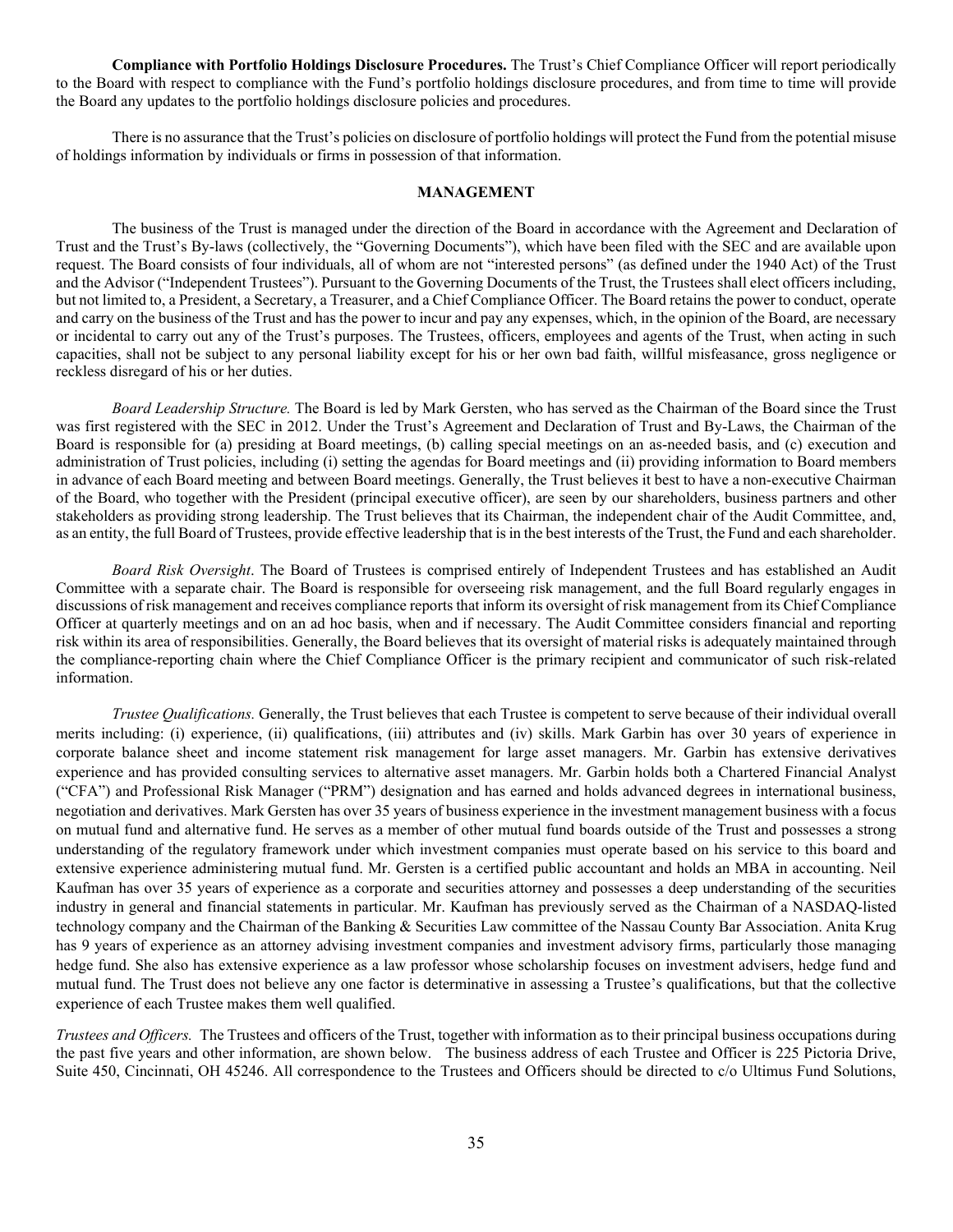**Compliance with Portfolio Holdings Disclosure Procedures.** The Trust's Chief Compliance Officer will report periodically to the Board with respect to compliance with the Fund's portfolio holdings disclosure procedures, and from time to time will provide the Board any updates to the portfolio holdings disclosure policies and procedures.

There is no assurance that the Trust's policies on disclosure of portfolio holdings will protect the Fund from the potential misuse of holdings information by individuals or firms in possession of that information.

## MANAGEMENT

The business of the Trust is managed under the direction of the Board in accordance with the Agreement and Declaration of Trust and the Trust's By-laws (collectively, the "Governing Documents"), which have been filed with the SEC and are available upon request. The Board consists of four individuals, all of whom are not "interested persons" (as defined under the 1940 Act) of the Trust and the Advisor ("Independent Trustees"). Pursuant to the Governing Documents of the Trust, the Trustees shall elect officers including, but not limited to, a President, a Secretary, a Treasurer, and a Chief Compliance Officer. The Board retains the power to conduct, operate and carry on the business of the Trust and has the power to incur and pay any expenses, which, in the opinion of the Board, are necessary or incidental to carry out any of the Trust's purposes. The Trustees, officers, employees and agents of the Trust, when acting in such capacities, shall not be subject to any personal liability except for his or her own bad faith, willful misfeasance, gross negligence or reckless disregard of his or her duties.

*Board Leadership Structure.* The Board is led by Mark Gersten, who has served as the Chairman of the Board since the Trust was first registered with the SEC in 2012. Under the Trust's Agreement and Declaration of Trust and By-Laws, the Chairman of the Board is responsible for (a) presiding at Board meetings, (b) calling special meetings on an as-needed basis, and (c) execution and administration of Trust policies, including (i) setting the agendas for Board meetings and (ii) providing information to Board members in advance of each Board meeting and between Board meetings. Generally, the Trust believes it best to have a non-executive Chairman of the Board, who together with the President (principal executive officer), are seen by our shareholders, business partners and other stakeholders as providing strong leadership. The Trust believes that its Chairman, the independent chair of the Audit Committee, and, as an entity, the full Board of Trustees, provide effective leadership that is in the best interests of the Trust, the Fund and each shareholder.

*Board Risk Oversight*. The Board of Trustees is comprised entirely of Independent Trustees and has established an Audit Committee with a separate chair. The Board is responsible for overseeing risk management, and the full Board regularly engages in discussions of risk management and receives compliance reports that inform its oversight of risk management from its Chief Compliance Officer at quarterly meetings and on an ad hoc basis, when and if necessary. The Audit Committee considers financial and reporting risk within its area of responsibilities. Generally, the Board believes that its oversight of material risks is adequately maintained through the compliance-reporting chain where the Chief Compliance Officer is the primary recipient and communicator of such risk-related information.

*Trustee Qualifications.* Generally, the Trust believes that each Trustee is competent to serve because of their individual overall merits including: (i) experience, (ii) qualifications, (iii) attributes and (iv) skills. Mark Garbin has over 30 years of experience in corporate balance sheet and income statement risk management for large asset managers. Mr. Garbin has extensive derivatives experience and has provided consulting services to alternative asset managers. Mr. Garbin holds both a Chartered Financial Analyst ("CFA") and Professional Risk Manager ("PRM") designation and has earned and holds advanced degrees in international business, negotiation and derivatives. Mark Gersten has over 35 years of business experience in the investment management business with a focus on mutual fund and alternative fund. He serves as a member of other mutual fund boards outside of the Trust and possesses a strong understanding of the regulatory framework under which investment companies must operate based on his service to this board and extensive experience administering mutual fund. Mr. Gersten is a certified public accountant and holds an MBA in accounting. Neil Kaufman has over 35 years of experience as a corporate and securities attorney and possesses a deep understanding of the securities industry in general and financial statements in particular. Mr. Kaufman has previously served as the Chairman of a NASDAQ-listed technology company and the Chairman of the Banking & Securities Law committee of the Nassau County Bar Association. Anita Krug has 9 years of experience as an attorney advising investment companies and investment advisory firms, particularly those managing hedge fund. She also has extensive experience as a law professor whose scholarship focuses on investment advisers, hedge fund and mutual fund. The Trust does not believe any one factor is determinative in assessing a Trustee's qualifications, but that the collective experience of each Trustee makes them well qualified.

*Trustees and Officers.* The Trustees and officers of the Trust, together with information as to their principal business occupations during the past five years and other information, are shown below. The business address of each Trustee and Officer is 225 Pictoria Drive, Suite 450, Cincinnati, OH 45246. All correspondence to the Trustees and Officers should be directed to c/o Ultimus Fund Solutions,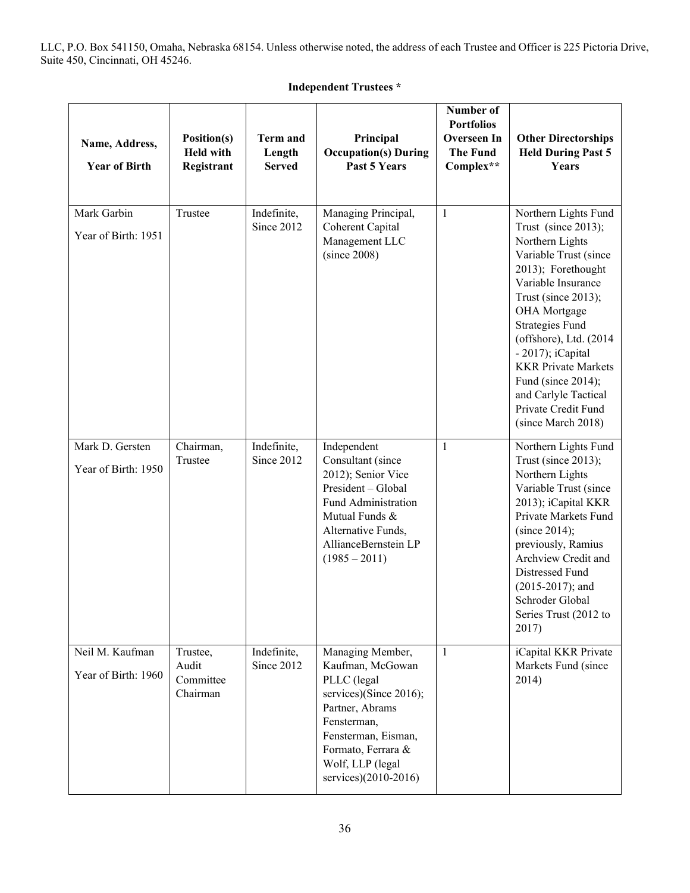LLC, P.O. Box 541150, Omaha, Nebraska 68154. Unless otherwise noted, the address of each Trustee and Officer is 225 Pictoria Drive, Suite 450, Cincinnati, OH 45246.

**Independent Trustees \***

| Name, Address, Year of Birth | Position(s) Held with Registrant | Term and Length Served | Principal Occupation(s) During Past 5 Years | Number of Portfolios Overseen In The Fund Complex** | Other Directorships Held During Past 5 Years |
|---|---|---|---|---|---|
| Mark Garbin<br>Year of Birth: 1951 | Trustee | Indefinite, Since 2012 | Managing Principal, Coherent Capital Management LLC (since 2008) | 1 | Northern Lights Fund Trust (since 2013); Northern Lights Variable Trust (since 2013); Forethought Variable Insurance Trust (since 2013); OHA Mortgage Strategies Fund (offshore), Ltd. (2014 - 2017); iCapital KKR Private Markets Fund (since 2014); and Carlyle Tactical Private Credit Fund (since March 2018) |
| Mark D. Gersten<br>Year of Birth: 1950 | Chairman, Trustee | Indefinite, Since 2012 | Independent Consultant (since 2012); Senior Vice President – Global Fund Administration Mutual Funds & Alternative Funds, AllianceBernstein LP (1985 – 2011) | 1 | Northern Lights Fund Trust (since 2013); Northern Lights Variable Trust (since 2013); iCapital KKR Private Markets Fund (since 2014); previously, Ramius Archview Credit and Distressed Fund (2015-2017); and Schroder Global Series Trust (2012 to 2017) |
| Neil M. Kaufman<br>Year of Birth: 1960 | Trustee, Audit Committee Chairman | Indefinite, Since 2012 | Managing Member, Kaufman, McGowan PLLC (legal services)(Since 2016); Partner, Abrams Fensterman, Fensterman, Eisman, Formato, Ferrara & Wolf, LLP (legal services)(2010-2016) | 1 | iCapital KKR Private Markets Fund (since 2014) |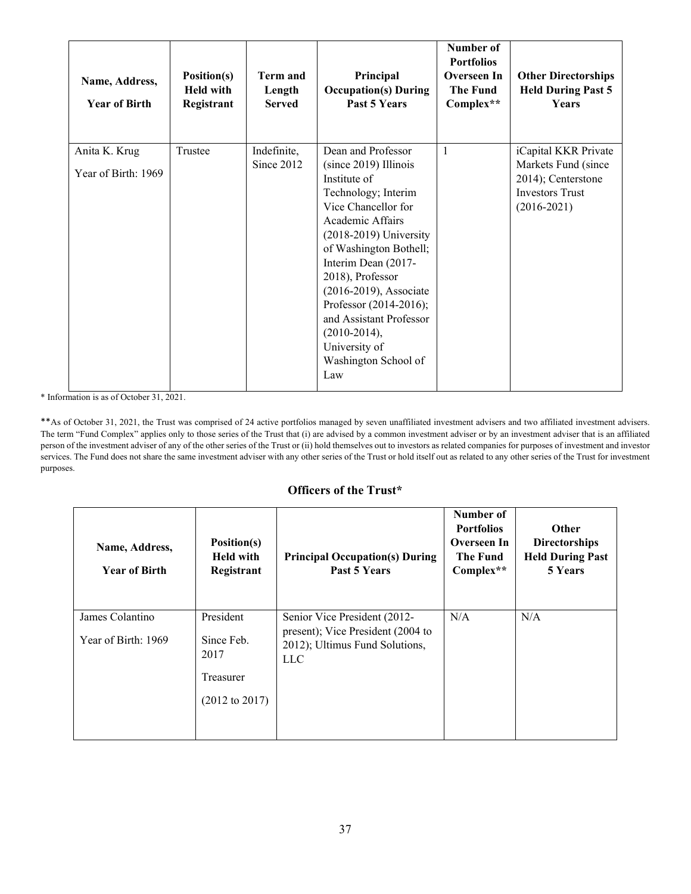| Name, Address, Year of Birth | Position(s) Held with Registrant | Term and Length Served | Principal Occupation(s) During Past 5 Years | Number of Portfolios Overseen In The Fund Complex** | Other Directorships Held During Past 5 Years |
|---|---|---|---|---|---|
| Anita K. Krug<br>Year of Birth: 1969 | Trustee | Indefinite, Since 2012 | Dean and Professor (since 2019) Illinois Institute of Technology; Interim Vice Chancellor for Academic Affairs (2018-2019) University of Washington Bothell; Interim Dean (2017-2018), Professor (2016-2019), Associate Professor (2014-2016); and Assistant Professor (2010-2014), University of Washington School of Law | 1 | iCapital KKR Private Markets Fund (since 2014); Centerstone Investors Trust (2016-2021) |

* Information is as of October 31, 2021.

**As of October 31, 2021, the Trust was comprised of 24 active portfolios managed by seven unaffiliated investment advisers and two affiliated investment advisers. The term "Fund Complex" applies only to those series of the Trust that (i) are advised by a common investment adviser or by an investment adviser that is an affiliated person of the investment adviser of any of the other series of the Trust or (ii) hold themselves out to investors as related companies for purposes of investment and investor services. The Fund does not share the same investment adviser with any other series of the Trust or hold itself out as related to any other series of the Trust for investment purposes.

## Officers of the Trust*

| Name, Address, Year of Birth | Position(s) Held with Registrant | Principal Occupation(s) During Past 5 Years | Number of Portfolios Overseen In The Fund Complex** | Other Directorships Held During Past 5 Years |
|---|---|---|---|---|
| James Colantino<br>Year of Birth: 1969 | President<br>Since Feb. 2017<br>Treasurer<br>(2012 to 2017) | Senior Vice President (2012-present); Vice President (2004 to 2012); Ultimus Fund Solutions, LLC | N/A | N/A |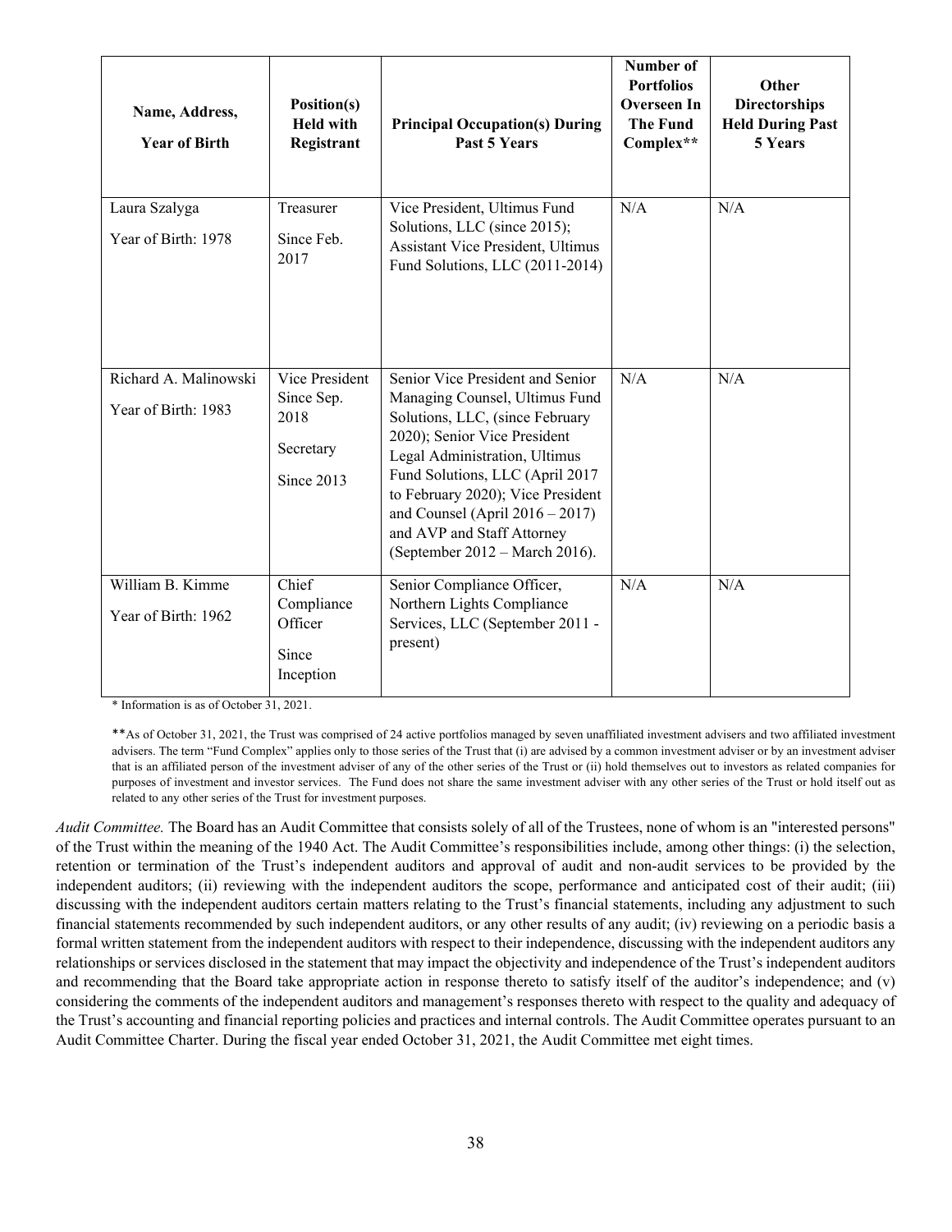| Name, Address, Year of Birth | Position(s) Held with Registrant | Principal Occupation(s) During Past 5 Years | Number of Portfolios Overseen In The Fund Complex** | Other Directorships Held During Past 5 Years |
|---|---|---|---|---|
| Laura Szalyga<br>Year of Birth: 1978 | Treasurer<br>Since Feb. 2017 | Vice President, Ultimus Fund Solutions, LLC (since 2015); Assistant Vice President, Ultimus Fund Solutions, LLC (2011-2014) | N/A | N/A |
| Richard A. Malinowski<br>Year of Birth: 1983 | Vice President Since Sep. 2018<br>Secretary<br>Since 2013 | Senior Vice President and Senior Managing Counsel, Ultimus Fund Solutions, LLC, (since February 2020); Senior Vice President Legal Administration, Ultimus Fund Solutions, LLC (April 2017 to February 2020); Vice President and Counsel (April 2016 – 2017) and AVP and Staff Attorney (September 2012 – March 2016). | N/A | N/A |
| William B. Kimme<br>Year of Birth: 1962 | Chief Compliance Officer<br>Since Inception | Senior Compliance Officer, Northern Lights Compliance Services, LLC (September 2011 - present) | N/A | N/A |

* Information is as of October 31, 2021.

**As of October 31, 2021, the Trust was comprised of 24 active portfolios managed by seven unaffiliated investment advisers and two affiliated investment advisers. The term "Fund Complex" applies only to those series of the Trust that (i) are advised by a common investment adviser or by an investment adviser that is an affiliated person of the investment adviser of any of the other series of the Trust or (ii) hold themselves out to investors as related companies for purposes of investment and investor services. The Fund does not share the same investment adviser with any other series of the Trust or hold itself out as related to any other series of the Trust for investment purposes.

*Audit Committee.* The Board has an Audit Committee that consists solely of all of the Trustees, none of whom is an "interested persons" of the Trust within the meaning of the 1940 Act. The Audit Committee's responsibilities include, among other things: (i) the selection, retention or termination of the Trust's independent auditors and approval of audit and non-audit services to be provided by the independent auditors; (ii) reviewing with the independent auditors the scope, performance and anticipated cost of their audit; (iii) discussing with the independent auditors certain matters relating to the Trust's financial statements, including any adjustment to such financial statements recommended by such independent auditors, or any other results of any audit; (iv) reviewing on a periodic basis a formal written statement from the independent auditors with respect to their independence, discussing with the independent auditors any relationships or services disclosed in the statement that may impact the objectivity and independence of the Trust's independent auditors and recommending that the Board take appropriate action in response thereto to satisfy itself of the auditor's independence; and (v) considering the comments of the independent auditors and management's responses thereto with respect to the quality and adequacy of the Trust's accounting and financial reporting policies and practices and internal controls. The Audit Committee operates pursuant to an Audit Committee Charter. During the fiscal year ended October 31, 2021, the Audit Committee met eight times.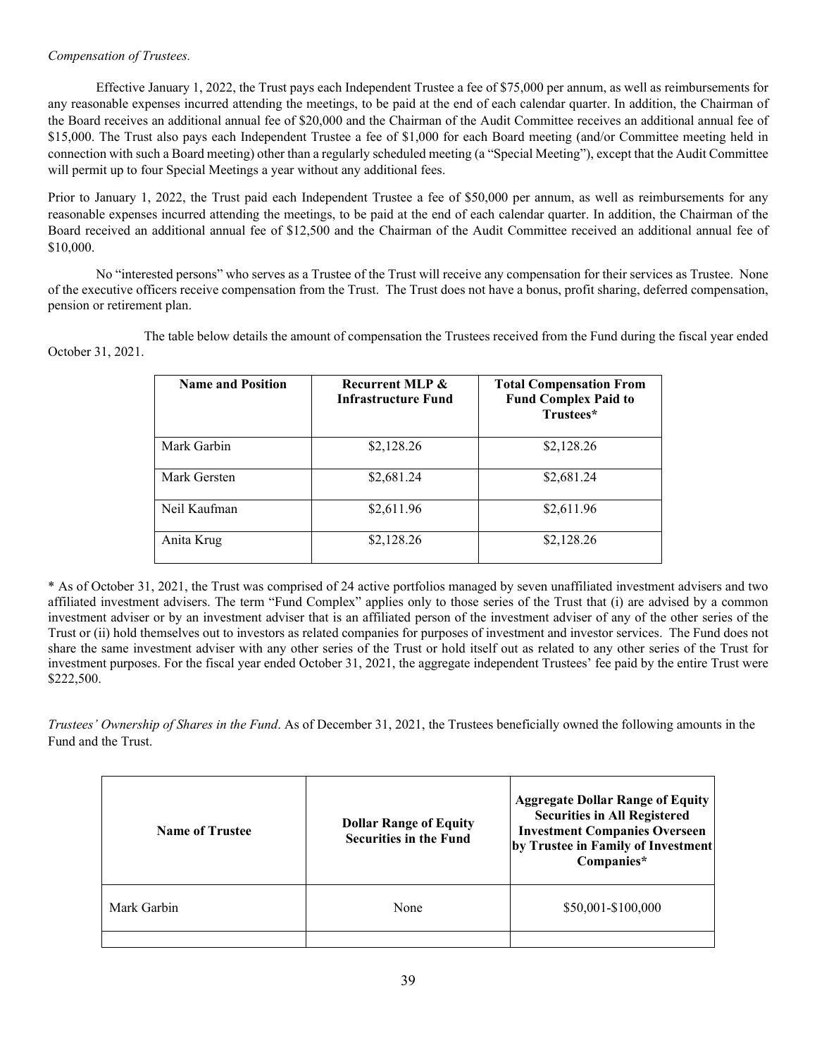*Compensation of Trustees.*

Effective January 1, 2022, the Trust pays each Independent Trustee a fee of $75,000 per annum, as well as reimbursements for any reasonable expenses incurred attending the meetings, to be paid at the end of each calendar quarter. In addition, the Chairman of the Board receives an additional annual fee of $20,000 and the Chairman of the Audit Committee receives an additional annual fee of $15,000. The Trust also pays each Independent Trustee a fee of $1,000 for each Board meeting (and/or Committee meeting held in connection with such a Board meeting) other than a regularly scheduled meeting (a "Special Meeting"), except that the Audit Committee will permit up to four Special Meetings a year without any additional fees.

Prior to January 1, 2022, the Trust paid each Independent Trustee a fee of $50,000 per annum, as well as reimbursements for any reasonable expenses incurred attending the meetings, to be paid at the end of each calendar quarter. In addition, the Chairman of the Board received an additional annual fee of $12,500 and the Chairman of the Audit Committee received an additional annual fee of $10,000.

No "interested persons" who serves as a Trustee of the Trust will receive any compensation for their services as Trustee. None of the executive officers receive compensation from the Trust. The Trust does not have a bonus, profit sharing, deferred compensation, pension or retirement plan.

The table below details the amount of compensation the Trustees received from the Fund during the fiscal year ended October 31, 2021.

| Name and Position | Recurrent MLP & Infrastructure Fund | Total Compensation From Fund Complex Paid to Trustees* |
|---|---|---|
| Mark Garbin | $2,128.26 | $2,128.26 |
| Mark Gersten | $2,681.24 | $2,681.24 |
| Neil Kaufman | $2,611.96 | $2,611.96 |
| Anita Krug | $2,128.26 | $2,128.26 |

* As of October 31, 2021, the Trust was comprised of 24 active portfolios managed by seven unaffiliated investment advisers and two affiliated investment advisers. The term "Fund Complex" applies only to those series of the Trust that (i) are advised by a common investment adviser or by an investment adviser that is an affiliated person of the investment adviser of any of the other series of the Trust or (ii) hold themselves out to investors as related companies for purposes of investment and investor services. The Fund does not share the same investment adviser with any other series of the Trust or hold itself out as related to any other series of the Trust for investment purposes. For the fiscal year ended October 31, 2021, the aggregate independent Trustees' fee paid by the entire Trust were $222,500.

*Trustees' Ownership of Shares in the Fund*. As of December 31, 2021, the Trustees beneficially owned the following amounts in the Fund and the Trust.

| Name of Trustee | Dollar Range of Equity Securities in the Fund | Aggregate Dollar Range of Equity Securities in All Registered Investment Companies Overseen by Trustee in Family of Investment Companies* |
|---|---|---|
| Mark Garbin | None | $50,001-$100,000 |
| | | |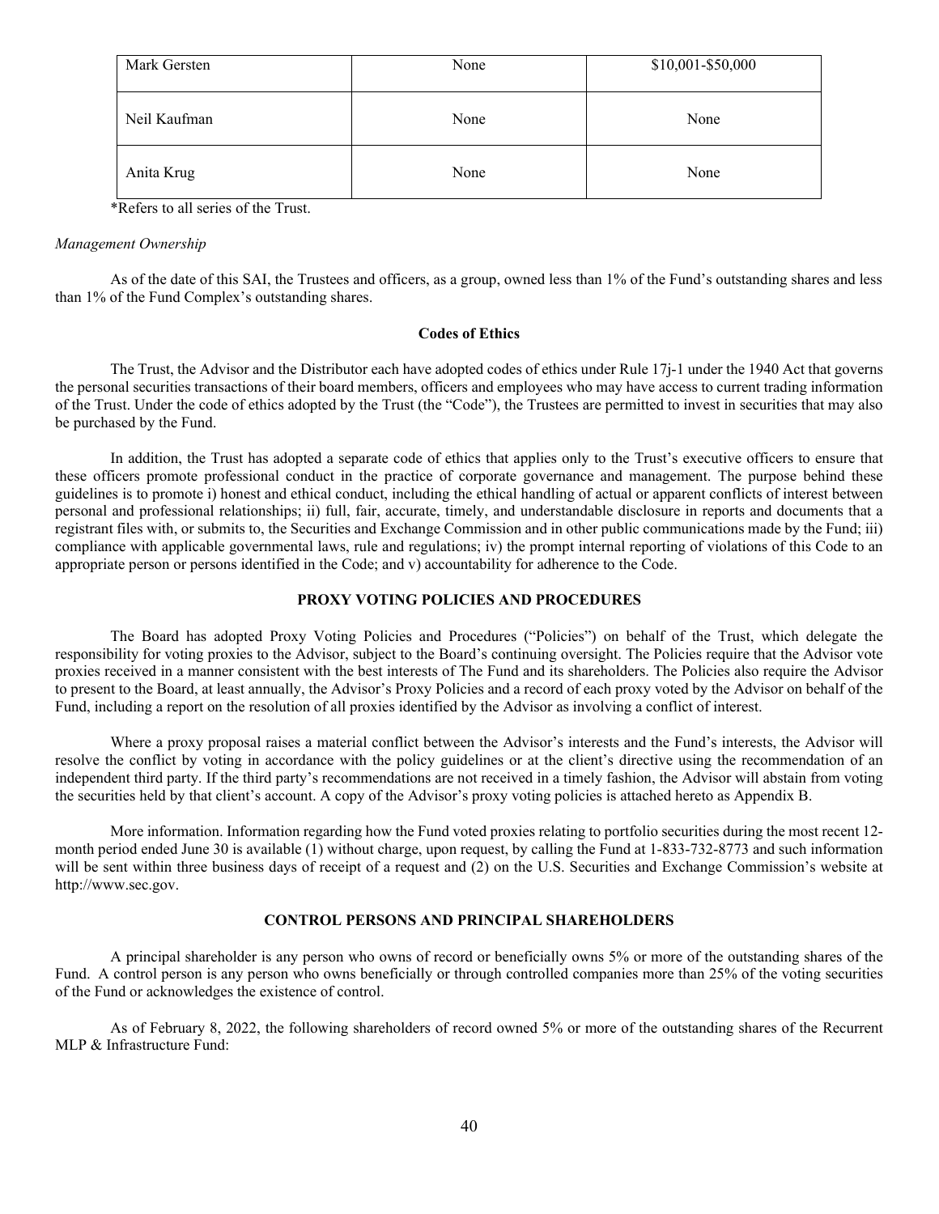| Mark Gersten | None | $10,001-$50,000 |
|---|---|---|
| Neil Kaufman | None | None |
| Anita Krug | None | None |

*Refers to all series of the Trust.

*Management Ownership*

As of the date of this SAI, the Trustees and officers, as a group, owned less than 1% of the Fund's outstanding shares and less than 1% of the Fund Complex's outstanding shares.

**Codes of Ethics**

The Trust, the Advisor and the Distributor each have adopted codes of ethics under Rule 17j-1 under the 1940 Act that governs the personal securities transactions of their board members, officers and employees who may have access to current trading information of the Trust. Under the code of ethics adopted by the Trust (the "Code"), the Trustees are permitted to invest in securities that may also be purchased by the Fund.

In addition, the Trust has adopted a separate code of ethics that applies only to the Trust's executive officers to ensure that these officers promote professional conduct in the practice of corporate governance and management. The purpose behind these guidelines is to promote i) honest and ethical conduct, including the ethical handling of actual or apparent conflicts of interest between personal and professional relationships; ii) full, fair, accurate, timely, and understandable disclosure in reports and documents that a registrant files with, or submits to, the Securities and Exchange Commission and in other public communications made by the Fund; iii) compliance with applicable governmental laws, rule and regulations; iv) the prompt internal reporting of violations of this Code to an appropriate person or persons identified in the Code; and v) accountability for adherence to the Code.

## PROXY VOTING POLICIES AND PROCEDURES

The Board has adopted Proxy Voting Policies and Procedures ("Policies") on behalf of the Trust, which delegate the responsibility for voting proxies to the Advisor, subject to the Board's continuing oversight. The Policies require that the Advisor vote proxies received in a manner consistent with the best interests of The Fund and its shareholders. The Policies also require the Advisor to present to the Board, at least annually, the Advisor's Proxy Policies and a record of each proxy voted by the Advisor on behalf of the Fund, including a report on the resolution of all proxies identified by the Advisor as involving a conflict of interest.

Where a proxy proposal raises a material conflict between the Advisor's interests and the Fund's interests, the Advisor will resolve the conflict by voting in accordance with the policy guidelines or at the client's directive using the recommendation of an independent third party. If the third party's recommendations are not received in a timely fashion, the Advisor will abstain from voting the securities held by that client's account. A copy of the Advisor's proxy voting policies is attached hereto as Appendix B.

More information. Information regarding how the Fund voted proxies relating to portfolio securities during the most recent 12-month period ended June 30 is available (1) without charge, upon request, by calling the Fund at 1-833-732-8773 and such information will be sent within three business days of receipt of a request and (2) on the U.S. Securities and Exchange Commission's website at http://www.sec.gov.

## CONTROL PERSONS AND PRINCIPAL SHAREHOLDERS

A principal shareholder is any person who owns of record or beneficially owns 5% or more of the outstanding shares of the Fund. A control person is any person who owns beneficially or through controlled companies more than 25% of the voting securities of the Fund or acknowledges the existence of control.

As of February 8, 2022, the following shareholders of record owned 5% or more of the outstanding shares of the Recurrent MLP & Infrastructure Fund: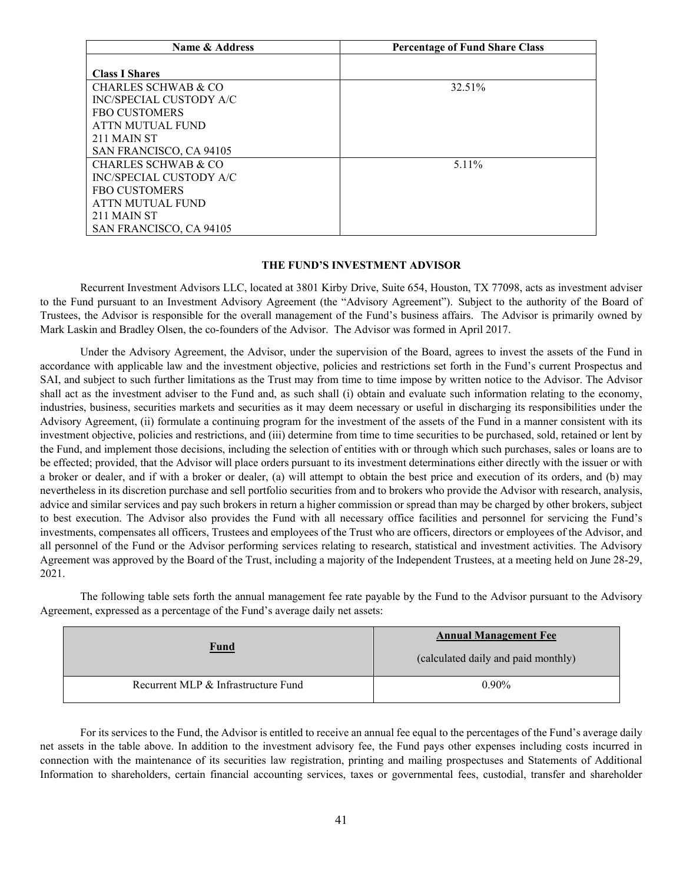| Name & Address | Percentage of Fund Share Class |
|---|---|
| **Class I Shares** | |
| CHARLES SCHWAB & CO<br>INC/SPECIAL CUSTODY A/C<br>FBO CUSTOMERS<br>ATTN MUTUAL FUND<br>211 MAIN ST<br>SAN FRANCISCO, CA 94105 | 32.51% |
| CHARLES SCHWAB & CO<br>INC/SPECIAL CUSTODY A/C<br>FBO CUSTOMERS<br>ATTN MUTUAL FUND<br>211 MAIN ST<br>SAN FRANCISCO, CA 94105 | 5.11% |

## THE FUND'S INVESTMENT ADVISOR

Recurrent Investment Advisors LLC, located at 3801 Kirby Drive, Suite 654, Houston, TX 77098, acts as investment adviser to the Fund pursuant to an Investment Advisory Agreement (the "Advisory Agreement"). Subject to the authority of the Board of Trustees, the Advisor is responsible for the overall management of the Fund's business affairs. The Advisor is primarily owned by Mark Laskin and Bradley Olsen, the co-founders of the Advisor. The Advisor was formed in April 2017.

Under the Advisory Agreement, the Advisor, under the supervision of the Board, agrees to invest the assets of the Fund in accordance with applicable law and the investment objective, policies and restrictions set forth in the Fund's current Prospectus and SAI, and subject to such further limitations as the Trust may from time to time impose by written notice to the Advisor. The Advisor shall act as the investment adviser to the Fund and, as such shall (i) obtain and evaluate such information relating to the economy, industries, business, securities markets and securities as it may deem necessary or useful in discharging its responsibilities under the Advisory Agreement, (ii) formulate a continuing program for the investment of the assets of the Fund in a manner consistent with its investment objective, policies and restrictions, and (iii) determine from time to time securities to be purchased, sold, retained or lent by the Fund, and implement those decisions, including the selection of entities with or through which such purchases, sales or loans are to be effected; provided, that the Advisor will place orders pursuant to its investment determinations either directly with the issuer or with a broker or dealer, and if with a broker or dealer, (a) will attempt to obtain the best price and execution of its orders, and (b) may nevertheless in its discretion purchase and sell portfolio securities from and to brokers who provide the Advisor with research, analysis, advice and similar services and pay such brokers in return a higher commission or spread than may be charged by other brokers, subject to best execution. The Advisor also provides the Fund with all necessary office facilities and personnel for servicing the Fund's investments, compensates all officers, Trustees and employees of the Trust who are officers, directors or employees of the Advisor, and all personnel of the Fund or the Advisor performing services relating to research, statistical and investment activities. The Advisory Agreement was approved by the Board of the Trust, including a majority of the Independent Trustees, at a meeting held on June 28-29, 2021.

The following table sets forth the annual management fee rate payable by the Fund to the Advisor pursuant to the Advisory Agreement, expressed as a percentage of the Fund's average daily net assets:

| Fund | Annual Management Fee<br>(calculated daily and paid monthly) |
|---|---|
| Recurrent MLP & Infrastructure Fund | 0.90% |

For its services to the Fund, the Advisor is entitled to receive an annual fee equal to the percentages of the Fund's average daily net assets in the table above. In addition to the investment advisory fee, the Fund pays other expenses including costs incurred in connection with the maintenance of its securities law registration, printing and mailing prospectuses and Statements of Additional Information to shareholders, certain financial accounting services, taxes or governmental fees, custodial, transfer and shareholder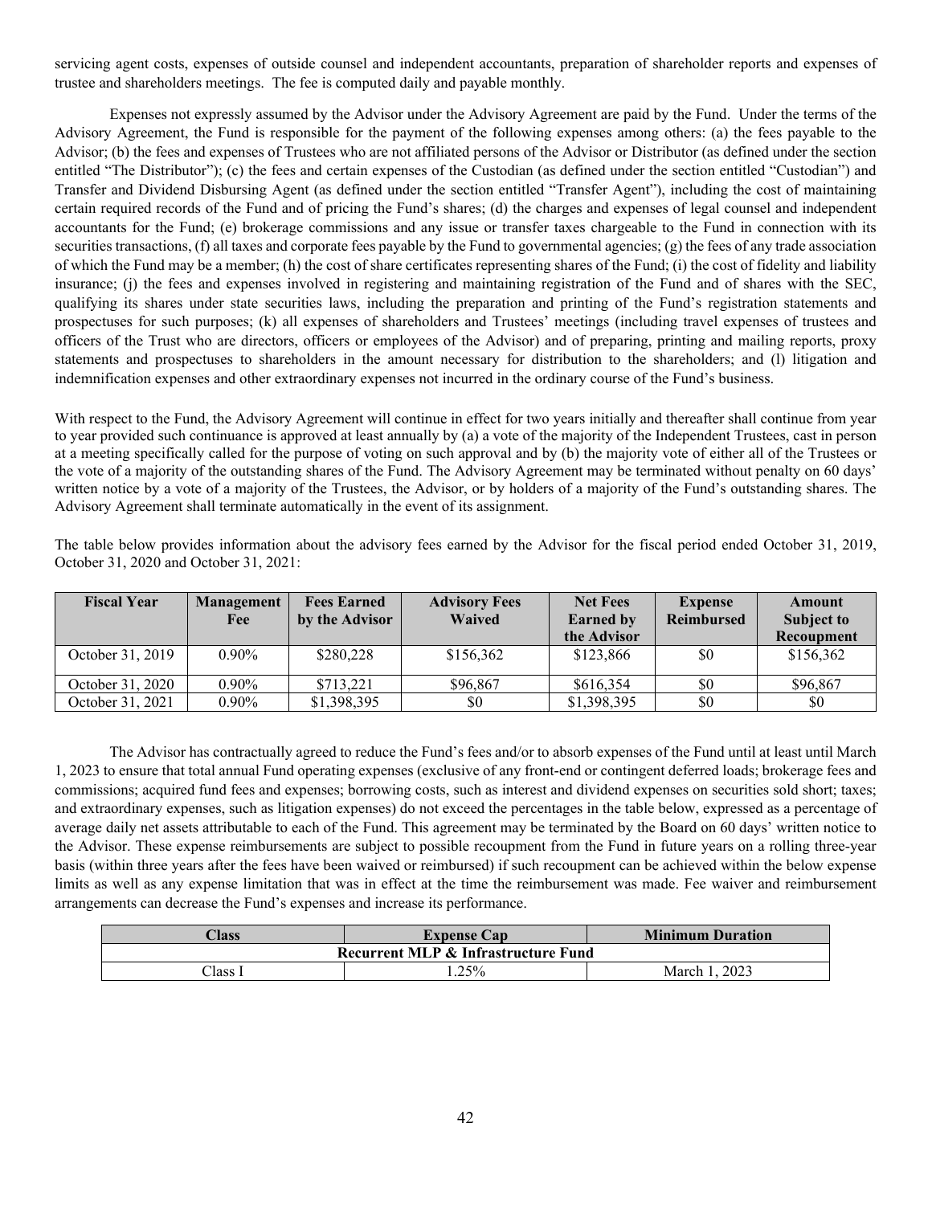servicing agent costs, expenses of outside counsel and independent accountants, preparation of shareholder reports and expenses of trustee and shareholders meetings. The fee is computed daily and payable monthly.

Expenses not expressly assumed by the Advisor under the Advisory Agreement are paid by the Fund. Under the terms of the Advisory Agreement, the Fund is responsible for the payment of the following expenses among others: (a) the fees payable to the Advisor; (b) the fees and expenses of Trustees who are not affiliated persons of the Advisor or Distributor (as defined under the section entitled "The Distributor"); (c) the fees and certain expenses of the Custodian (as defined under the section entitled "Custodian") and Transfer and Dividend Disbursing Agent (as defined under the section entitled "Transfer Agent"), including the cost of maintaining certain required records of the Fund and of pricing the Fund's shares; (d) the charges and expenses of legal counsel and independent accountants for the Fund; (e) brokerage commissions and any issue or transfer taxes chargeable to the Fund in connection with its securities transactions, (f) all taxes and corporate fees payable by the Fund to governmental agencies; (g) the fees of any trade association of which the Fund may be a member; (h) the cost of share certificates representing shares of the Fund; (i) the cost of fidelity and liability insurance; (j) the fees and expenses involved in registering and maintaining registration of the Fund and of shares with the SEC, qualifying its shares under state securities laws, including the preparation and printing of the Fund's registration statements and prospectuses for such purposes; (k) all expenses of shareholders and Trustees' meetings (including travel expenses of trustees and officers of the Trust who are directors, officers or employees of the Advisor) and of preparing, printing and mailing reports, proxy statements and prospectuses to shareholders in the amount necessary for distribution to the shareholders; and (l) litigation and indemnification expenses and other extraordinary expenses not incurred in the ordinary course of the Fund's business.

With respect to the Fund, the Advisory Agreement will continue in effect for two years initially and thereafter shall continue from year to year provided such continuance is approved at least annually by (a) a vote of the majority of the Independent Trustees, cast in person at a meeting specifically called for the purpose of voting on such approval and by (b) the majority vote of either all of the Trustees or the vote of a majority of the outstanding shares of the Fund. The Advisory Agreement may be terminated without penalty on 60 days' written notice by a vote of a majority of the Trustees, the Advisor, or by holders of a majority of the Fund's outstanding shares. The Advisory Agreement shall terminate automatically in the event of its assignment.

The table below provides information about the advisory fees earned by the Advisor for the fiscal period ended October 31, 2019, October 31, 2020 and October 31, 2021:

| Fiscal Year | Management Fee | Fees Earned by the Advisor | Advisory Fees Waived | Net Fees Earned by the Advisor | Expense Reimbursed | Amount Subject to Recoupment |
|---|---|---|---|---|---|---|
| October 31, 2019 | 0.90% | $280,228 | $156,362 | $123,866 | $0 | $156,362 |
| October 31, 2020 | 0.90% | $713,221 | $96,867 | $616,354 | $0 | $96,867 |
| October 31, 2021 | 0.90% | $1,398,395 | $0 | $1,398,395 | $0 | $0 |

The Advisor has contractually agreed to reduce the Fund's fees and/or to absorb expenses of the Fund until at least until March 1, 2023 to ensure that total annual Fund operating expenses (exclusive of any front-end or contingent deferred loads; brokerage fees and commissions; acquired fund fees and expenses; borrowing costs, such as interest and dividend expenses on securities sold short; taxes; and extraordinary expenses, such as litigation expenses) do not exceed the percentages in the table below, expressed as a percentage of average daily net assets attributable to each of the Fund. This agreement may be terminated by the Board on 60 days' written notice to the Advisor. These expense reimbursements are subject to possible recoupment from the Fund in future years on a rolling three-year basis (within three years after the fees have been waived or reimbursed) if such recoupment can be achieved within the below expense limits as well as any expense limitation that was in effect at the time the reimbursement was made. Fee waiver and reimbursement arrangements can decrease the Fund's expenses and increase its performance.

| Class | Expense Cap | Minimum Duration |
|---|---|---|
| **Recurrent MLP & Infrastructure Fund** | | |
| Class I | 1.25% | March 1, 2023 |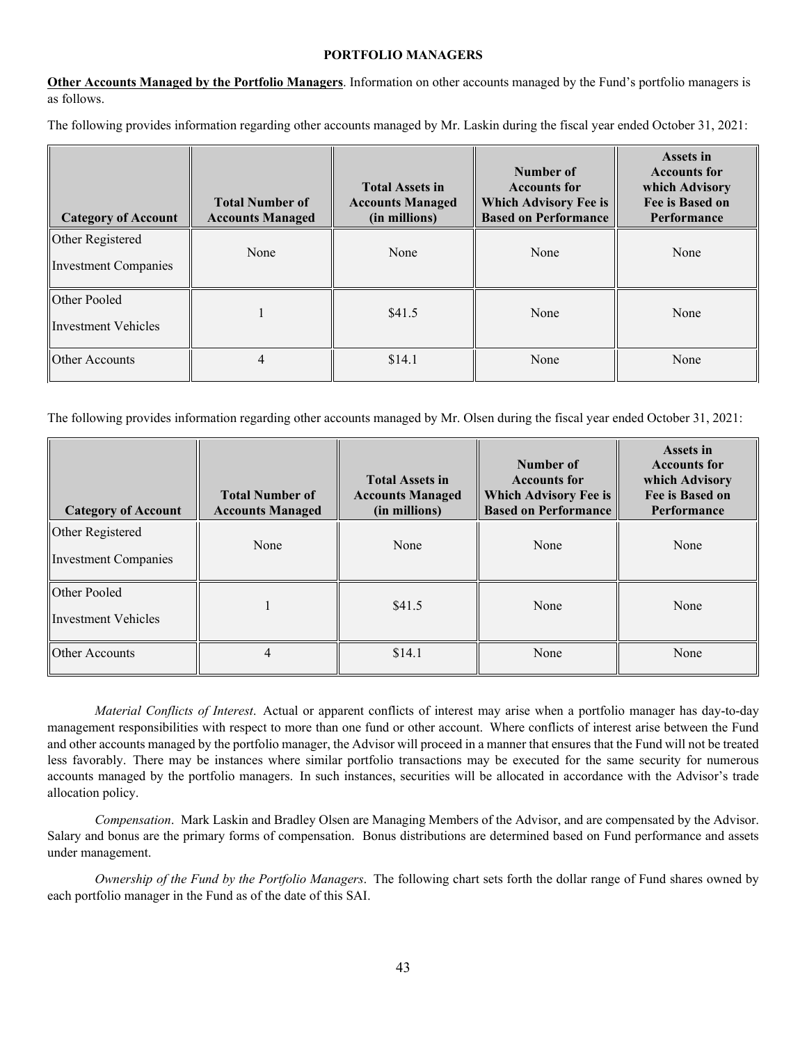## PORTFOLIO MANAGERS

**Other Accounts Managed by the Portfolio Managers**. Information on other accounts managed by the Fund's portfolio managers is as follows.

The following provides information regarding other accounts managed by Mr. Laskin during the fiscal year ended October 31, 2021:

| Category of Account | Total Number of Accounts Managed | Total Assets in Accounts Managed (in millions) | Number of Accounts for Which Advisory Fee is Based on Performance | Assets in Accounts for which Advisory Fee is Based on Performance |
|---|---|---|---|---|
| Other Registered Investment Companies | None | None | None | None |
| Other Pooled Investment Vehicles | 1 | $41.5 | None | None |
| Other Accounts | 4 | $14.1 | None | None |

The following provides information regarding other accounts managed by Mr. Olsen during the fiscal year ended October 31, 2021:

| Category of Account | Total Number of Accounts Managed | Total Assets in Accounts Managed (in millions) | Number of Accounts for Which Advisory Fee is Based on Performance | Assets in Accounts for which Advisory Fee is Based on Performance |
|---|---|---|---|---|
| Other Registered Investment Companies | None | None | None | None |
| Other Pooled Investment Vehicles | 1 | $41.5 | None | None |
| Other Accounts | 4 | $14.1 | None | None |

*Material Conflicts of Interest*. Actual or apparent conflicts of interest may arise when a portfolio manager has day-to-day management responsibilities with respect to more than one fund or other account. Where conflicts of interest arise between the Fund and other accounts managed by the portfolio manager, the Advisor will proceed in a manner that ensures that the Fund will not be treated less favorably. There may be instances where similar portfolio transactions may be executed for the same security for numerous accounts managed by the portfolio managers. In such instances, securities will be allocated in accordance with the Advisor's trade allocation policy.

*Compensation*. Mark Laskin and Bradley Olsen are Managing Members of the Advisor, and are compensated by the Advisor. Salary and bonus are the primary forms of compensation. Bonus distributions are determined based on Fund performance and assets under management.

*Ownership of the Fund by the Portfolio Managers*. The following chart sets forth the dollar range of Fund shares owned by each portfolio manager in the Fund as of the date of this SAI.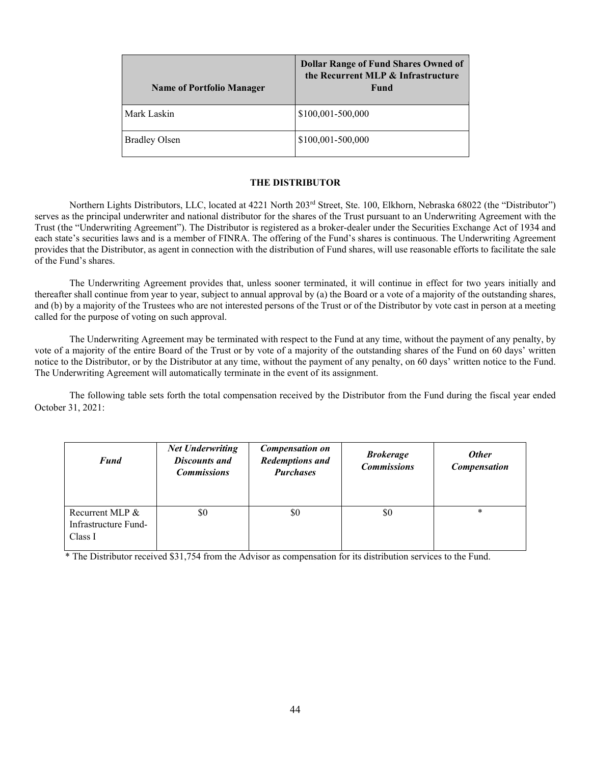| Name of Portfolio Manager | Dollar Range of Fund Shares Owned of the Recurrent MLP & Infrastructure Fund |
|---|---|
| Mark Laskin | $100,001-500,000 |
| Bradley Olsen | $100,001-500,000 |

## THE DISTRIBUTOR

Northern Lights Distributors, LLC, located at 4221 North 203rd Street, Ste. 100, Elkhorn, Nebraska 68022 (the "Distributor") serves as the principal underwriter and national distributor for the shares of the Trust pursuant to an Underwriting Agreement with the Trust (the "Underwriting Agreement"). The Distributor is registered as a broker-dealer under the Securities Exchange Act of 1934 and each state's securities laws and is a member of FINRA. The offering of the Fund's shares is continuous. The Underwriting Agreement provides that the Distributor, as agent in connection with the distribution of Fund shares, will use reasonable efforts to facilitate the sale of the Fund's shares.

The Underwriting Agreement provides that, unless sooner terminated, it will continue in effect for two years initially and thereafter shall continue from year to year, subject to annual approval by (a) the Board or a vote of a majority of the outstanding shares, and (b) by a majority of the Trustees who are not interested persons of the Trust or of the Distributor by vote cast in person at a meeting called for the purpose of voting on such approval.

The Underwriting Agreement may be terminated with respect to the Fund at any time, without the payment of any penalty, by vote of a majority of the entire Board of the Trust or by vote of a majority of the outstanding shares of the Fund on 60 days' written notice to the Distributor, or by the Distributor at any time, without the payment of any penalty, on 60 days' written notice to the Fund. The Underwriting Agreement will automatically terminate in the event of its assignment.

The following table sets forth the total compensation received by the Distributor from the Fund during the fiscal year ended October 31, 2021:

| *Fund* | *Net Underwriting Discounts and Commissions* | *Compensation on Redemptions and Purchases* | *Brokerage Commissions* | *Other Compensation* |
|---|---|---|---|---|
| Recurrent MLP & Infrastructure Fund-Class I | $0 | $0 | $0 | * |

* The Distributor received $31,754 from the Advisor as compensation for its distribution services to the Fund.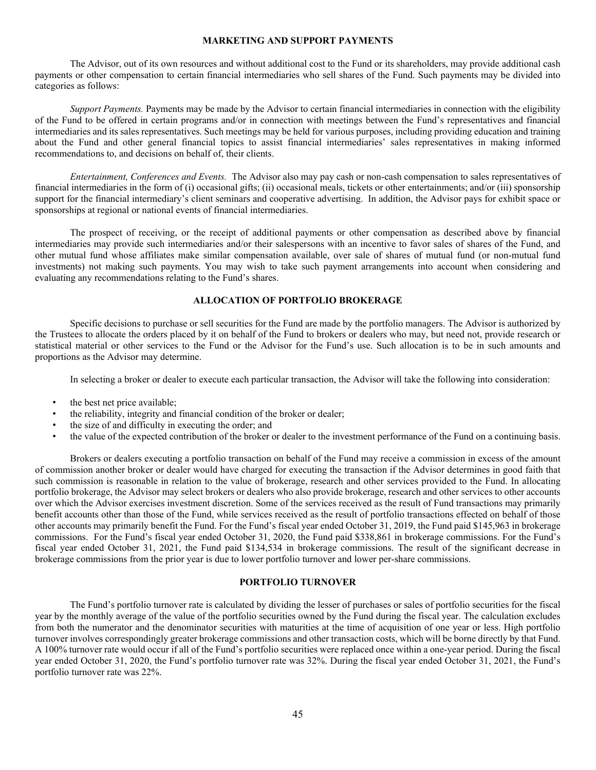## MARKETING AND SUPPORT PAYMENTS

The Advisor, out of its own resources and without additional cost to the Fund or its shareholders, may provide additional cash payments or other compensation to certain financial intermediaries who sell shares of the Fund. Such payments may be divided into categories as follows:

*Support Payments.* Payments may be made by the Advisor to certain financial intermediaries in connection with the eligibility of the Fund to be offered in certain programs and/or in connection with meetings between the Fund's representatives and financial intermediaries and its sales representatives. Such meetings may be held for various purposes, including providing education and training about the Fund and other general financial topics to assist financial intermediaries' sales representatives in making informed recommendations to, and decisions on behalf of, their clients.

*Entertainment, Conferences and Events.* The Advisor also may pay cash or non-cash compensation to sales representatives of financial intermediaries in the form of (i) occasional gifts; (ii) occasional meals, tickets or other entertainments; and/or (iii) sponsorship support for the financial intermediary's client seminars and cooperative advertising. In addition, the Advisor pays for exhibit space or sponsorships at regional or national events of financial intermediaries.

The prospect of receiving, or the receipt of additional payments or other compensation as described above by financial intermediaries may provide such intermediaries and/or their salespersons with an incentive to favor sales of shares of the Fund, and other mutual fund whose affiliates make similar compensation available, over sale of shares of mutual fund (or non-mutual fund investments) not making such payments. You may wish to take such payment arrangements into account when considering and evaluating any recommendations relating to the Fund's shares.

## ALLOCATION OF PORTFOLIO BROKERAGE

Specific decisions to purchase or sell securities for the Fund are made by the portfolio managers. The Advisor is authorized by the Trustees to allocate the orders placed by it on behalf of the Fund to brokers or dealers who may, but need not, provide research or statistical material or other services to the Fund or the Advisor for the Fund's use. Such allocation is to be in such amounts and proportions as the Advisor may determine.

In selecting a broker or dealer to execute each particular transaction, the Advisor will take the following into consideration:

- the best net price available;
- the reliability, integrity and financial condition of the broker or dealer;
- the size of and difficulty in executing the order; and
- the value of the expected contribution of the broker or dealer to the investment performance of the Fund on a continuing basis.

Brokers or dealers executing a portfolio transaction on behalf of the Fund may receive a commission in excess of the amount of commission another broker or dealer would have charged for executing the transaction if the Advisor determines in good faith that such commission is reasonable in relation to the value of brokerage, research and other services provided to the Fund. In allocating portfolio brokerage, the Advisor may select brokers or dealers who also provide brokerage, research and other services to other accounts over which the Advisor exercises investment discretion. Some of the services received as the result of Fund transactions may primarily benefit accounts other than those of the Fund, while services received as the result of portfolio transactions effected on behalf of those other accounts may primarily benefit the Fund. For the Fund's fiscal year ended October 31, 2019, the Fund paid $145,963 in brokerage commissions. For the Fund's fiscal year ended October 31, 2020, the Fund paid $338,861 in brokerage commissions. For the Fund's fiscal year ended October 31, 2021, the Fund paid $134,534 in brokerage commissions. The result of the significant decrease in brokerage commissions from the prior year is due to lower portfolio turnover and lower per-share commissions.

## PORTFOLIO TURNOVER

The Fund's portfolio turnover rate is calculated by dividing the lesser of purchases or sales of portfolio securities for the fiscal year by the monthly average of the value of the portfolio securities owned by the Fund during the fiscal year. The calculation excludes from both the numerator and the denominator securities with maturities at the time of acquisition of one year or less. High portfolio turnover involves correspondingly greater brokerage commissions and other transaction costs, which will be borne directly by that Fund. A 100% turnover rate would occur if all of the Fund's portfolio securities were replaced once within a one-year period. During the fiscal year ended October 31, 2020, the Fund's portfolio turnover rate was 32%. During the fiscal year ended October 31, 2021, the Fund's portfolio turnover rate was 22%.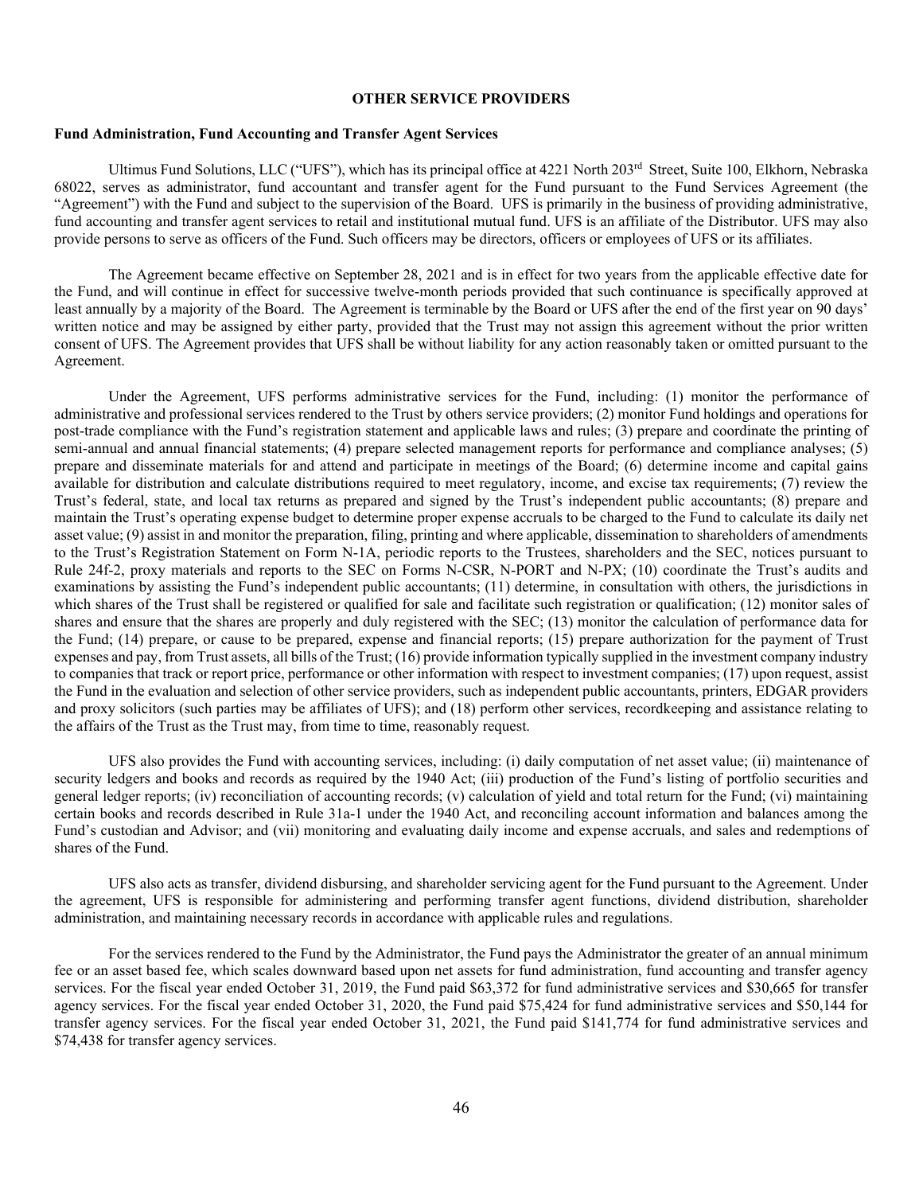## OTHER SERVICE PROVIDERS

### Fund Administration, Fund Accounting and Transfer Agent Services

Ultimus Fund Solutions, LLC ("UFS"), which has its principal office at 4221 North 203rd Street, Suite 100, Elkhorn, Nebraska 68022, serves as administrator, fund accountant and transfer agent for the Fund pursuant to the Fund Services Agreement (the "Agreement") with the Fund and subject to the supervision of the Board. UFS is primarily in the business of providing administrative, fund accounting and transfer agent services to retail and institutional mutual fund. UFS is an affiliate of the Distributor. UFS may also provide persons to serve as officers of the Fund. Such officers may be directors, officers or employees of UFS or its affiliates.

The Agreement became effective on September 28, 2021 and is in effect for two years from the applicable effective date for the Fund, and will continue in effect for successive twelve-month periods provided that such continuance is specifically approved at least annually by a majority of the Board. The Agreement is terminable by the Board or UFS after the end of the first year on 90 days' written notice and may be assigned by either party, provided that the Trust may not assign this agreement without the prior written consent of UFS. The Agreement provides that UFS shall be without liability for any action reasonably taken or omitted pursuant to the Agreement.

Under the Agreement, UFS performs administrative services for the Fund, including: (1) monitor the performance of administrative and professional services rendered to the Trust by others service providers; (2) monitor Fund holdings and operations for post-trade compliance with the Fund's registration statement and applicable laws and rules; (3) prepare and coordinate the printing of semi-annual and annual financial statements; (4) prepare selected management reports for performance and compliance analyses; (5) prepare and disseminate materials for and attend and participate in meetings of the Board; (6) determine income and capital gains available for distribution and calculate distributions required to meet regulatory, income, and excise tax requirements; (7) review the Trust's federal, state, and local tax returns as prepared and signed by the Trust's independent public accountants; (8) prepare and maintain the Trust's operating expense budget to determine proper expense accruals to be charged to the Fund to calculate its daily net asset value; (9) assist in and monitor the preparation, filing, printing and where applicable, dissemination to shareholders of amendments to the Trust's Registration Statement on Form N-1A, periodic reports to the Trustees, shareholders and the SEC, notices pursuant to Rule 24f-2, proxy materials and reports to the SEC on Forms N-CSR, N-PORT and N-PX; (10) coordinate the Trust's audits and examinations by assisting the Fund's independent public accountants; (11) determine, in consultation with others, the jurisdictions in which shares of the Trust shall be registered or qualified for sale and facilitate such registration or qualification; (12) monitor sales of shares and ensure that the shares are properly and duly registered with the SEC; (13) monitor the calculation of performance data for the Fund; (14) prepare, or cause to be prepared, expense and financial reports; (15) prepare authorization for the payment of Trust expenses and pay, from Trust assets, all bills of the Trust; (16) provide information typically supplied in the investment company industry to companies that track or report price, performance or other information with respect to investment companies; (17) upon request, assist the Fund in the evaluation and selection of other service providers, such as independent public accountants, printers, EDGAR providers and proxy solicitors (such parties may be affiliates of UFS); and (18) perform other services, recordkeeping and assistance relating to the affairs of the Trust as the Trust may, from time to time, reasonably request.

UFS also provides the Fund with accounting services, including: (i) daily computation of net asset value; (ii) maintenance of security ledgers and books and records as required by the 1940 Act; (iii) production of the Fund's listing of portfolio securities and general ledger reports; (iv) reconciliation of accounting records; (v) calculation of yield and total return for the Fund; (vi) maintaining certain books and records described in Rule 31a-1 under the 1940 Act, and reconciling account information and balances among the Fund's custodian and Advisor; and (vii) monitoring and evaluating daily income and expense accruals, and sales and redemptions of shares of the Fund.

UFS also acts as transfer, dividend disbursing, and shareholder servicing agent for the Fund pursuant to the Agreement. Under the agreement, UFS is responsible for administering and performing transfer agent functions, dividend distribution, shareholder administration, and maintaining necessary records in accordance with applicable rules and regulations.

For the services rendered to the Fund by the Administrator, the Fund pays the Administrator the greater of an annual minimum fee or an asset based fee, which scales downward based upon net assets for fund administration, fund accounting and transfer agency services. For the fiscal year ended October 31, 2019, the Fund paid $63,372 for fund administrative services and $30,665 for transfer agency services. For the fiscal year ended October 31, 2020, the Fund paid $75,424 for fund administrative services and $50,144 for transfer agency services. For the fiscal year ended October 31, 2021, the Fund paid $141,774 for fund administrative services and $74,438 for transfer agency services.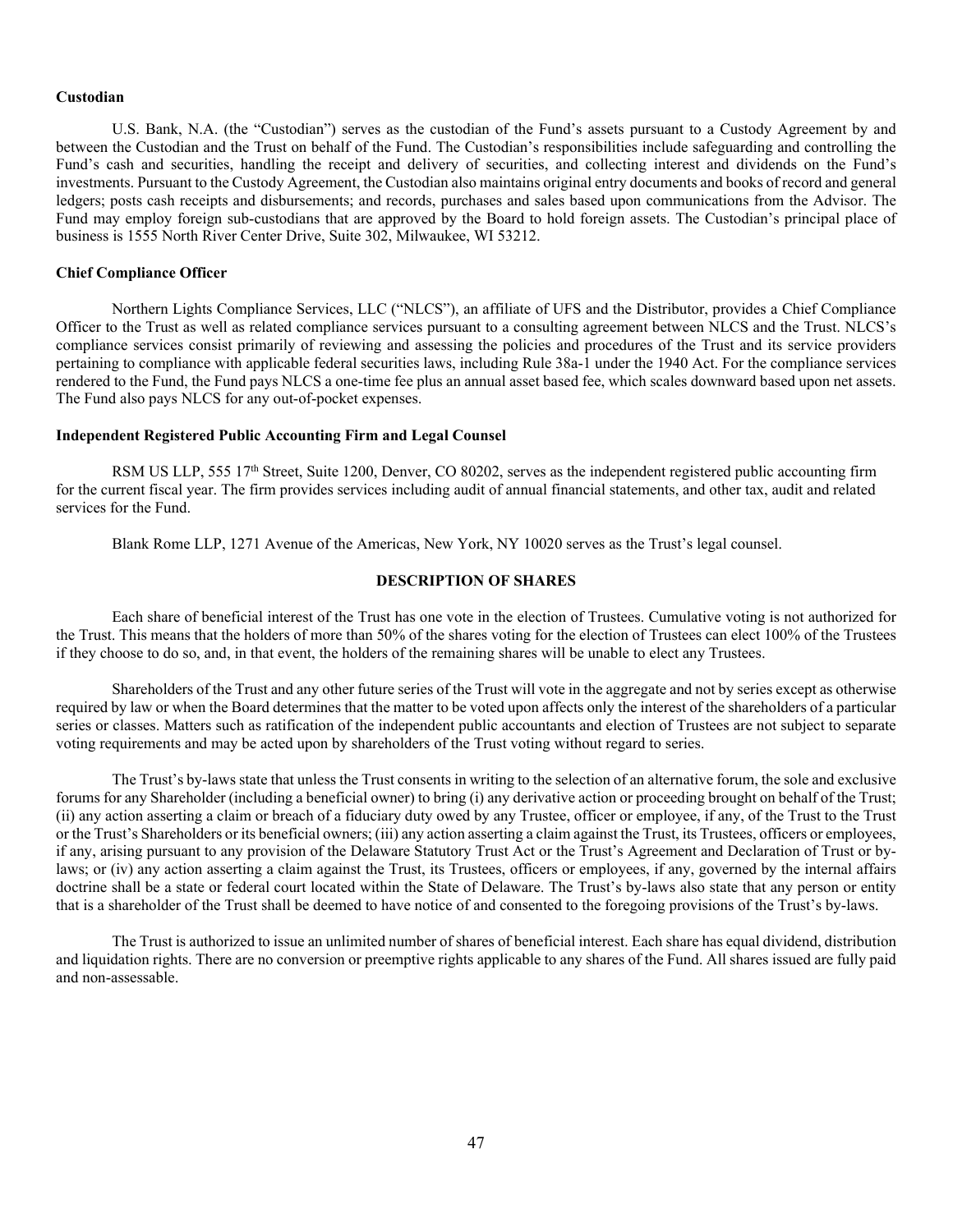**Custodian**

U.S. Bank, N.A. (the "Custodian") serves as the custodian of the Fund's assets pursuant to a Custody Agreement by and between the Custodian and the Trust on behalf of the Fund. The Custodian's responsibilities include safeguarding and controlling the Fund's cash and securities, handling the receipt and delivery of securities, and collecting interest and dividends on the Fund's investments. Pursuant to the Custody Agreement, the Custodian also maintains original entry documents and books of record and general ledgers; posts cash receipts and disbursements; and records, purchases and sales based upon communications from the Advisor. The Fund may employ foreign sub-custodians that are approved by the Board to hold foreign assets. The Custodian's principal place of business is 1555 North River Center Drive, Suite 302, Milwaukee, WI 53212.

**Chief Compliance Officer**

Northern Lights Compliance Services, LLC ("NLCS"), an affiliate of UFS and the Distributor, provides a Chief Compliance Officer to the Trust as well as related compliance services pursuant to a consulting agreement between NLCS and the Trust. NLCS's compliance services consist primarily of reviewing and assessing the policies and procedures of the Trust and its service providers pertaining to compliance with applicable federal securities laws, including Rule 38a-1 under the 1940 Act. For the compliance services rendered to the Fund, the Fund pays NLCS a one-time fee plus an annual asset based fee, which scales downward based upon net assets. The Fund also pays NLCS for any out-of-pocket expenses.

**Independent Registered Public Accounting Firm and Legal Counsel**

RSM US LLP, 555 17th Street, Suite 1200, Denver, CO 80202, serves as the independent registered public accounting firm for the current fiscal year. The firm provides services including audit of annual financial statements, and other tax, audit and related services for the Fund.

Blank Rome LLP, 1271 Avenue of the Americas, New York, NY 10020 serves as the Trust's legal counsel.

## DESCRIPTION OF SHARES

Each share of beneficial interest of the Trust has one vote in the election of Trustees. Cumulative voting is not authorized for the Trust. This means that the holders of more than 50% of the shares voting for the election of Trustees can elect 100% of the Trustees if they choose to do so, and, in that event, the holders of the remaining shares will be unable to elect any Trustees.

Shareholders of the Trust and any other future series of the Trust will vote in the aggregate and not by series except as otherwise required by law or when the Board determines that the matter to be voted upon affects only the interest of the shareholders of a particular series or classes. Matters such as ratification of the independent public accountants and election of Trustees are not subject to separate voting requirements and may be acted upon by shareholders of the Trust voting without regard to series.

The Trust's by-laws state that unless the Trust consents in writing to the selection of an alternative forum, the sole and exclusive forums for any Shareholder (including a beneficial owner) to bring (i) any derivative action or proceeding brought on behalf of the Trust; (ii) any action asserting a claim or breach of a fiduciary duty owed by any Trustee, officer or employee, if any, of the Trust to the Trust or the Trust's Shareholders or its beneficial owners; (iii) any action asserting a claim against the Trust, its Trustees, officers or employees, if any, arising pursuant to any provision of the Delaware Statutory Trust Act or the Trust's Agreement and Declaration of Trust or by-laws; or (iv) any action asserting a claim against the Trust, its Trustees, officers or employees, if any, governed by the internal affairs doctrine shall be a state or federal court located within the State of Delaware. The Trust's by-laws also state that any person or entity that is a shareholder of the Trust shall be deemed to have notice of and consented to the foregoing provisions of the Trust's by-laws.

The Trust is authorized to issue an unlimited number of shares of beneficial interest. Each share has equal dividend, distribution and liquidation rights. There are no conversion or preemptive rights applicable to any shares of the Fund. All shares issued are fully paid and non-assessable.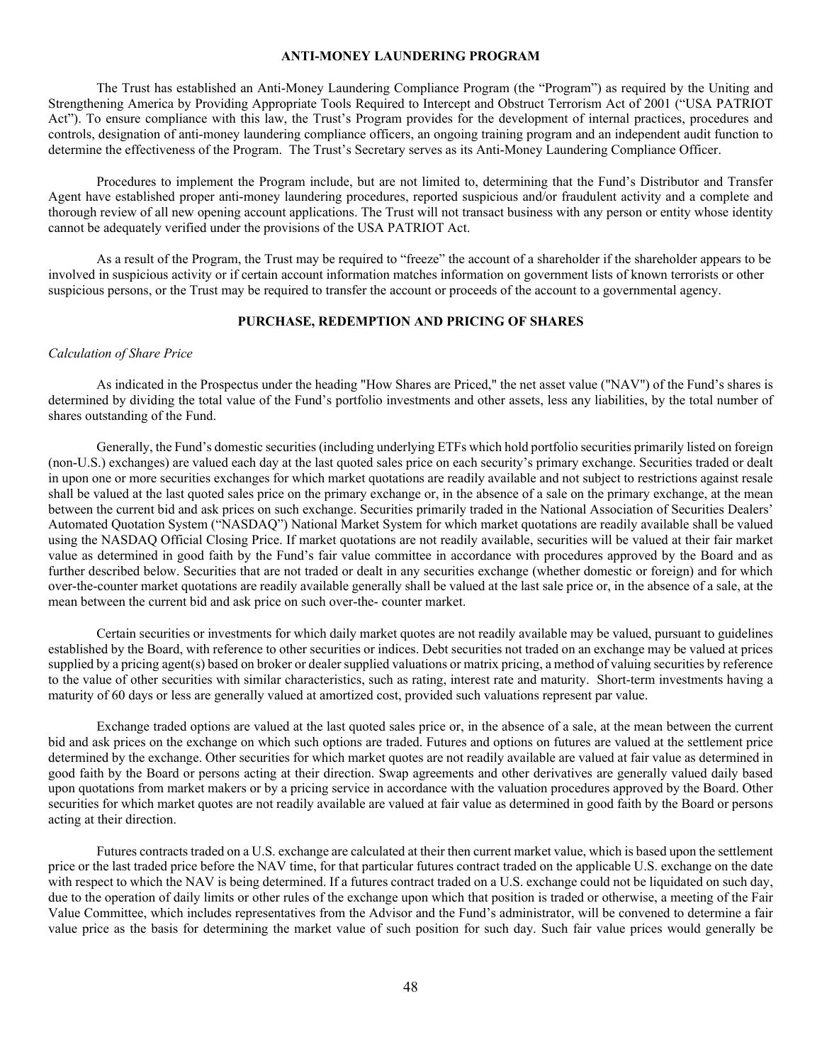## ANTI-MONEY LAUNDERING PROGRAM

The Trust has established an Anti-Money Laundering Compliance Program (the "Program") as required by the Uniting and Strengthening America by Providing Appropriate Tools Required to Intercept and Obstruct Terrorism Act of 2001 ("USA PATRIOT Act"). To ensure compliance with this law, the Trust's Program provides for the development of internal practices, procedures and controls, designation of anti-money laundering compliance officers, an ongoing training program and an independent audit function to determine the effectiveness of the Program. The Trust's Secretary serves as its Anti-Money Laundering Compliance Officer.

Procedures to implement the Program include, but are not limited to, determining that the Fund's Distributor and Transfer Agent have established proper anti-money laundering procedures, reported suspicious and/or fraudulent activity and a complete and thorough review of all new opening account applications. The Trust will not transact business with any person or entity whose identity cannot be adequately verified under the provisions of the USA PATRIOT Act.

As a result of the Program, the Trust may be required to "freeze" the account of a shareholder if the shareholder appears to be involved in suspicious activity or if certain account information matches information on government lists of known terrorists or other suspicious persons, or the Trust may be required to transfer the account or proceeds of the account to a governmental agency.

## PURCHASE, REDEMPTION AND PRICING OF SHARES

*Calculation of Share Price*

As indicated in the Prospectus under the heading "How Shares are Priced," the net asset value ("NAV") of the Fund's shares is determined by dividing the total value of the Fund's portfolio investments and other assets, less any liabilities, by the total number of shares outstanding of the Fund.

Generally, the Fund's domestic securities (including underlying ETFs which hold portfolio securities primarily listed on foreign (non-U.S.) exchanges) are valued each day at the last quoted sales price on each security's primary exchange. Securities traded or dealt in upon one or more securities exchanges for which market quotations are readily available and not subject to restrictions against resale shall be valued at the last quoted sales price on the primary exchange or, in the absence of a sale on the primary exchange, at the mean between the current bid and ask prices on such exchange. Securities primarily traded in the National Association of Securities Dealers' Automated Quotation System ("NASDAQ") National Market System for which market quotations are readily available shall be valued using the NASDAQ Official Closing Price. If market quotations are not readily available, securities will be valued at their fair market value as determined in good faith by the Fund's fair value committee in accordance with procedures approved by the Board and as further described below. Securities that are not traded or dealt in any securities exchange (whether domestic or foreign) and for which over-the-counter market quotations are readily available generally shall be valued at the last sale price or, in the absence of a sale, at the mean between the current bid and ask price on such over-the- counter market.

Certain securities or investments for which daily market quotes are not readily available may be valued, pursuant to guidelines established by the Board, with reference to other securities or indices. Debt securities not traded on an exchange may be valued at prices supplied by a pricing agent(s) based on broker or dealer supplied valuations or matrix pricing, a method of valuing securities by reference to the value of other securities with similar characteristics, such as rating, interest rate and maturity. Short-term investments having a maturity of 60 days or less are generally valued at amortized cost, provided such valuations represent par value.

Exchange traded options are valued at the last quoted sales price or, in the absence of a sale, at the mean between the current bid and ask prices on the exchange on which such options are traded. Futures and options on futures are valued at the settlement price determined by the exchange. Other securities for which market quotes are not readily available are valued at fair value as determined in good faith by the Board or persons acting at their direction. Swap agreements and other derivatives are generally valued daily based upon quotations from market makers or by a pricing service in accordance with the valuation procedures approved by the Board. Other securities for which market quotes are not readily available are valued at fair value as determined in good faith by the Board or persons acting at their direction.

Futures contracts traded on a U.S. exchange are calculated at their then current market value, which is based upon the settlement price or the last traded price before the NAV time, for that particular futures contract traded on the applicable U.S. exchange on the date with respect to which the NAV is being determined. If a futures contract traded on a U.S. exchange could not be liquidated on such day, due to the operation of daily limits or other rules of the exchange upon which that position is traded or otherwise, a meeting of the Fair Value Committee, which includes representatives from the Advisor and the Fund's administrator, will be convened to determine a fair value price as the basis for determining the market value of such position for such day. Such fair value prices would generally be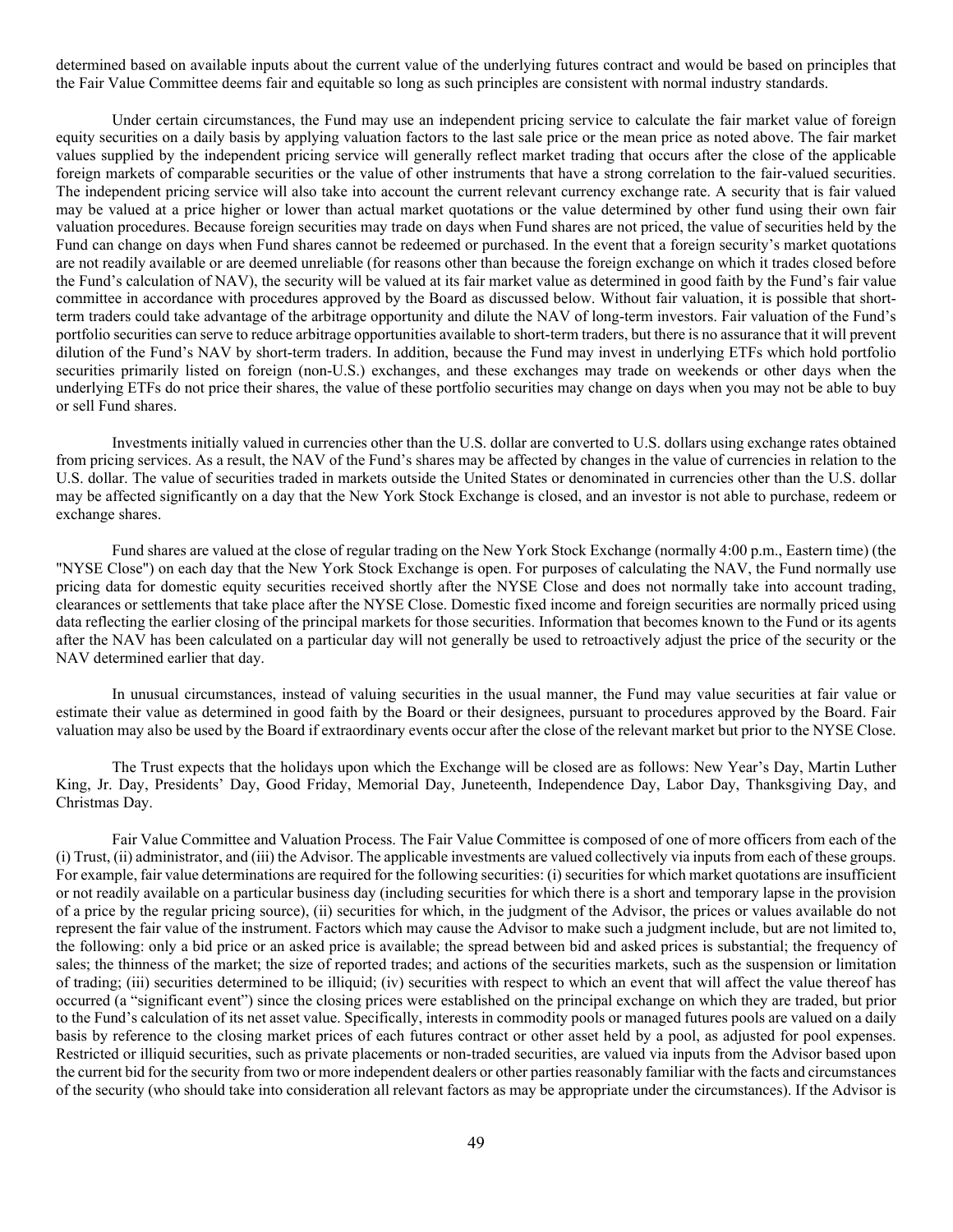determined based on available inputs about the current value of the underlying futures contract and would be based on principles that the Fair Value Committee deems fair and equitable so long as such principles are consistent with normal industry standards.

Under certain circumstances, the Fund may use an independent pricing service to calculate the fair market value of foreign equity securities on a daily basis by applying valuation factors to the last sale price or the mean price as noted above. The fair market values supplied by the independent pricing service will generally reflect market trading that occurs after the close of the applicable foreign markets of comparable securities or the value of other instruments that have a strong correlation to the fair-valued securities. The independent pricing service will also take into account the current relevant currency exchange rate. A security that is fair valued may be valued at a price higher or lower than actual market quotations or the value determined by other fund using their own fair valuation procedures. Because foreign securities may trade on days when Fund shares are not priced, the value of securities held by the Fund can change on days when Fund shares cannot be redeemed or purchased. In the event that a foreign security's market quotations are not readily available or are deemed unreliable (for reasons other than because the foreign exchange on which it trades closed before the Fund's calculation of NAV), the security will be valued at its fair market value as determined in good faith by the Fund's fair value committee in accordance with procedures approved by the Board as discussed below. Without fair valuation, it is possible that short-term traders could take advantage of the arbitrage opportunity and dilute the NAV of long-term investors. Fair valuation of the Fund's portfolio securities can serve to reduce arbitrage opportunities available to short-term traders, but there is no assurance that it will prevent dilution of the Fund's NAV by short-term traders. In addition, because the Fund may invest in underlying ETFs which hold portfolio securities primarily listed on foreign (non-U.S.) exchanges, and these exchanges may trade on weekends or other days when the underlying ETFs do not price their shares, the value of these portfolio securities may change on days when you may not be able to buy or sell Fund shares.

Investments initially valued in currencies other than the U.S. dollar are converted to U.S. dollars using exchange rates obtained from pricing services. As a result, the NAV of the Fund's shares may be affected by changes in the value of currencies in relation to the U.S. dollar. The value of securities traded in markets outside the United States or denominated in currencies other than the U.S. dollar may be affected significantly on a day that the New York Stock Exchange is closed, and an investor is not able to purchase, redeem or exchange shares.

Fund shares are valued at the close of regular trading on the New York Stock Exchange (normally 4:00 p.m., Eastern time) (the "NYSE Close") on each day that the New York Stock Exchange is open. For purposes of calculating the NAV, the Fund normally use pricing data for domestic equity securities received shortly after the NYSE Close and does not normally take into account trading, clearances or settlements that take place after the NYSE Close. Domestic fixed income and foreign securities are normally priced using data reflecting the earlier closing of the principal markets for those securities. Information that becomes known to the Fund or its agents after the NAV has been calculated on a particular day will not generally be used to retroactively adjust the price of the security or the NAV determined earlier that day.

In unusual circumstances, instead of valuing securities in the usual manner, the Fund may value securities at fair value or estimate their value as determined in good faith by the Board or their designees, pursuant to procedures approved by the Board. Fair valuation may also be used by the Board if extraordinary events occur after the close of the relevant market but prior to the NYSE Close.

The Trust expects that the holidays upon which the Exchange will be closed are as follows: New Year's Day, Martin Luther King, Jr. Day, Presidents' Day, Good Friday, Memorial Day, Juneteenth, Independence Day, Labor Day, Thanksgiving Day, and Christmas Day.

Fair Value Committee and Valuation Process. The Fair Value Committee is composed of one of more officers from each of the (i) Trust, (ii) administrator, and (iii) the Advisor. The applicable investments are valued collectively via inputs from each of these groups. For example, fair value determinations are required for the following securities: (i) securities for which market quotations are insufficient or not readily available on a particular business day (including securities for which there is a short and temporary lapse in the provision of a price by the regular pricing source), (ii) securities for which, in the judgment of the Advisor, the prices or values available do not represent the fair value of the instrument. Factors which may cause the Advisor to make such a judgment include, but are not limited to, the following: only a bid price or an asked price is available; the spread between bid and asked prices is substantial; the frequency of sales; the thinness of the market; the size of reported trades; and actions of the securities markets, such as the suspension or limitation of trading; (iii) securities determined to be illiquid; (iv) securities with respect to which an event that will affect the value thereof has occurred (a "significant event") since the closing prices were established on the principal exchange on which they are traded, but prior to the Fund's calculation of its net asset value. Specifically, interests in commodity pools or managed futures pools are valued on a daily basis by reference to the closing market prices of each futures contract or other asset held by a pool, as adjusted for pool expenses. Restricted or illiquid securities, such as private placements or non-traded securities, are valued via inputs from the Advisor based upon the current bid for the security from two or more independent dealers or other parties reasonably familiar with the facts and circumstances of the security (who should take into consideration all relevant factors as may be appropriate under the circumstances). If the Advisor is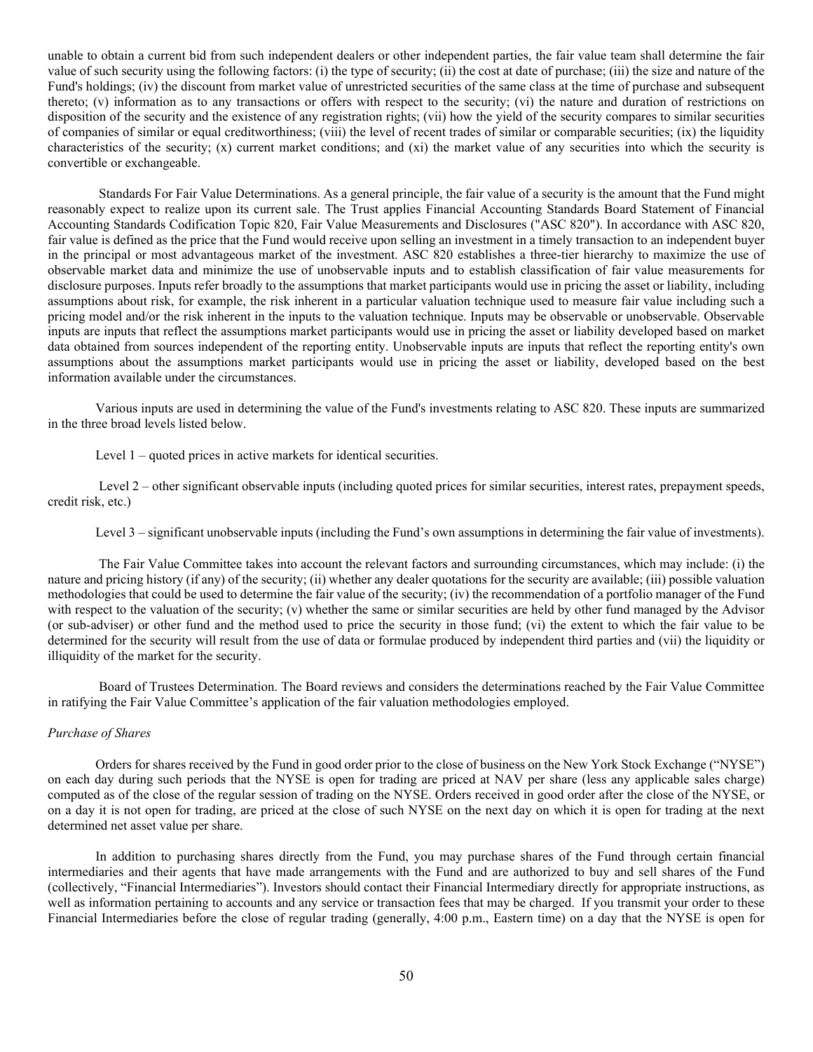unable to obtain a current bid from such independent dealers or other independent parties, the fair value team shall determine the fair value of such security using the following factors: (i) the type of security; (ii) the cost at date of purchase; (iii) the size and nature of the Fund's holdings; (iv) the discount from market value of unrestricted securities of the same class at the time of purchase and subsequent thereto; (v) information as to any transactions or offers with respect to the security; (vi) the nature and duration of restrictions on disposition of the security and the existence of any registration rights; (vii) how the yield of the security compares to similar securities of companies of similar or equal creditworthiness; (viii) the level of recent trades of similar or comparable securities; (ix) the liquidity characteristics of the security; (x) current market conditions; and (xi) the market value of any securities into which the security is convertible or exchangeable.

Standards For Fair Value Determinations. As a general principle, the fair value of a security is the amount that the Fund might reasonably expect to realize upon its current sale. The Trust applies Financial Accounting Standards Board Statement of Financial Accounting Standards Codification Topic 820, Fair Value Measurements and Disclosures ("ASC 820"). In accordance with ASC 820, fair value is defined as the price that the Fund would receive upon selling an investment in a timely transaction to an independent buyer in the principal or most advantageous market of the investment. ASC 820 establishes a three-tier hierarchy to maximize the use of observable market data and minimize the use of unobservable inputs and to establish classification of fair value measurements for disclosure purposes. Inputs refer broadly to the assumptions that market participants would use in pricing the asset or liability, including assumptions about risk, for example, the risk inherent in a particular valuation technique used to measure fair value including such a pricing model and/or the risk inherent in the inputs to the valuation technique. Inputs may be observable or unobservable. Observable inputs are inputs that reflect the assumptions market participants would use in pricing the asset or liability developed based on market data obtained from sources independent of the reporting entity. Unobservable inputs are inputs that reflect the reporting entity's own assumptions about the assumptions market participants would use in pricing the asset or liability, developed based on the best information available under the circumstances.

Various inputs are used in determining the value of the Fund's investments relating to ASC 820. These inputs are summarized in the three broad levels listed below.

Level 1 – quoted prices in active markets for identical securities.

Level 2 – other significant observable inputs (including quoted prices for similar securities, interest rates, prepayment speeds, credit risk, etc.)

Level 3 – significant unobservable inputs (including the Fund's own assumptions in determining the fair value of investments).

The Fair Value Committee takes into account the relevant factors and surrounding circumstances, which may include: (i) the nature and pricing history (if any) of the security; (ii) whether any dealer quotations for the security are available; (iii) possible valuation methodologies that could be used to determine the fair value of the security; (iv) the recommendation of a portfolio manager of the Fund with respect to the valuation of the security; (v) whether the same or similar securities are held by other fund managed by the Advisor (or sub-adviser) or other fund and the method used to price the security in those fund; (vi) the extent to which the fair value to be determined for the security will result from the use of data or formulae produced by independent third parties and (vii) the liquidity or illiquidity of the market for the security.

Board of Trustees Determination. The Board reviews and considers the determinations reached by the Fair Value Committee in ratifying the Fair Value Committee's application of the fair valuation methodologies employed.

*Purchase of Shares*

Orders for shares received by the Fund in good order prior to the close of business on the New York Stock Exchange ("NYSE") on each day during such periods that the NYSE is open for trading are priced at NAV per share (less any applicable sales charge) computed as of the close of the regular session of trading on the NYSE. Orders received in good order after the close of the NYSE, or on a day it is not open for trading, are priced at the close of such NYSE on the next day on which it is open for trading at the next determined net asset value per share.

In addition to purchasing shares directly from the Fund, you may purchase shares of the Fund through certain financial intermediaries and their agents that have made arrangements with the Fund and are authorized to buy and sell shares of the Fund (collectively, "Financial Intermediaries"). Investors should contact their Financial Intermediary directly for appropriate instructions, as well as information pertaining to accounts and any service or transaction fees that may be charged. If you transmit your order to these Financial Intermediaries before the close of regular trading (generally, 4:00 p.m., Eastern time) on a day that the NYSE is open for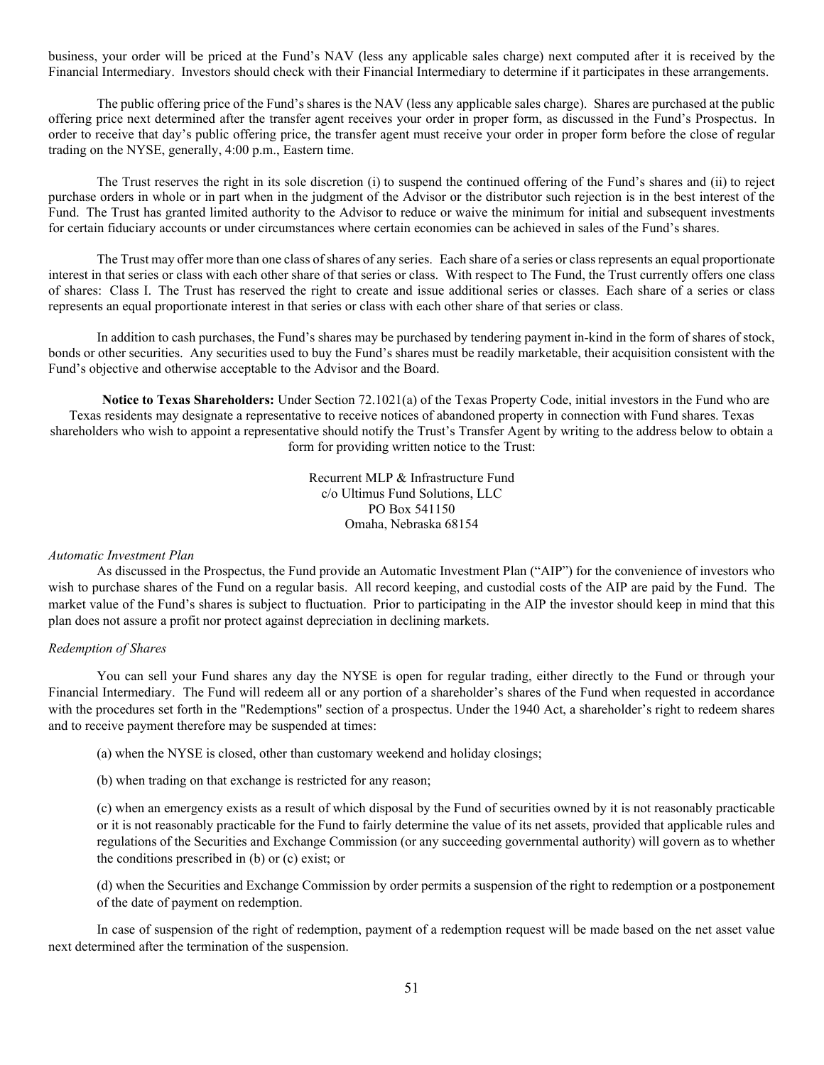business, your order will be priced at the Fund's NAV (less any applicable sales charge) next computed after it is received by the Financial Intermediary. Investors should check with their Financial Intermediary to determine if it participates in these arrangements.

The public offering price of the Fund's shares is the NAV (less any applicable sales charge). Shares are purchased at the public offering price next determined after the transfer agent receives your order in proper form, as discussed in the Fund's Prospectus. In order to receive that day's public offering price, the transfer agent must receive your order in proper form before the close of regular trading on the NYSE, generally, 4:00 p.m., Eastern time.

The Trust reserves the right in its sole discretion (i) to suspend the continued offering of the Fund's shares and (ii) to reject purchase orders in whole or in part when in the judgment of the Advisor or the distributor such rejection is in the best interest of the Fund. The Trust has granted limited authority to the Advisor to reduce or waive the minimum for initial and subsequent investments for certain fiduciary accounts or under circumstances where certain economies can be achieved in sales of the Fund's shares.

The Trust may offer more than one class of shares of any series. Each share of a series or class represents an equal proportionate interest in that series or class with each other share of that series or class. With respect to The Fund, the Trust currently offers one class of shares: Class I. The Trust has reserved the right to create and issue additional series or classes. Each share of a series or class represents an equal proportionate interest in that series or class with each other share of that series or class.

In addition to cash purchases, the Fund's shares may be purchased by tendering payment in-kind in the form of shares of stock, bonds or other securities. Any securities used to buy the Fund's shares must be readily marketable, their acquisition consistent with the Fund's objective and otherwise acceptable to the Advisor and the Board.

**Notice to Texas Shareholders:** Under Section 72.1021(a) of the Texas Property Code, initial investors in the Fund who are Texas residents may designate a representative to receive notices of abandoned property in connection with Fund shares. Texas shareholders who wish to appoint a representative should notify the Trust's Transfer Agent by writing to the address below to obtain a form for providing written notice to the Trust:

Recurrent MLP & Infrastructure Fund
c/o Ultimus Fund Solutions, LLC
PO Box 541150
Omaha, Nebraska 68154

*Automatic Investment Plan*

As discussed in the Prospectus, the Fund provide an Automatic Investment Plan ("AIP") for the convenience of investors who wish to purchase shares of the Fund on a regular basis. All record keeping, and custodial costs of the AIP are paid by the Fund. The market value of the Fund's shares is subject to fluctuation. Prior to participating in the AIP the investor should keep in mind that this plan does not assure a profit nor protect against depreciation in declining markets.

*Redemption of Shares*

You can sell your Fund shares any day the NYSE is open for regular trading, either directly to the Fund or through your Financial Intermediary. The Fund will redeem all or any portion of a shareholder's shares of the Fund when requested in accordance with the procedures set forth in the "Redemptions" section of a prospectus. Under the 1940 Act, a shareholder's right to redeem shares and to receive payment therefore may be suspended at times:

(a) when the NYSE is closed, other than customary weekend and holiday closings;

(b) when trading on that exchange is restricted for any reason;

(c) when an emergency exists as a result of which disposal by the Fund of securities owned by it is not reasonably practicable or it is not reasonably practicable for the Fund to fairly determine the value of its net assets, provided that applicable rules and regulations of the Securities and Exchange Commission (or any succeeding governmental authority) will govern as to whether the conditions prescribed in (b) or (c) exist; or

(d) when the Securities and Exchange Commission by order permits a suspension of the right to redemption or a postponement of the date of payment on redemption.

In case of suspension of the right of redemption, payment of a redemption request will be made based on the net asset value next determined after the termination of the suspension.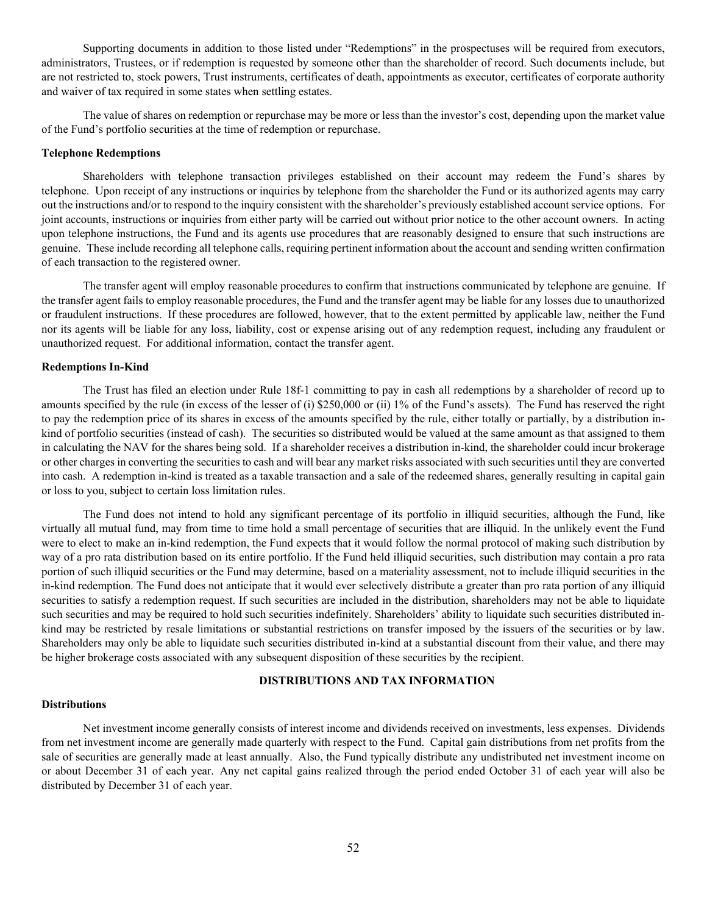Supporting documents in addition to those listed under "Redemptions" in the prospectuses will be required from executors, administrators, Trustees, or if redemption is requested by someone other than the shareholder of record. Such documents include, but are not restricted to, stock powers, Trust instruments, certificates of death, appointments as executor, certificates of corporate authority and waiver of tax required in some states when settling estates.

The value of shares on redemption or repurchase may be more or less than the investor's cost, depending upon the market value of the Fund's portfolio securities at the time of redemption or repurchase.

**Telephone Redemptions**

Shareholders with telephone transaction privileges established on their account may redeem the Fund's shares by telephone. Upon receipt of any instructions or inquiries by telephone from the shareholder the Fund or its authorized agents may carry out the instructions and/or to respond to the inquiry consistent with the shareholder's previously established account service options. For joint accounts, instructions or inquiries from either party will be carried out without prior notice to the other account owners. In acting upon telephone instructions, the Fund and its agents use procedures that are reasonably designed to ensure that such instructions are genuine. These include recording all telephone calls, requiring pertinent information about the account and sending written confirmation of each transaction to the registered owner.

The transfer agent will employ reasonable procedures to confirm that instructions communicated by telephone are genuine. If the transfer agent fails to employ reasonable procedures, the Fund and the transfer agent may be liable for any losses due to unauthorized or fraudulent instructions. If these procedures are followed, however, that to the extent permitted by applicable law, neither the Fund nor its agents will be liable for any loss, liability, cost or expense arising out of any redemption request, including any fraudulent or unauthorized request. For additional information, contact the transfer agent.

**Redemptions In-Kind**

The Trust has filed an election under Rule 18f-1 committing to pay in cash all redemptions by a shareholder of record up to amounts specified by the rule (in excess of the lesser of (i) $250,000 or (ii) 1% of the Fund's assets). The Fund has reserved the right to pay the redemption price of its shares in excess of the amounts specified by the rule, either totally or partially, by a distribution in-kind of portfolio securities (instead of cash). The securities so distributed would be valued at the same amount as that assigned to them in calculating the NAV for the shares being sold. If a shareholder receives a distribution in-kind, the shareholder could incur brokerage or other charges in converting the securities to cash and will bear any market risks associated with such securities until they are converted into cash. A redemption in-kind is treated as a taxable transaction and a sale of the redeemed shares, generally resulting in capital gain or loss to you, subject to certain loss limitation rules.

The Fund does not intend to hold any significant percentage of its portfolio in illiquid securities, although the Fund, like virtually all mutual fund, may from time to time hold a small percentage of securities that are illiquid. In the unlikely event the Fund were to elect to make an in-kind redemption, the Fund expects that it would follow the normal protocol of making such distribution by way of a pro rata distribution based on its entire portfolio. If the Fund held illiquid securities, such distribution may contain a pro rata portion of such illiquid securities or the Fund may determine, based on a materiality assessment, not to include illiquid securities in the in-kind redemption. The Fund does not anticipate that it would ever selectively distribute a greater than pro rata portion of any illiquid securities to satisfy a redemption request. If such securities are included in the distribution, shareholders may not be able to liquidate such securities and may be required to hold such securities indefinitely. Shareholders' ability to liquidate such securities distributed in-kind may be restricted by resale limitations or substantial restrictions on transfer imposed by the issuers of the securities or by law. Shareholders may only be able to liquidate such securities distributed in-kind at a substantial discount from their value, and there may be higher brokerage costs associated with any subsequent disposition of these securities by the recipient.

## DISTRIBUTIONS AND TAX INFORMATION

**Distributions**

Net investment income generally consists of interest income and dividends received on investments, less expenses. Dividends from net investment income are generally made quarterly with respect to the Fund. Capital gain distributions from net profits from the sale of securities are generally made at least annually. Also, the Fund typically distribute any undistributed net investment income on or about December 31 of each year. Any net capital gains realized through the period ended October 31 of each year will also be distributed by December 31 of each year.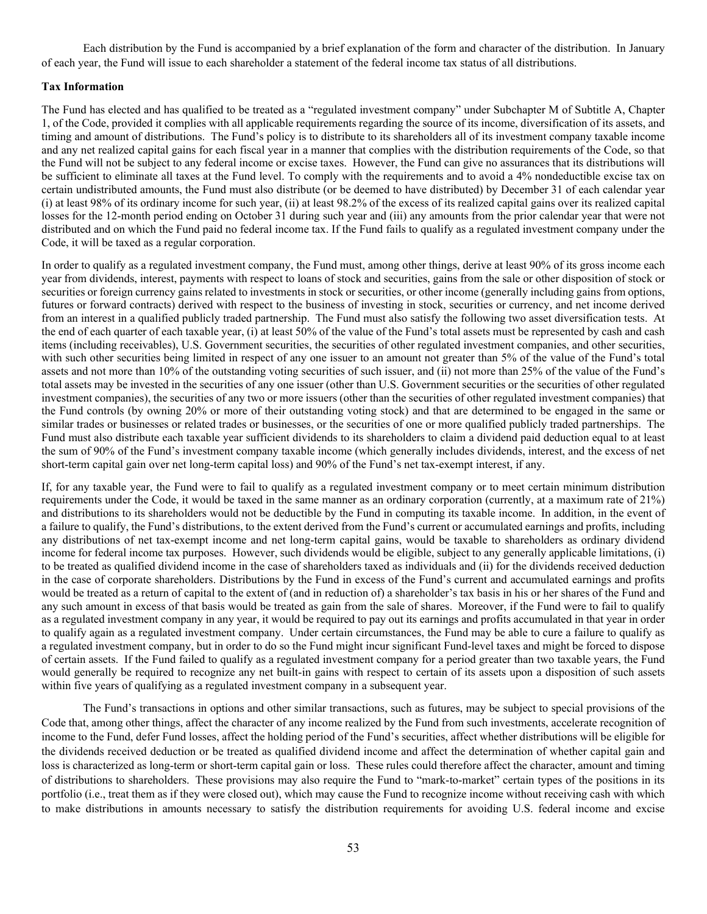Each distribution by the Fund is accompanied by a brief explanation of the form and character of the distribution. In January of each year, the Fund will issue to each shareholder a statement of the federal income tax status of all distributions.

**Tax Information**

The Fund has elected and has qualified to be treated as a "regulated investment company" under Subchapter M of Subtitle A, Chapter 1, of the Code, provided it complies with all applicable requirements regarding the source of its income, diversification of its assets, and timing and amount of distributions. The Fund's policy is to distribute to its shareholders all of its investment company taxable income and any net realized capital gains for each fiscal year in a manner that complies with the distribution requirements of the Code, so that the Fund will not be subject to any federal income or excise taxes. However, the Fund can give no assurances that its distributions will be sufficient to eliminate all taxes at the Fund level. To comply with the requirements and to avoid a 4% nondeductible excise tax on certain undistributed amounts, the Fund must also distribute (or be deemed to have distributed) by December 31 of each calendar year (i) at least 98% of its ordinary income for such year, (ii) at least 98.2% of the excess of its realized capital gains over its realized capital losses for the 12-month period ending on October 31 during such year and (iii) any amounts from the prior calendar year that were not distributed and on which the Fund paid no federal income tax. If the Fund fails to qualify as a regulated investment company under the Code, it will be taxed as a regular corporation.

In order to qualify as a regulated investment company, the Fund must, among other things, derive at least 90% of its gross income each year from dividends, interest, payments with respect to loans of stock and securities, gains from the sale or other disposition of stock or securities or foreign currency gains related to investments in stock or securities, or other income (generally including gains from options, futures or forward contracts) derived with respect to the business of investing in stock, securities or currency, and net income derived from an interest in a qualified publicly traded partnership. The Fund must also satisfy the following two asset diversification tests. At the end of each quarter of each taxable year, (i) at least 50% of the value of the Fund's total assets must be represented by cash and cash items (including receivables), U.S. Government securities, the securities of other regulated investment companies, and other securities, with such other securities being limited in respect of any one issuer to an amount not greater than 5% of the value of the Fund's total assets and not more than 10% of the outstanding voting securities of such issuer, and (ii) not more than 25% of the value of the Fund's total assets may be invested in the securities of any one issuer (other than U.S. Government securities or the securities of other regulated investment companies), the securities of any two or more issuers (other than the securities of other regulated investment companies) that the Fund controls (by owning 20% or more of their outstanding voting stock) and that are determined to be engaged in the same or similar trades or businesses or related trades or businesses, or the securities of one or more qualified publicly traded partnerships. The Fund must also distribute each taxable year sufficient dividends to its shareholders to claim a dividend paid deduction equal to at least the sum of 90% of the Fund's investment company taxable income (which generally includes dividends, interest, and the excess of net short-term capital gain over net long-term capital loss) and 90% of the Fund's net tax-exempt interest, if any.

If, for any taxable year, the Fund were to fail to qualify as a regulated investment company or to meet certain minimum distribution requirements under the Code, it would be taxed in the same manner as an ordinary corporation (currently, at a maximum rate of 21%) and distributions to its shareholders would not be deductible by the Fund in computing its taxable income. In addition, in the event of a failure to qualify, the Fund's distributions, to the extent derived from the Fund's current or accumulated earnings and profits, including any distributions of net tax-exempt income and net long-term capital gains, would be taxable to shareholders as ordinary dividend income for federal income tax purposes. However, such dividends would be eligible, subject to any generally applicable limitations, (i) to be treated as qualified dividend income in the case of shareholders taxed as individuals and (ii) for the dividends received deduction in the case of corporate shareholders. Distributions by the Fund in excess of the Fund's current and accumulated earnings and profits would be treated as a return of capital to the extent of (and in reduction of) a shareholder's tax basis in his or her shares of the Fund and any such amount in excess of that basis would be treated as gain from the sale of shares. Moreover, if the Fund were to fail to qualify as a regulated investment company in any year, it would be required to pay out its earnings and profits accumulated in that year in order to qualify again as a regulated investment company. Under certain circumstances, the Fund may be able to cure a failure to qualify as a regulated investment company, but in order to do so the Fund might incur significant Fund-level taxes and might be forced to dispose of certain assets. If the Fund failed to qualify as a regulated investment company for a period greater than two taxable years, the Fund would generally be required to recognize any net built-in gains with respect to certain of its assets upon a disposition of such assets within five years of qualifying as a regulated investment company in a subsequent year.

The Fund's transactions in options and other similar transactions, such as futures, may be subject to special provisions of the Code that, among other things, affect the character of any income realized by the Fund from such investments, accelerate recognition of income to the Fund, defer Fund losses, affect the holding period of the Fund's securities, affect whether distributions will be eligible for the dividends received deduction or be treated as qualified dividend income and affect the determination of whether capital gain and loss is characterized as long-term or short-term capital gain or loss. These rules could therefore affect the character, amount and timing of distributions to shareholders. These provisions may also require the Fund to "mark-to-market" certain types of the positions in its portfolio (i.e., treat them as if they were closed out), which may cause the Fund to recognize income without receiving cash with which to make distributions in amounts necessary to satisfy the distribution requirements for avoiding U.S. federal income and excise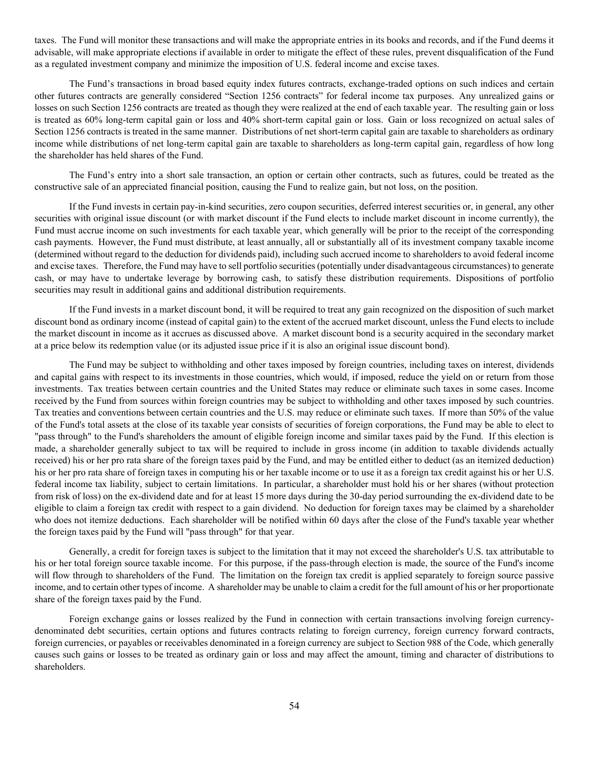taxes. The Fund will monitor these transactions and will make the appropriate entries in its books and records, and if the Fund deems it advisable, will make appropriate elections if available in order to mitigate the effect of these rules, prevent disqualification of the Fund as a regulated investment company and minimize the imposition of U.S. federal income and excise taxes.

The Fund's transactions in broad based equity index futures contracts, exchange-traded options on such indices and certain other futures contracts are generally considered "Section 1256 contracts" for federal income tax purposes. Any unrealized gains or losses on such Section 1256 contracts are treated as though they were realized at the end of each taxable year. The resulting gain or loss is treated as 60% long-term capital gain or loss and 40% short-term capital gain or loss. Gain or loss recognized on actual sales of Section 1256 contracts is treated in the same manner. Distributions of net short-term capital gain are taxable to shareholders as ordinary income while distributions of net long-term capital gain are taxable to shareholders as long-term capital gain, regardless of how long the shareholder has held shares of the Fund.

The Fund's entry into a short sale transaction, an option or certain other contracts, such as futures, could be treated as the constructive sale of an appreciated financial position, causing the Fund to realize gain, but not loss, on the position.

If the Fund invests in certain pay-in-kind securities, zero coupon securities, deferred interest securities or, in general, any other securities with original issue discount (or with market discount if the Fund elects to include market discount in income currently), the Fund must accrue income on such investments for each taxable year, which generally will be prior to the receipt of the corresponding cash payments. However, the Fund must distribute, at least annually, all or substantially all of its investment company taxable income (determined without regard to the deduction for dividends paid), including such accrued income to shareholders to avoid federal income and excise taxes. Therefore, the Fund may have to sell portfolio securities (potentially under disadvantageous circumstances) to generate cash, or may have to undertake leverage by borrowing cash, to satisfy these distribution requirements. Dispositions of portfolio securities may result in additional gains and additional distribution requirements.

If the Fund invests in a market discount bond, it will be required to treat any gain recognized on the disposition of such market discount bond as ordinary income (instead of capital gain) to the extent of the accrued market discount, unless the Fund elects to include the market discount in income as it accrues as discussed above. A market discount bond is a security acquired in the secondary market at a price below its redemption value (or its adjusted issue price if it is also an original issue discount bond).

The Fund may be subject to withholding and other taxes imposed by foreign countries, including taxes on interest, dividends and capital gains with respect to its investments in those countries, which would, if imposed, reduce the yield on or return from those investments. Tax treaties between certain countries and the United States may reduce or eliminate such taxes in some cases. Income received by the Fund from sources within foreign countries may be subject to withholding and other taxes imposed by such countries. Tax treaties and conventions between certain countries and the U.S. may reduce or eliminate such taxes. If more than 50% of the value of the Fund's total assets at the close of its taxable year consists of securities of foreign corporations, the Fund may be able to elect to "pass through" to the Fund's shareholders the amount of eligible foreign income and similar taxes paid by the Fund. If this election is made, a shareholder generally subject to tax will be required to include in gross income (in addition to taxable dividends actually received) his or her pro rata share of the foreign taxes paid by the Fund, and may be entitled either to deduct (as an itemized deduction) his or her pro rata share of foreign taxes in computing his or her taxable income or to use it as a foreign tax credit against his or her U.S. federal income tax liability, subject to certain limitations. In particular, a shareholder must hold his or her shares (without protection from risk of loss) on the ex-dividend date and for at least 15 more days during the 30-day period surrounding the ex-dividend date to be eligible to claim a foreign tax credit with respect to a gain dividend. No deduction for foreign taxes may be claimed by a shareholder who does not itemize deductions. Each shareholder will be notified within 60 days after the close of the Fund's taxable year whether the foreign taxes paid by the Fund will "pass through" for that year.

Generally, a credit for foreign taxes is subject to the limitation that it may not exceed the shareholder's U.S. tax attributable to his or her total foreign source taxable income. For this purpose, if the pass-through election is made, the source of the Fund's income will flow through to shareholders of the Fund. The limitation on the foreign tax credit is applied separately to foreign source passive income, and to certain other types of income. A shareholder may be unable to claim a credit for the full amount of his or her proportionate share of the foreign taxes paid by the Fund.

Foreign exchange gains or losses realized by the Fund in connection with certain transactions involving foreign currency-denominated debt securities, certain options and futures contracts relating to foreign currency, foreign currency forward contracts, foreign currencies, or payables or receivables denominated in a foreign currency are subject to Section 988 of the Code, which generally causes such gains or losses to be treated as ordinary gain or loss and may affect the amount, timing and character of distributions to shareholders.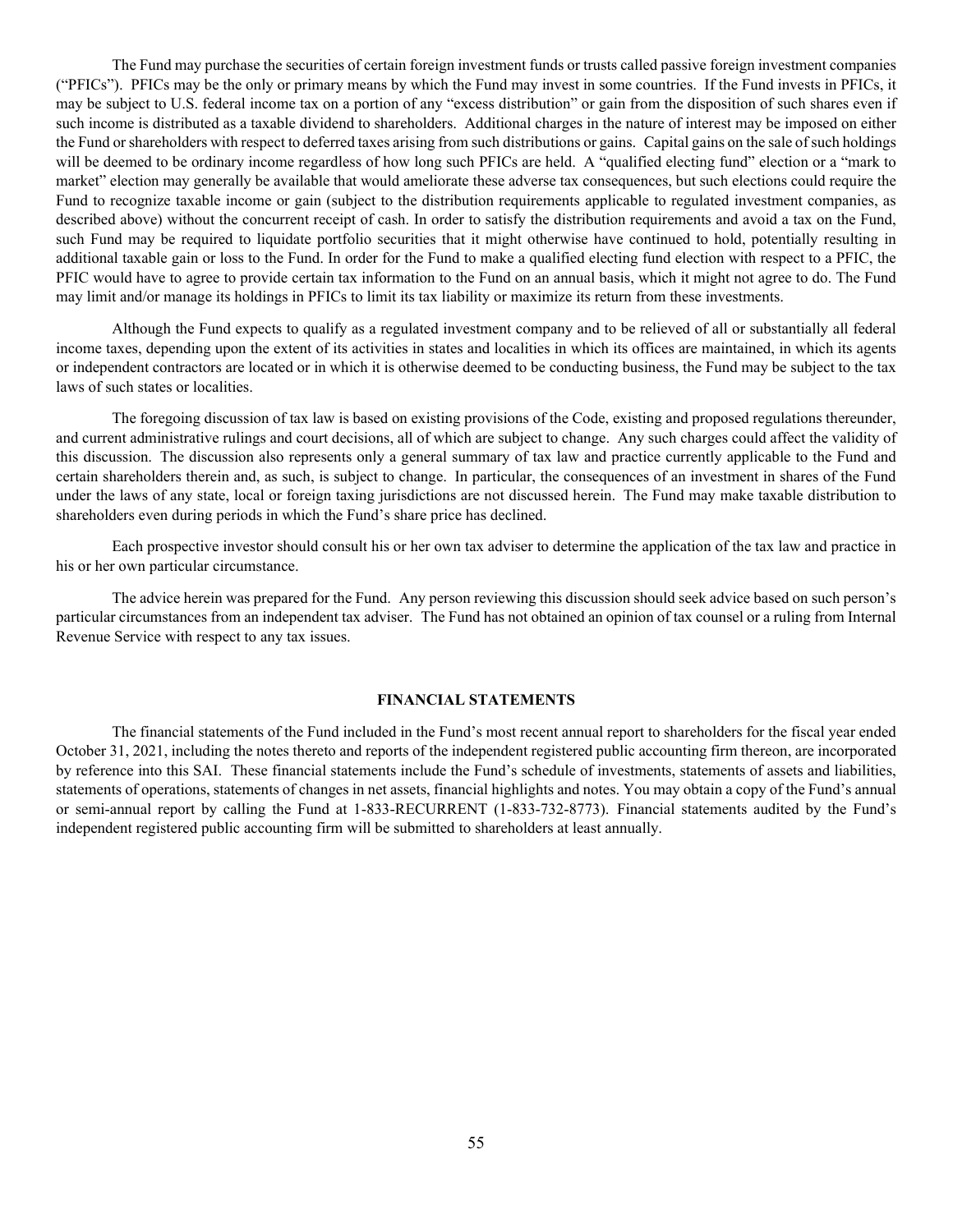The Fund may purchase the securities of certain foreign investment funds or trusts called passive foreign investment companies ("PFICs"). PFICs may be the only or primary means by which the Fund may invest in some countries. If the Fund invests in PFICs, it may be subject to U.S. federal income tax on a portion of any "excess distribution" or gain from the disposition of such shares even if such income is distributed as a taxable dividend to shareholders. Additional charges in the nature of interest may be imposed on either the Fund or shareholders with respect to deferred taxes arising from such distributions or gains. Capital gains on the sale of such holdings will be deemed to be ordinary income regardless of how long such PFICs are held. A "qualified electing fund" election or a "mark to market" election may generally be available that would ameliorate these adverse tax consequences, but such elections could require the Fund to recognize taxable income or gain (subject to the distribution requirements applicable to regulated investment companies, as described above) without the concurrent receipt of cash. In order to satisfy the distribution requirements and avoid a tax on the Fund, such Fund may be required to liquidate portfolio securities that it might otherwise have continued to hold, potentially resulting in additional taxable gain or loss to the Fund. In order for the Fund to make a qualified electing fund election with respect to a PFIC, the PFIC would have to agree to provide certain tax information to the Fund on an annual basis, which it might not agree to do. The Fund may limit and/or manage its holdings in PFICs to limit its tax liability or maximize its return from these investments.

Although the Fund expects to qualify as a regulated investment company and to be relieved of all or substantially all federal income taxes, depending upon the extent of its activities in states and localities in which its offices are maintained, in which its agents or independent contractors are located or in which it is otherwise deemed to be conducting business, the Fund may be subject to the tax laws of such states or localities.

The foregoing discussion of tax law is based on existing provisions of the Code, existing and proposed regulations thereunder, and current administrative rulings and court decisions, all of which are subject to change. Any such charges could affect the validity of this discussion. The discussion also represents only a general summary of tax law and practice currently applicable to the Fund and certain shareholders therein and, as such, is subject to change. In particular, the consequences of an investment in shares of the Fund under the laws of any state, local or foreign taxing jurisdictions are not discussed herein. The Fund may make taxable distribution to shareholders even during periods in which the Fund's share price has declined.

Each prospective investor should consult his or her own tax adviser to determine the application of the tax law and practice in his or her own particular circumstance.

The advice herein was prepared for the Fund. Any person reviewing this discussion should seek advice based on such person's particular circumstances from an independent tax adviser. The Fund has not obtained an opinion of tax counsel or a ruling from Internal Revenue Service with respect to any tax issues.

## FINANCIAL STATEMENTS

The financial statements of the Fund included in the Fund's most recent annual report to shareholders for the fiscal year ended October 31, 2021, including the notes thereto and reports of the independent registered public accounting firm thereon, are incorporated by reference into this SAI. These financial statements include the Fund's schedule of investments, statements of assets and liabilities, statements of operations, statements of changes in net assets, financial highlights and notes. You may obtain a copy of the Fund's annual or semi-annual report by calling the Fund at 1-833-RECURRENT (1-833-732-8773). Financial statements audited by the Fund's independent registered public accounting firm will be submitted to shareholders at least annually.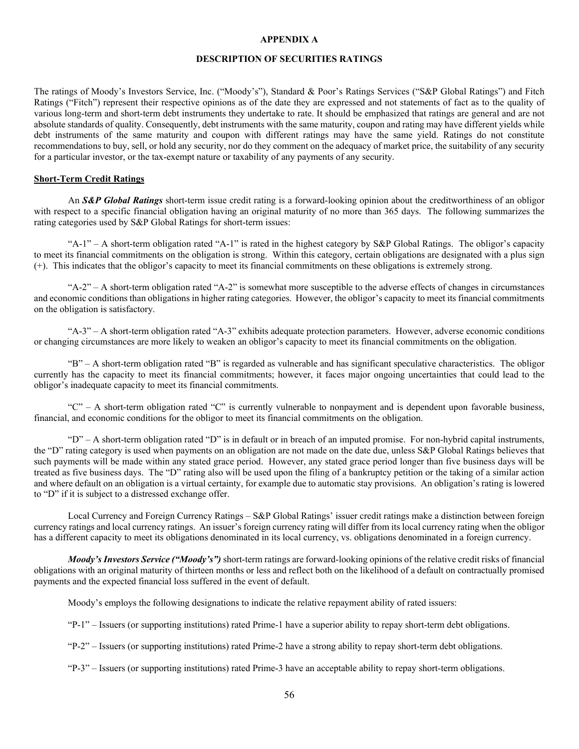# APPENDIX A

## DESCRIPTION OF SECURITIES RATINGS

The ratings of Moody's Investors Service, Inc. ("Moody's"), Standard & Poor's Ratings Services ("S&P Global Ratings") and Fitch Ratings ("Fitch") represent their respective opinions as of the date they are expressed and not statements of fact as to the quality of various long-term and short-term debt instruments they undertake to rate. It should be emphasized that ratings are general and are not absolute standards of quality. Consequently, debt instruments with the same maturity, coupon and rating may have different yields while debt instruments of the same maturity and coupon with different ratings may have the same yield. Ratings do not constitute recommendations to buy, sell, or hold any security, nor do they comment on the adequacy of market price, the suitability of any security for a particular investor, or the tax-exempt nature or taxability of any payments of any security.

**Short-Term Credit Ratings**

An ***S&P Global Ratings*** short-term issue credit rating is a forward-looking opinion about the creditworthiness of an obligor with respect to a specific financial obligation having an original maturity of no more than 365 days. The following summarizes the rating categories used by S&P Global Ratings for short-term issues:

"A-1" – A short-term obligation rated "A-1" is rated in the highest category by S&P Global Ratings. The obligor's capacity to meet its financial commitments on the obligation is strong. Within this category, certain obligations are designated with a plus sign (+). This indicates that the obligor's capacity to meet its financial commitments on these obligations is extremely strong.

"A-2" – A short-term obligation rated "A-2" is somewhat more susceptible to the adverse effects of changes in circumstances and economic conditions than obligations in higher rating categories. However, the obligor's capacity to meet its financial commitments on the obligation is satisfactory.

"A-3" – A short-term obligation rated "A-3" exhibits adequate protection parameters. However, adverse economic conditions or changing circumstances are more likely to weaken an obligor's capacity to meet its financial commitments on the obligation.

"B" – A short-term obligation rated "B" is regarded as vulnerable and has significant speculative characteristics. The obligor currently has the capacity to meet its financial commitments; however, it faces major ongoing uncertainties that could lead to the obligor's inadequate capacity to meet its financial commitments.

"C" – A short-term obligation rated "C" is currently vulnerable to nonpayment and is dependent upon favorable business, financial, and economic conditions for the obligor to meet its financial commitments on the obligation.

"D" – A short-term obligation rated "D" is in default or in breach of an imputed promise. For non-hybrid capital instruments, the "D" rating category is used when payments on an obligation are not made on the date due, unless S&P Global Ratings believes that such payments will be made within any stated grace period. However, any stated grace period longer than five business days will be treated as five business days. The "D" rating also will be used upon the filing of a bankruptcy petition or the taking of a similar action and where default on an obligation is a virtual certainty, for example due to automatic stay provisions. An obligation's rating is lowered to "D" if it is subject to a distressed exchange offer.

Local Currency and Foreign Currency Ratings – S&P Global Ratings' issuer credit ratings make a distinction between foreign currency ratings and local currency ratings. An issuer's foreign currency rating will differ from its local currency rating when the obligor has a different capacity to meet its obligations denominated in its local currency, vs. obligations denominated in a foreign currency.

***Moody's Investors Service ("Moody's")*** short-term ratings are forward-looking opinions of the relative credit risks of financial obligations with an original maturity of thirteen months or less and reflect both on the likelihood of a default on contractually promised payments and the expected financial loss suffered in the event of default.

Moody's employs the following designations to indicate the relative repayment ability of rated issuers:

"P-1" – Issuers (or supporting institutions) rated Prime-1 have a superior ability to repay short-term debt obligations.

"P-2" – Issuers (or supporting institutions) rated Prime-2 have a strong ability to repay short-term debt obligations.

"P-3" – Issuers (or supporting institutions) rated Prime-3 have an acceptable ability to repay short-term obligations.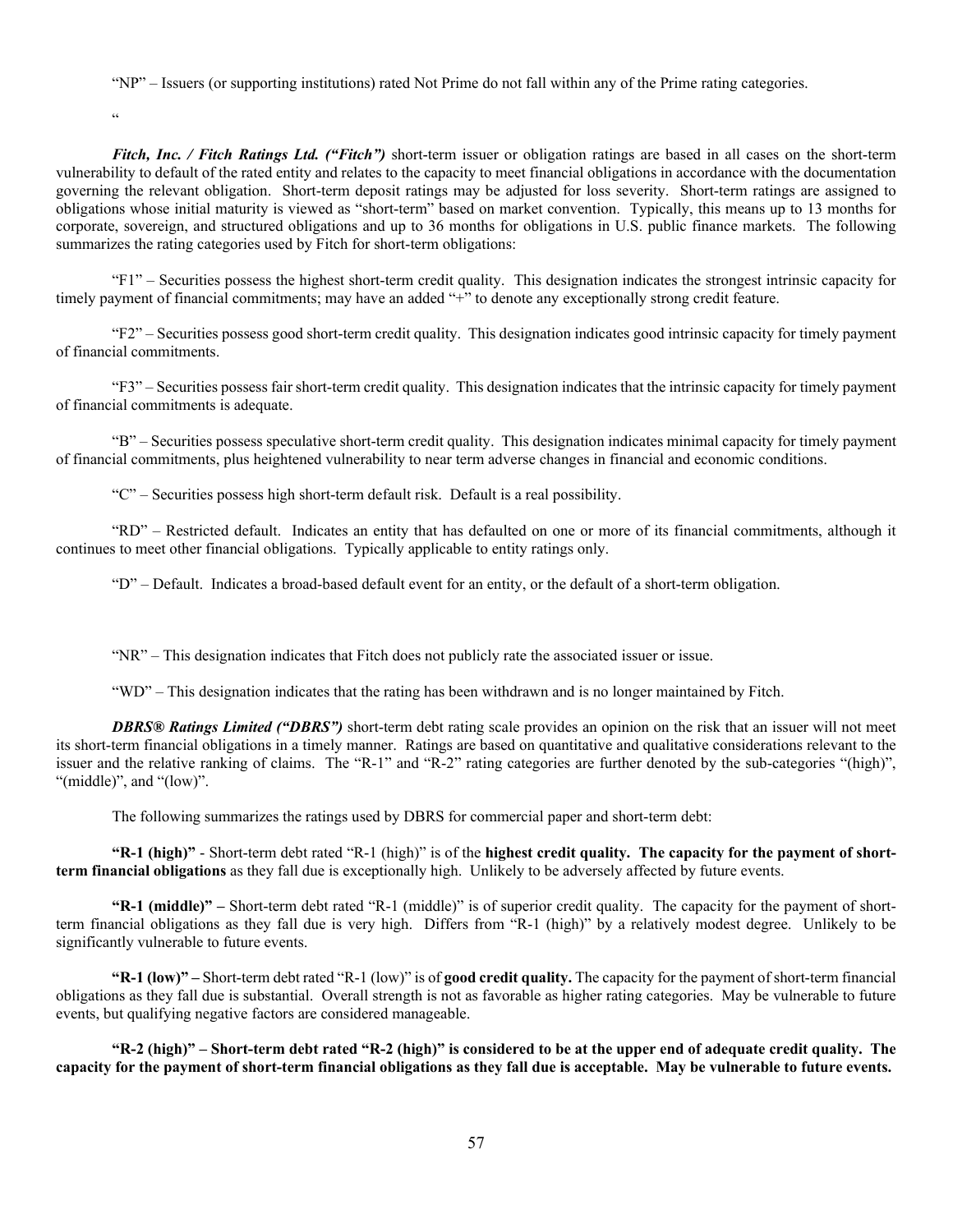"NP" – Issuers (or supporting institutions) rated Not Prime do not fall within any of the Prime rating categories.

"

***Fitch, Inc. / Fitch Ratings Ltd. ("Fitch")*** short-term issuer or obligation ratings are based in all cases on the short-term vulnerability to default of the rated entity and relates to the capacity to meet financial obligations in accordance with the documentation governing the relevant obligation. Short-term deposit ratings may be adjusted for loss severity. Short-term ratings are assigned to obligations whose initial maturity is viewed as "short-term" based on market convention. Typically, this means up to 13 months for corporate, sovereign, and structured obligations and up to 36 months for obligations in U.S. public finance markets. The following summarizes the rating categories used by Fitch for short-term obligations:

"F1" – Securities possess the highest short-term credit quality. This designation indicates the strongest intrinsic capacity for timely payment of financial commitments; may have an added "+" to denote any exceptionally strong credit feature.

"F2" – Securities possess good short-term credit quality. This designation indicates good intrinsic capacity for timely payment of financial commitments.

"F3" – Securities possess fair short-term credit quality. This designation indicates that the intrinsic capacity for timely payment of financial commitments is adequate.

"B" – Securities possess speculative short-term credit quality. This designation indicates minimal capacity for timely payment of financial commitments, plus heightened vulnerability to near term adverse changes in financial and economic conditions.

"C" – Securities possess high short-term default risk. Default is a real possibility.

"RD" – Restricted default. Indicates an entity that has defaulted on one or more of its financial commitments, although it continues to meet other financial obligations. Typically applicable to entity ratings only.

"D" – Default. Indicates a broad-based default event for an entity, or the default of a short-term obligation.

"NR" – This designation indicates that Fitch does not publicly rate the associated issuer or issue.

"WD" – This designation indicates that the rating has been withdrawn and is no longer maintained by Fitch.

***DBRS® Ratings Limited ("DBRS")*** short-term debt rating scale provides an opinion on the risk that an issuer will not meet its short-term financial obligations in a timely manner. Ratings are based on quantitative and qualitative considerations relevant to the issuer and the relative ranking of claims. The "R-1" and "R-2" rating categories are further denoted by the sub-categories "(high)", "(middle)", and "(low)".

The following summarizes the ratings used by DBRS for commercial paper and short-term debt:

**"R-1 (high)"** - Short-term debt rated "R-1 (high)" is of the **highest credit quality. The capacity for the payment of short-term financial obligations** as they fall due is exceptionally high. Unlikely to be adversely affected by future events.

**"R-1 (middle)" –** Short-term debt rated "R-1 (middle)" is of superior credit quality. The capacity for the payment of short-term financial obligations as they fall due is very high. Differs from "R-1 (high)" by a relatively modest degree. Unlikely to be significantly vulnerable to future events.

**"R-1 (low)" –** Short-term debt rated "R-1 (low)" is of **good credit quality.** The capacity for the payment of short-term financial obligations as they fall due is substantial. Overall strength is not as favorable as higher rating categories. May be vulnerable to future events, but qualifying negative factors are considered manageable.

**"R-2 (high)" – Short-term debt rated "R-2 (high)" is considered to be at the upper end of adequate credit quality. The capacity for the payment of short-term financial obligations as they fall due is acceptable. May be vulnerable to future events.**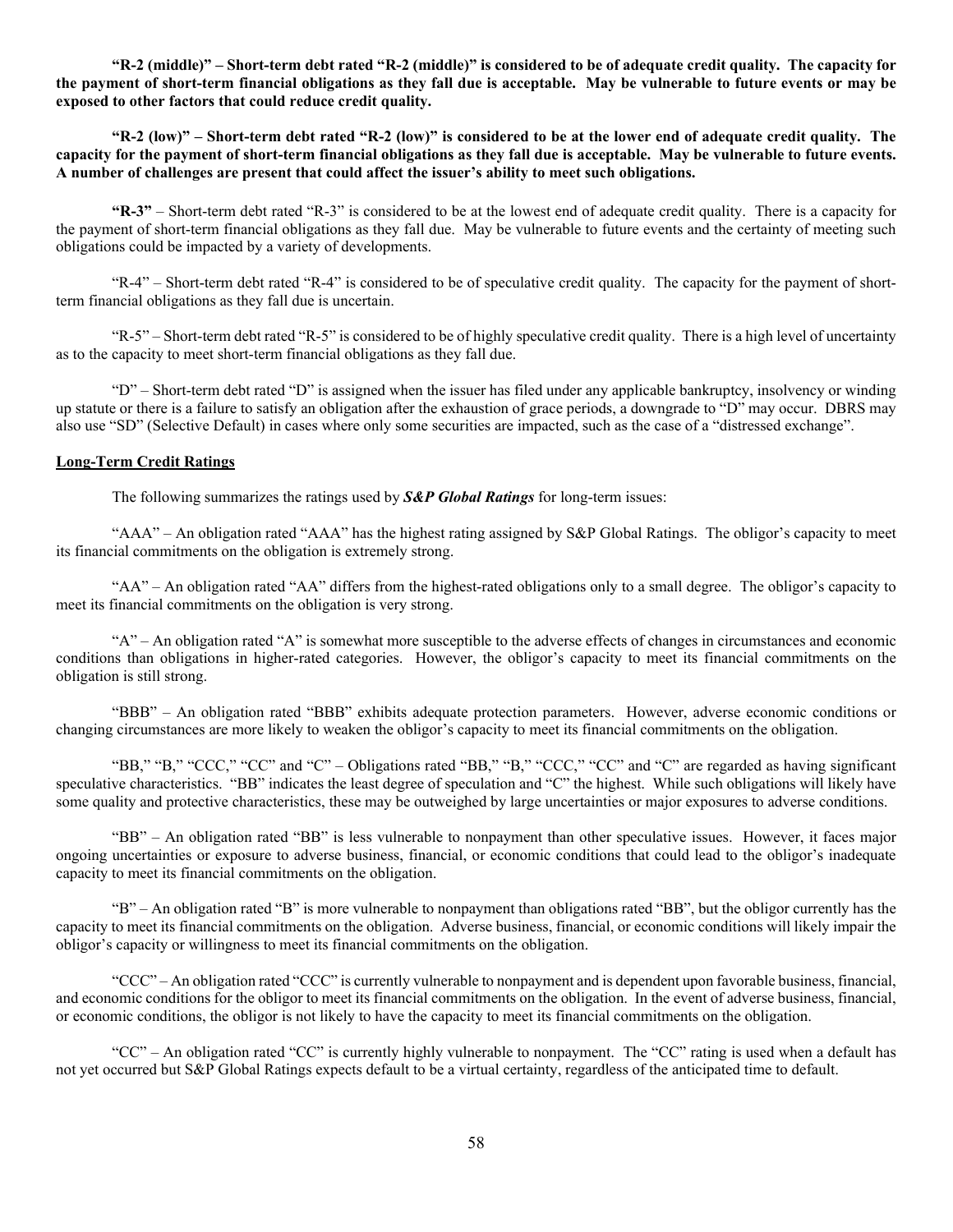**"R-2 (middle)" – Short-term debt rated "R-2 (middle)" is considered to be of adequate credit quality. The capacity for the payment of short-term financial obligations as they fall due is acceptable. May be vulnerable to future events or may be exposed to other factors that could reduce credit quality.**

**"R-2 (low)" – Short-term debt rated "R-2 (low)" is considered to be at the lower end of adequate credit quality. The capacity for the payment of short-term financial obligations as they fall due is acceptable. May be vulnerable to future events. A number of challenges are present that could affect the issuer's ability to meet such obligations.**

**"R-3"** – Short-term debt rated "R-3" is considered to be at the lowest end of adequate credit quality. There is a capacity for the payment of short-term financial obligations as they fall due. May be vulnerable to future events and the certainty of meeting such obligations could be impacted by a variety of developments.

"R-4" – Short-term debt rated "R-4" is considered to be of speculative credit quality. The capacity for the payment of short-term financial obligations as they fall due is uncertain.

"R-5" – Short-term debt rated "R-5" is considered to be of highly speculative credit quality. There is a high level of uncertainty as to the capacity to meet short-term financial obligations as they fall due.

"D" – Short-term debt rated "D" is assigned when the issuer has filed under any applicable bankruptcy, insolvency or winding up statute or there is a failure to satisfy an obligation after the exhaustion of grace periods, a downgrade to "D" may occur. DBRS may also use "SD" (Selective Default) in cases where only some securities are impacted, such as the case of a "distressed exchange".

<u>Long-Term Credit Ratings</u>

The following summarizes the ratings used by ***S&P Global Ratings*** for long-term issues:

"AAA" – An obligation rated "AAA" has the highest rating assigned by S&P Global Ratings. The obligor's capacity to meet its financial commitments on the obligation is extremely strong.

"AA" – An obligation rated "AA" differs from the highest-rated obligations only to a small degree. The obligor's capacity to meet its financial commitments on the obligation is very strong.

"A" – An obligation rated "A" is somewhat more susceptible to the adverse effects of changes in circumstances and economic conditions than obligations in higher-rated categories. However, the obligor's capacity to meet its financial commitments on the obligation is still strong.

"BBB" – An obligation rated "BBB" exhibits adequate protection parameters. However, adverse economic conditions or changing circumstances are more likely to weaken the obligor's capacity to meet its financial commitments on the obligation.

"BB," "B," "CCC," "CC" and "C" – Obligations rated "BB," "B," "CCC," "CC" and "C" are regarded as having significant speculative characteristics. "BB" indicates the least degree of speculation and "C" the highest. While such obligations will likely have some quality and protective characteristics, these may be outweighed by large uncertainties or major exposures to adverse conditions.

"BB" – An obligation rated "BB" is less vulnerable to nonpayment than other speculative issues. However, it faces major ongoing uncertainties or exposure to adverse business, financial, or economic conditions that could lead to the obligor's inadequate capacity to meet its financial commitments on the obligation.

"B" – An obligation rated "B" is more vulnerable to nonpayment than obligations rated "BB", but the obligor currently has the capacity to meet its financial commitments on the obligation. Adverse business, financial, or economic conditions will likely impair the obligor's capacity or willingness to meet its financial commitments on the obligation.

"CCC" – An obligation rated "CCC" is currently vulnerable to nonpayment and is dependent upon favorable business, financial, and economic conditions for the obligor to meet its financial commitments on the obligation. In the event of adverse business, financial, or economic conditions, the obligor is not likely to have the capacity to meet its financial commitments on the obligation.

"CC" – An obligation rated "CC" is currently highly vulnerable to nonpayment. The "CC" rating is used when a default has not yet occurred but S&P Global Ratings expects default to be a virtual certainty, regardless of the anticipated time to default.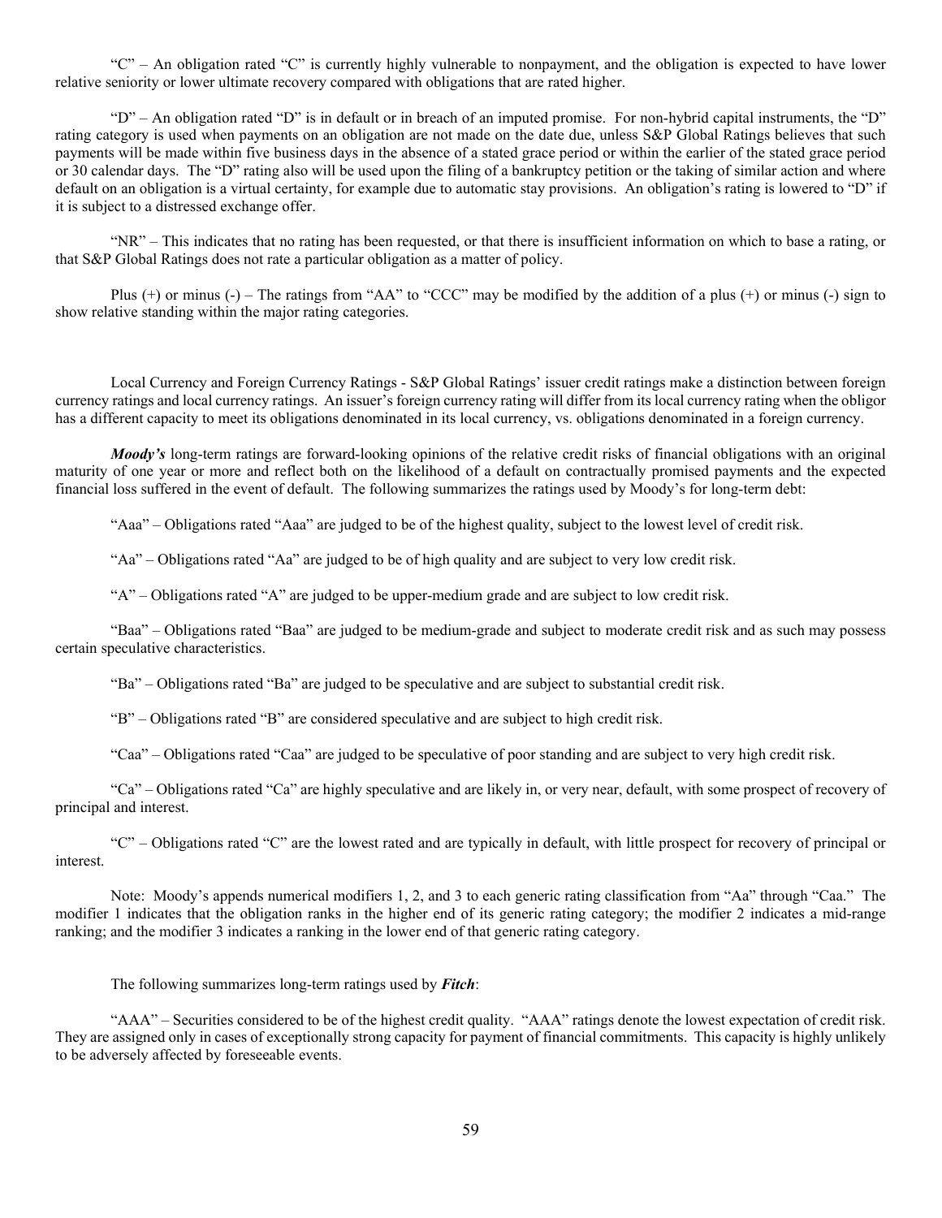"C" – An obligation rated "C" is currently highly vulnerable to nonpayment, and the obligation is expected to have lower relative seniority or lower ultimate recovery compared with obligations that are rated higher.

"D" – An obligation rated "D" is in default or in breach of an imputed promise. For non-hybrid capital instruments, the "D" rating category is used when payments on an obligation are not made on the date due, unless S&P Global Ratings believes that such payments will be made within five business days in the absence of a stated grace period or within the earlier of the stated grace period or 30 calendar days. The "D" rating also will be used upon the filing of a bankruptcy petition or the taking of similar action and where default on an obligation is a virtual certainty, for example due to automatic stay provisions. An obligation's rating is lowered to "D" if it is subject to a distressed exchange offer.

"NR" – This indicates that no rating has been requested, or that there is insufficient information on which to base a rating, or that S&P Global Ratings does not rate a particular obligation as a matter of policy.

Plus (+) or minus (-) – The ratings from "AA" to "CCC" may be modified by the addition of a plus (+) or minus (-) sign to show relative standing within the major rating categories.

Local Currency and Foreign Currency Ratings - S&P Global Ratings' issuer credit ratings make a distinction between foreign currency ratings and local currency ratings. An issuer's foreign currency rating will differ from its local currency rating when the obligor has a different capacity to meet its obligations denominated in its local currency, vs. obligations denominated in a foreign currency.

***Moody's*** long-term ratings are forward-looking opinions of the relative credit risks of financial obligations with an original maturity of one year or more and reflect both on the likelihood of a default on contractually promised payments and the expected financial loss suffered in the event of default. The following summarizes the ratings used by Moody's for long-term debt:

"Aaa" – Obligations rated "Aaa" are judged to be of the highest quality, subject to the lowest level of credit risk.

"Aa" – Obligations rated "Aa" are judged to be of high quality and are subject to very low credit risk.

"A" – Obligations rated "A" are judged to be upper-medium grade and are subject to low credit risk.

"Baa" – Obligations rated "Baa" are judged to be medium-grade and subject to moderate credit risk and as such may possess certain speculative characteristics.

"Ba" – Obligations rated "Ba" are judged to be speculative and are subject to substantial credit risk.

"B" – Obligations rated "B" are considered speculative and are subject to high credit risk.

"Caa" – Obligations rated "Caa" are judged to be speculative of poor standing and are subject to very high credit risk.

"Ca" – Obligations rated "Ca" are highly speculative and are likely in, or very near, default, with some prospect of recovery of principal and interest.

"C" – Obligations rated "C" are the lowest rated and are typically in default, with little prospect for recovery of principal or interest.

Note: Moody's appends numerical modifiers 1, 2, and 3 to each generic rating classification from "Aa" through "Caa." The modifier 1 indicates that the obligation ranks in the higher end of its generic rating category; the modifier 2 indicates a mid-range ranking; and the modifier 3 indicates a ranking in the lower end of that generic rating category.

The following summarizes long-term ratings used by ***Fitch***:

"AAA" – Securities considered to be of the highest credit quality. "AAA" ratings denote the lowest expectation of credit risk. They are assigned only in cases of exceptionally strong capacity for payment of financial commitments. This capacity is highly unlikely to be adversely affected by foreseeable events.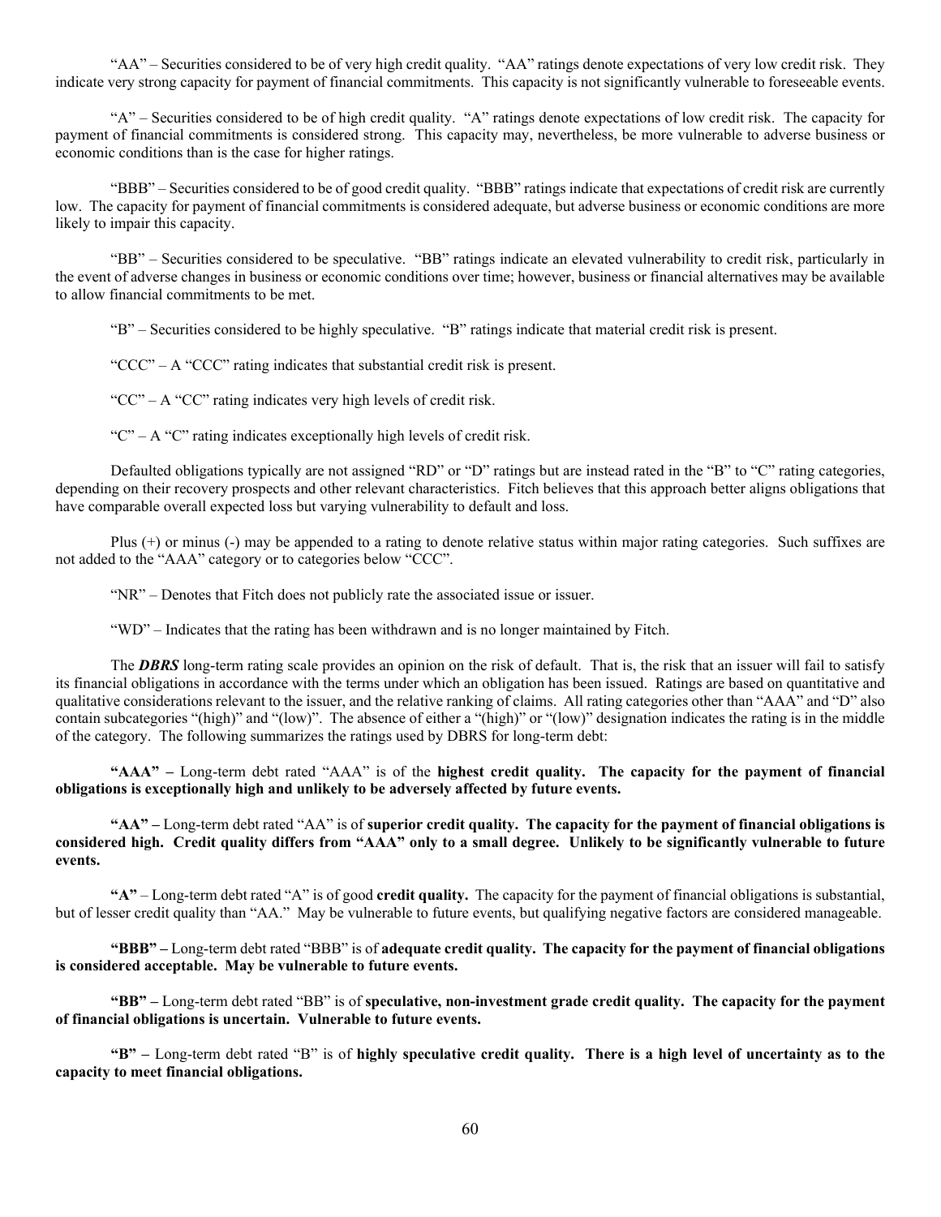"AA" – Securities considered to be of very high credit quality. "AA" ratings denote expectations of very low credit risk. They indicate very strong capacity for payment of financial commitments. This capacity is not significantly vulnerable to foreseeable events.

"A" – Securities considered to be of high credit quality. "A" ratings denote expectations of low credit risk. The capacity for payment of financial commitments is considered strong. This capacity may, nevertheless, be more vulnerable to adverse business or economic conditions than is the case for higher ratings.

"BBB" – Securities considered to be of good credit quality. "BBB" ratings indicate that expectations of credit risk are currently low. The capacity for payment of financial commitments is considered adequate, but adverse business or economic conditions are more likely to impair this capacity.

"BB" – Securities considered to be speculative. "BB" ratings indicate an elevated vulnerability to credit risk, particularly in the event of adverse changes in business or economic conditions over time; however, business or financial alternatives may be available to allow financial commitments to be met.

"B" – Securities considered to be highly speculative. "B" ratings indicate that material credit risk is present.

"CCC" – A "CCC" rating indicates that substantial credit risk is present.

"CC" – A "CC" rating indicates very high levels of credit risk.

"C" – A "C" rating indicates exceptionally high levels of credit risk.

Defaulted obligations typically are not assigned "RD" or "D" ratings but are instead rated in the "B" to "C" rating categories, depending on their recovery prospects and other relevant characteristics. Fitch believes that this approach better aligns obligations that have comparable overall expected loss but varying vulnerability to default and loss.

Plus (+) or minus (-) may be appended to a rating to denote relative status within major rating categories. Such suffixes are not added to the "AAA" category or to categories below "CCC".

"NR" – Denotes that Fitch does not publicly rate the associated issue or issuer.

"WD" – Indicates that the rating has been withdrawn and is no longer maintained by Fitch.

The ***DBRS*** long-term rating scale provides an opinion on the risk of default. That is, the risk that an issuer will fail to satisfy its financial obligations in accordance with the terms under which an obligation has been issued. Ratings are based on quantitative and qualitative considerations relevant to the issuer, and the relative ranking of claims. All rating categories other than "AAA" and "D" also contain subcategories "(high)" and "(low)". The absence of either a "(high)" or "(low)" designation indicates the rating is in the middle of the category. The following summarizes the ratings used by DBRS for long-term debt:

**"AAA" –** Long-term debt rated "AAA" is of the **highest credit quality. The capacity for the payment of financial obligations is exceptionally high and unlikely to be adversely affected by future events.**

**"AA" –** Long-term debt rated "AA" is of **superior credit quality. The capacity for the payment of financial obligations is considered high. Credit quality differs from "AAA" only to a small degree. Unlikely to be significantly vulnerable to future events.**

**"A"** – Long-term debt rated "A" is of good **credit quality.** The capacity for the payment of financial obligations is substantial, but of lesser credit quality than "AA." May be vulnerable to future events, but qualifying negative factors are considered manageable.

**"BBB" –** Long-term debt rated "BBB" is of **adequate credit quality. The capacity for the payment of financial obligations is considered acceptable. May be vulnerable to future events.**

**"BB" –** Long-term debt rated "BB" is of **speculative, non-investment grade credit quality. The capacity for the payment of financial obligations is uncertain. Vulnerable to future events.**

**"B" –** Long-term debt rated "B" is of **highly speculative credit quality. There is a high level of uncertainty as to the capacity to meet financial obligations.**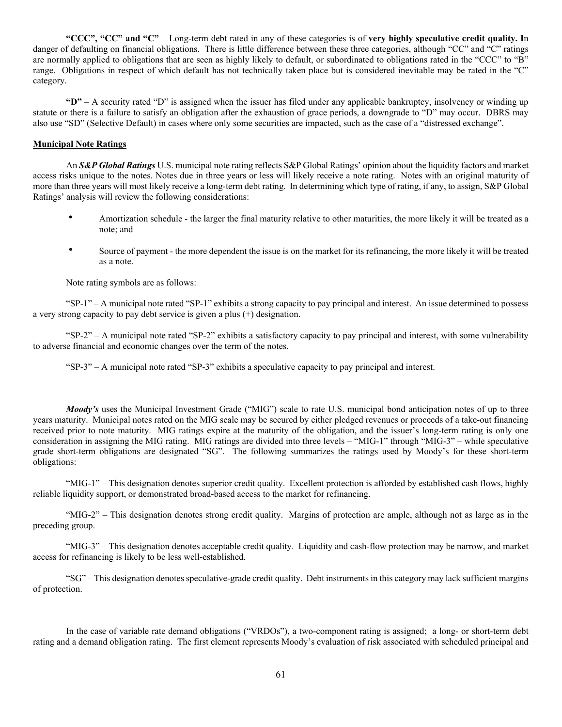**"CCC", "CC" and "C"** – Long-term debt rated in any of these categories is of **very highly speculative credit quality. I**n danger of defaulting on financial obligations. There is little difference between these three categories, although "CC" and "C" ratings are normally applied to obligations that are seen as highly likely to default, or subordinated to obligations rated in the "CCC" to "B" range. Obligations in respect of which default has not technically taken place but is considered inevitable may be rated in the "C" category.

**"D"** – A security rated "D" is assigned when the issuer has filed under any applicable bankruptcy, insolvency or winding up statute or there is a failure to satisfy an obligation after the exhaustion of grace periods, a downgrade to "D" may occur. DBRS may also use "SD" (Selective Default) in cases where only some securities are impacted, such as the case of a "distressed exchange".

## Municipal Note Ratings

An ***S&P Global Ratings*** U.S. municipal note rating reflects S&P Global Ratings' opinion about the liquidity factors and market access risks unique to the notes. Notes due in three years or less will likely receive a note rating. Notes with an original maturity of more than three years will most likely receive a long-term debt rating. In determining which type of rating, if any, to assign, S&P Global Ratings' analysis will review the following considerations:

- Amortization schedule - the larger the final maturity relative to other maturities, the more likely it will be treated as a note; and
- Source of payment - the more dependent the issue is on the market for its refinancing, the more likely it will be treated as a note.

Note rating symbols are as follows:

"SP-1" – A municipal note rated "SP-1" exhibits a strong capacity to pay principal and interest. An issue determined to possess a very strong capacity to pay debt service is given a plus (+) designation.

"SP-2" – A municipal note rated "SP-2" exhibits a satisfactory capacity to pay principal and interest, with some vulnerability to adverse financial and economic changes over the term of the notes.

"SP-3" – A municipal note rated "SP-3" exhibits a speculative capacity to pay principal and interest.

***Moody's*** uses the Municipal Investment Grade ("MIG") scale to rate U.S. municipal bond anticipation notes of up to three years maturity. Municipal notes rated on the MIG scale may be secured by either pledged revenues or proceeds of a take-out financing received prior to note maturity. MIG ratings expire at the maturity of the obligation, and the issuer's long-term rating is only one consideration in assigning the MIG rating. MIG ratings are divided into three levels – "MIG-1" through "MIG-3" – while speculative grade short-term obligations are designated "SG". The following summarizes the ratings used by Moody's for these short-term obligations:

"MIG-1" – This designation denotes superior credit quality. Excellent protection is afforded by established cash flows, highly reliable liquidity support, or demonstrated broad-based access to the market for refinancing.

"MIG-2" – This designation denotes strong credit quality. Margins of protection are ample, although not as large as in the preceding group.

"MIG-3" – This designation denotes acceptable credit quality. Liquidity and cash-flow protection may be narrow, and market access for refinancing is likely to be less well-established.

"SG" – This designation denotes speculative-grade credit quality. Debt instruments in this category may lack sufficient margins of protection.

In the case of variable rate demand obligations ("VRDOs"), a two-component rating is assigned; a long- or short-term debt rating and a demand obligation rating. The first element represents Moody's evaluation of risk associated with scheduled principal and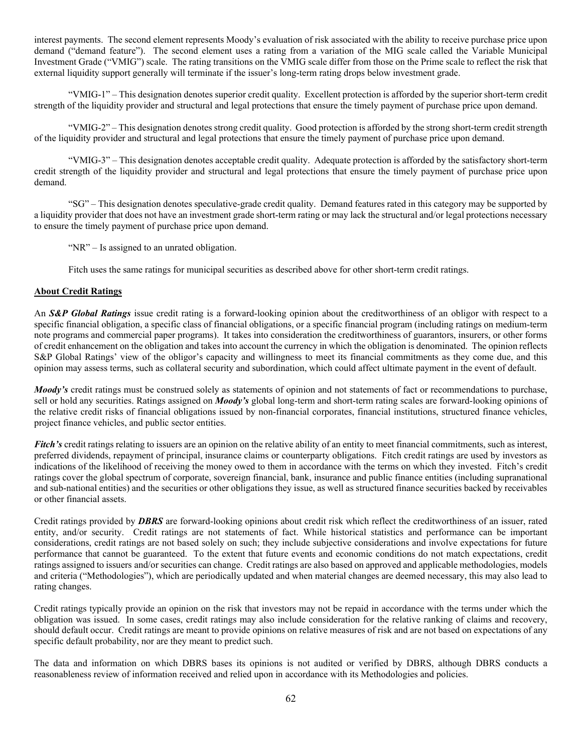interest payments. The second element represents Moody's evaluation of risk associated with the ability to receive purchase price upon demand ("demand feature"). The second element uses a rating from a variation of the MIG scale called the Variable Municipal Investment Grade ("VMIG") scale. The rating transitions on the VMIG scale differ from those on the Prime scale to reflect the risk that external liquidity support generally will terminate if the issuer's long-term rating drops below investment grade.

"VMIG-1" – This designation denotes superior credit quality. Excellent protection is afforded by the superior short-term credit strength of the liquidity provider and structural and legal protections that ensure the timely payment of purchase price upon demand.

"VMIG-2" – This designation denotes strong credit quality. Good protection is afforded by the strong short-term credit strength of the liquidity provider and structural and legal protections that ensure the timely payment of purchase price upon demand.

"VMIG-3" – This designation denotes acceptable credit quality. Adequate protection is afforded by the satisfactory short-term credit strength of the liquidity provider and structural and legal protections that ensure the timely payment of purchase price upon demand.

"SG" – This designation denotes speculative-grade credit quality. Demand features rated in this category may be supported by a liquidity provider that does not have an investment grade short-term rating or may lack the structural and/or legal protections necessary to ensure the timely payment of purchase price upon demand.

"NR" – Is assigned to an unrated obligation.

Fitch uses the same ratings for municipal securities as described above for other short-term credit ratings.

**About Credit Ratings**

An ***S&P Global Ratings*** issue credit rating is a forward-looking opinion about the creditworthiness of an obligor with respect to a specific financial obligation, a specific class of financial obligations, or a specific financial program (including ratings on medium-term note programs and commercial paper programs). It takes into consideration the creditworthiness of guarantors, insurers, or other forms of credit enhancement on the obligation and takes into account the currency in which the obligation is denominated. The opinion reflects S&P Global Ratings' view of the obligor's capacity and willingness to meet its financial commitments as they come due, and this opinion may assess terms, such as collateral security and subordination, which could affect ultimate payment in the event of default.

***Moody's*** credit ratings must be construed solely as statements of opinion and not statements of fact or recommendations to purchase, sell or hold any securities. Ratings assigned on ***Moody's*** global long-term and short-term rating scales are forward-looking opinions of the relative credit risks of financial obligations issued by non-financial corporates, financial institutions, structured finance vehicles, project finance vehicles, and public sector entities.

***Fitch's*** credit ratings relating to issuers are an opinion on the relative ability of an entity to meet financial commitments, such as interest, preferred dividends, repayment of principal, insurance claims or counterparty obligations. Fitch credit ratings are used by investors as indications of the likelihood of receiving the money owed to them in accordance with the terms on which they invested. Fitch's credit ratings cover the global spectrum of corporate, sovereign financial, bank, insurance and public finance entities (including supranational and sub-national entities) and the securities or other obligations they issue, as well as structured finance securities backed by receivables or other financial assets.

Credit ratings provided by ***DBRS*** are forward-looking opinions about credit risk which reflect the creditworthiness of an issuer, rated entity, and/or security. Credit ratings are not statements of fact. While historical statistics and performance can be important considerations, credit ratings are not based solely on such; they include subjective considerations and involve expectations for future performance that cannot be guaranteed. To the extent that future events and economic conditions do not match expectations, credit ratings assigned to issuers and/or securities can change. Credit ratings are also based on approved and applicable methodologies, models and criteria ("Methodologies"), which are periodically updated and when material changes are deemed necessary, this may also lead to rating changes.

Credit ratings typically provide an opinion on the risk that investors may not be repaid in accordance with the terms under which the obligation was issued. In some cases, credit ratings may also include consideration for the relative ranking of claims and recovery, should default occur. Credit ratings are meant to provide opinions on relative measures of risk and are not based on expectations of any specific default probability, nor are they meant to predict such.

The data and information on which DBRS bases its opinions is not audited or verified by DBRS, although DBRS conducts a reasonableness review of information received and relied upon in accordance with its Methodologies and policies.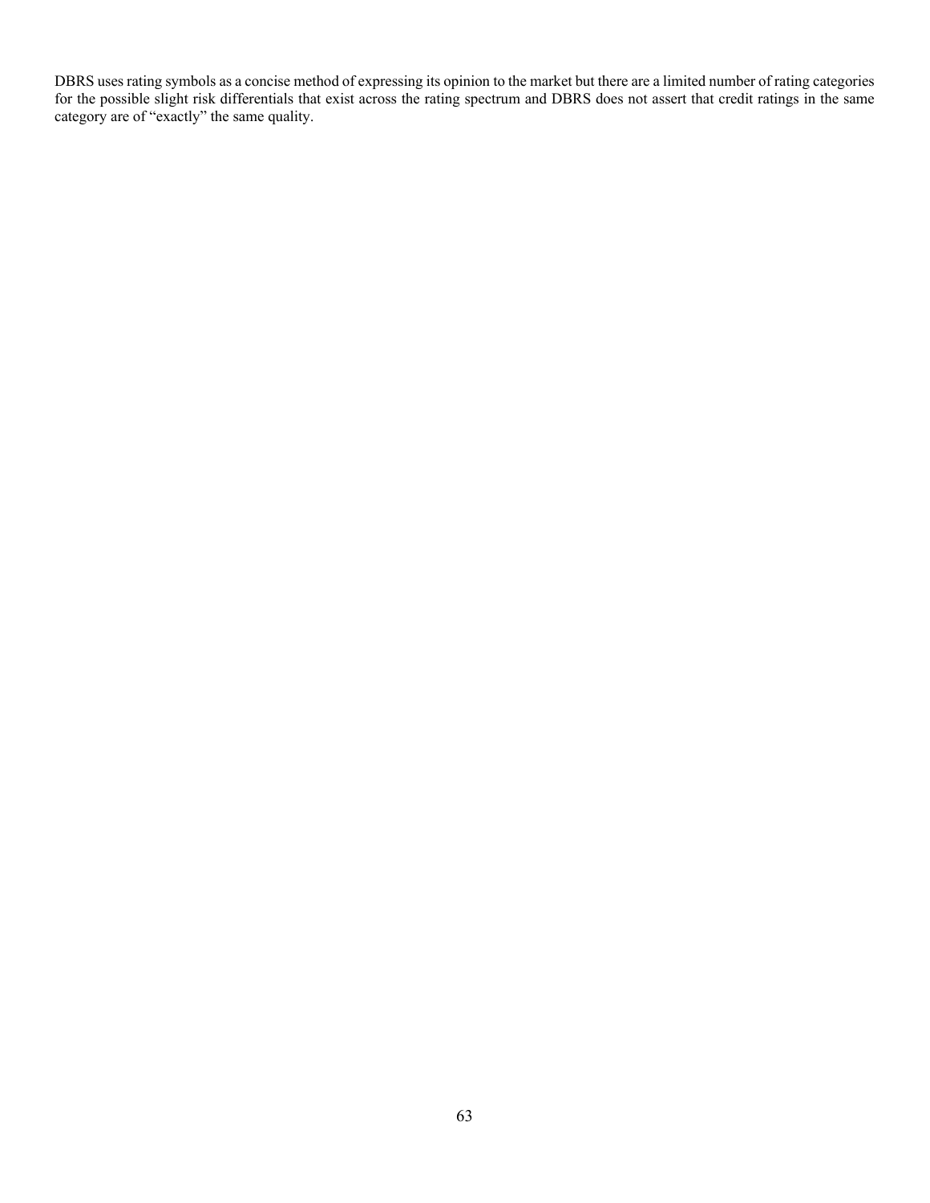DBRS uses rating symbols as a concise method of expressing its opinion to the market but there are a limited number of rating categories for the possible slight risk differentials that exist across the rating spectrum and DBRS does not assert that credit ratings in the same category are of "exactly" the same quality.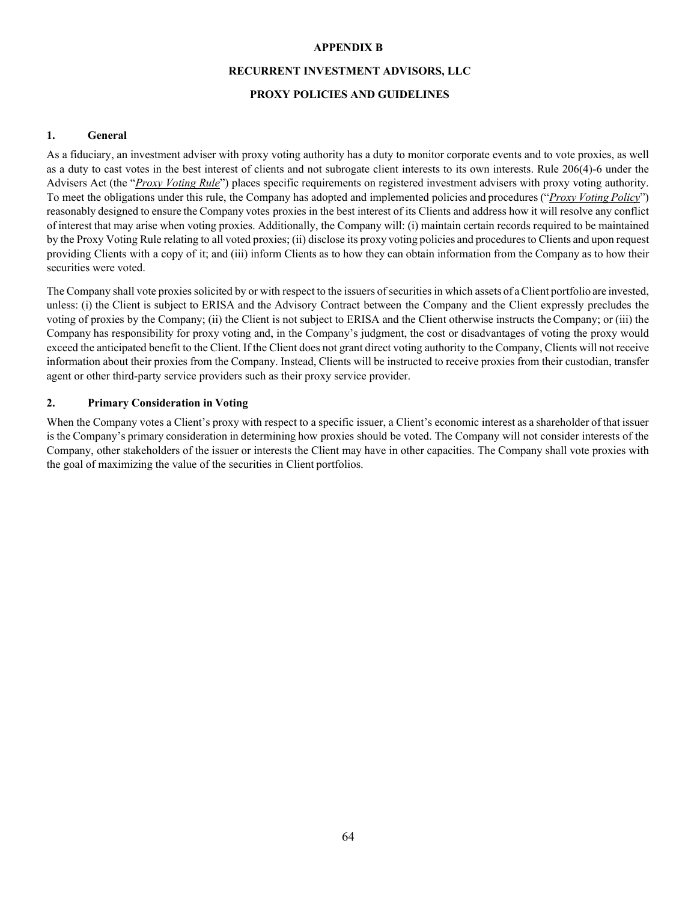# APPENDIX B

# RECURRENT INVESTMENT ADVISORS, LLC

# PROXY POLICIES AND GUIDELINES

## 1. General

As a fiduciary, an investment adviser with proxy voting authority has a duty to monitor corporate events and to vote proxies, as well as a duty to cast votes in the best interest of clients and not subrogate client interests to its own interests. Rule 206(4)-6 under the Advisers Act (the "*Proxy Voting Rule*") places specific requirements on registered investment advisers with proxy voting authority. To meet the obligations under this rule, the Company has adopted and implemented policies and procedures ("*Proxy Voting Policy*") reasonably designed to ensure the Company votes proxies in the best interest of its Clients and address how it will resolve any conflict of interest that may arise when voting proxies. Additionally, the Company will: (i) maintain certain records required to be maintained by the Proxy Voting Rule relating to all voted proxies; (ii) disclose its proxy voting policies and procedures to Clients and upon request providing Clients with a copy of it; and (iii) inform Clients as to how they can obtain information from the Company as to how their securities were voted.

The Company shall vote proxies solicited by or with respect to the issuers of securities in which assets of a Client portfolio are invested, unless: (i) the Client is subject to ERISA and the Advisory Contract between the Company and the Client expressly precludes the voting of proxies by the Company; (ii) the Client is not subject to ERISA and the Client otherwise instructs the Company; or (iii) the Company has responsibility for proxy voting and, in the Company's judgment, the cost or disadvantages of voting the proxy would exceed the anticipated benefit to the Client. If the Client does not grant direct voting authority to the Company, Clients will not receive information about their proxies from the Company. Instead, Clients will be instructed to receive proxies from their custodian, transfer agent or other third-party service providers such as their proxy service provider.

## 2. Primary Consideration in Voting

When the Company votes a Client's proxy with respect to a specific issuer, a Client's economic interest as a shareholder of that issuer is the Company's primary consideration in determining how proxies should be voted. The Company will not consider interests of the Company, other stakeholders of the issuer or interests the Client may have in other capacities. The Company shall vote proxies with the goal of maximizing the value of the securities in Client portfolios.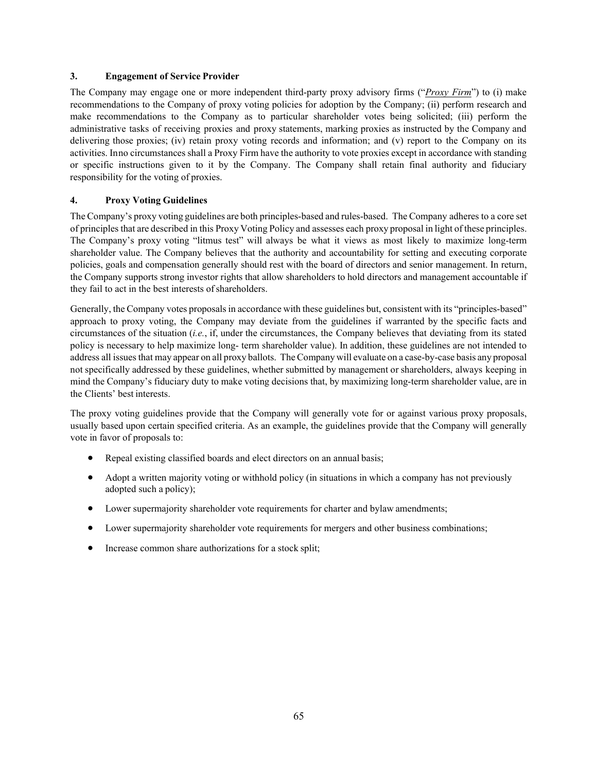### 3. Engagement of Service Provider

The Company may engage one or more independent third-party proxy advisory firms ("*Proxy Firm*") to (i) make recommendations to the Company of proxy voting policies for adoption by the Company; (ii) perform research and make recommendations to the Company as to particular shareholder votes being solicited; (iii) perform the administrative tasks of receiving proxies and proxy statements, marking proxies as instructed by the Company and delivering those proxies; (iv) retain proxy voting records and information; and (v) report to the Company on its activities. Inno circumstances shall a Proxy Firm have the authority to vote proxies except in accordance with standing or specific instructions given to it by the Company. The Company shall retain final authority and fiduciary responsibility for the voting of proxies.

### 4. Proxy Voting Guidelines

The Company's proxy voting guidelines are both principles-based and rules-based. The Company adheres to a core set of principles that are described in this Proxy Voting Policy and assesses each proxy proposal in light of these principles. The Company's proxy voting "litmus test" will always be what it views as most likely to maximize long-term shareholder value. The Company believes that the authority and accountability for setting and executing corporate policies, goals and compensation generally should rest with the board of directors and senior management. In return, the Company supports strong investor rights that allow shareholders to hold directors and management accountable if they fail to act in the best interests of shareholders.

Generally, the Company votes proposals in accordance with these guidelines but, consistent with its "principles-based" approach to proxy voting, the Company may deviate from the guidelines if warranted by the specific facts and circumstances of the situation (*i.e.*, if, under the circumstances, the Company believes that deviating from its stated policy is necessary to help maximize long- term shareholder value). In addition, these guidelines are not intended to address all issues that may appear on all proxy ballots. The Company will evaluate on a case-by-case basis any proposal not specifically addressed by these guidelines, whether submitted by management or shareholders, always keeping in mind the Company's fiduciary duty to make voting decisions that, by maximizing long-term shareholder value, are in the Clients' best interests.

The proxy voting guidelines provide that the Company will generally vote for or against various proxy proposals, usually based upon certain specified criteria. As an example, the guidelines provide that the Company will generally vote in favor of proposals to:

- Repeal existing classified boards and elect directors on an annual basis;
- Adopt a written majority voting or withhold policy (in situations in which a company has not previously adopted such a policy);
- Lower supermajority shareholder vote requirements for charter and bylaw amendments;
- Lower supermajority shareholder vote requirements for mergers and other business combinations;
- Increase common share authorizations for a stock split;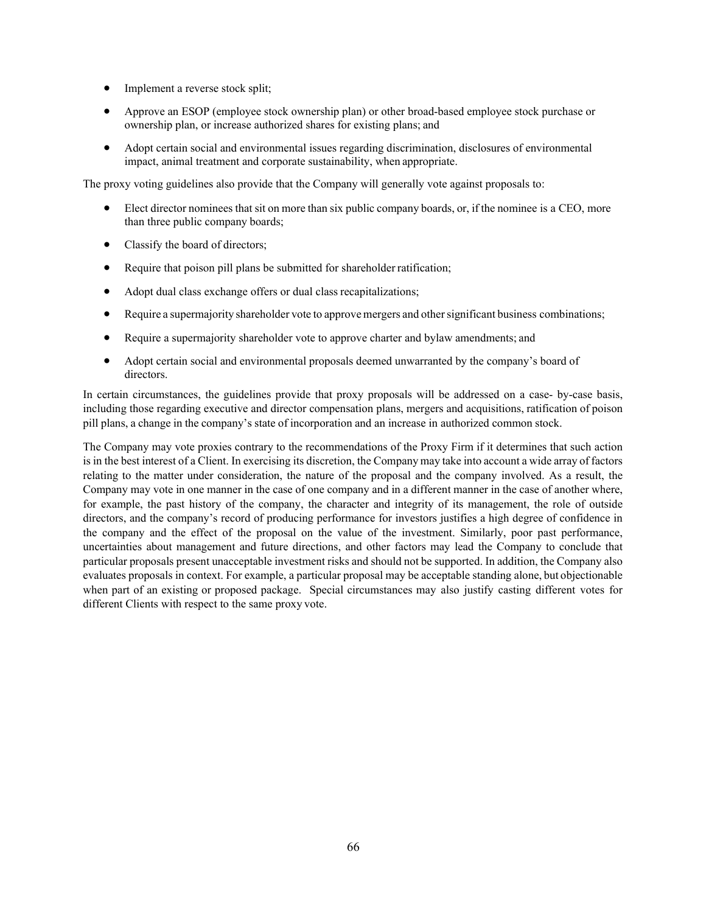- Implement a reverse stock split;
- Approve an ESOP (employee stock ownership plan) or other broad-based employee stock purchase or ownership plan, or increase authorized shares for existing plans; and
- Adopt certain social and environmental issues regarding discrimination, disclosures of environmental impact, animal treatment and corporate sustainability, when appropriate.

The proxy voting guidelines also provide that the Company will generally vote against proposals to:

- Elect director nominees that sit on more than six public company boards, or, if the nominee is a CEO, more than three public company boards;
- Classify the board of directors;
- Require that poison pill plans be submitted for shareholder ratification;
- Adopt dual class exchange offers or dual class recapitalizations;
- Require a supermajority shareholder vote to approve mergers and other significant business combinations;
- Require a supermajority shareholder vote to approve charter and bylaw amendments; and
- Adopt certain social and environmental proposals deemed unwarranted by the company's board of directors.

In certain circumstances, the guidelines provide that proxy proposals will be addressed on a case- by-case basis, including those regarding executive and director compensation plans, mergers and acquisitions, ratification of poison pill plans, a change in the company's state of incorporation and an increase in authorized common stock.

The Company may vote proxies contrary to the recommendations of the Proxy Firm if it determines that such action is in the best interest of a Client. In exercising its discretion, the Company may take into account a wide array of factors relating to the matter under consideration, the nature of the proposal and the company involved. As a result, the Company may vote in one manner in the case of one company and in a different manner in the case of another where, for example, the past history of the company, the character and integrity of its management, the role of outside directors, and the company's record of producing performance for investors justifies a high degree of confidence in the company and the effect of the proposal on the value of the investment. Similarly, poor past performance, uncertainties about management and future directions, and other factors may lead the Company to conclude that particular proposals present unacceptable investment risks and should not be supported. In addition, the Company also evaluates proposals in context. For example, a particular proposal may be acceptable standing alone, but objectionable when part of an existing or proposed package. Special circumstances may also justify casting different votes for different Clients with respect to the same proxy vote.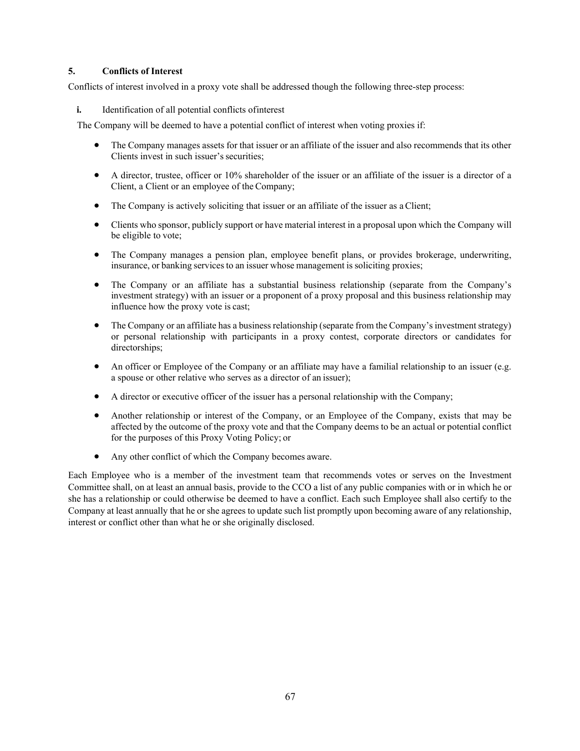## 5. Conflicts of Interest

Conflicts of interest involved in a proxy vote shall be addressed though the following three-step process:

**i.** Identification of all potential conflicts ofinterest

The Company will be deemed to have a potential conflict of interest when voting proxies if:

- The Company manages assets for that issuer or an affiliate of the issuer and also recommends that its other Clients invest in such issuer's securities;
- A director, trustee, officer or 10% shareholder of the issuer or an affiliate of the issuer is a director of a Client, a Client or an employee of the Company;
- The Company is actively soliciting that issuer or an affiliate of the issuer as a Client;
- Clients who sponsor, publicly support or have material interest in a proposal upon which the Company will be eligible to vote;
- The Company manages a pension plan, employee benefit plans, or provides brokerage, underwriting, insurance, or banking services to an issuer whose management is soliciting proxies;
- The Company or an affiliate has a substantial business relationship (separate from the Company's investment strategy) with an issuer or a proponent of a proxy proposal and this business relationship may influence how the proxy vote is cast;
- The Company or an affiliate has a business relationship (separate from the Company's investment strategy) or personal relationship with participants in a proxy contest, corporate directors or candidates for directorships;
- An officer or Employee of the Company or an affiliate may have a familial relationship to an issuer (e.g. a spouse or other relative who serves as a director of an issuer);
- A director or executive officer of the issuer has a personal relationship with the Company;
- Another relationship or interest of the Company, or an Employee of the Company, exists that may be affected by the outcome of the proxy vote and that the Company deems to be an actual or potential conflict for the purposes of this Proxy Voting Policy; or
- Any other conflict of which the Company becomes aware.

Each Employee who is a member of the investment team that recommends votes or serves on the Investment Committee shall, on at least an annual basis, provide to the CCO a list of any public companies with or in which he or she has a relationship or could otherwise be deemed to have a conflict. Each such Employee shall also certify to the Company at least annually that he or she agrees to update such list promptly upon becoming aware of any relationship, interest or conflict other than what he or she originally disclosed.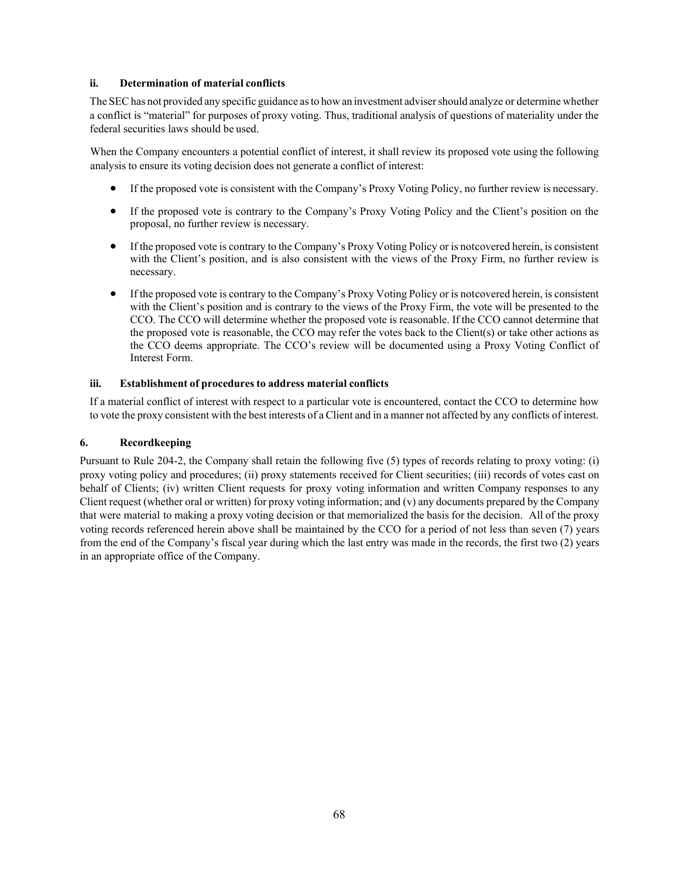#### ii. Determination of material conflicts

The SEC has not provided any specific guidance as to how an investment adviser should analyze or determine whether a conflict is "material" for purposes of proxy voting. Thus, traditional analysis of questions of materiality under the federal securities laws should be used.

When the Company encounters a potential conflict of interest, it shall review its proposed vote using the following analysis to ensure its voting decision does not generate a conflict of interest:

- If the proposed vote is consistent with the Company's Proxy Voting Policy, no further review is necessary.
- If the proposed vote is contrary to the Company's Proxy Voting Policy and the Client's position on the proposal, no further review is necessary.
- If the proposed vote is contrary to the Company's Proxy Voting Policy or is notcovered herein, is consistent with the Client's position, and is also consistent with the views of the Proxy Firm, no further review is necessary.
- If the proposed vote is contrary to the Company's Proxy Voting Policy or is notcovered herein, is consistent with the Client's position and is contrary to the views of the Proxy Firm, the vote will be presented to the CCO. The CCO will determine whether the proposed vote is reasonable. If the CCO cannot determine that the proposed vote is reasonable, the CCO may refer the votes back to the Client(s) or take other actions as the CCO deems appropriate. The CCO's review will be documented using a Proxy Voting Conflict of Interest Form.

#### iii. Establishment of procedures to address material conflicts

If a material conflict of interest with respect to a particular vote is encountered, contact the CCO to determine how to vote the proxy consistent with the best interests of a Client and in a manner not affected by any conflicts of interest.

### 6. Recordkeeping

Pursuant to Rule 204-2, the Company shall retain the following five (5) types of records relating to proxy voting: (i) proxy voting policy and procedures; (ii) proxy statements received for Client securities; (iii) records of votes cast on behalf of Clients; (iv) written Client requests for proxy voting information and written Company responses to any Client request (whether oral or written) for proxy voting information; and (v) any documents prepared by the Company that were material to making a proxy voting decision or that memorialized the basis for the decision. All of the proxy voting records referenced herein above shall be maintained by the CCO for a period of not less than seven (7) years from the end of the Company's fiscal year during which the last entry was made in the records, the first two (2) years in an appropriate office of the Company.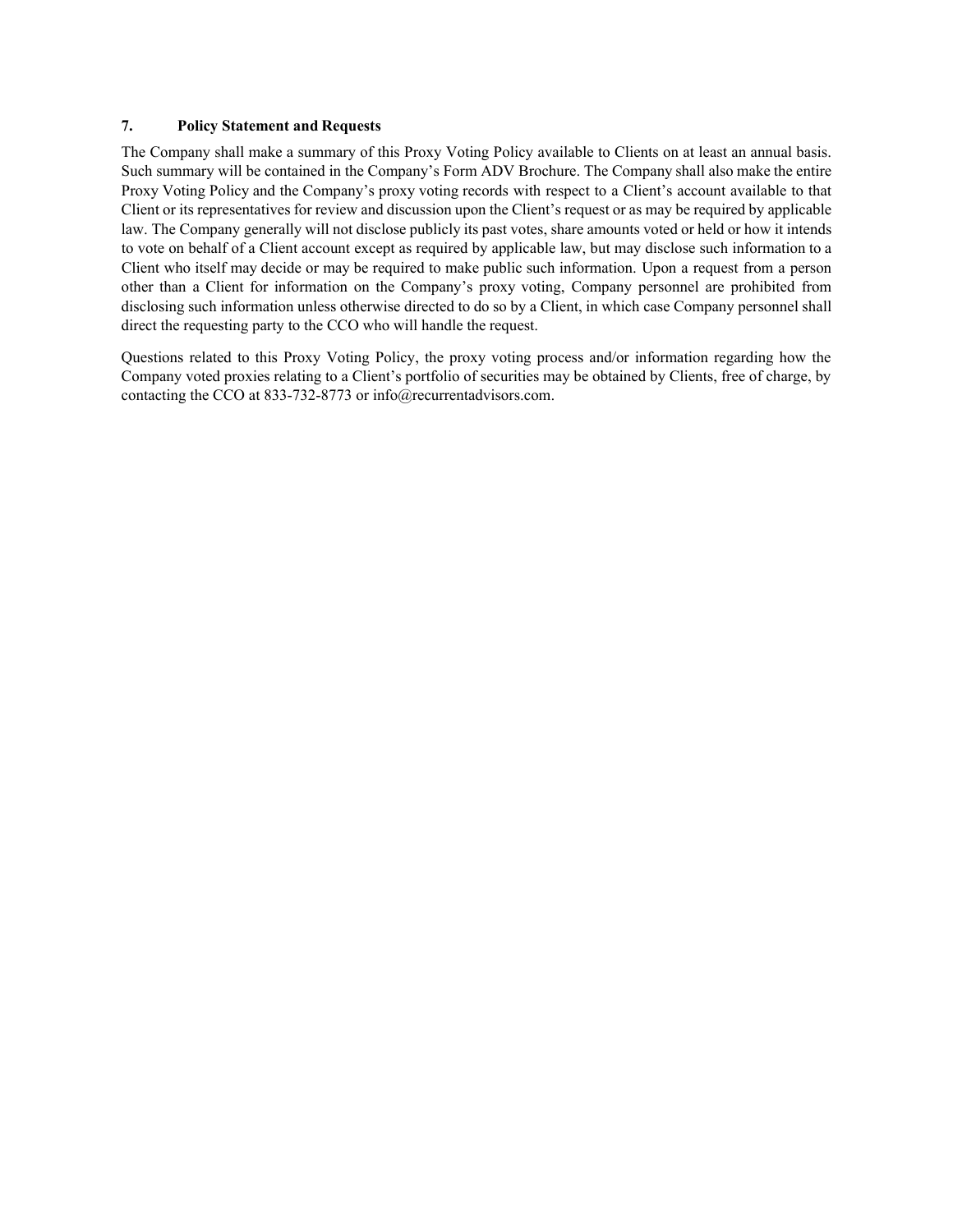## 7. Policy Statement and Requests

The Company shall make a summary of this Proxy Voting Policy available to Clients on at least an annual basis. Such summary will be contained in the Company's Form ADV Brochure. The Company shall also make the entire Proxy Voting Policy and the Company's proxy voting records with respect to a Client's account available to that Client or its representatives for review and discussion upon the Client's request or as may be required by applicable law. The Company generally will not disclose publicly its past votes, share amounts voted or held or how it intends to vote on behalf of a Client account except as required by applicable law, but may disclose such information to a Client who itself may decide or may be required to make public such information. Upon a request from a person other than a Client for information on the Company's proxy voting, Company personnel are prohibited from disclosing such information unless otherwise directed to do so by a Client, in which case Company personnel shall direct the requesting party to the CCO who will handle the request.

Questions related to this Proxy Voting Policy, the proxy voting process and/or information regarding how the Company voted proxies relating to a Client's portfolio of securities may be obtained by Clients, free of charge, by contacting the CCO at 833-732-8773 or info@recurrentadvisors.com.